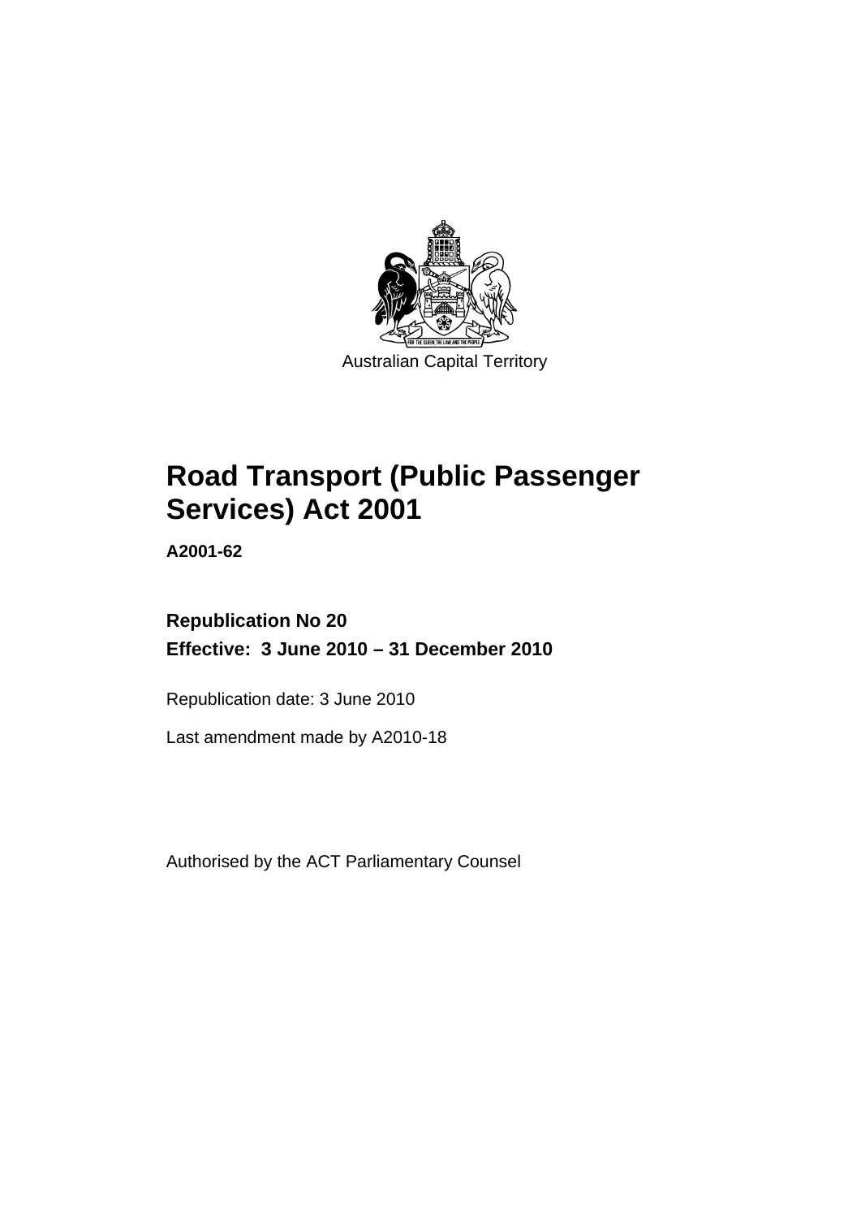Australian Capital Territory

# Road Transport (Public Passenger Services) Act 2001

**A2001-62**

**Republication No 20**

**Effective: 3 June 2010 – 31 December 2010**

Republication date: 3 June 2010

Last amendment made by A2010-18

Authorised by the ACT Parliamentary Counsel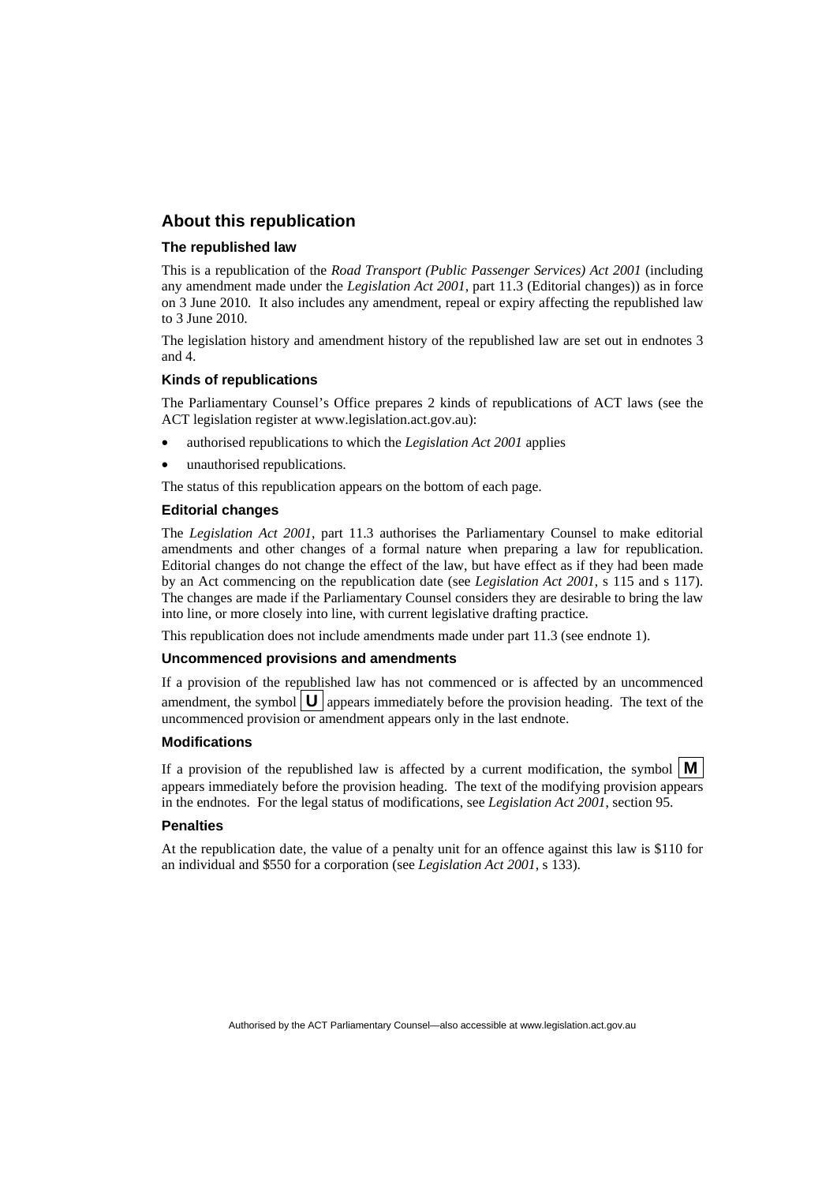## About this republication

### The republished law

This is a republication of the *Road Transport (Public Passenger Services) Act 2001* (including any amendment made under the *Legislation Act 2001*, part 11.3 (Editorial changes)) as in force on 3 June 2010*.* It also includes any amendment, repeal or expiry affecting the republished law to 3 June 2010.

The legislation history and amendment history of the republished law are set out in endnotes 3 and 4.

### Kinds of republications

The Parliamentary Counsel's Office prepares 2 kinds of republications of ACT laws (see the ACT legislation register at www.legislation.act.gov.au):

- authorised republications to which the *Legislation Act 2001* applies
- unauthorised republications.

The status of this republication appears on the bottom of each page.

### Editorial changes

The *Legislation Act 2001*, part 11.3 authorises the Parliamentary Counsel to make editorial amendments and other changes of a formal nature when preparing a law for republication. Editorial changes do not change the effect of the law, but have effect as if they had been made by an Act commencing on the republication date (see *Legislation Act 2001*, s 115 and s 117). The changes are made if the Parliamentary Counsel considers they are desirable to bring the law into line, or more closely into line, with current legislative drafting practice.

This republication does not include amendments made under part 11.3 (see endnote 1).

### Uncommenced provisions and amendments

If a provision of the republished law has not commenced or is affected by an uncommenced amendment, the symbol **U** appears immediately before the provision heading. The text of the uncommenced provision or amendment appears only in the last endnote.

### Modifications

If a provision of the republished law is affected by a current modification, the symbol **M** appears immediately before the provision heading. The text of the modifying provision appears in the endnotes. For the legal status of modifications, see *Legislation Act 2001*, section 95.

### Penalties

At the republication date, the value of a penalty unit for an offence against this law is $110 for an individual and $550 for a corporation (see *Legislation Act 2001*, s 133).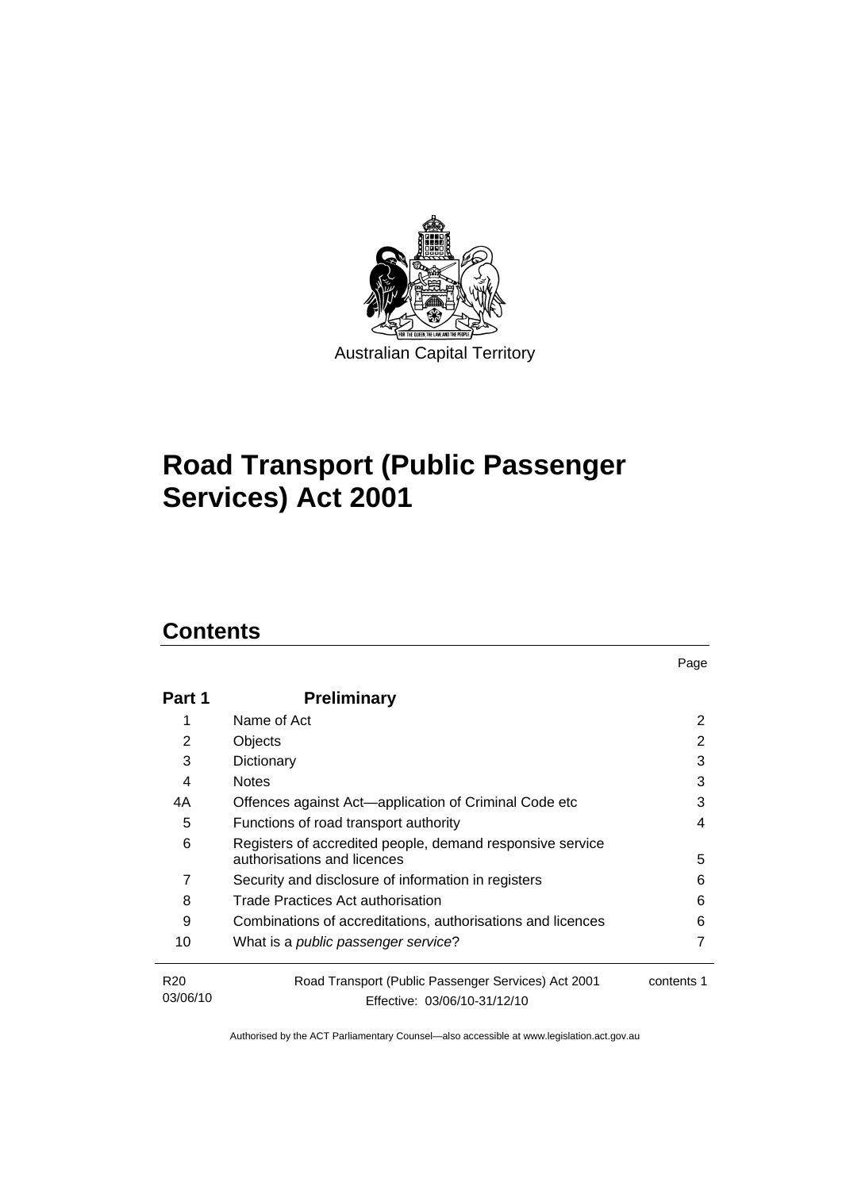Australian Capital Territory

# Road Transport (Public Passenger Services) Act 2001

## Contents

| | | Page |
|---|---|---|
| **Part 1** | **Preliminary** | |
| 1 | Name of Act | 2 |
| 2 | Objects | 2 |
| 3 | Dictionary | 3 |
| 4 | Notes | 3 |
| 4A | Offences against Act—application of Criminal Code etc | 3 |
| 5 | Functions of road transport authority | 4 |
| 6 | Registers of accredited people, demand responsive service authorisations and licences | 5 |
| 7 | Security and disclosure of information in registers | 6 |
| 8 | Trade Practices Act authorisation | 6 |
| 9 | Combinations of accreditations, authorisations and licences | 6 |
| 10 | What is a *public passenger service*? | 7 |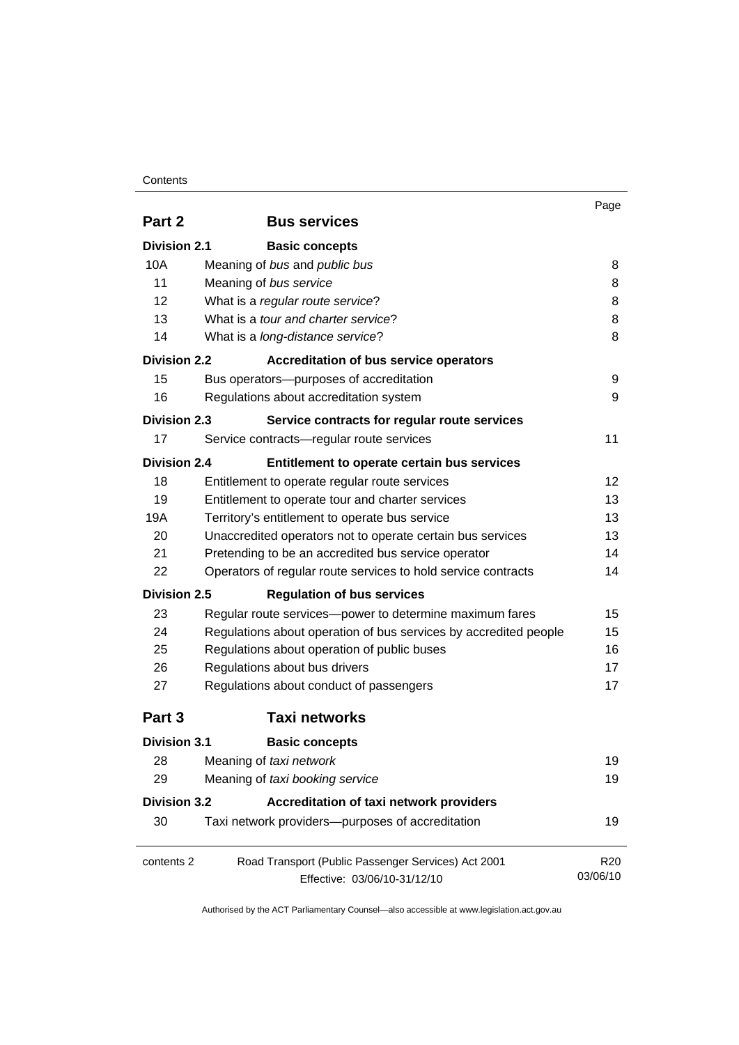| | | Page |
|---|---|---|
| **Part 2** | **Bus services** | |
| **Division 2.1** | **Basic concepts** | |
| 10A | Meaning of *bus* and *public bus* | 8 |
| 11 | Meaning of *bus service* | 8 |
| 12 | What is a *regular route service*? | 8 |
| 13 | What is a *tour and charter service*? | 8 |
| 14 | What is a *long-distance service*? | 8 |
| **Division 2.2** | **Accreditation of bus service operators** | |
| 15 | Bus operators—purposes of accreditation | 9 |
| 16 | Regulations about accreditation system | 9 |
| **Division 2.3** | **Service contracts for regular route services** | |
| 17 | Service contracts—regular route services | 11 |
| **Division 2.4** | **Entitlement to operate certain bus services** | |
| 18 | Entitlement to operate regular route services | 12 |
| 19 | Entitlement to operate tour and charter services | 13 |
| 19A | Territory's entitlement to operate bus service | 13 |
| 20 | Unaccredited operators not to operate certain bus services | 13 |
| 21 | Pretending to be an accredited bus service operator | 14 |
| 22 | Operators of regular route services to hold service contracts | 14 |
| **Division 2.5** | **Regulation of bus services** | |
| 23 | Regular route services—power to determine maximum fares | 15 |
| 24 | Regulations about operation of bus services by accredited people | 15 |
| 25 | Regulations about operation of public buses | 16 |
| 26 | Regulations about bus drivers | 17 |
| 27 | Regulations about conduct of passengers | 17 |
| **Part 3** | **Taxi networks** | |
| **Division 3.1** | **Basic concepts** | |
| 28 | Meaning of *taxi network* | 19 |
| 29 | Meaning of *taxi booking service* | 19 |
| **Division 3.2** | **Accreditation of taxi network providers** | |
| 30 | Taxi network providers—purposes of accreditation | 19 |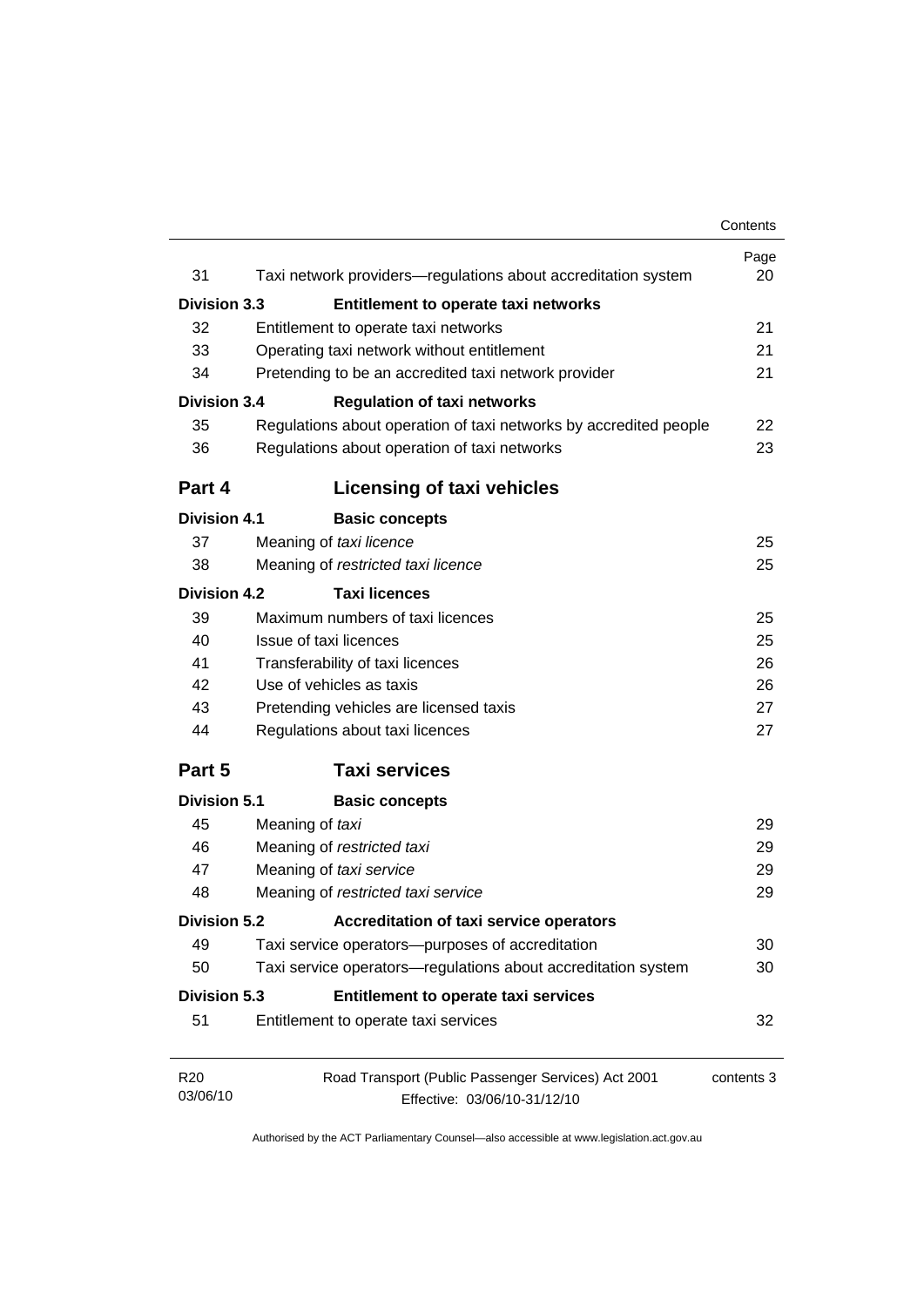| | | Page |
|---|---|---|
| 31 | Taxi network providers—regulations about accreditation system | 20 |
| **Division 3.3** | **Entitlement to operate taxi networks** | |
| 32 | Entitlement to operate taxi networks | 21 |
| 33 | Operating taxi network without entitlement | 21 |
| 34 | Pretending to be an accredited taxi network provider | 21 |
| **Division 3.4** | **Regulation of taxi networks** | |
| 35 | Regulations about operation of taxi networks by accredited people | 22 |
| 36 | Regulations about operation of taxi networks | 23 |
| **Part 4** | **Licensing of taxi vehicles** | |
| **Division 4.1** | **Basic concepts** | |
| 37 | Meaning of *taxi licence* | 25 |
| 38 | Meaning of *restricted taxi licence* | 25 |
| **Division 4.2** | **Taxi licences** | |
| 39 | Maximum numbers of taxi licences | 25 |
| 40 | Issue of taxi licences | 25 |
| 41 | Transferability of taxi licences | 26 |
| 42 | Use of vehicles as taxis | 26 |
| 43 | Pretending vehicles are licensed taxis | 27 |
| 44 | Regulations about taxi licences | 27 |
| **Part 5** | **Taxi services** | |
| **Division 5.1** | **Basic concepts** | |
| 45 | Meaning of *taxi* | 29 |
| 46 | Meaning of *restricted taxi* | 29 |
| 47 | Meaning of *taxi service* | 29 |
| 48 | Meaning of *restricted taxi service* | 29 |
| **Division 5.2** | **Accreditation of taxi service operators** | |
| 49 | Taxi service operators—purposes of accreditation | 30 |
| 50 | Taxi service operators—regulations about accreditation system | 30 |
| **Division 5.3** | **Entitlement to operate taxi services** | |
| 51 | Entitlement to operate taxi services | 32 |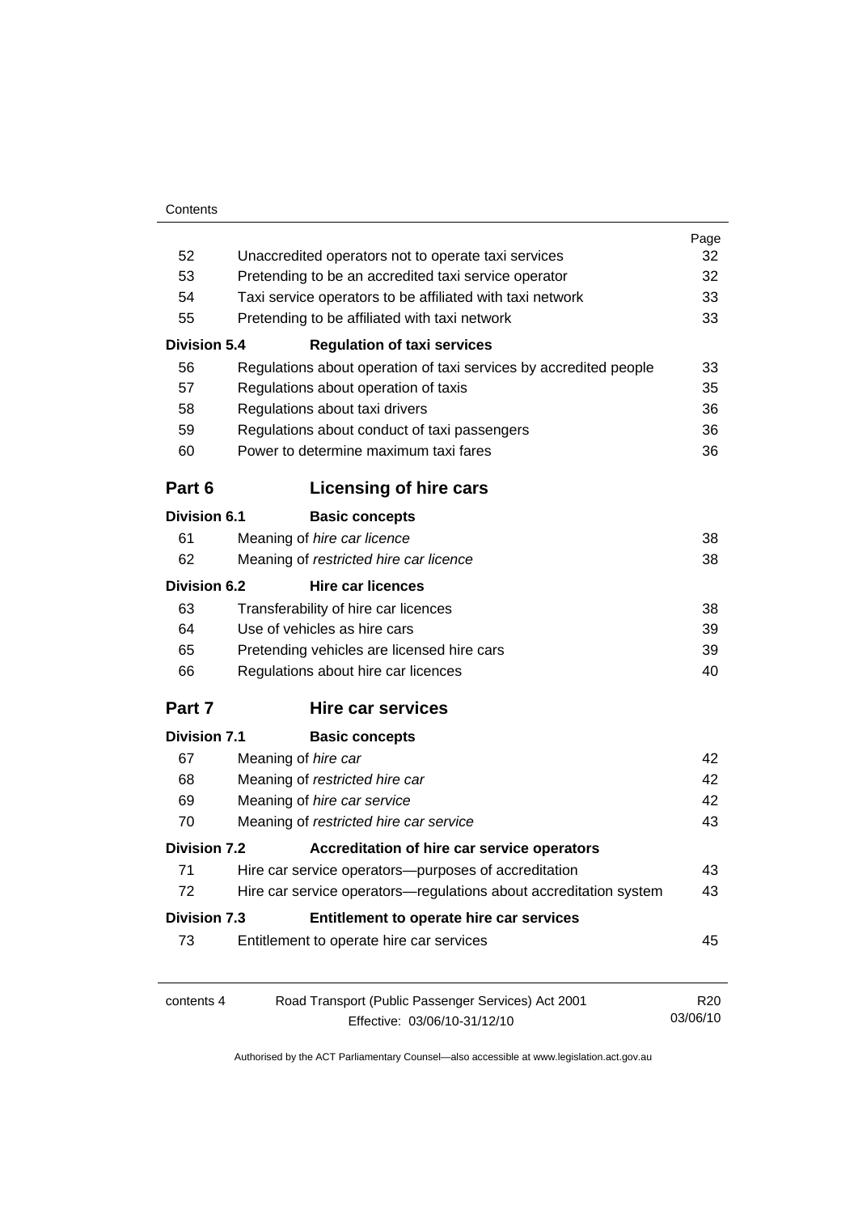| | | Page |
|---|---|---|
| 52 | Unaccredited operators not to operate taxi services | 32 |
| 53 | Pretending to be an accredited taxi service operator | 32 |
| 54 | Taxi service operators to be affiliated with taxi network | 33 |
| 55 | Pretending to be affiliated with taxi network | 33 |
| **Division 5.4** | **Regulation of taxi services** | |
| 56 | Regulations about operation of taxi services by accredited people | 33 |
| 57 | Regulations about operation of taxis | 35 |
| 58 | Regulations about taxi drivers | 36 |
| 59 | Regulations about conduct of taxi passengers | 36 |
| 60 | Power to determine maximum taxi fares | 36 |
| **Part 6** | **Licensing of hire cars** | |
| **Division 6.1** | **Basic concepts** | |
| 61 | Meaning of *hire car licence* | 38 |
| 62 | Meaning of *restricted hire car licence* | 38 |
| **Division 6.2** | **Hire car licences** | |
| 63 | Transferability of hire car licences | 38 |
| 64 | Use of vehicles as hire cars | 39 |
| 65 | Pretending vehicles are licensed hire cars | 39 |
| 66 | Regulations about hire car licences | 40 |
| **Part 7** | **Hire car services** | |
| **Division 7.1** | **Basic concepts** | |
| 67 | Meaning of *hire car* | 42 |
| 68 | Meaning of *restricted hire car* | 42 |
| 69 | Meaning of *hire car service* | 42 |
| 70 | Meaning of *restricted hire car service* | 43 |
| **Division 7.2** | **Accreditation of hire car service operators** | |
| 71 | Hire car service operators—purposes of accreditation | 43 |
| 72 | Hire car service operators—regulations about accreditation system | 43 |
| **Division 7.3** | **Entitlement to operate hire car services** | |
| 73 | Entitlement to operate hire car services | 45 |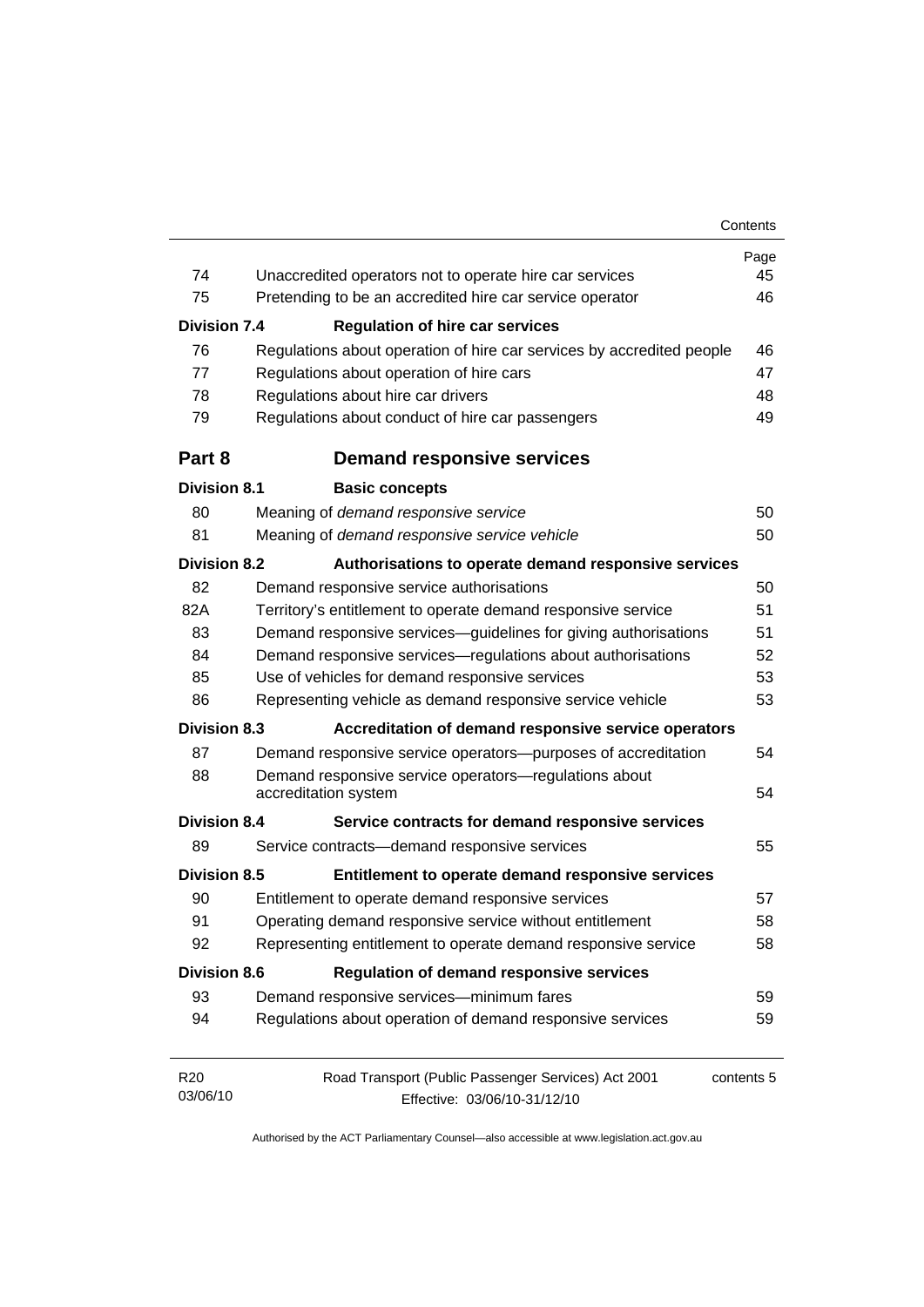| | | Page |
|---|---|---|
| 74 | Unaccredited operators not to operate hire car services | 45 |
| 75 | Pretending to be an accredited hire car service operator | 46 |
| **Division 7.4** | **Regulation of hire car services** | |
| 76 | Regulations about operation of hire car services by accredited people | 46 |
| 77 | Regulations about operation of hire cars | 47 |
| 78 | Regulations about hire car drivers | 48 |
| 79 | Regulations about conduct of hire car passengers | 49 |
| **Part 8** | **Demand responsive services** | |
| **Division 8.1** | **Basic concepts** | |
| 80 | Meaning of *demand responsive service* | 50 |
| 81 | Meaning of *demand responsive service vehicle* | 50 |
| **Division 8.2** | **Authorisations to operate demand responsive services** | |
| 82 | Demand responsive service authorisations | 50 |
| 82A | Territory's entitlement to operate demand responsive service | 51 |
| 83 | Demand responsive services—guidelines for giving authorisations | 51 |
| 84 | Demand responsive services—regulations about authorisations | 52 |
| 85 | Use of vehicles for demand responsive services | 53 |
| 86 | Representing vehicle as demand responsive service vehicle | 53 |
| **Division 8.3** | **Accreditation of demand responsive service operators** | |
| 87 | Demand responsive service operators—purposes of accreditation | 54 |
| 88 | Demand responsive service operators—regulations about accreditation system | 54 |
| **Division 8.4** | **Service contracts for demand responsive services** | |
| 89 | Service contracts—demand responsive services | 55 |
| **Division 8.5** | **Entitlement to operate demand responsive services** | |
| 90 | Entitlement to operate demand responsive services | 57 |
| 91 | Operating demand responsive service without entitlement | 58 |
| 92 | Representing entitlement to operate demand responsive service | 58 |
| **Division 8.6** | **Regulation of demand responsive services** | |
| 93 | Demand responsive services—minimum fares | 59 |
| 94 | Regulations about operation of demand responsive services | 59 |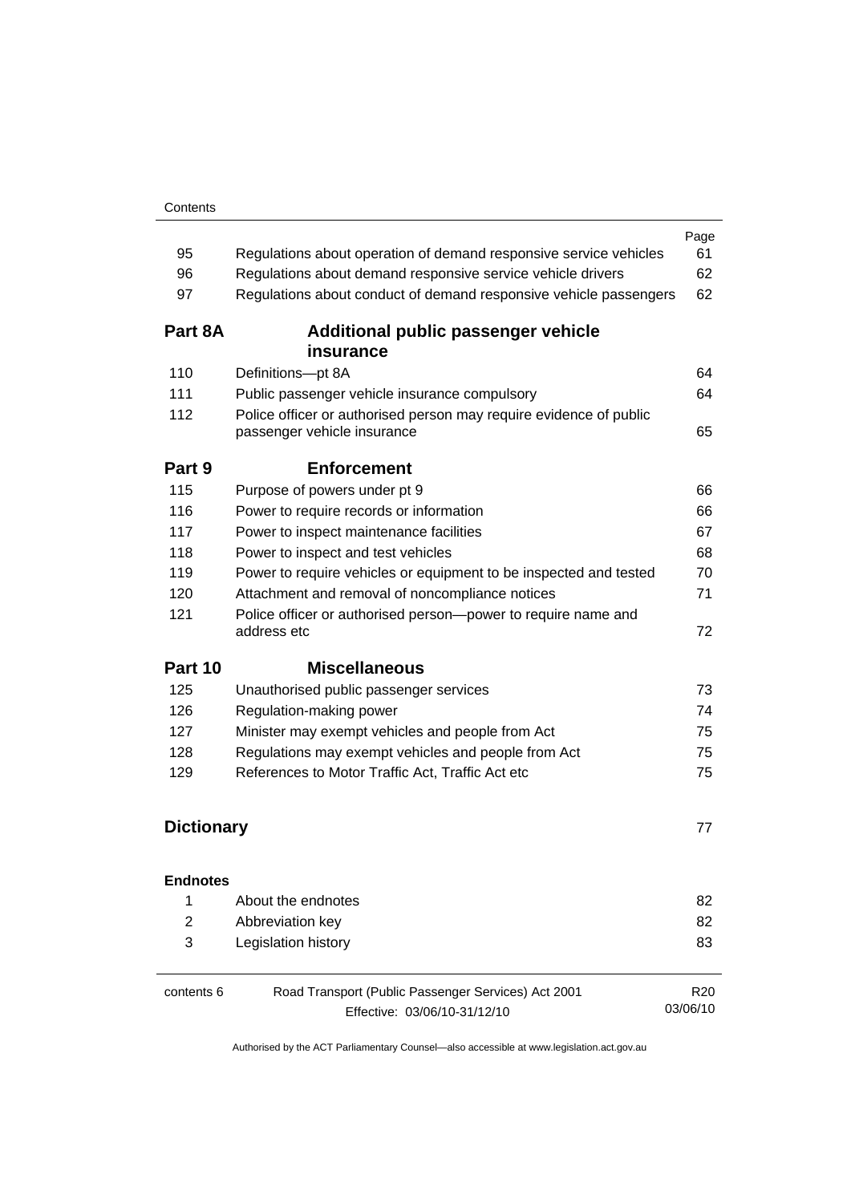| | | Page |
|---|---|---|
| 95 | Regulations about operation of demand responsive service vehicles | 61 |
| 96 | Regulations about demand responsive service vehicle drivers | 62 |
| 97 | Regulations about conduct of demand responsive vehicle passengers | 62 |
| **Part 8A** | **Additional public passenger vehicle insurance** | |
| 110 | Definitions—pt 8A | 64 |
| 111 | Public passenger vehicle insurance compulsory | 64 |
| 112 | Police officer or authorised person may require evidence of public passenger vehicle insurance | 65 |
| **Part 9** | **Enforcement** | |
| 115 | Purpose of powers under pt 9 | 66 |
| 116 | Power to require records or information | 66 |
| 117 | Power to inspect maintenance facilities | 67 |
| 118 | Power to inspect and test vehicles | 68 |
| 119 | Power to require vehicles or equipment to be inspected and tested | 70 |
| 120 | Attachment and removal of noncompliance notices | 71 |
| 121 | Police officer or authorised person—power to require name and address etc | 72 |
| **Part 10** | **Miscellaneous** | |
| 125 | Unauthorised public passenger services | 73 |
| 126 | Regulation-making power | 74 |
| 127 | Minister may exempt vehicles and people from Act | 75 |
| 128 | Regulations may exempt vehicles and people from Act | 75 |
| 129 | References to Motor Traffic Act, Traffic Act etc | 75 |

**Dictionary** 77

**Endnotes**

| | | |
|---|---|---|
| 1 | About the endnotes | 82 |
| 2 | Abbreviation key | 82 |
| 3 | Legislation history | 83 |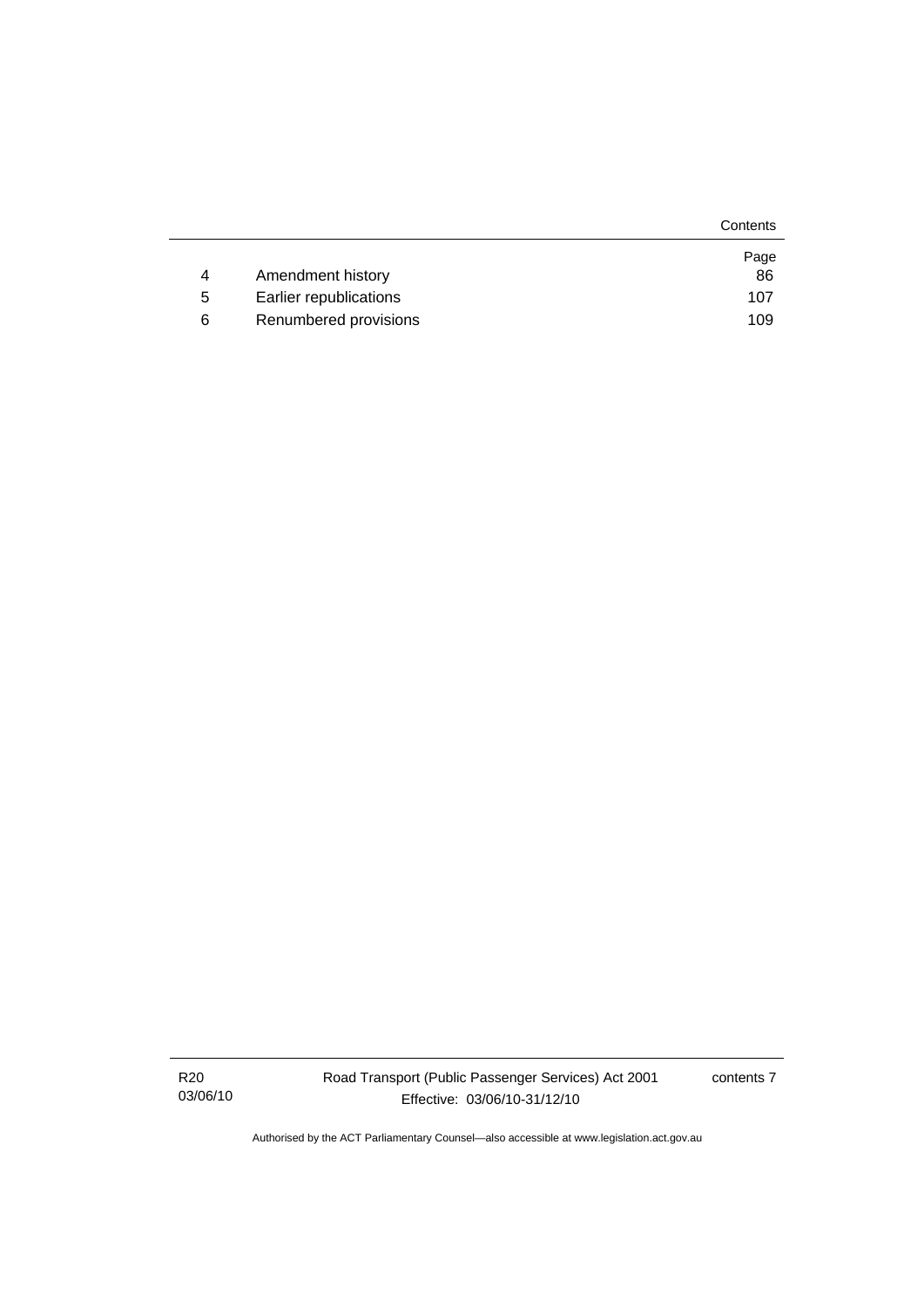| | | Page |
|---|---|---|
| 4 | Amendment history | 86 |
| 5 | Earlier republications | 107 |
| 6 | Renumbered provisions | 109 |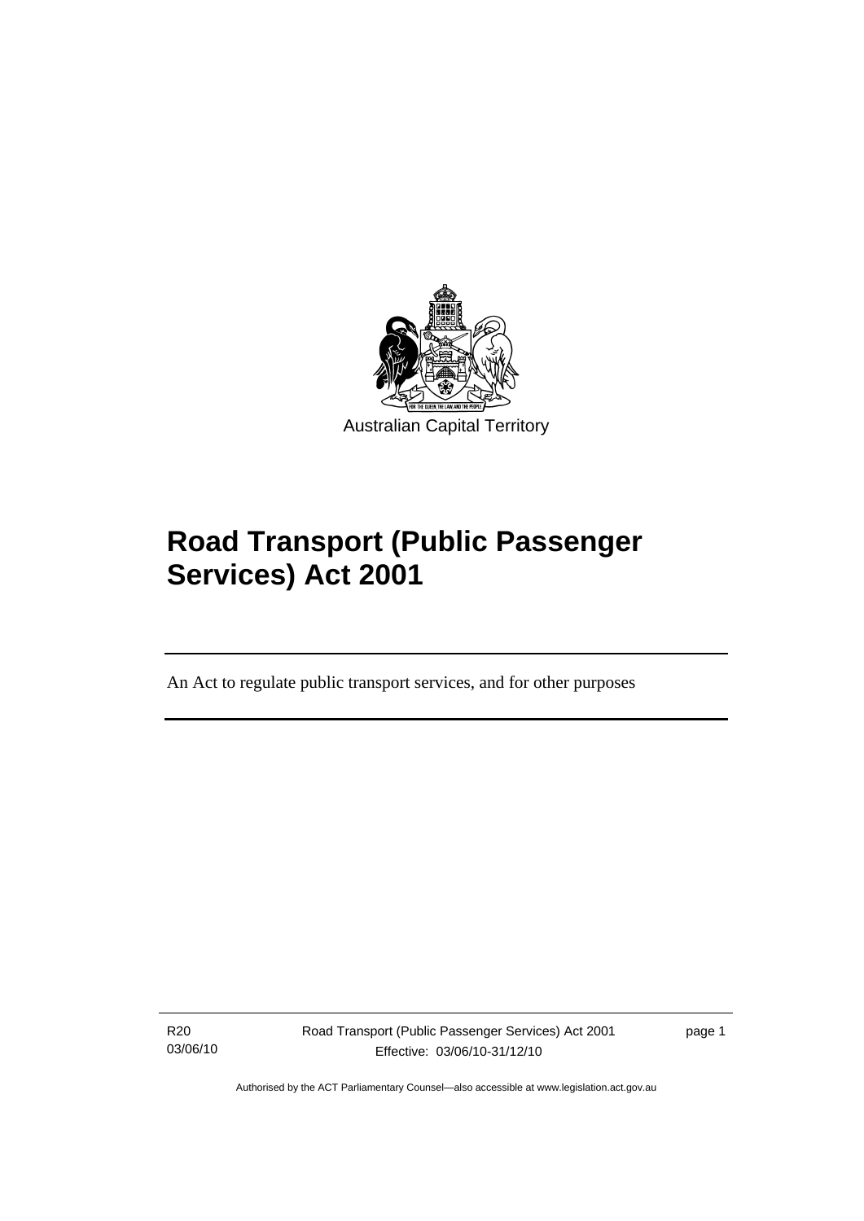Australian Capital Territory

# Road Transport (Public Passenger Services) Act 2001

An Act to regulate public transport services, and for other purposes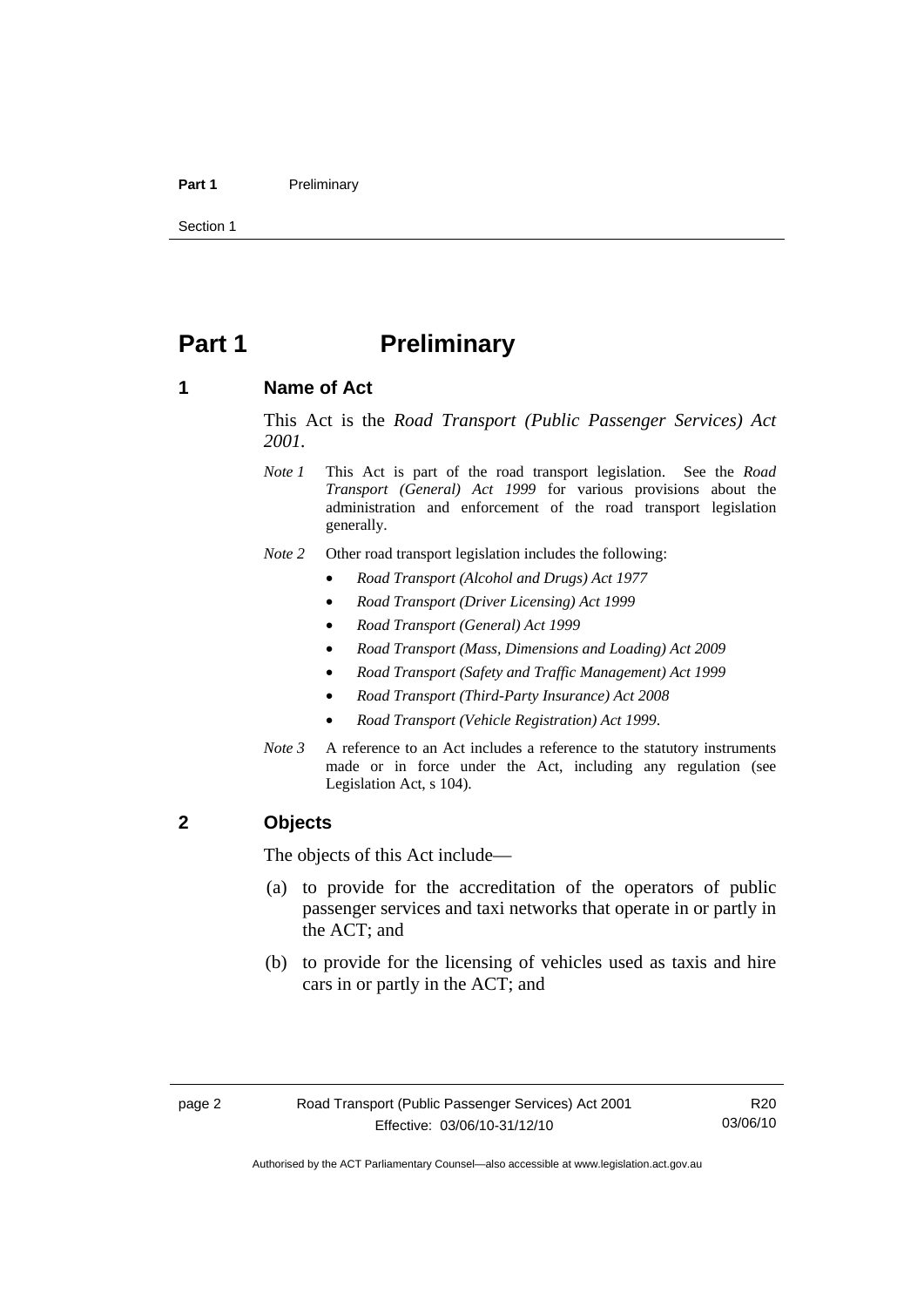# Part 1 Preliminary

## 1 Name of Act

This Act is the *Road Transport (Public Passenger Services) Act 2001*.

*Note 1* This Act is part of the road transport legislation. See the *Road Transport (General) Act 1999* for various provisions about the administration and enforcement of the road transport legislation generally.

*Note 2* Other road transport legislation includes the following:

- *Road Transport (Alcohol and Drugs) Act 1977*
- *Road Transport (Driver Licensing) Act 1999*
- *Road Transport (General) Act 1999*
- *Road Transport (Mass, Dimensions and Loading) Act 2009*
- *Road Transport (Safety and Traffic Management) Act 1999*
- *Road Transport (Third-Party Insurance) Act 2008*
- *Road Transport (Vehicle Registration) Act 1999*.

*Note 3* A reference to an Act includes a reference to the statutory instruments made or in force under the Act, including any regulation (see Legislation Act, s 104).

## 2 Objects

The objects of this Act include—

(a) to provide for the accreditation of the operators of public passenger services and taxi networks that operate in or partly in the ACT; and

(b) to provide for the licensing of vehicles used as taxis and hire cars in or partly in the ACT; and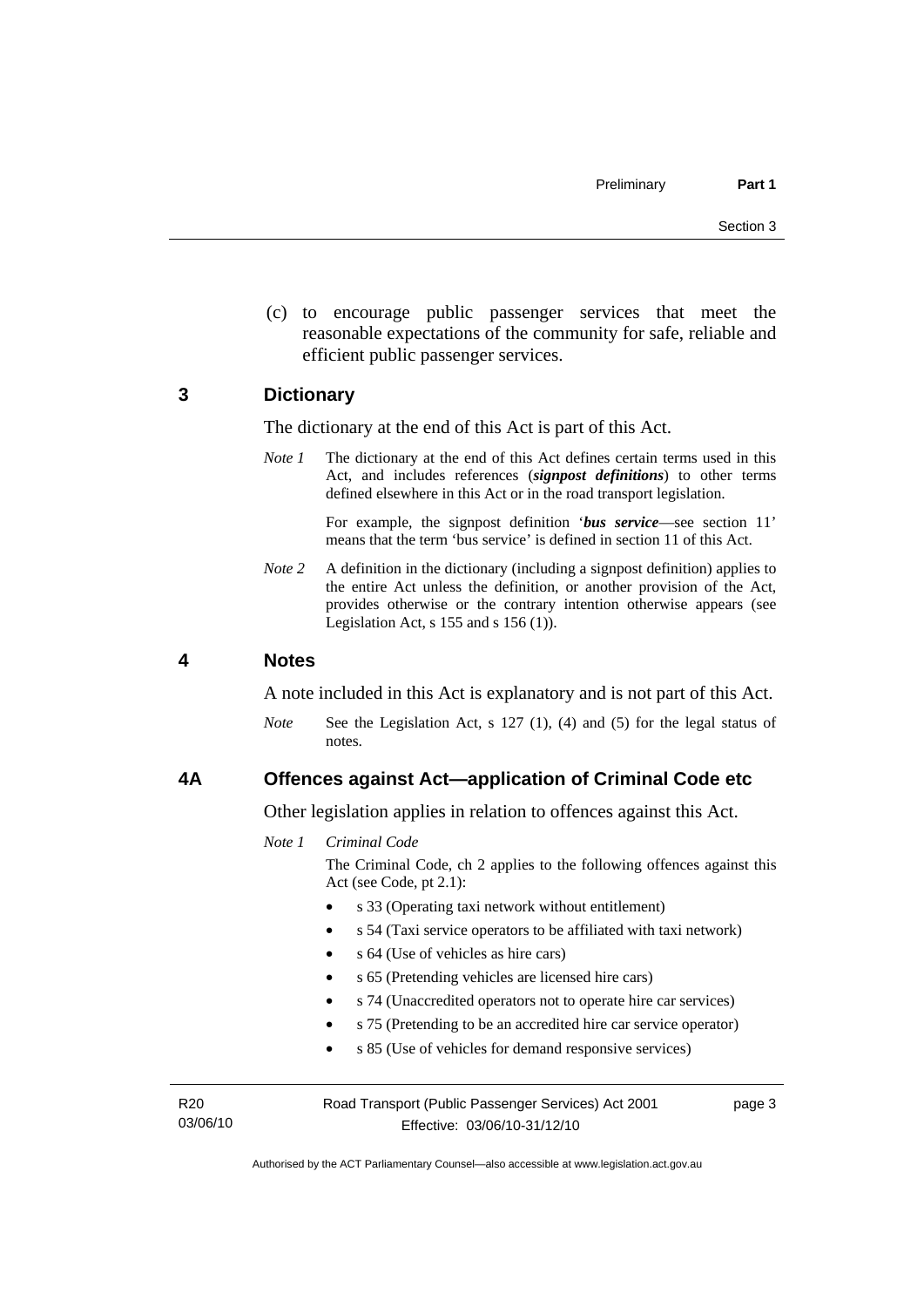(c) to encourage public passenger services that meet the reasonable expectations of the community for safe, reliable and efficient public passenger services.

## 3 Dictionary

The dictionary at the end of this Act is part of this Act.

*Note 1* The dictionary at the end of this Act defines certain terms used in this Act, and includes references (***signpost definitions***) to other terms defined elsewhere in this Act or in the road transport legislation.

For example, the signpost definition '***bus service***—see section 11' means that the term 'bus service' is defined in section 11 of this Act.

*Note 2* A definition in the dictionary (including a signpost definition) applies to the entire Act unless the definition, or another provision of the Act, provides otherwise or the contrary intention otherwise appears (see Legislation Act, s 155 and s 156 (1)).

## 4 Notes

A note included in this Act is explanatory and is not part of this Act.

*Note* See the Legislation Act, s 127 (1), (4) and (5) for the legal status of notes.

## 4A Offences against Act—application of Criminal Code etc

Other legislation applies in relation to offences against this Act.

*Note 1* *Criminal Code*

The Criminal Code, ch 2 applies to the following offences against this Act (see Code, pt 2.1):

- s 33 (Operating taxi network without entitlement)
- s 54 (Taxi service operators to be affiliated with taxi network)
- s 64 (Use of vehicles as hire cars)
- s 65 (Pretending vehicles are licensed hire cars)
- s 74 (Unaccredited operators not to operate hire car services)
- s 75 (Pretending to be an accredited hire car service operator)
- s 85 (Use of vehicles for demand responsive services)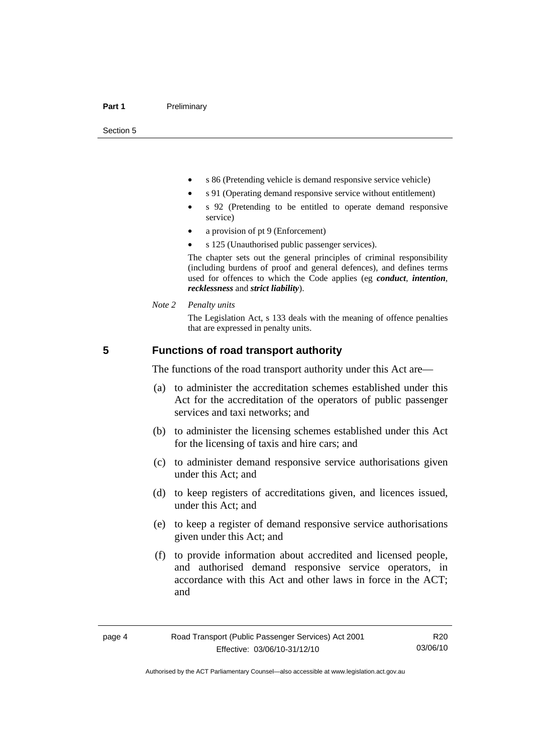- s 86 (Pretending vehicle is demand responsive service vehicle)
- s 91 (Operating demand responsive service without entitlement)
- s 92 (Pretending to be entitled to operate demand responsive service)
- a provision of pt 9 (Enforcement)
- s 125 (Unauthorised public passenger services).

The chapter sets out the general principles of criminal responsibility (including burdens of proof and general defences), and defines terms used for offences to which the Code applies (eg ***conduct***, ***intention***, ***recklessness*** and ***strict liability***).

*Note 2* *Penalty units*

The Legislation Act, s 133 deals with the meaning of offence penalties that are expressed in penalty units.

## 5 Functions of road transport authority

The functions of the road transport authority under this Act are—

(a) to administer the accreditation schemes established under this Act for the accreditation of the operators of public passenger services and taxi networks; and

(b) to administer the licensing schemes established under this Act for the licensing of taxis and hire cars; and

(c) to administer demand responsive service authorisations given under this Act; and

(d) to keep registers of accreditations given, and licences issued, under this Act; and

(e) to keep a register of demand responsive service authorisations given under this Act; and

(f) to provide information about accredited and licensed people, and authorised demand responsive service operators, in accordance with this Act and other laws in force in the ACT; and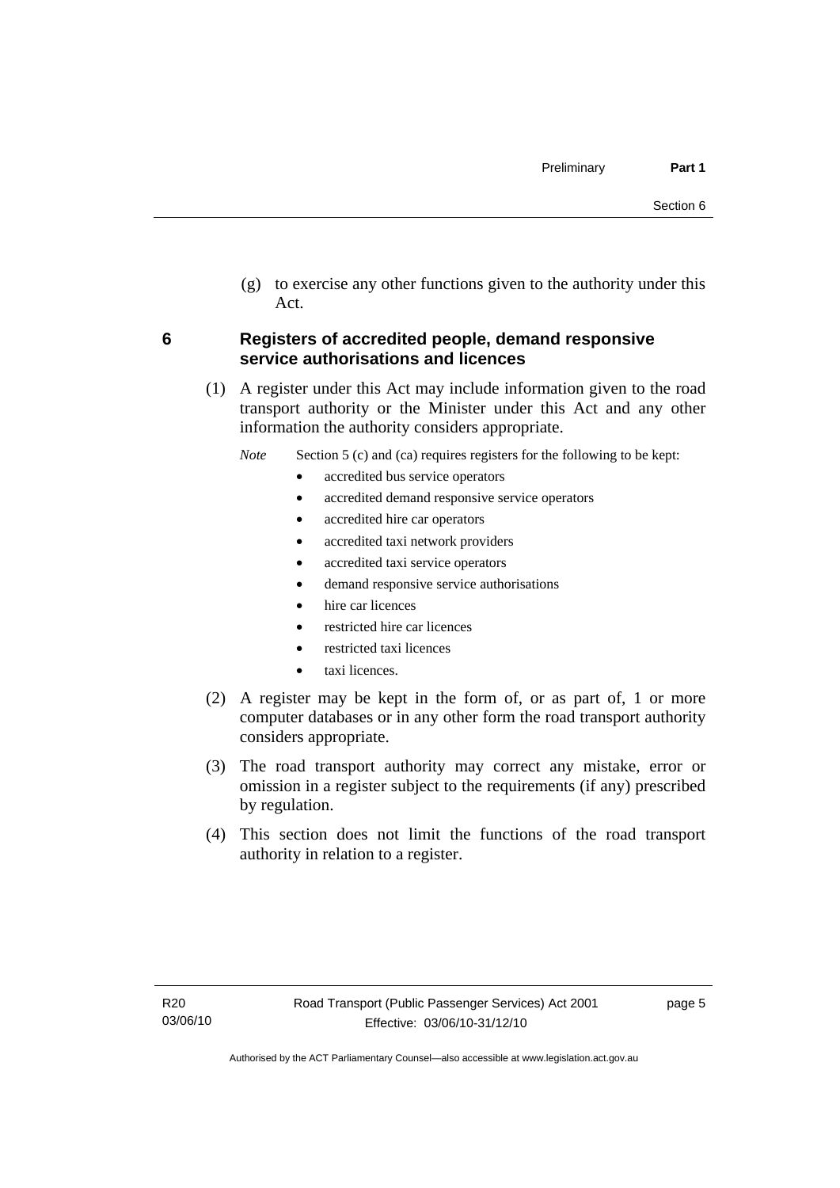(g) to exercise any other functions given to the authority under this Act.

## 6 Registers of accredited people, demand responsive service authorisations and licences

(1) A register under this Act may include information given to the road transport authority or the Minister under this Act and any other information the authority considers appropriate.

*Note* Section 5 (c) and (ca) requires registers for the following to be kept:

- accredited bus service operators
- accredited demand responsive service operators
- accredited hire car operators
- accredited taxi network providers
- accredited taxi service operators
- demand responsive service authorisations
- hire car licences
- restricted hire car licences
- restricted taxi licences
- taxi licences.

(2) A register may be kept in the form of, or as part of, 1 or more computer databases or in any other form the road transport authority considers appropriate.

(3) The road transport authority may correct any mistake, error or omission in a register subject to the requirements (if any) prescribed by regulation.

(4) This section does not limit the functions of the road transport authority in relation to a register.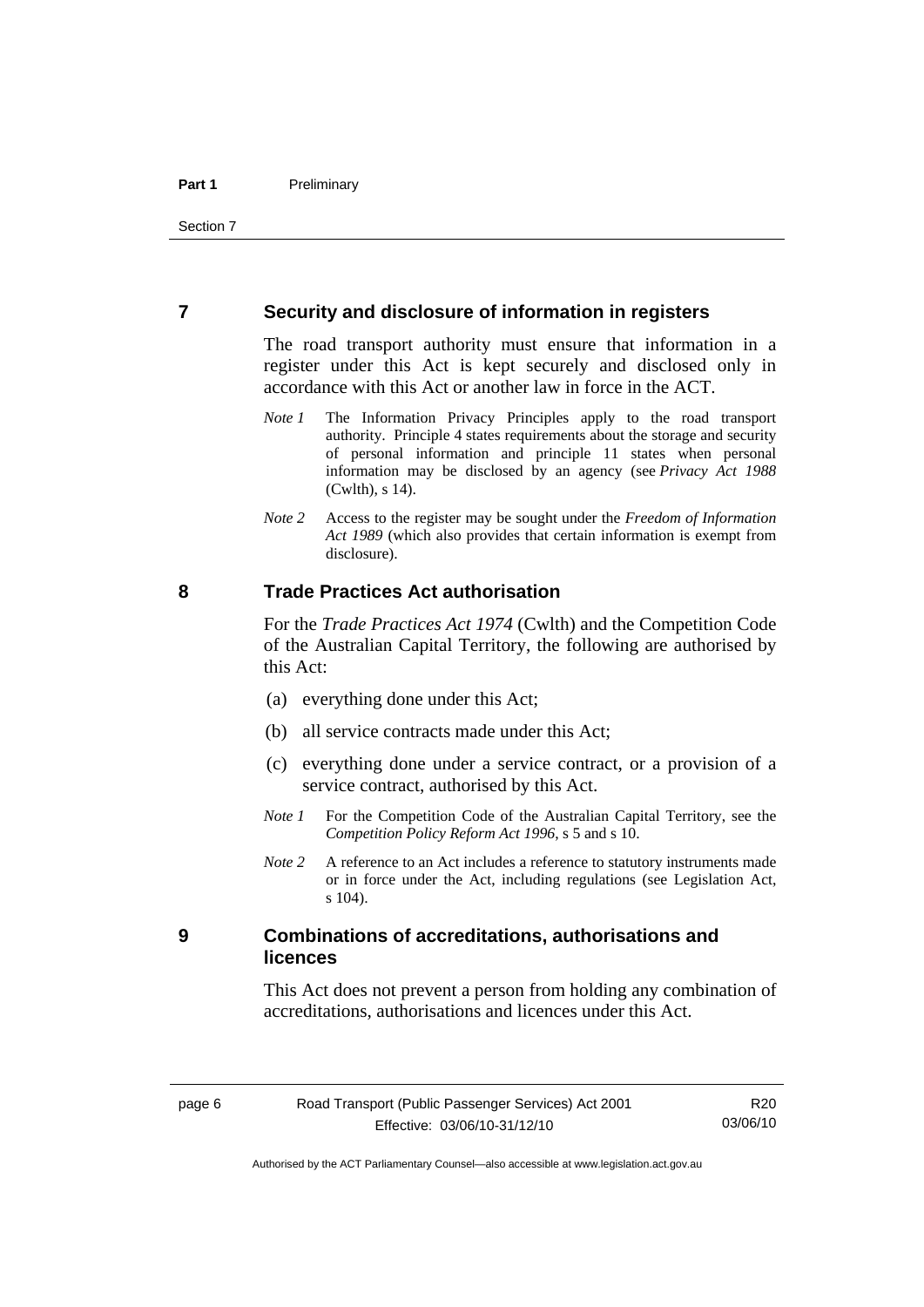## 7 Security and disclosure of information in registers

The road transport authority must ensure that information in a register under this Act is kept securely and disclosed only in accordance with this Act or another law in force in the ACT.

*Note 1* The Information Privacy Principles apply to the road transport authority. Principle 4 states requirements about the storage and security of personal information and principle 11 states when personal information may be disclosed by an agency (see *Privacy Act 1988* (Cwlth), s 14).

*Note 2* Access to the register may be sought under the *Freedom of Information Act 1989* (which also provides that certain information is exempt from disclosure).

## 8 Trade Practices Act authorisation

For the *Trade Practices Act 1974* (Cwlth) and the Competition Code of the Australian Capital Territory, the following are authorised by this Act:

(a) everything done under this Act;

(b) all service contracts made under this Act;

(c) everything done under a service contract, or a provision of a service contract, authorised by this Act.

*Note 1* For the Competition Code of the Australian Capital Territory, see the *Competition Policy Reform Act 1996*, s 5 and s 10.

*Note 2* A reference to an Act includes a reference to statutory instruments made or in force under the Act, including regulations (see Legislation Act, s 104).

## 9 Combinations of accreditations, authorisations and licences

This Act does not prevent a person from holding any combination of accreditations, authorisations and licences under this Act.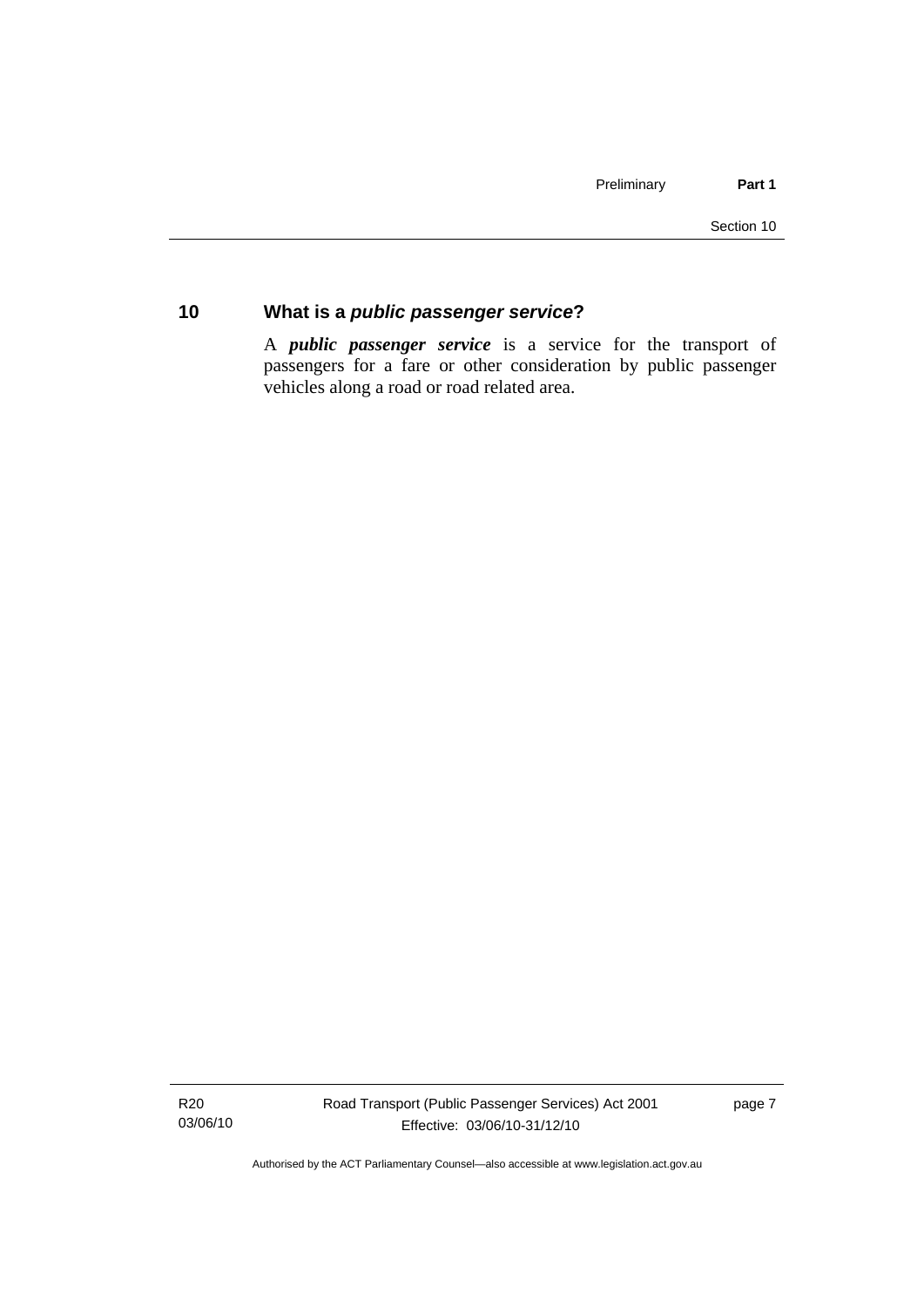## 10 What is a *public passenger service*?

A ***public passenger service*** is a service for the transport of passengers for a fare or other consideration by public passenger vehicles along a road or road related area.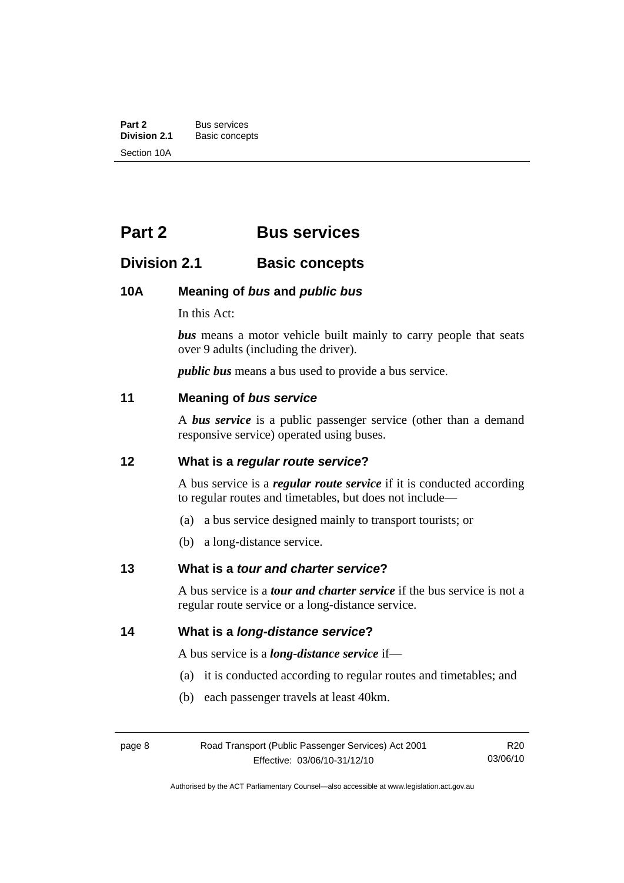# Part 2 Bus services

## Division 2.1 Basic concepts

### 10A Meaning of *bus* and *public bus*

In this Act:

***bus*** means a motor vehicle built mainly to carry people that seats over 9 adults (including the driver).

***public bus*** means a bus used to provide a bus service.

### 11 Meaning of *bus service*

A ***bus service*** is a public passenger service (other than a demand responsive service) operated using buses.

### 12 What is a *regular route service*?

A bus service is a ***regular route service*** if it is conducted according to regular routes and timetables, but does not include—

(a) a bus service designed mainly to transport tourists; or

(b) a long-distance service.

### 13 What is a *tour and charter service*?

A bus service is a ***tour and charter service*** if the bus service is not a regular route service or a long-distance service.

### 14 What is a *long-distance service*?

A bus service is a ***long-distance service*** if—

(a) it is conducted according to regular routes and timetables; and

(b) each passenger travels at least 40km.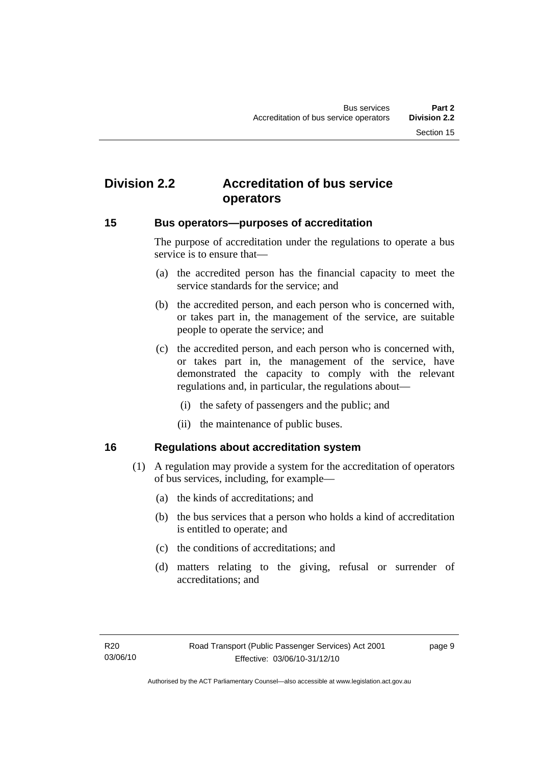## Division 2.2 Accreditation of bus service operators

### 15 Bus operators—purposes of accreditation

The purpose of accreditation under the regulations to operate a bus service is to ensure that—

(a) the accredited person has the financial capacity to meet the service standards for the service; and

(b) the accredited person, and each person who is concerned with, or takes part in, the management of the service, are suitable people to operate the service; and

(c) the accredited person, and each person who is concerned with, or takes part in, the management of the service, have demonstrated the capacity to comply with the relevant regulations and, in particular, the regulations about—

(i) the safety of passengers and the public; and

(ii) the maintenance of public buses.

### 16 Regulations about accreditation system

(1) A regulation may provide a system for the accreditation of operators of bus services, including, for example—

(a) the kinds of accreditations; and

(b) the bus services that a person who holds a kind of accreditation is entitled to operate; and

(c) the conditions of accreditations; and

(d) matters relating to the giving, refusal or surrender of accreditations; and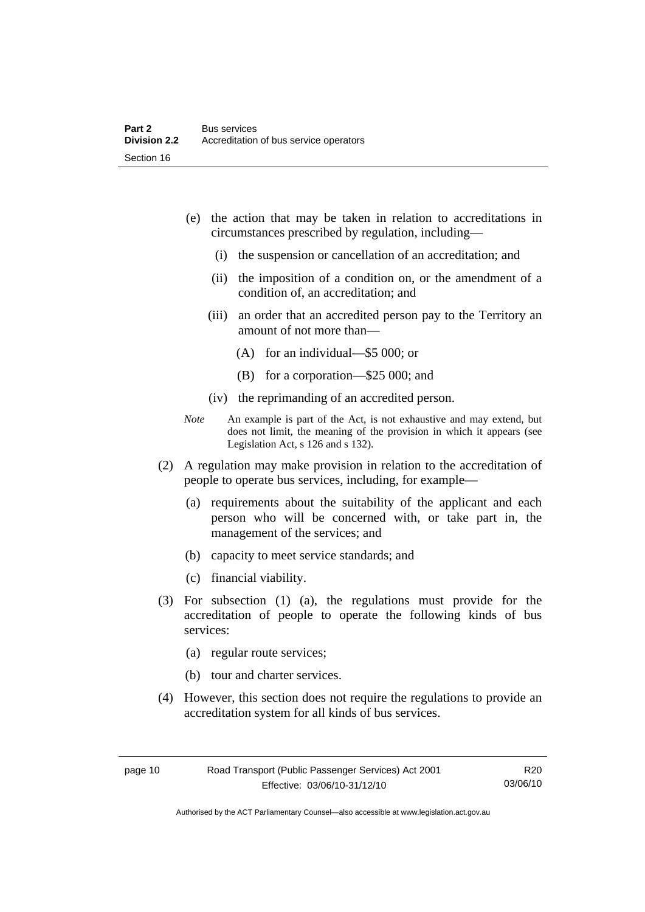(e) the action that may be taken in relation to accreditations in circumstances prescribed by regulation, including—

(i) the suspension or cancellation of an accreditation; and

(ii) the imposition of a condition on, or the amendment of a condition of, an accreditation; and

(iii) an order that an accredited person pay to the Territory an amount of not more than—

(A) for an individual—$5 000; or

(B) for a corporation—$25 000; and

(iv) the reprimanding of an accredited person.

*Note* An example is part of the Act, is not exhaustive and may extend, but does not limit, the meaning of the provision in which it appears (see Legislation Act, s 126 and s 132).

(2) A regulation may make provision in relation to the accreditation of people to operate bus services, including, for example—

(a) requirements about the suitability of the applicant and each person who will be concerned with, or take part in, the management of the services; and

(b) capacity to meet service standards; and

(c) financial viability.

(3) For subsection (1) (a), the regulations must provide for the accreditation of people to operate the following kinds of bus services:

(a) regular route services;

(b) tour and charter services.

(4) However, this section does not require the regulations to provide an accreditation system for all kinds of bus services.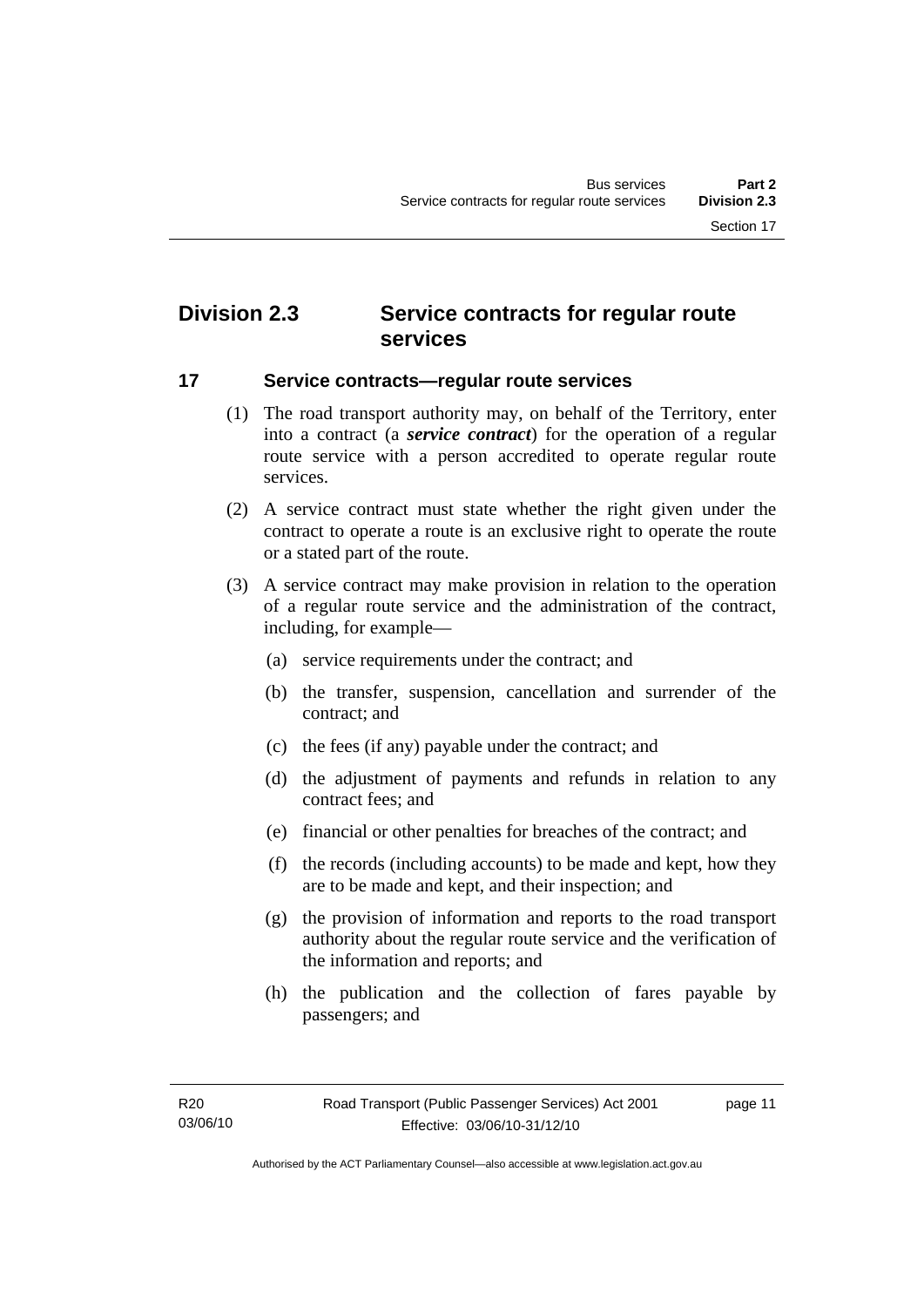## Division 2.3 Service contracts for regular route services

### 17 Service contracts—regular route services

(1) The road transport authority may, on behalf of the Territory, enter into a contract (a ***service contract***) for the operation of a regular route service with a person accredited to operate regular route services.

(2) A service contract must state whether the right given under the contract to operate a route is an exclusive right to operate the route or a stated part of the route.

(3) A service contract may make provision in relation to the operation of a regular route service and the administration of the contract, including, for example—

(a) service requirements under the contract; and

(b) the transfer, suspension, cancellation and surrender of the contract; and

(c) the fees (if any) payable under the contract; and

(d) the adjustment of payments and refunds in relation to any contract fees; and

(e) financial or other penalties for breaches of the contract; and

(f) the records (including accounts) to be made and kept, how they are to be made and kept, and their inspection; and

(g) the provision of information and reports to the road transport authority about the regular route service and the verification of the information and reports; and

(h) the publication and the collection of fares payable by passengers; and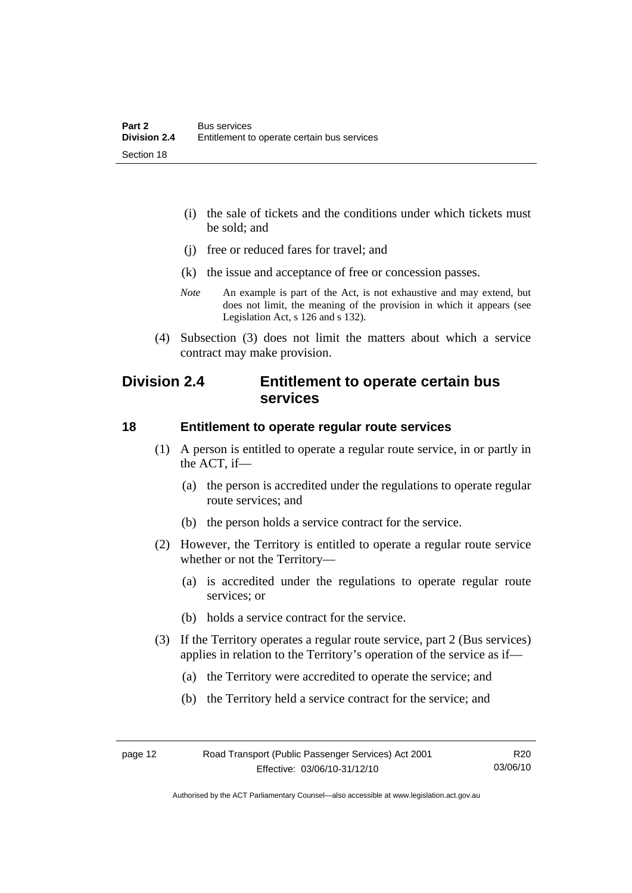(i) the sale of tickets and the conditions under which tickets must be sold; and

(j) free or reduced fares for travel; and

(k) the issue and acceptance of free or concession passes.

*Note* An example is part of the Act, is not exhaustive and may extend, but does not limit, the meaning of the provision in which it appears (see Legislation Act, s 126 and s 132).

(4) Subsection (3) does not limit the matters about which a service contract may make provision.

## Division 2.4 Entitlement to operate certain bus services

### 18 Entitlement to operate regular route services

(1) A person is entitled to operate a regular route service, in or partly in the ACT, if—

(a) the person is accredited under the regulations to operate regular route services; and

(b) the person holds a service contract for the service.

(2) However, the Territory is entitled to operate a regular route service whether or not the Territory—

(a) is accredited under the regulations to operate regular route services; or

(b) holds a service contract for the service.

(3) If the Territory operates a regular route service, part 2 (Bus services) applies in relation to the Territory's operation of the service as if—

(a) the Territory were accredited to operate the service; and

(b) the Territory held a service contract for the service; and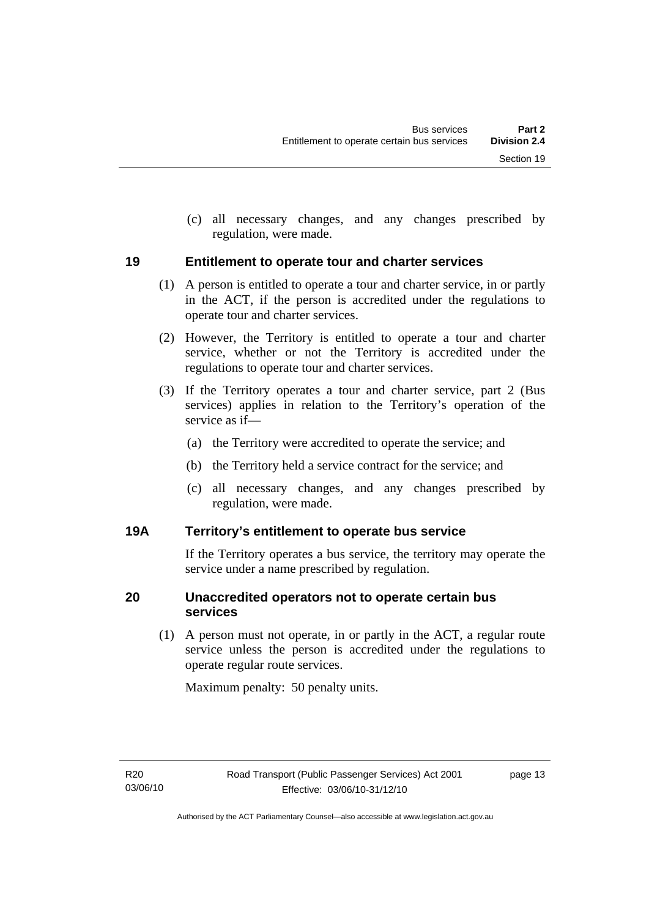(c) all necessary changes, and any changes prescribed by regulation, were made.

## 19 Entitlement to operate tour and charter services

(1) A person is entitled to operate a tour and charter service, in or partly in the ACT, if the person is accredited under the regulations to operate tour and charter services.

(2) However, the Territory is entitled to operate a tour and charter service, whether or not the Territory is accredited under the regulations to operate tour and charter services.

(3) If the Territory operates a tour and charter service, part 2 (Bus services) applies in relation to the Territory's operation of the service as if—

(a) the Territory were accredited to operate the service; and

(b) the Territory held a service contract for the service; and

(c) all necessary changes, and any changes prescribed by regulation, were made.

## 19A Territory's entitlement to operate bus service

If the Territory operates a bus service, the territory may operate the service under a name prescribed by regulation.

## 20 Unaccredited operators not to operate certain bus services

(1) A person must not operate, in or partly in the ACT, a regular route service unless the person is accredited under the regulations to operate regular route services.

Maximum penalty: 50 penalty units.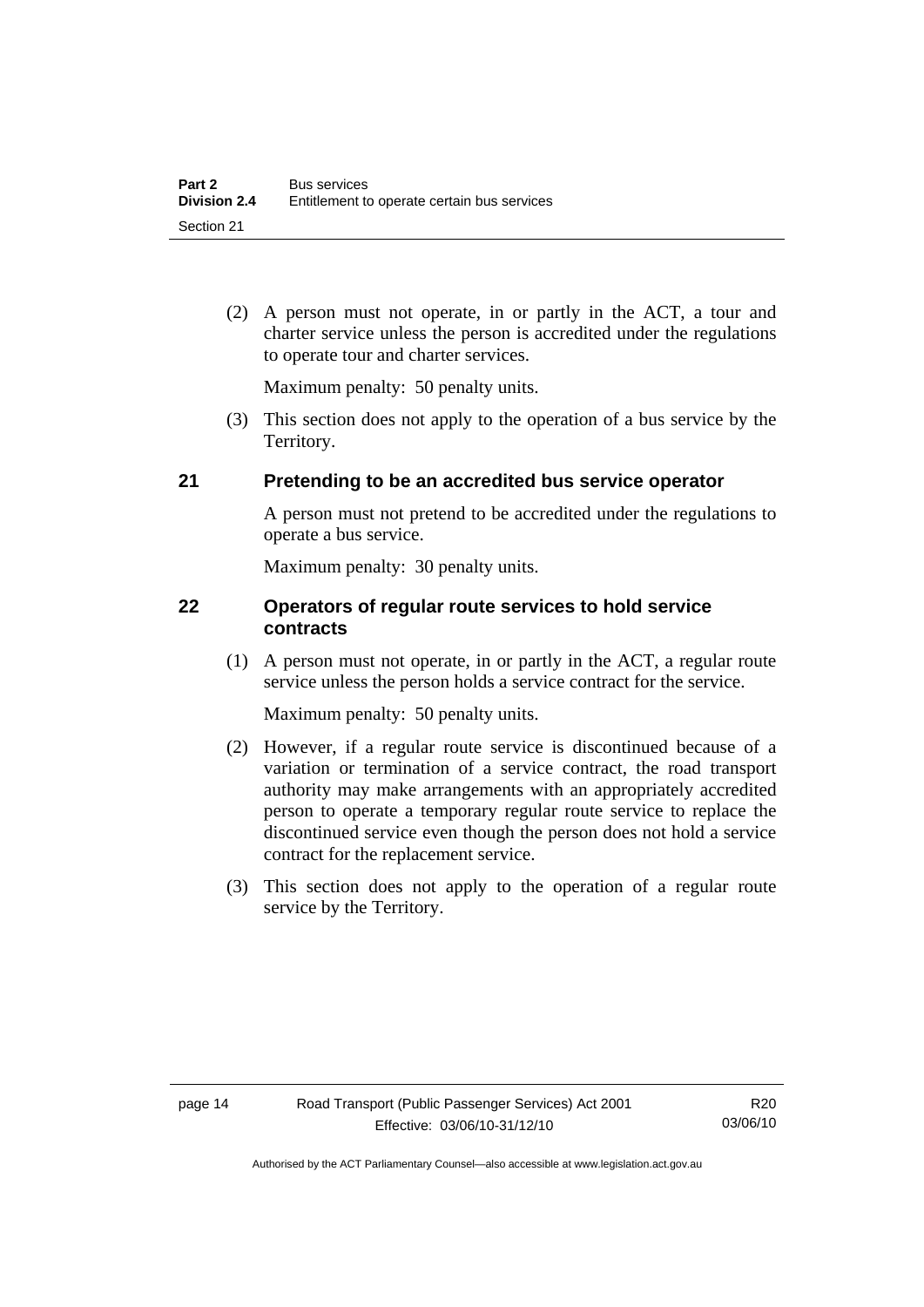(2) A person must not operate, in or partly in the ACT, a tour and charter service unless the person is accredited under the regulations to operate tour and charter services.

Maximum penalty: 50 penalty units.

(3) This section does not apply to the operation of a bus service by the Territory.

## 21 Pretending to be an accredited bus service operator

A person must not pretend to be accredited under the regulations to operate a bus service.

Maximum penalty: 30 penalty units.

## 22 Operators of regular route services to hold service contracts

(1) A person must not operate, in or partly in the ACT, a regular route service unless the person holds a service contract for the service.

Maximum penalty: 50 penalty units.

(2) However, if a regular route service is discontinued because of a variation or termination of a service contract, the road transport authority may make arrangements with an appropriately accredited person to operate a temporary regular route service to replace the discontinued service even though the person does not hold a service contract for the replacement service.

(3) This section does not apply to the operation of a regular route service by the Territory.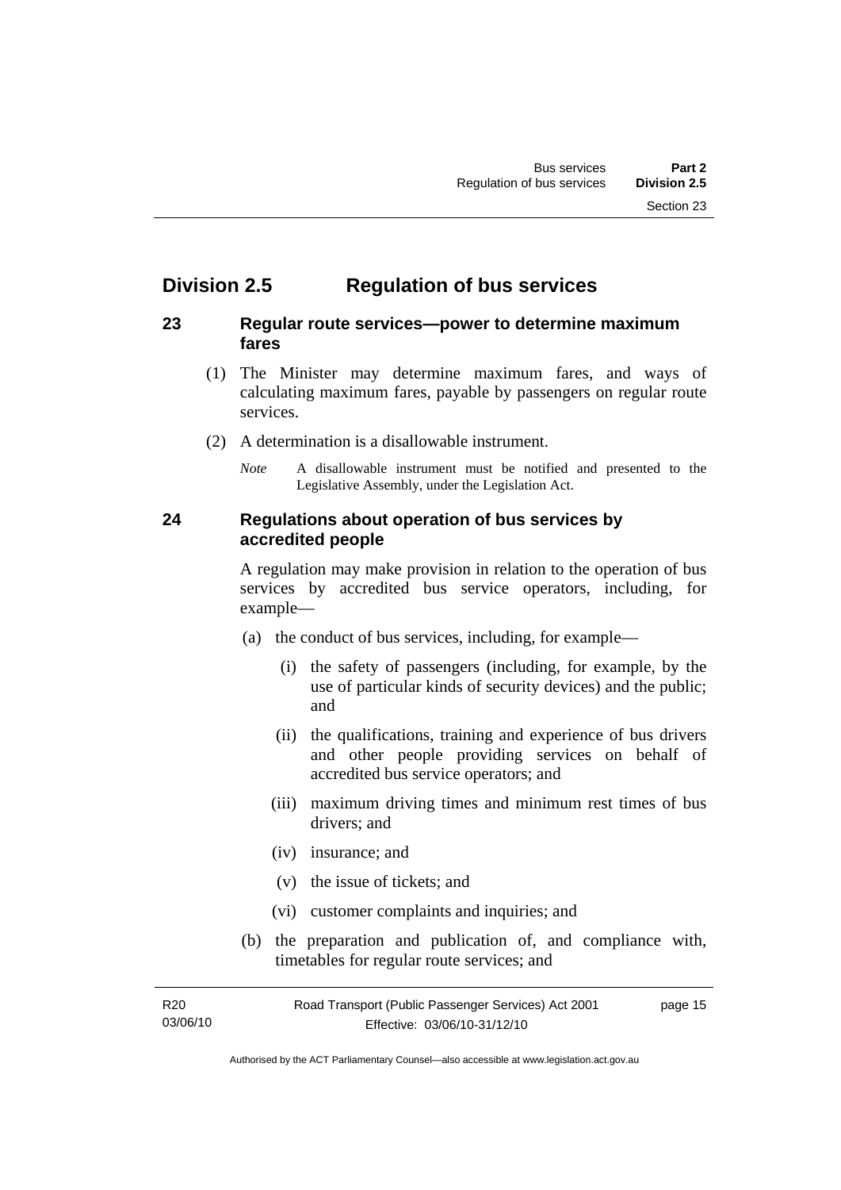## Division 2.5 Regulation of bus services

### 23 Regular route services—power to determine maximum fares

(1) The Minister may determine maximum fares, and ways of calculating maximum fares, payable by passengers on regular route services.

(2) A determination is a disallowable instrument.

*Note* A disallowable instrument must be notified and presented to the Legislative Assembly, under the Legislation Act.

### 24 Regulations about operation of bus services by accredited people

A regulation may make provision in relation to the operation of bus services by accredited bus service operators, including, for example—

(a) the conduct of bus services, including, for example—

(i) the safety of passengers (including, for example, by the use of particular kinds of security devices) and the public; and

(ii) the qualifications, training and experience of bus drivers and other people providing services on behalf of accredited bus service operators; and

(iii) maximum driving times and minimum rest times of bus drivers; and

(iv) insurance; and

(v) the issue of tickets; and

(vi) customer complaints and inquiries; and

(b) the preparation and publication of, and compliance with, timetables for regular route services; and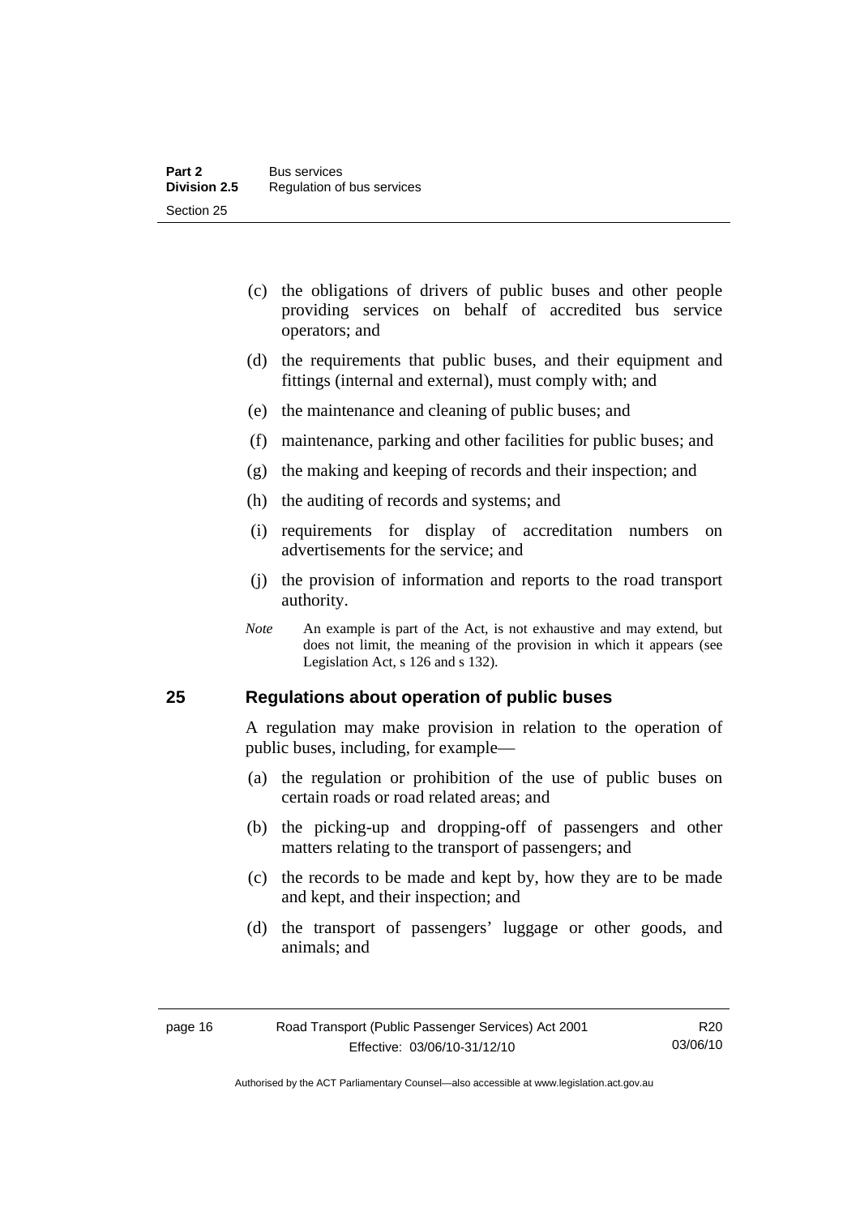(c) the obligations of drivers of public buses and other people providing services on behalf of accredited bus service operators; and

(d) the requirements that public buses, and their equipment and fittings (internal and external), must comply with; and

(e) the maintenance and cleaning of public buses; and

(f) maintenance, parking and other facilities for public buses; and

(g) the making and keeping of records and their inspection; and

(h) the auditing of records and systems; and

(i) requirements for display of accreditation numbers on advertisements for the service; and

(j) the provision of information and reports to the road transport authority.

*Note* An example is part of the Act, is not exhaustive and may extend, but does not limit, the meaning of the provision in which it appears (see Legislation Act, s 126 and s 132).

## 25 Regulations about operation of public buses

A regulation may make provision in relation to the operation of public buses, including, for example—

(a) the regulation or prohibition of the use of public buses on certain roads or road related areas; and

(b) the picking-up and dropping-off of passengers and other matters relating to the transport of passengers; and

(c) the records to be made and kept by, how they are to be made and kept, and their inspection; and

(d) the transport of passengers' luggage or other goods, and animals; and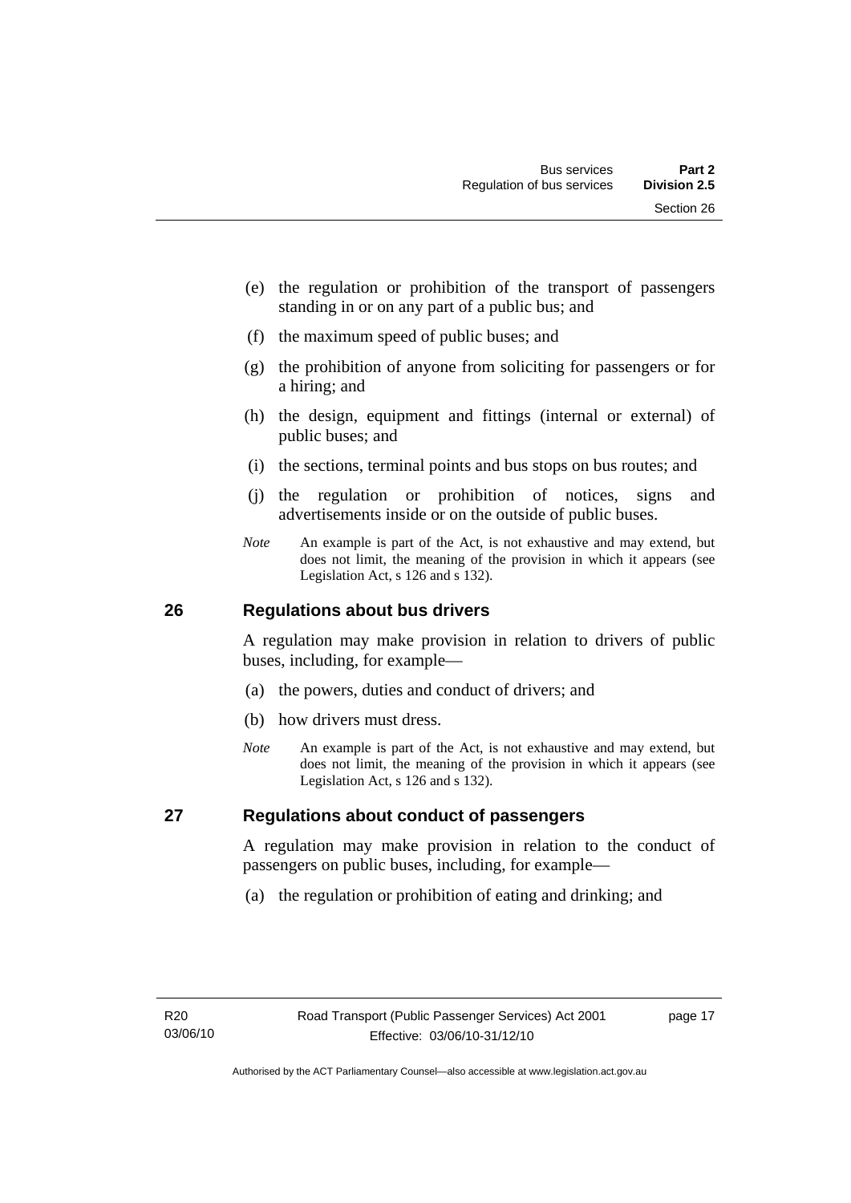(e) the regulation or prohibition of the transport of passengers standing in or on any part of a public bus; and

(f) the maximum speed of public buses; and

(g) the prohibition of anyone from soliciting for passengers or for a hiring; and

(h) the design, equipment and fittings (internal or external) of public buses; and

(i) the sections, terminal points and bus stops on bus routes; and

(j) the regulation or prohibition of notices, signs and advertisements inside or on the outside of public buses.

*Note* An example is part of the Act, is not exhaustive and may extend, but does not limit, the meaning of the provision in which it appears (see Legislation Act, s 126 and s 132).

## 26 Regulations about bus drivers

A regulation may make provision in relation to drivers of public buses, including, for example—

(a) the powers, duties and conduct of drivers; and

(b) how drivers must dress.

*Note* An example is part of the Act, is not exhaustive and may extend, but does not limit, the meaning of the provision in which it appears (see Legislation Act, s 126 and s 132).

## 27 Regulations about conduct of passengers

A regulation may make provision in relation to the conduct of passengers on public buses, including, for example—

(a) the regulation or prohibition of eating and drinking; and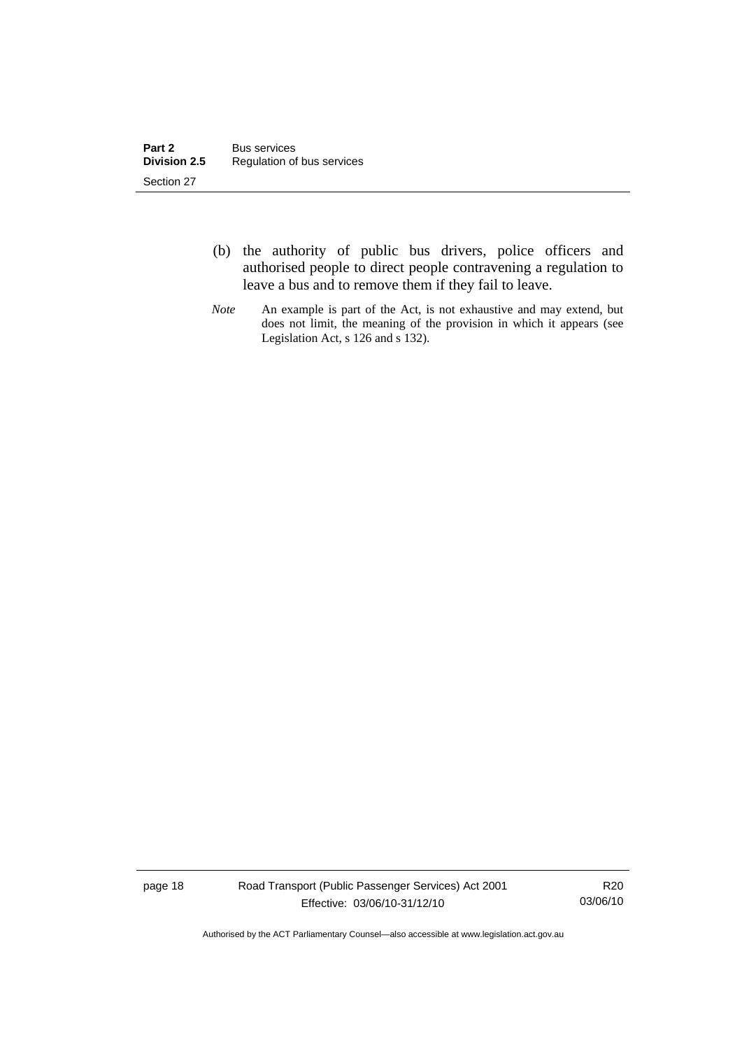(b) the authority of public bus drivers, police officers and authorised people to direct people contravening a regulation to leave a bus and to remove them if they fail to leave.

*Note* An example is part of the Act, is not exhaustive and may extend, but does not limit, the meaning of the provision in which it appears (see Legislation Act, s 126 and s 132).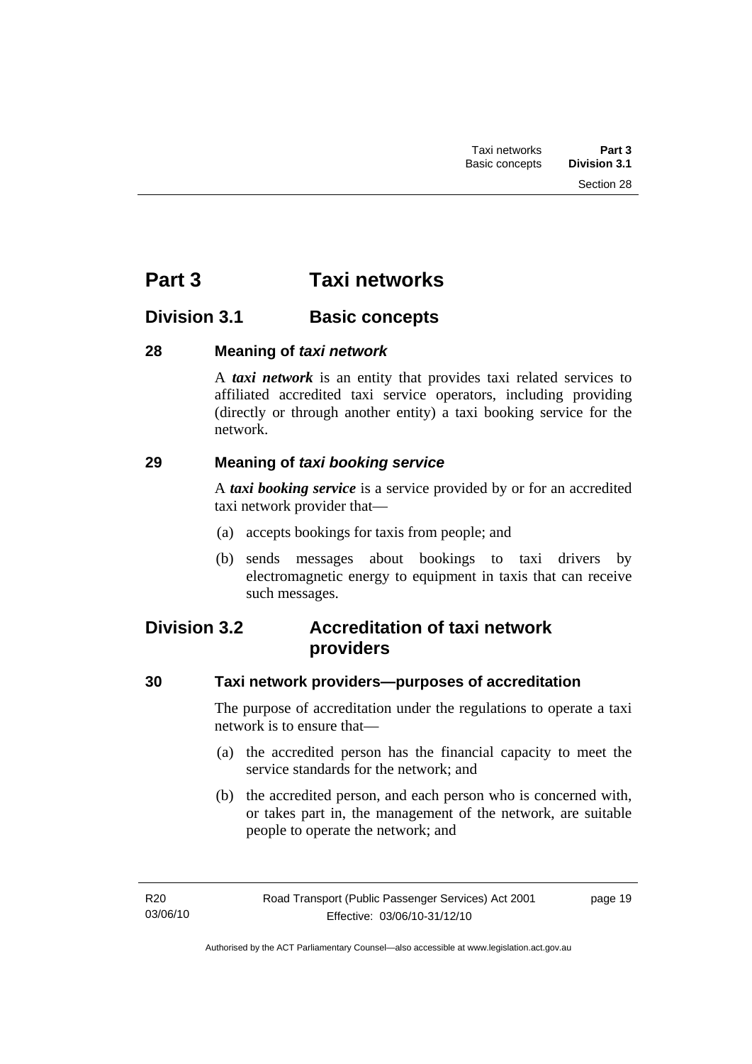# Part 3 Taxi networks

## Division 3.1 Basic concepts

### 28 Meaning of *taxi network*

A ***taxi network*** is an entity that provides taxi related services to affiliated accredited taxi service operators, including providing (directly or through another entity) a taxi booking service for the network.

### 29 Meaning of *taxi booking service*

A ***taxi booking service*** is a service provided by or for an accredited taxi network provider that—

(a) accepts bookings for taxis from people; and

(b) sends messages about bookings to taxi drivers by electromagnetic energy to equipment in taxis that can receive such messages.

## Division 3.2 Accreditation of taxi network providers

### 30 Taxi network providers—purposes of accreditation

The purpose of accreditation under the regulations to operate a taxi network is to ensure that—

(a) the accredited person has the financial capacity to meet the service standards for the network; and

(b) the accredited person, and each person who is concerned with, or takes part in, the management of the network, are suitable people to operate the network; and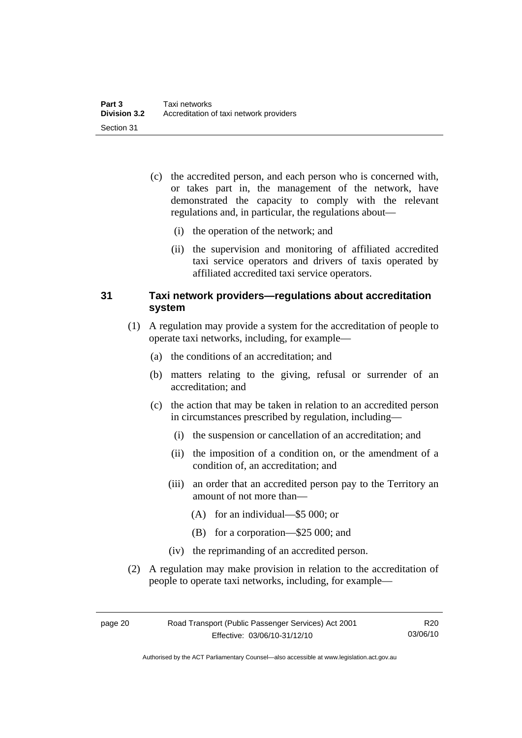(c) the accredited person, and each person who is concerned with, or takes part in, the management of the network, have demonstrated the capacity to comply with the relevant regulations and, in particular, the regulations about—

  (i) the operation of the network; and

  (ii) the supervision and monitoring of affiliated accredited taxi service operators and drivers of taxis operated by affiliated accredited taxi service operators.

### 31 Taxi network providers—regulations about accreditation system

(1) A regulation may provide a system for the accreditation of people to operate taxi networks, including, for example—

  (a) the conditions of an accreditation; and

  (b) matters relating to the giving, refusal or surrender of an accreditation; and

  (c) the action that may be taken in relation to an accredited person in circumstances prescribed by regulation, including—

    (i) the suspension or cancellation of an accreditation; and

    (ii) the imposition of a condition on, or the amendment of a condition of, an accreditation; and

    (iii) an order that an accredited person pay to the Territory an amount of not more than—

      (A) for an individual—$5 000; or

      (B) for a corporation—$25 000; and

    (iv) the reprimanding of an accredited person.

(2) A regulation may make provision in relation to the accreditation of people to operate taxi networks, including, for example—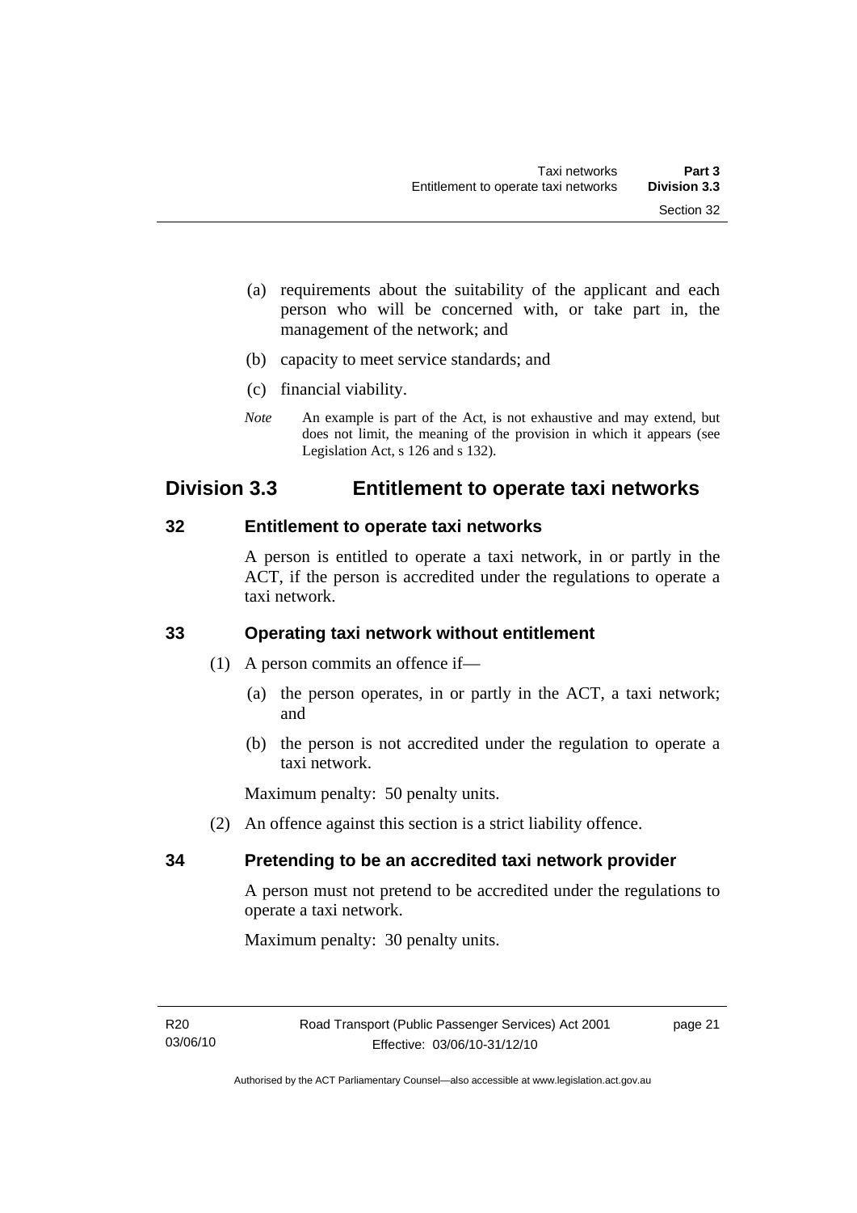(a) requirements about the suitability of the applicant and each person who will be concerned with, or take part in, the management of the network; and

(b) capacity to meet service standards; and

(c) financial viability.

*Note* An example is part of the Act, is not exhaustive and may extend, but does not limit, the meaning of the provision in which it appears (see Legislation Act, s 126 and s 132).

## Division 3.3 Entitlement to operate taxi networks

### 32 Entitlement to operate taxi networks

A person is entitled to operate a taxi network, in or partly in the ACT, if the person is accredited under the regulations to operate a taxi network.

### 33 Operating taxi network without entitlement

(1) A person commits an offence if—

(a) the person operates, in or partly in the ACT, a taxi network; and

(b) the person is not accredited under the regulation to operate a taxi network.

Maximum penalty: 50 penalty units.

(2) An offence against this section is a strict liability offence.

### 34 Pretending to be an accredited taxi network provider

A person must not pretend to be accredited under the regulations to operate a taxi network.

Maximum penalty: 30 penalty units.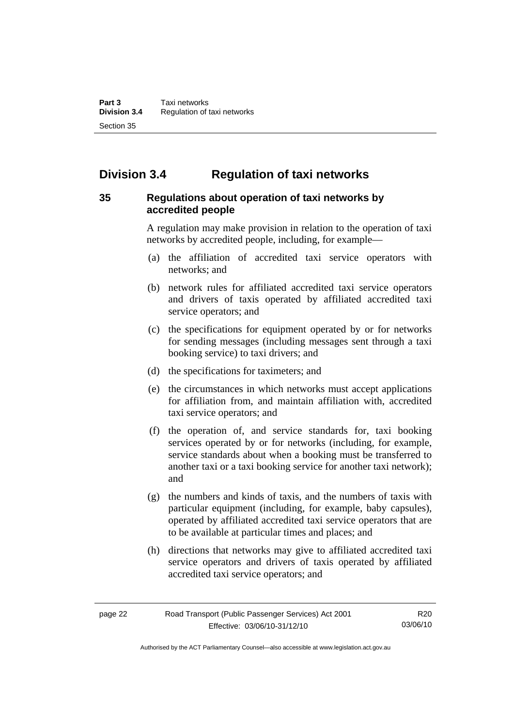## Division 3.4 Regulation of taxi networks

### 35 Regulations about operation of taxi networks by accredited people

A regulation may make provision in relation to the operation of taxi networks by accredited people, including, for example—

(a) the affiliation of accredited taxi service operators with networks; and

(b) network rules for affiliated accredited taxi service operators and drivers of taxis operated by affiliated accredited taxi service operators; and

(c) the specifications for equipment operated by or for networks for sending messages (including messages sent through a taxi booking service) to taxi drivers; and

(d) the specifications for taximeters; and

(e) the circumstances in which networks must accept applications for affiliation from, and maintain affiliation with, accredited taxi service operators; and

(f) the operation of, and service standards for, taxi booking services operated by or for networks (including, for example, service standards about when a booking must be transferred to another taxi or a taxi booking service for another taxi network); and

(g) the numbers and kinds of taxis, and the numbers of taxis with particular equipment (including, for example, baby capsules), operated by affiliated accredited taxi service operators that are to be available at particular times and places; and

(h) directions that networks may give to affiliated accredited taxi service operators and drivers of taxis operated by affiliated accredited taxi service operators; and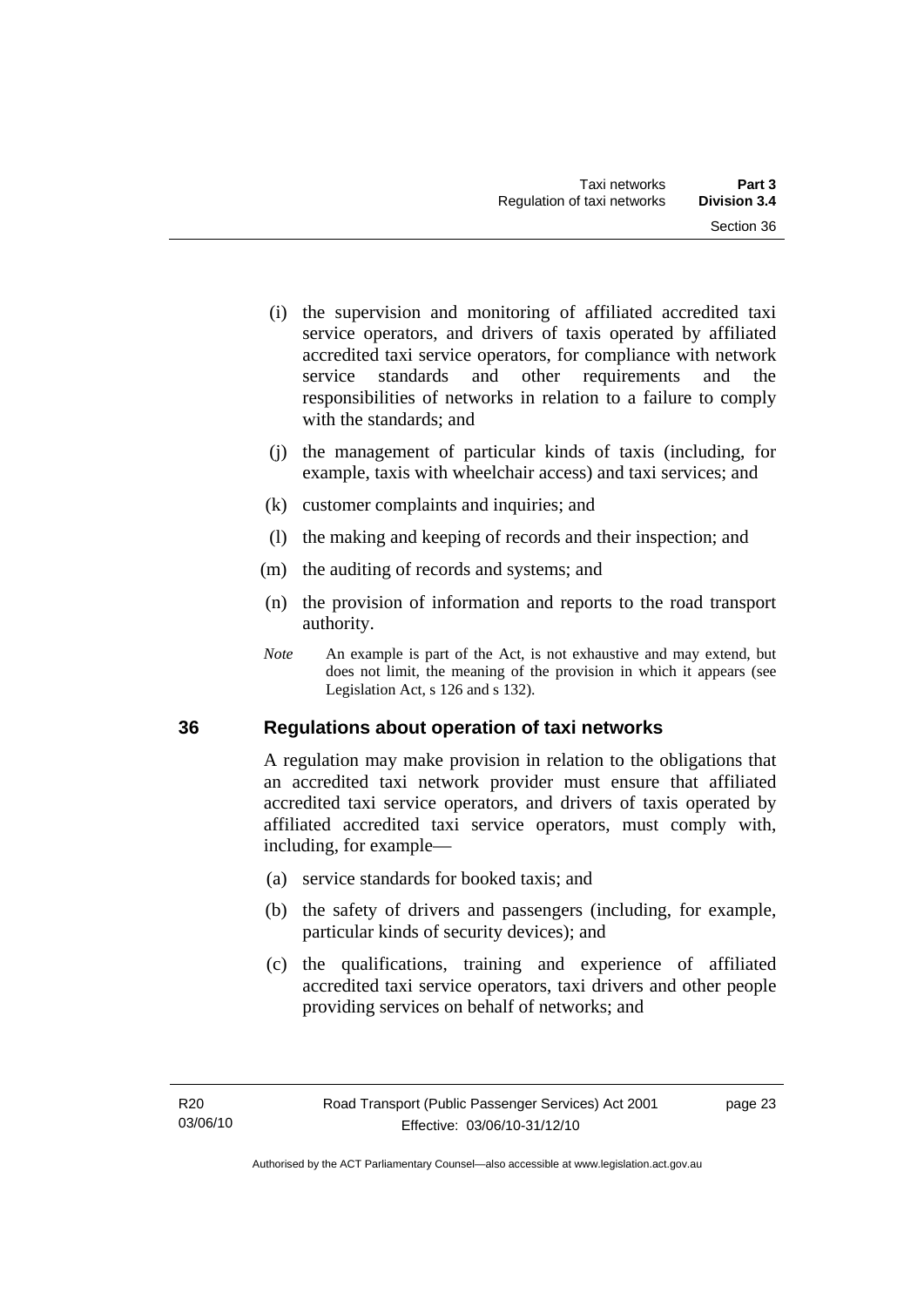(i) the supervision and monitoring of affiliated accredited taxi service operators, and drivers of taxis operated by affiliated accredited taxi service operators, for compliance with network service standards and other requirements and the responsibilities of networks in relation to a failure to comply with the standards; and

(j) the management of particular kinds of taxis (including, for example, taxis with wheelchair access) and taxi services; and

(k) customer complaints and inquiries; and

(l) the making and keeping of records and their inspection; and

(m) the auditing of records and systems; and

(n) the provision of information and reports to the road transport authority.

*Note* An example is part of the Act, is not exhaustive and may extend, but does not limit, the meaning of the provision in which it appears (see Legislation Act, s 126 and s 132).

## 36 Regulations about operation of taxi networks

A regulation may make provision in relation to the obligations that an accredited taxi network provider must ensure that affiliated accredited taxi service operators, and drivers of taxis operated by affiliated accredited taxi service operators, must comply with, including, for example—

(a) service standards for booked taxis; and

(b) the safety of drivers and passengers (including, for example, particular kinds of security devices); and

(c) the qualifications, training and experience of affiliated accredited taxi service operators, taxi drivers and other people providing services on behalf of networks; and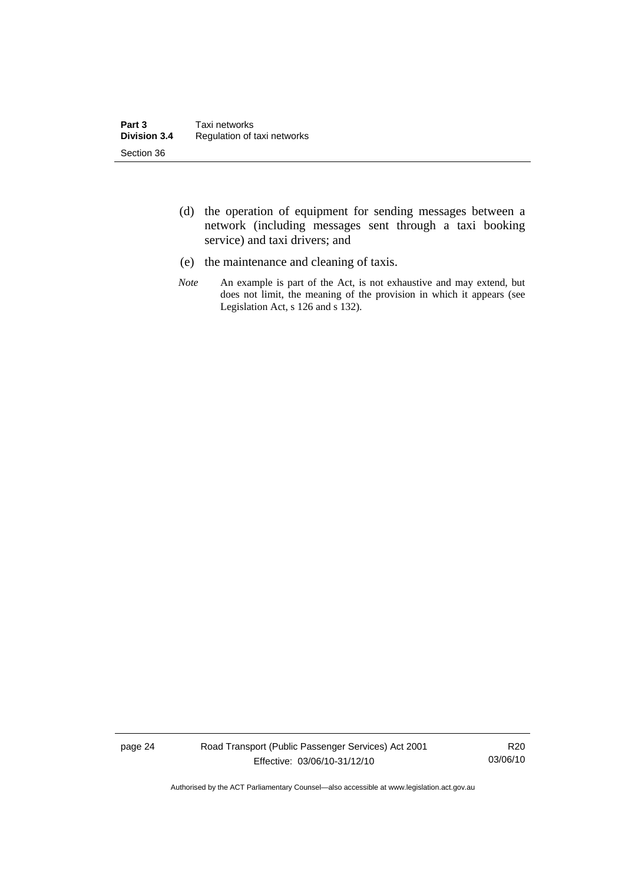(d) the operation of equipment for sending messages between a network (including messages sent through a taxi booking service) and taxi drivers; and

(e) the maintenance and cleaning of taxis.

*Note* An example is part of the Act, is not exhaustive and may extend, but does not limit, the meaning of the provision in which it appears (see Legislation Act, s 126 and s 132).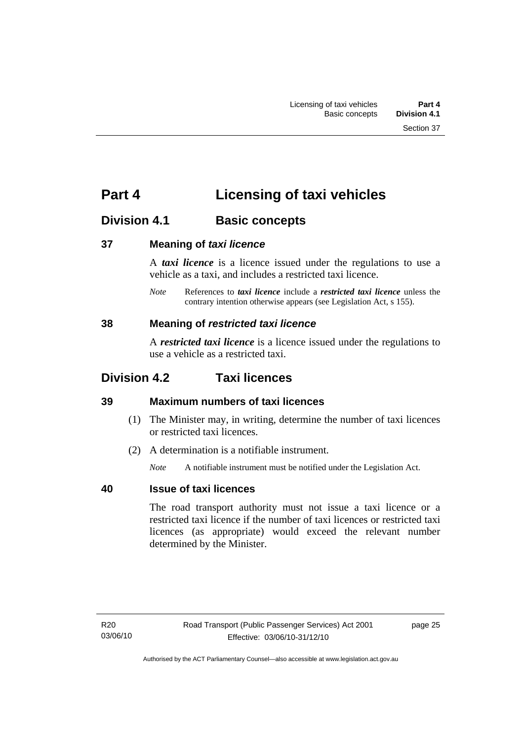# Part 4 Licensing of taxi vehicles

## Division 4.1 Basic concepts

### 37 Meaning of *taxi licence*

A ***taxi licence*** is a licence issued under the regulations to use a vehicle as a taxi, and includes a restricted taxi licence.

*Note* References to ***taxi licence*** include a ***restricted taxi licence*** unless the contrary intention otherwise appears (see Legislation Act, s 155).

### 38 Meaning of *restricted taxi licence*

A ***restricted taxi licence*** is a licence issued under the regulations to use a vehicle as a restricted taxi.

## Division 4.2 Taxi licences

### 39 Maximum numbers of taxi licences

(1) The Minister may, in writing, determine the number of taxi licences or restricted taxi licences.

(2) A determination is a notifiable instrument.

*Note* A notifiable instrument must be notified under the Legislation Act.

### 40 Issue of taxi licences

The road transport authority must not issue a taxi licence or a restricted taxi licence if the number of taxi licences or restricted taxi licences (as appropriate) would exceed the relevant number determined by the Minister.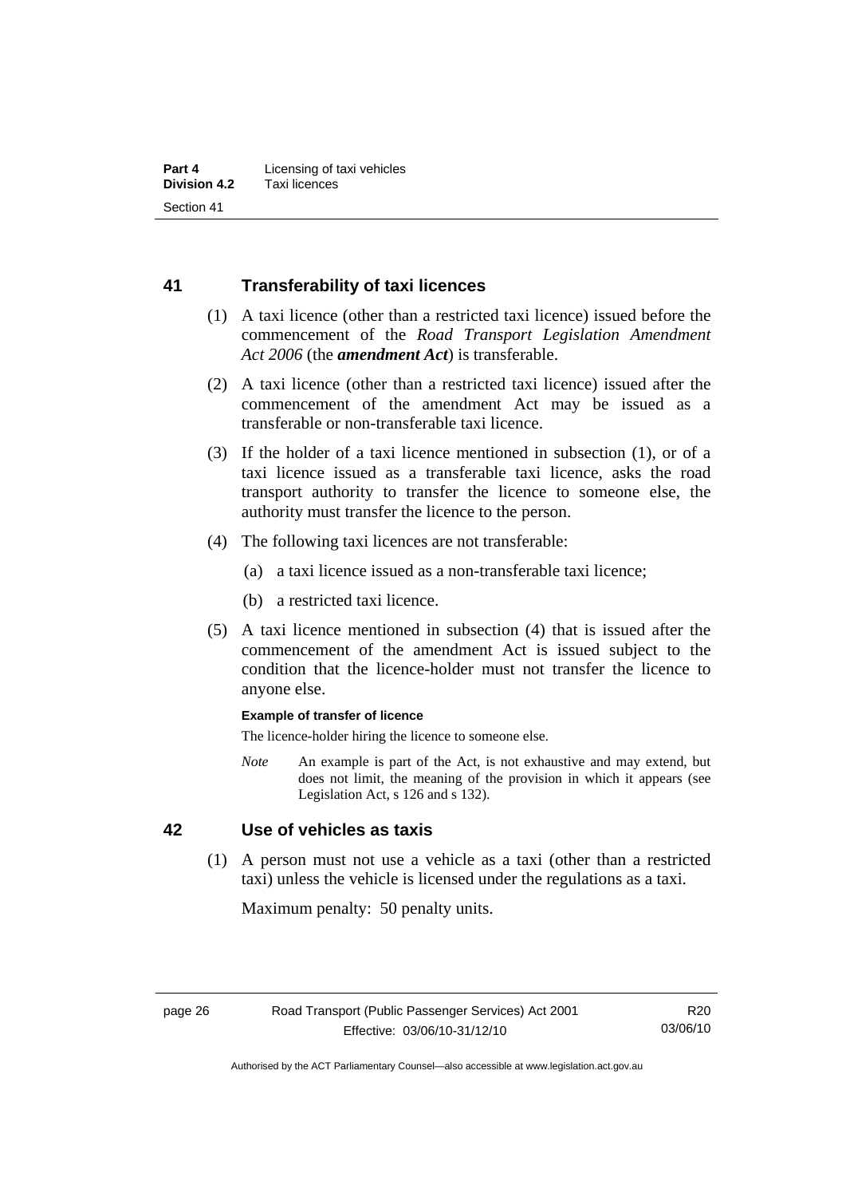## 41 Transferability of taxi licences

(1) A taxi licence (other than a restricted taxi licence) issued before the commencement of the *Road Transport Legislation Amendment Act 2006* (the ***amendment Act***) is transferable.

(2) A taxi licence (other than a restricted taxi licence) issued after the commencement of the amendment Act may be issued as a transferable or non-transferable taxi licence.

(3) If the holder of a taxi licence mentioned in subsection (1), or of a taxi licence issued as a transferable taxi licence, asks the road transport authority to transfer the licence to someone else, the authority must transfer the licence to the person.

(4) The following taxi licences are not transferable:

   (a) a taxi licence issued as a non-transferable taxi licence;

   (b) a restricted taxi licence.

(5) A taxi licence mentioned in subsection (4) that is issued after the commencement of the amendment Act is issued subject to the condition that the licence-holder must not transfer the licence to anyone else.

**Example of transfer of licence**

The licence-holder hiring the licence to someone else.

*Note* An example is part of the Act, is not exhaustive and may extend, but does not limit, the meaning of the provision in which it appears (see Legislation Act, s 126 and s 132).

## 42 Use of vehicles as taxis

(1) A person must not use a vehicle as a taxi (other than a restricted taxi) unless the vehicle is licensed under the regulations as a taxi.

Maximum penalty: 50 penalty units.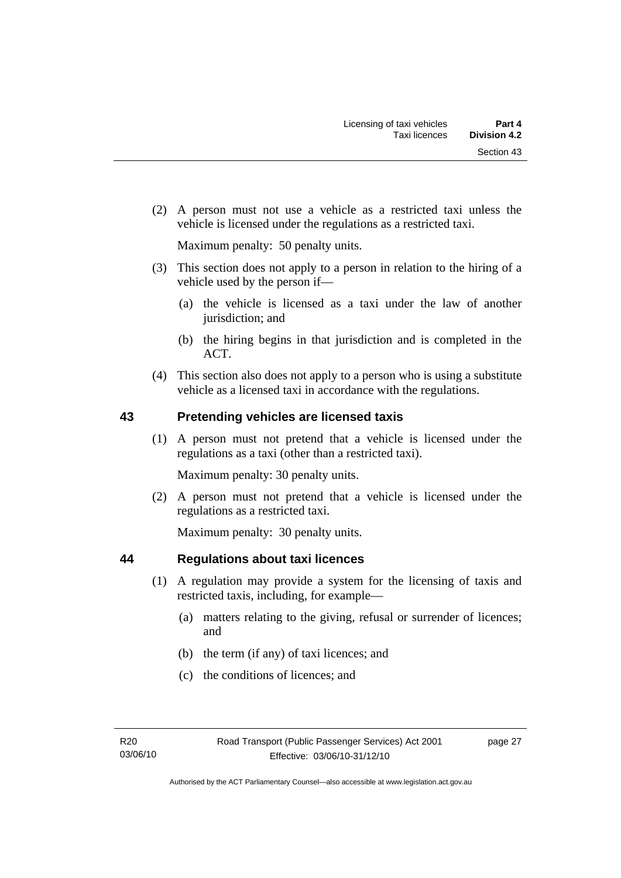(2) A person must not use a vehicle as a restricted taxi unless the vehicle is licensed under the regulations as a restricted taxi.

Maximum penalty: 50 penalty units.

(3) This section does not apply to a person in relation to the hiring of a vehicle used by the person if—

(a) the vehicle is licensed as a taxi under the law of another jurisdiction; and

(b) the hiring begins in that jurisdiction and is completed in the ACT.

(4) This section also does not apply to a person who is using a substitute vehicle as a licensed taxi in accordance with the regulations.

## 43 Pretending vehicles are licensed taxis

(1) A person must not pretend that a vehicle is licensed under the regulations as a taxi (other than a restricted taxi).

Maximum penalty: 30 penalty units.

(2) A person must not pretend that a vehicle is licensed under the regulations as a restricted taxi.

Maximum penalty: 30 penalty units.

## 44 Regulations about taxi licences

(1) A regulation may provide a system for the licensing of taxis and restricted taxis, including, for example—

(a) matters relating to the giving, refusal or surrender of licences; and

(b) the term (if any) of taxi licences; and

(c) the conditions of licences; and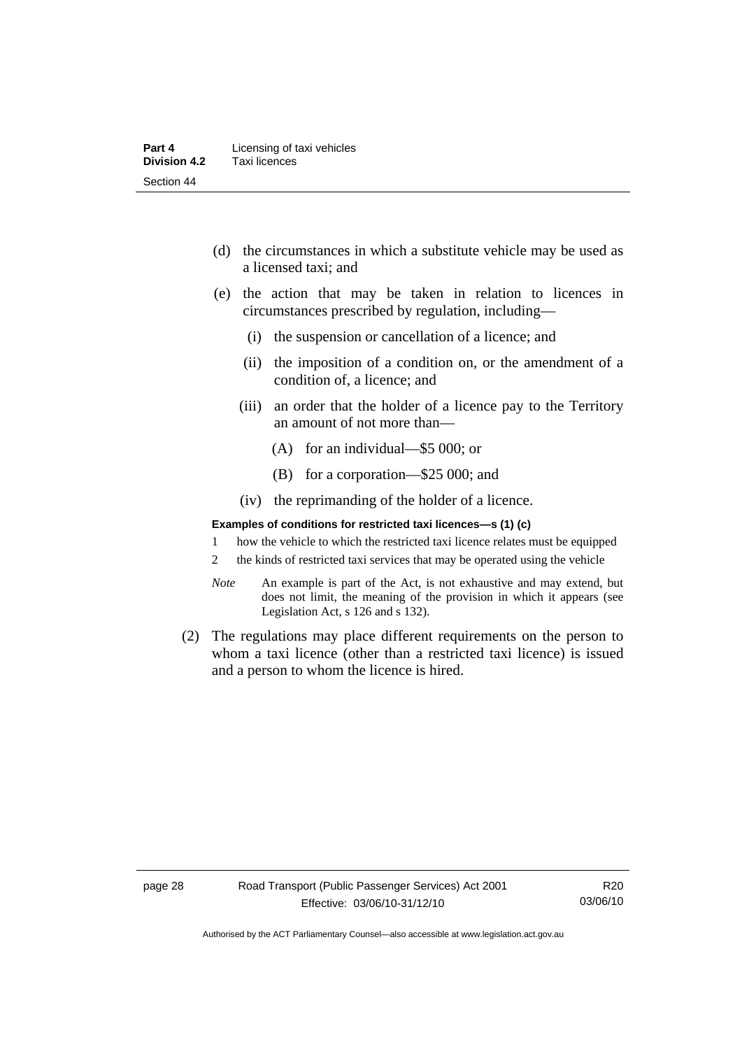(d) the circumstances in which a substitute vehicle may be used as a licensed taxi; and

(e) the action that may be taken in relation to licences in circumstances prescribed by regulation, including—

  (i) the suspension or cancellation of a licence; and

  (ii) the imposition of a condition on, or the amendment of a condition of, a licence; and

  (iii) an order that the holder of a licence pay to the Territory an amount of not more than—

    (A) for an individual—$5 000; or

    (B) for a corporation—$25 000; and

  (iv) the reprimanding of the holder of a licence.

**Examples of conditions for restricted taxi licences—s (1) (c)**

1 how the vehicle to which the restricted taxi licence relates must be equipped

2 the kinds of restricted taxi services that may be operated using the vehicle

*Note* An example is part of the Act, is not exhaustive and may extend, but does not limit, the meaning of the provision in which it appears (see Legislation Act, s 126 and s 132).

(2) The regulations may place different requirements on the person to whom a taxi licence (other than a restricted taxi licence) is issued and a person to whom the licence is hired.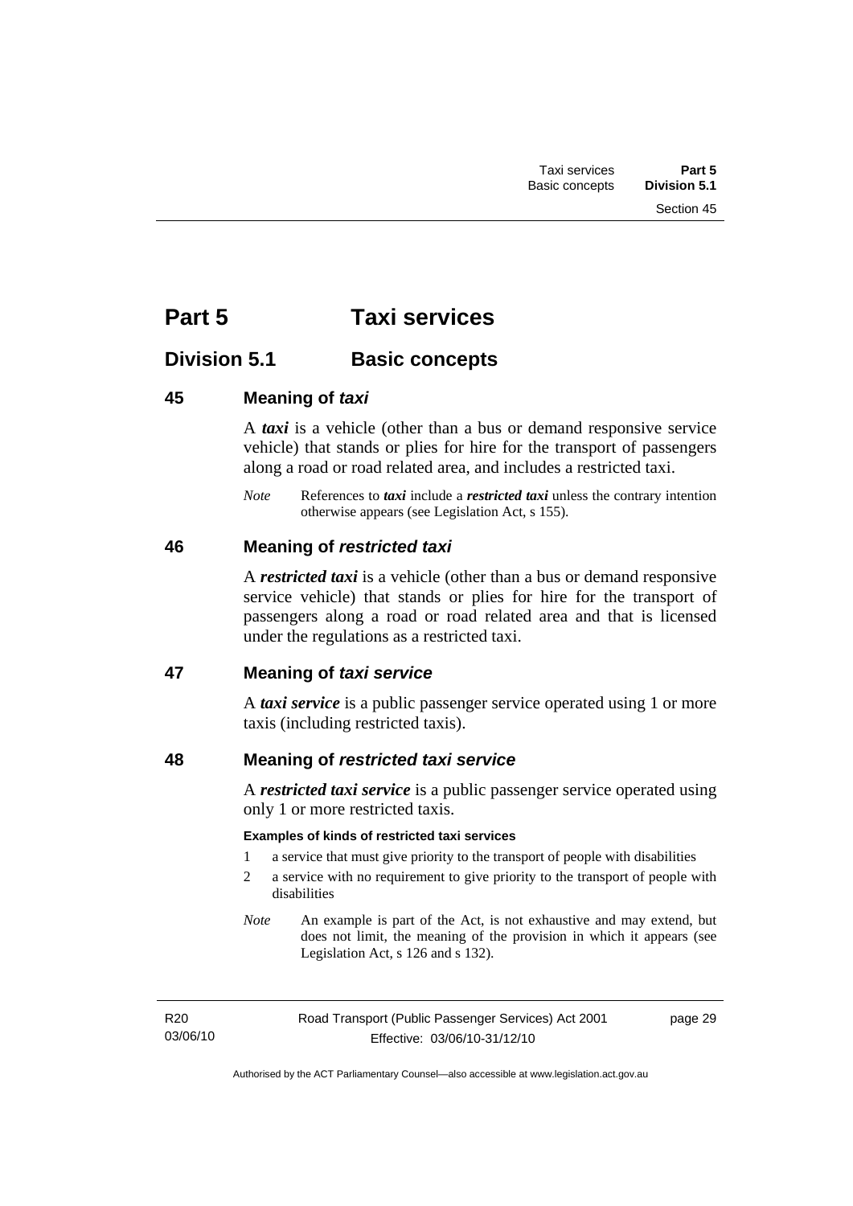# Part 5 Taxi services

## Division 5.1 Basic concepts

### 45 Meaning of *taxi*

A ***taxi*** is a vehicle (other than a bus or demand responsive service vehicle) that stands or plies for hire for the transport of passengers along a road or road related area, and includes a restricted taxi.

*Note* References to ***taxi*** include a ***restricted taxi*** unless the contrary intention otherwise appears (see Legislation Act, s 155).

### 46 Meaning of *restricted taxi*

A ***restricted taxi*** is a vehicle (other than a bus or demand responsive service vehicle) that stands or plies for hire for the transport of passengers along a road or road related area and that is licensed under the regulations as a restricted taxi.

### 47 Meaning of *taxi service*

A ***taxi service*** is a public passenger service operated using 1 or more taxis (including restricted taxis).

### 48 Meaning of *restricted taxi service*

A ***restricted taxi service*** is a public passenger service operated using only 1 or more restricted taxis.

**Examples of kinds of restricted taxi services**

1 a service that must give priority to the transport of people with disabilities

2 a service with no requirement to give priority to the transport of people with disabilities

*Note* An example is part of the Act, is not exhaustive and may extend, but does not limit, the meaning of the provision in which it appears (see Legislation Act, s 126 and s 132).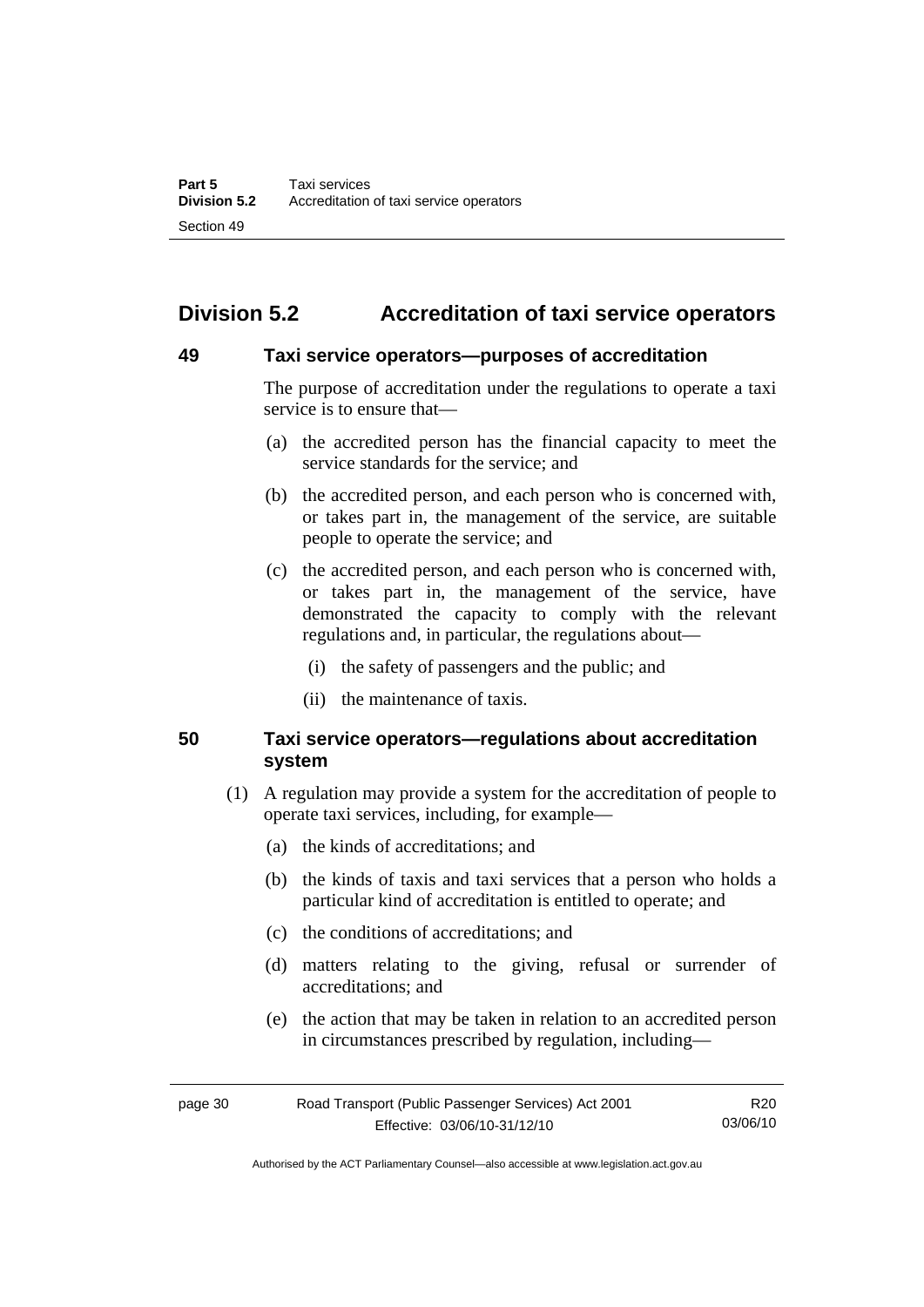## Division 5.2 Accreditation of taxi service operators

### 49 Taxi service operators—purposes of accreditation

The purpose of accreditation under the regulations to operate a taxi service is to ensure that—

(a) the accredited person has the financial capacity to meet the service standards for the service; and

(b) the accredited person, and each person who is concerned with, or takes part in, the management of the service, are suitable people to operate the service; and

(c) the accredited person, and each person who is concerned with, or takes part in, the management of the service, have demonstrated the capacity to comply with the relevant regulations and, in particular, the regulations about—

(i) the safety of passengers and the public; and

(ii) the maintenance of taxis.

### 50 Taxi service operators—regulations about accreditation system

(1) A regulation may provide a system for the accreditation of people to operate taxi services, including, for example—

(a) the kinds of accreditations; and

(b) the kinds of taxis and taxi services that a person who holds a particular kind of accreditation is entitled to operate; and

(c) the conditions of accreditations; and

(d) matters relating to the giving, refusal or surrender of accreditations; and

(e) the action that may be taken in relation to an accredited person in circumstances prescribed by regulation, including—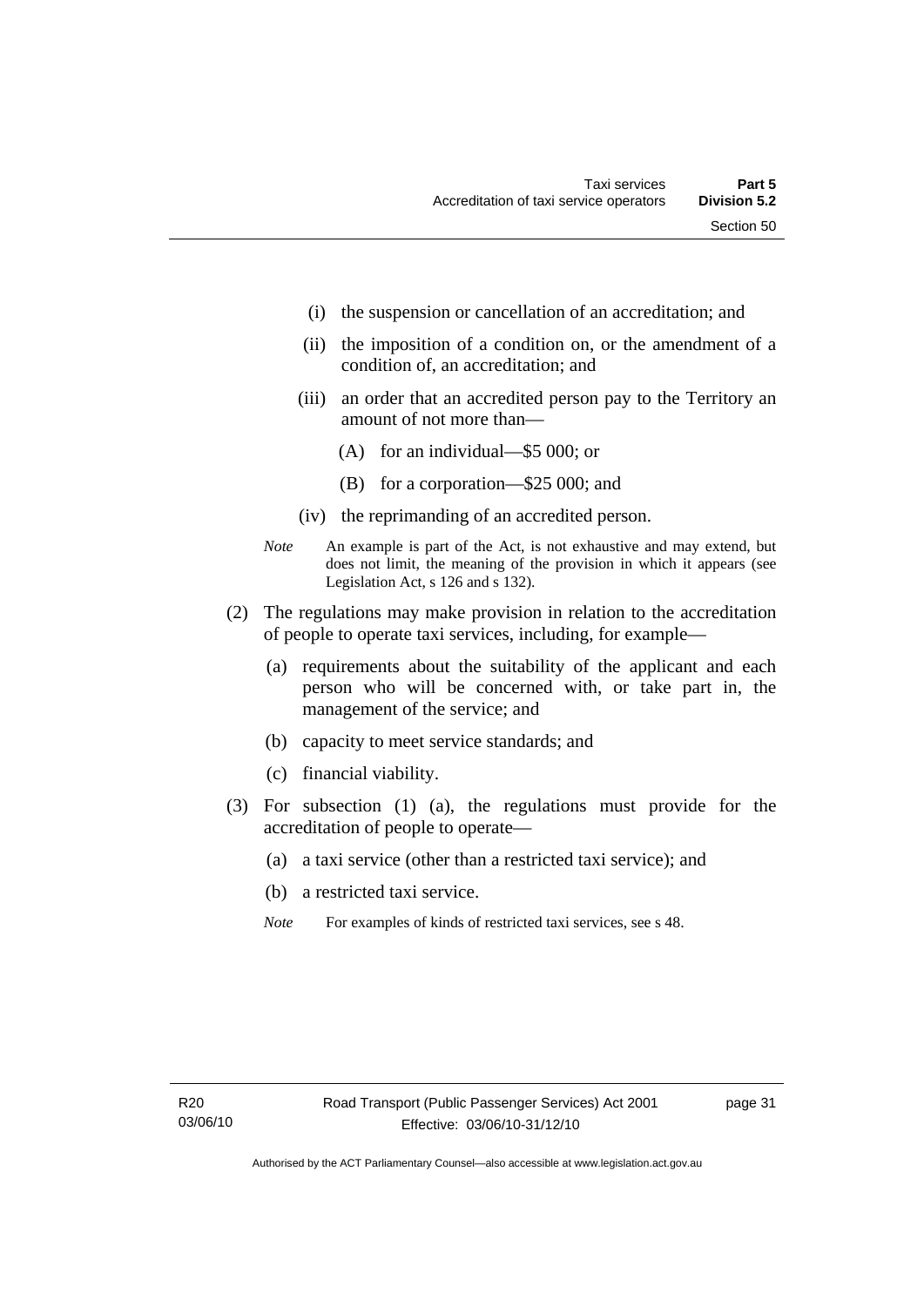(i) the suspension or cancellation of an accreditation; and

(ii) the imposition of a condition on, or the amendment of a condition of, an accreditation; and

(iii) an order that an accredited person pay to the Territory an amount of not more than—

(A) for an individual—$5 000; or

(B) for a corporation—$25 000; and

(iv) the reprimanding of an accredited person.

*Note* An example is part of the Act, is not exhaustive and may extend, but does not limit, the meaning of the provision in which it appears (see Legislation Act, s 126 and s 132).

(2) The regulations may make provision in relation to the accreditation of people to operate taxi services, including, for example—

(a) requirements about the suitability of the applicant and each person who will be concerned with, or take part in, the management of the service; and

(b) capacity to meet service standards; and

(c) financial viability.

(3) For subsection (1) (a), the regulations must provide for the accreditation of people to operate—

(a) a taxi service (other than a restricted taxi service); and

(b) a restricted taxi service.

*Note* For examples of kinds of restricted taxi services, see s 48.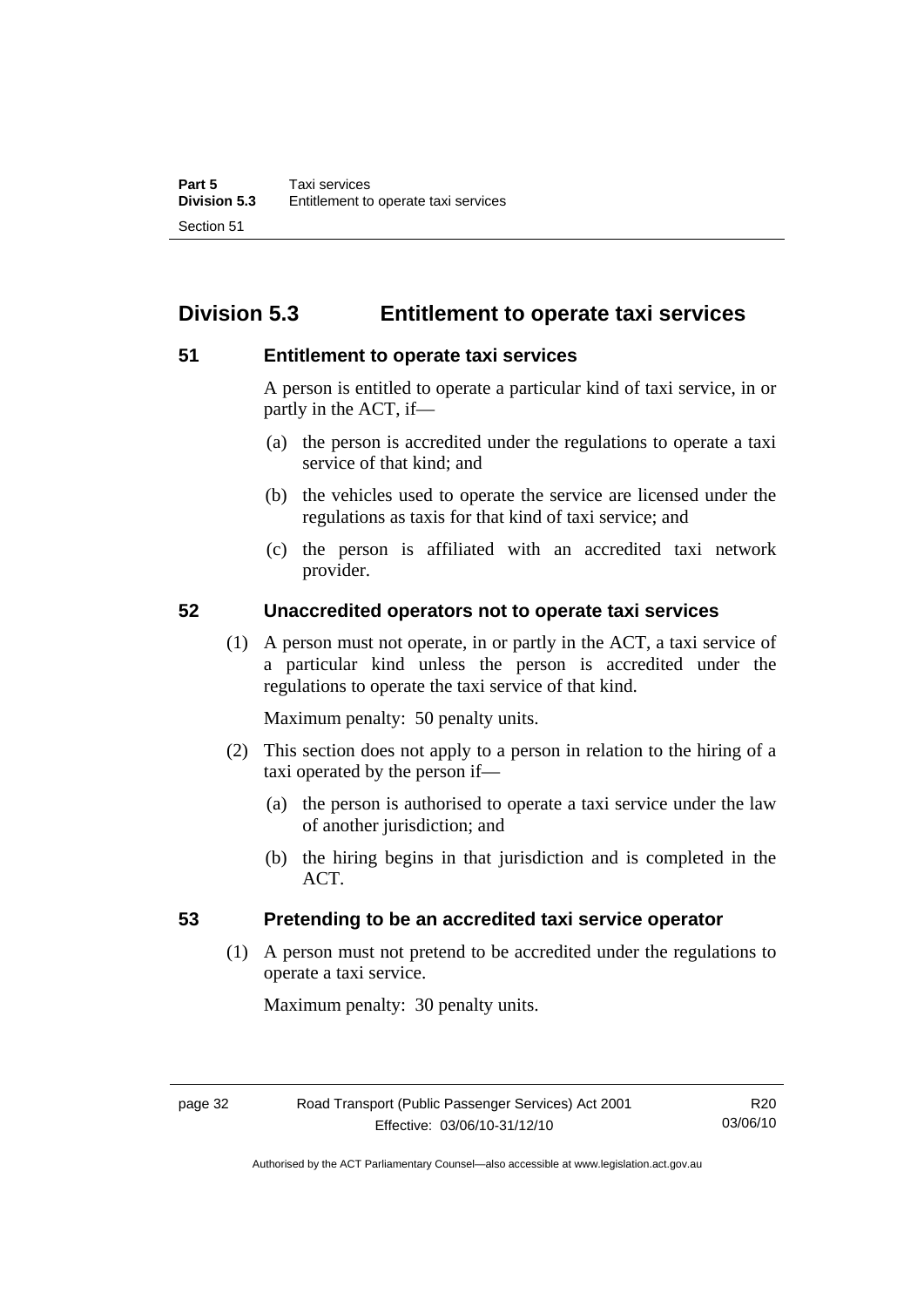## Division 5.3 Entitlement to operate taxi services

### 51 Entitlement to operate taxi services

A person is entitled to operate a particular kind of taxi service, in or partly in the ACT, if—

(a) the person is accredited under the regulations to operate a taxi service of that kind; and

(b) the vehicles used to operate the service are licensed under the regulations as taxis for that kind of taxi service; and

(c) the person is affiliated with an accredited taxi network provider.

### 52 Unaccredited operators not to operate taxi services

(1) A person must not operate, in or partly in the ACT, a taxi service of a particular kind unless the person is accredited under the regulations to operate the taxi service of that kind.

Maximum penalty: 50 penalty units.

(2) This section does not apply to a person in relation to the hiring of a taxi operated by the person if—

(a) the person is authorised to operate a taxi service under the law of another jurisdiction; and

(b) the hiring begins in that jurisdiction and is completed in the ACT.

### 53 Pretending to be an accredited taxi service operator

(1) A person must not pretend to be accredited under the regulations to operate a taxi service.

Maximum penalty: 30 penalty units.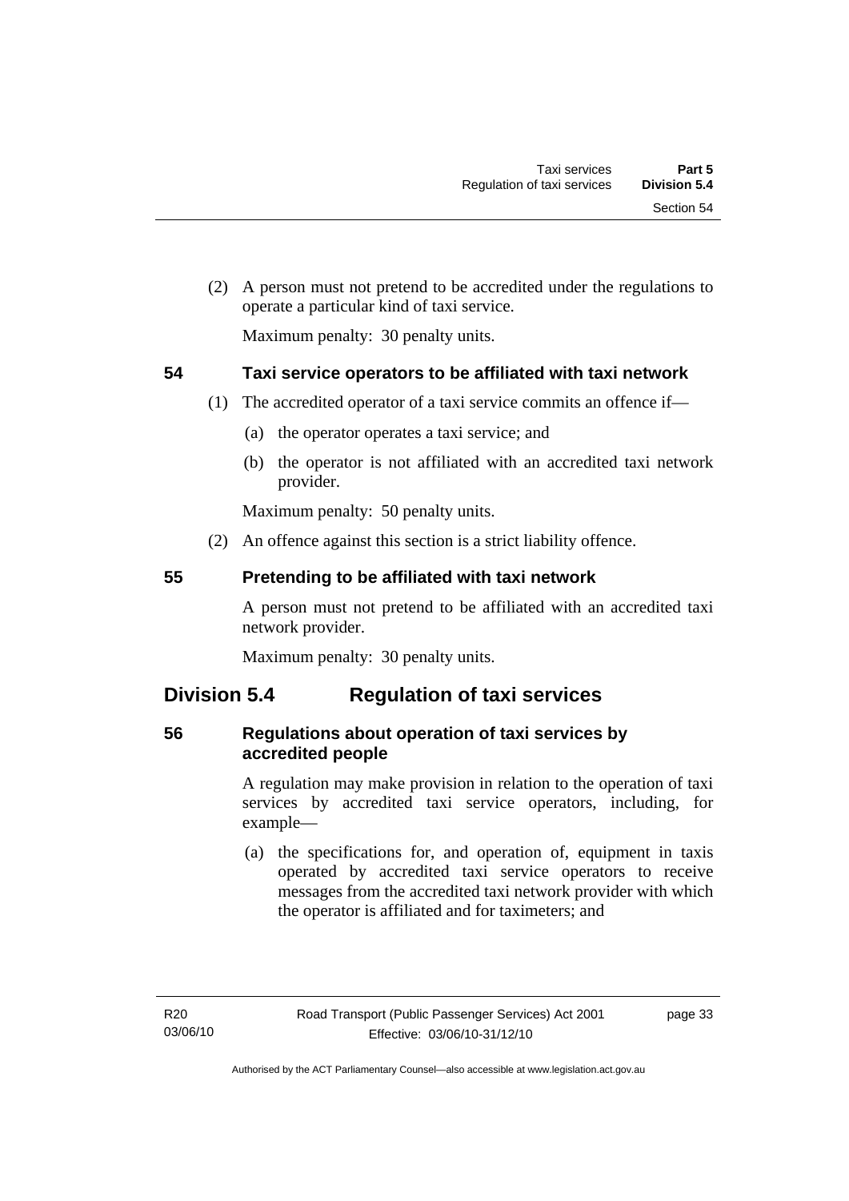(2) A person must not pretend to be accredited under the regulations to operate a particular kind of taxi service.

Maximum penalty: 30 penalty units.

### 54 Taxi service operators to be affiliated with taxi network

(1) The accredited operator of a taxi service commits an offence if—

(a) the operator operates a taxi service; and

(b) the operator is not affiliated with an accredited taxi network provider.

Maximum penalty: 50 penalty units.

(2) An offence against this section is a strict liability offence.

### 55 Pretending to be affiliated with taxi network

A person must not pretend to be affiliated with an accredited taxi network provider.

Maximum penalty: 30 penalty units.

## Division 5.4 Regulation of taxi services

### 56 Regulations about operation of taxi services by accredited people

A regulation may make provision in relation to the operation of taxi services by accredited taxi service operators, including, for example—

(a) the specifications for, and operation of, equipment in taxis operated by accredited taxi service operators to receive messages from the accredited taxi network provider with which the operator is affiliated and for taximeters; and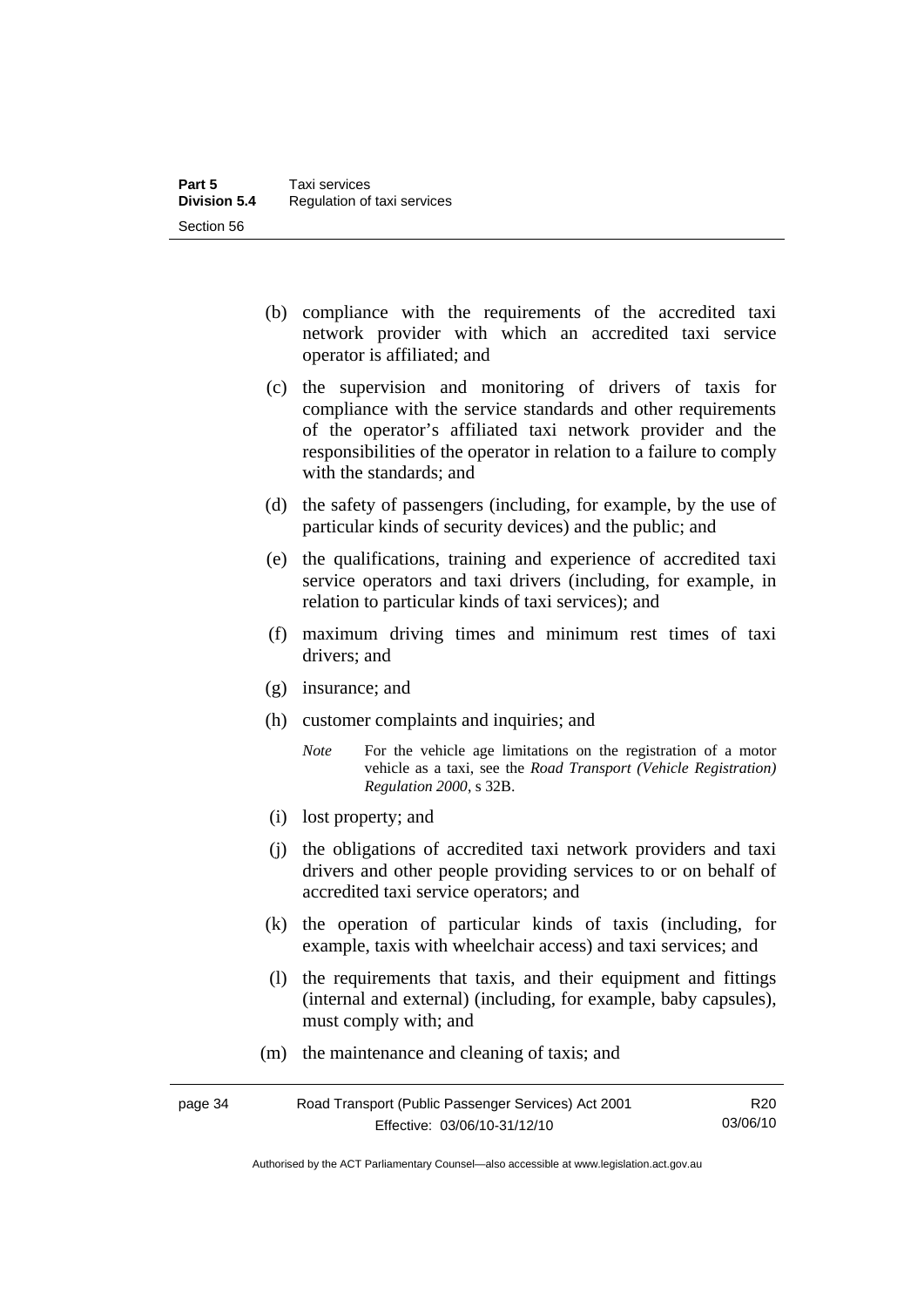(b) compliance with the requirements of the accredited taxi network provider with which an accredited taxi service operator is affiliated; and

(c) the supervision and monitoring of drivers of taxis for compliance with the service standards and other requirements of the operator's affiliated taxi network provider and the responsibilities of the operator in relation to a failure to comply with the standards; and

(d) the safety of passengers (including, for example, by the use of particular kinds of security devices) and the public; and

(e) the qualifications, training and experience of accredited taxi service operators and taxi drivers (including, for example, in relation to particular kinds of taxi services); and

(f) maximum driving times and minimum rest times of taxi drivers; and

(g) insurance; and

(h) customer complaints and inquiries; and

*Note* For the vehicle age limitations on the registration of a motor vehicle as a taxi, see the *Road Transport (Vehicle Registration) Regulation 2000*, s 32B.

(i) lost property; and

(j) the obligations of accredited taxi network providers and taxi drivers and other people providing services to or on behalf of accredited taxi service operators; and

(k) the operation of particular kinds of taxis (including, for example, taxis with wheelchair access) and taxi services; and

(l) the requirements that taxis, and their equipment and fittings (internal and external) (including, for example, baby capsules), must comply with; and

(m) the maintenance and cleaning of taxis; and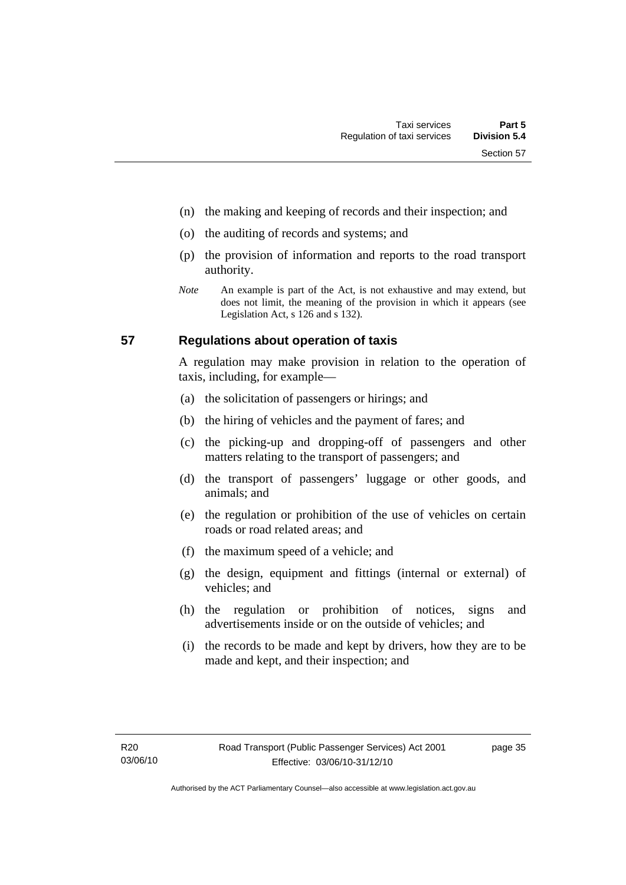(n) the making and keeping of records and their inspection; and

(o) the auditing of records and systems; and

(p) the provision of information and reports to the road transport authority.

*Note* An example is part of the Act, is not exhaustive and may extend, but does not limit, the meaning of the provision in which it appears (see Legislation Act, s 126 and s 132).

## 57 Regulations about operation of taxis

A regulation may make provision in relation to the operation of taxis, including, for example—

(a) the solicitation of passengers or hirings; and

(b) the hiring of vehicles and the payment of fares; and

(c) the picking-up and dropping-off of passengers and other matters relating to the transport of passengers; and

(d) the transport of passengers' luggage or other goods, and animals; and

(e) the regulation or prohibition of the use of vehicles on certain roads or road related areas; and

(f) the maximum speed of a vehicle; and

(g) the design, equipment and fittings (internal or external) of vehicles; and

(h) the regulation or prohibition of notices, signs and advertisements inside or on the outside of vehicles; and

(i) the records to be made and kept by drivers, how they are to be made and kept, and their inspection; and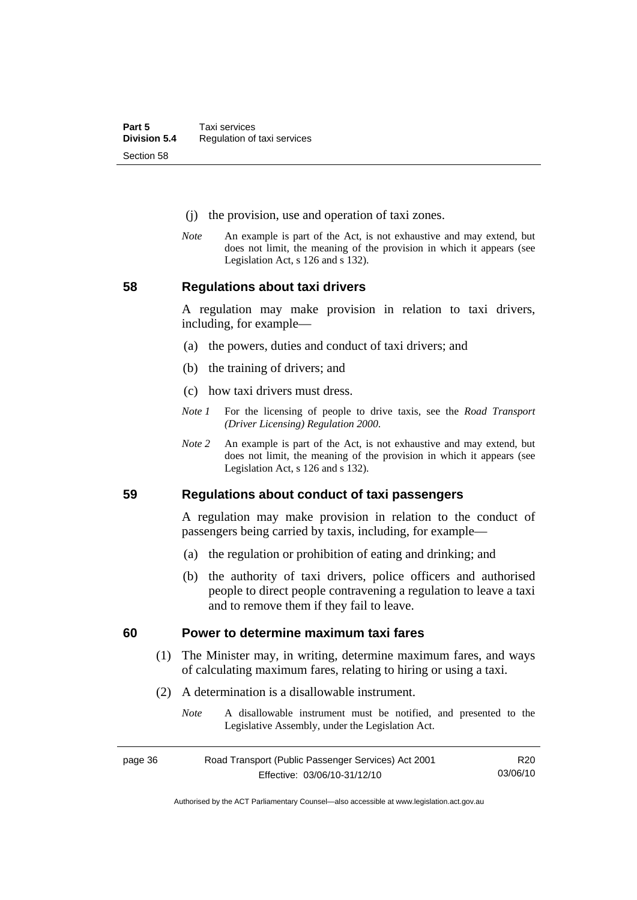(j) the provision, use and operation of taxi zones.

*Note* An example is part of the Act, is not exhaustive and may extend, but does not limit, the meaning of the provision in which it appears (see Legislation Act, s 126 and s 132).

## 58 Regulations about taxi drivers

A regulation may make provision in relation to taxi drivers, including, for example—

(a) the powers, duties and conduct of taxi drivers; and

(b) the training of drivers; and

(c) how taxi drivers must dress.

*Note 1* For the licensing of people to drive taxis, see the *Road Transport (Driver Licensing) Regulation 2000*.

*Note 2* An example is part of the Act, is not exhaustive and may extend, but does not limit, the meaning of the provision in which it appears (see Legislation Act, s 126 and s 132).

## 59 Regulations about conduct of taxi passengers

A regulation may make provision in relation to the conduct of passengers being carried by taxis, including, for example—

(a) the regulation or prohibition of eating and drinking; and

(b) the authority of taxi drivers, police officers and authorised people to direct people contravening a regulation to leave a taxi and to remove them if they fail to leave.

## 60 Power to determine maximum taxi fares

(1) The Minister may, in writing, determine maximum fares, and ways of calculating maximum fares, relating to hiring or using a taxi.

(2) A determination is a disallowable instrument.

*Note* A disallowable instrument must be notified, and presented to the Legislative Assembly, under the Legislation Act.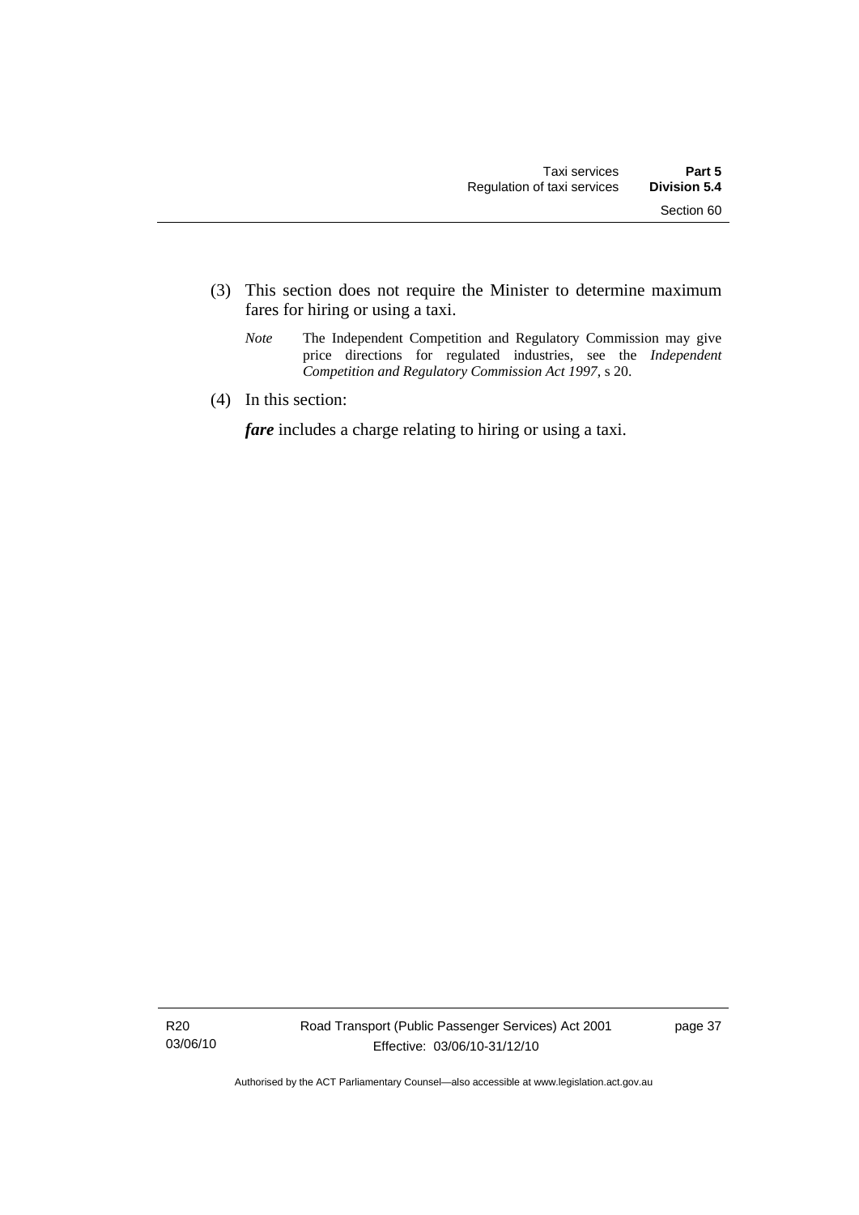(3) This section does not require the Minister to determine maximum fares for hiring or using a taxi.

*Note* The Independent Competition and Regulatory Commission may give price directions for regulated industries, see the *Independent Competition and Regulatory Commission Act 1997*, s 20.

(4) In this section:

***fare*** includes a charge relating to hiring or using a taxi.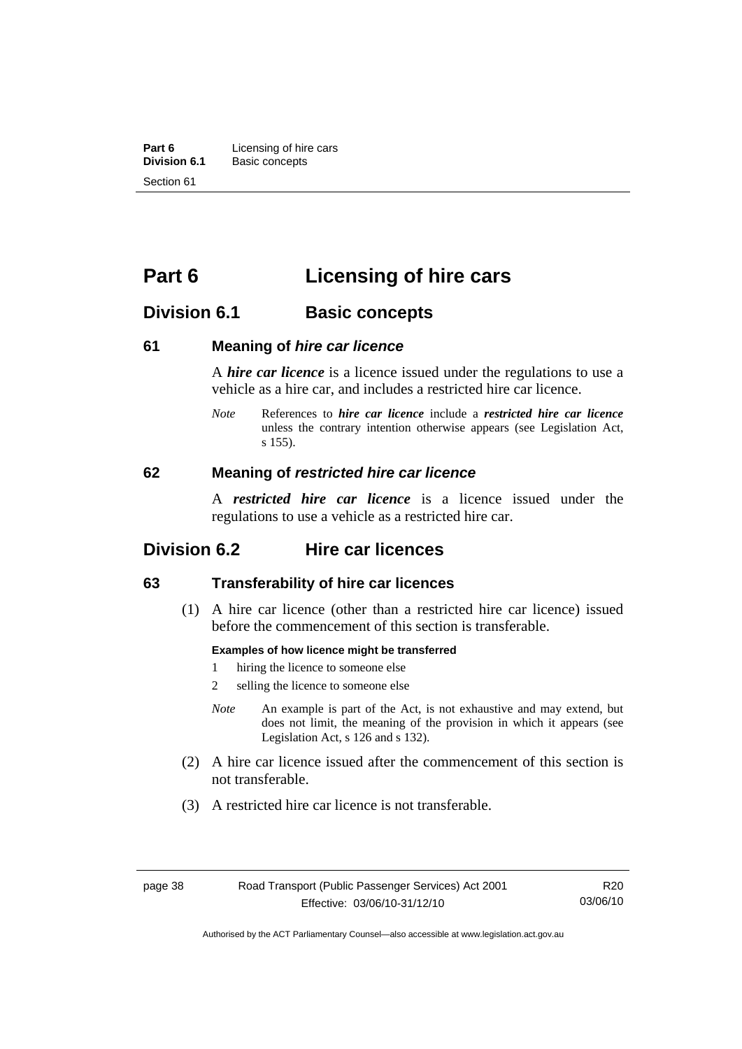# Part 6 Licensing of hire cars

## Division 6.1 Basic concepts

### 61 Meaning of *hire car licence*

A ***hire car licence*** is a licence issued under the regulations to use a vehicle as a hire car, and includes a restricted hire car licence.

*Note* References to ***hire car licence*** include a ***restricted hire car licence*** unless the contrary intention otherwise appears (see Legislation Act, s 155).

### 62 Meaning of *restricted hire car licence*

A ***restricted hire car licence*** is a licence issued under the regulations to use a vehicle as a restricted hire car.

## Division 6.2 Hire car licences

### 63 Transferability of hire car licences

(1) A hire car licence (other than a restricted hire car licence) issued before the commencement of this section is transferable.

**Examples of how licence might be transferred**

1 hiring the licence to someone else

2 selling the licence to someone else

*Note* An example is part of the Act, is not exhaustive and may extend, but does not limit, the meaning of the provision in which it appears (see Legislation Act, s 126 and s 132).

(2) A hire car licence issued after the commencement of this section is not transferable.

(3) A restricted hire car licence is not transferable.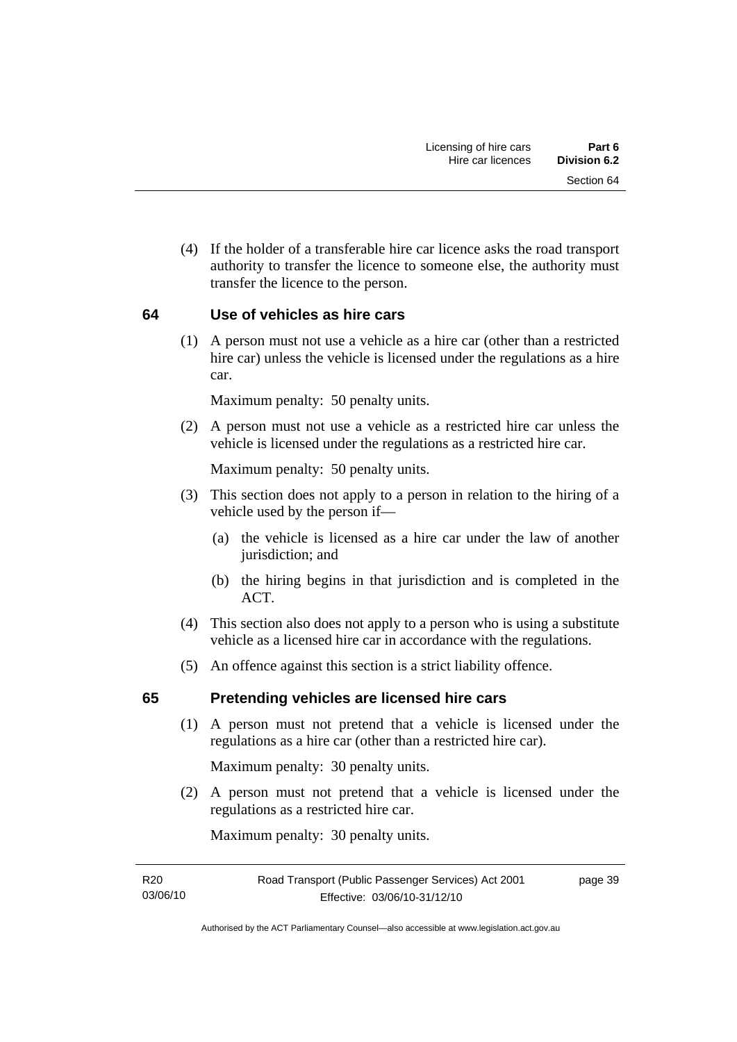(4) If the holder of a transferable hire car licence asks the road transport authority to transfer the licence to someone else, the authority must transfer the licence to the person.

### 64 Use of vehicles as hire cars

(1) A person must not use a vehicle as a hire car (other than a restricted hire car) unless the vehicle is licensed under the regulations as a hire car.

Maximum penalty: 50 penalty units.

(2) A person must not use a vehicle as a restricted hire car unless the vehicle is licensed under the regulations as a restricted hire car.

Maximum penalty: 50 penalty units.

(3) This section does not apply to a person in relation to the hiring of a vehicle used by the person if—

(a) the vehicle is licensed as a hire car under the law of another jurisdiction; and

(b) the hiring begins in that jurisdiction and is completed in the ACT.

(4) This section also does not apply to a person who is using a substitute vehicle as a licensed hire car in accordance with the regulations.

(5) An offence against this section is a strict liability offence.

### 65 Pretending vehicles are licensed hire cars

(1) A person must not pretend that a vehicle is licensed under the regulations as a hire car (other than a restricted hire car).

Maximum penalty: 30 penalty units.

(2) A person must not pretend that a vehicle is licensed under the regulations as a restricted hire car.

Maximum penalty: 30 penalty units.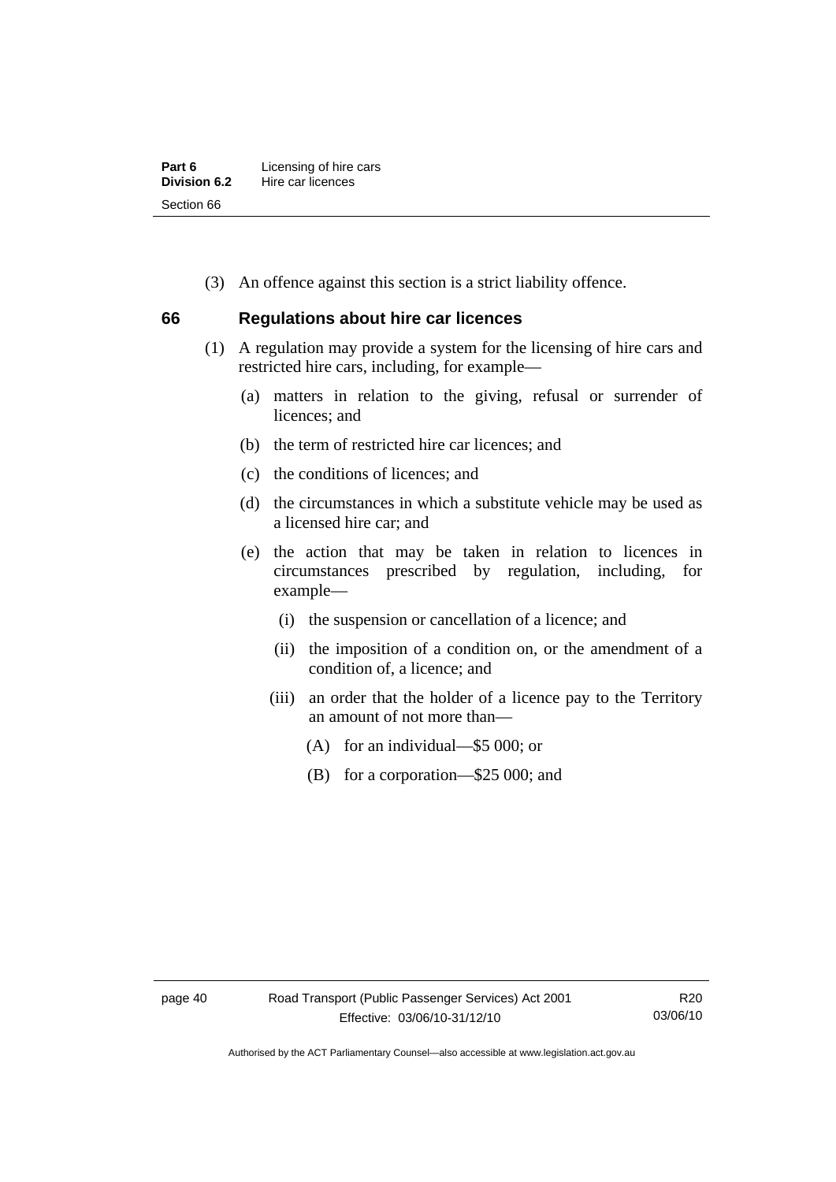(3) An offence against this section is a strict liability offence.

## 66 Regulations about hire car licences

(1) A regulation may provide a system for the licensing of hire cars and restricted hire cars, including, for example—

(a) matters in relation to the giving, refusal or surrender of licences; and

(b) the term of restricted hire car licences; and

(c) the conditions of licences; and

(d) the circumstances in which a substitute vehicle may be used as a licensed hire car; and

(e) the action that may be taken in relation to licences in circumstances prescribed by regulation, including, for example—

(i) the suspension or cancellation of a licence; and

(ii) the imposition of a condition on, or the amendment of a condition of, a licence; and

(iii) an order that the holder of a licence pay to the Territory an amount of not more than—

(A) for an individual—$5 000; or

(B) for a corporation—$25 000; and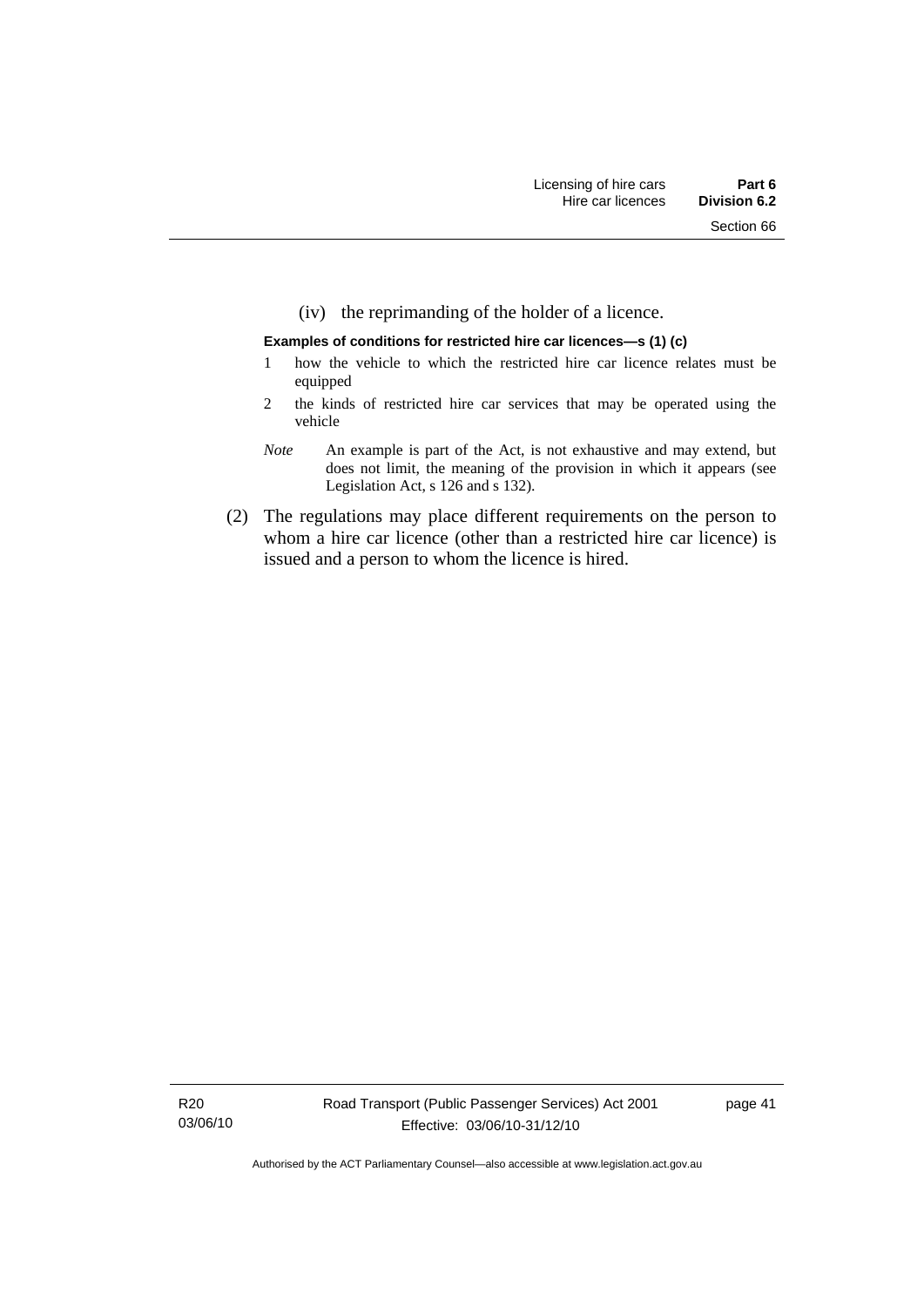(iv) the reprimanding of the holder of a licence.

**Examples of conditions for restricted hire car licences—s (1) (c)**

1 how the vehicle to which the restricted hire car licence relates must be equipped

2 the kinds of restricted hire car services that may be operated using the vehicle

*Note* An example is part of the Act, is not exhaustive and may extend, but does not limit, the meaning of the provision in which it appears (see Legislation Act, s 126 and s 132).

(2) The regulations may place different requirements on the person to whom a hire car licence (other than a restricted hire car licence) is issued and a person to whom the licence is hired.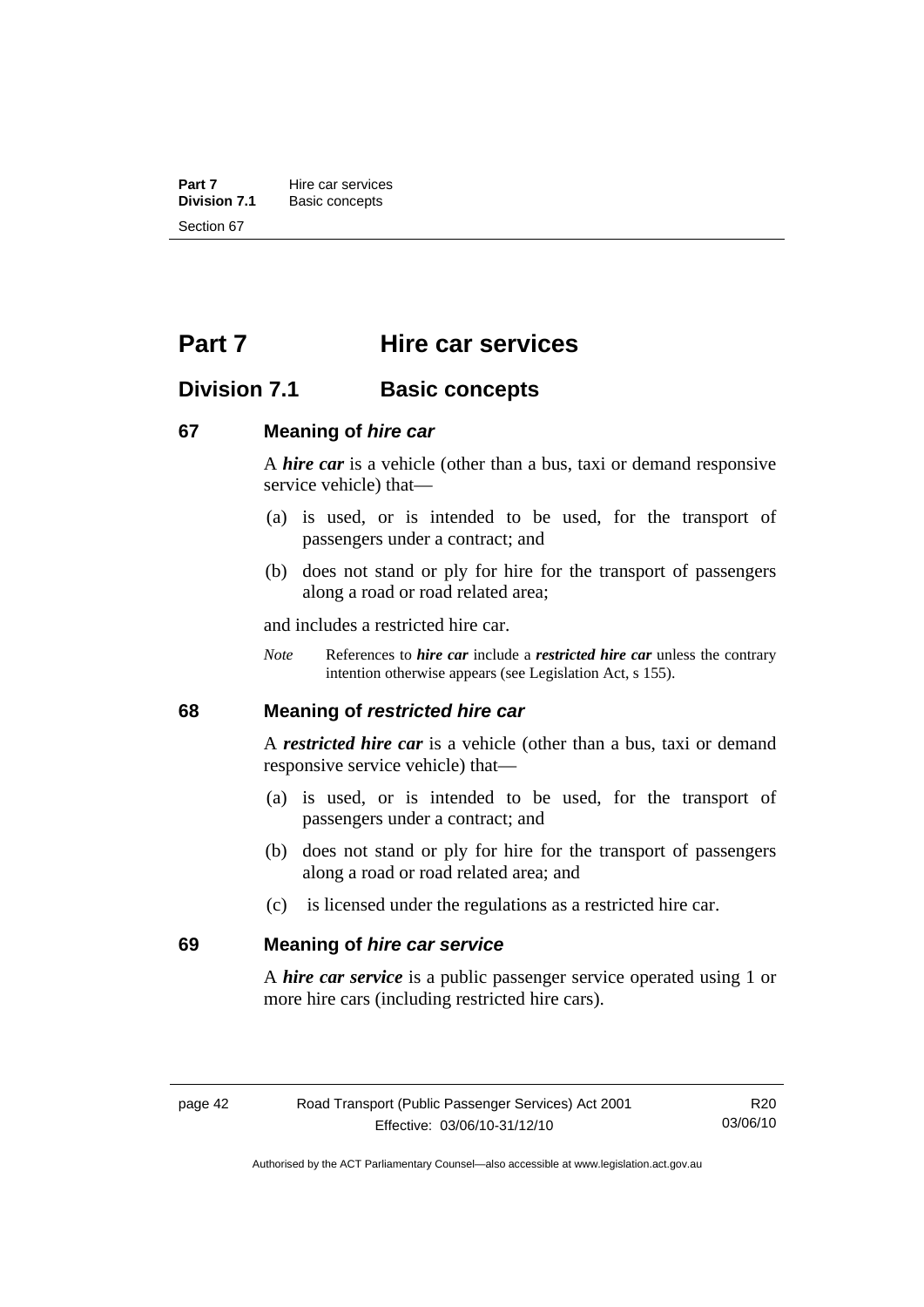# Part 7 Hire car services

## Division 7.1 Basic concepts

### 67 Meaning of *hire car*

A ***hire car*** is a vehicle (other than a bus, taxi or demand responsive service vehicle) that—

(a) is used, or is intended to be used, for the transport of passengers under a contract; and

(b) does not stand or ply for hire for the transport of passengers along a road or road related area;

and includes a restricted hire car.

*Note* References to ***hire car*** include a ***restricted hire car*** unless the contrary intention otherwise appears (see Legislation Act, s 155).

### 68 Meaning of *restricted hire car*

A ***restricted hire car*** is a vehicle (other than a bus, taxi or demand responsive service vehicle) that—

(a) is used, or is intended to be used, for the transport of passengers under a contract; and

(b) does not stand or ply for hire for the transport of passengers along a road or road related area; and

(c) is licensed under the regulations as a restricted hire car.

### 69 Meaning of *hire car service*

A ***hire car service*** is a public passenger service operated using 1 or more hire cars (including restricted hire cars).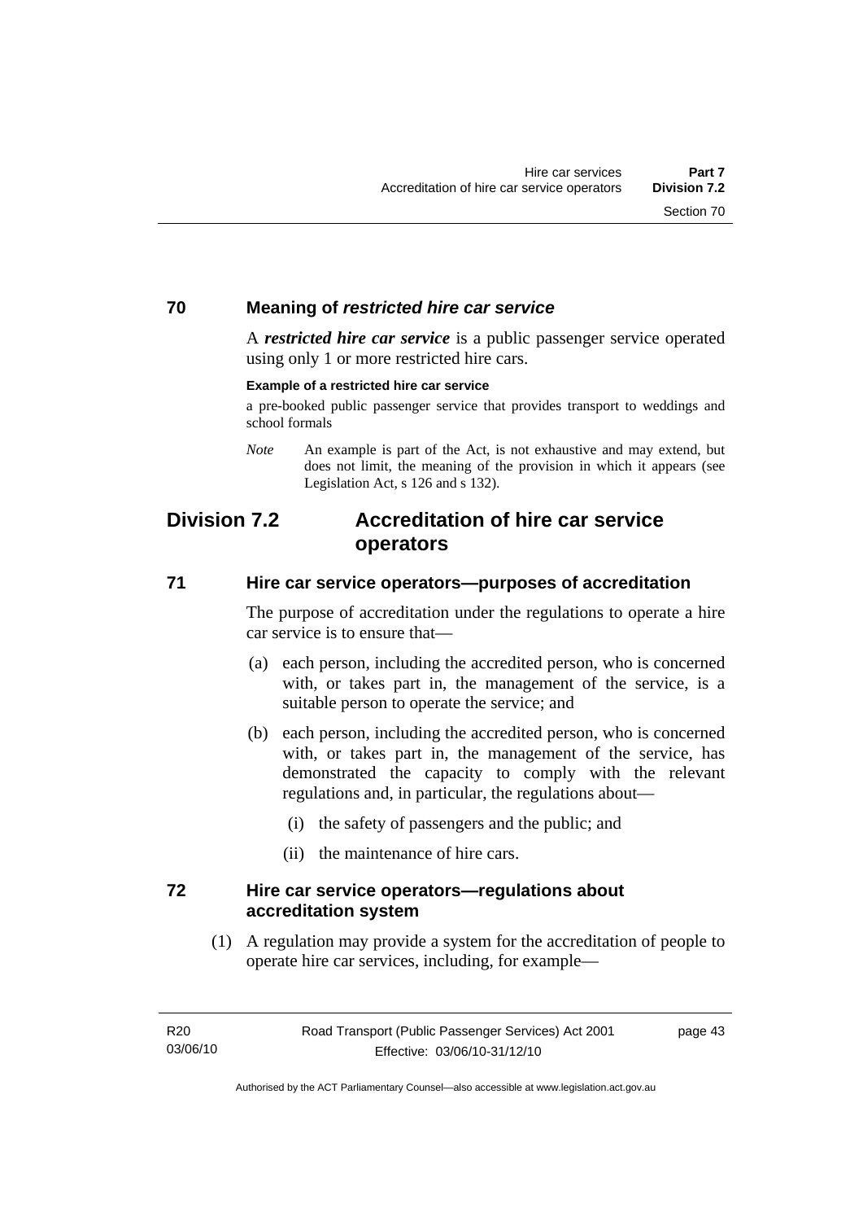## 70 Meaning of *restricted hire car service*

A ***restricted hire car service*** is a public passenger service operated using only 1 or more restricted hire cars.

**Example of a restricted hire car service**

a pre-booked public passenger service that provides transport to weddings and school formals

*Note* An example is part of the Act, is not exhaustive and may extend, but does not limit, the meaning of the provision in which it appears (see Legislation Act, s 126 and s 132).

# Division 7.2 Accreditation of hire car service operators

## 71 Hire car service operators—purposes of accreditation

The purpose of accreditation under the regulations to operate a hire car service is to ensure that—

(a) each person, including the accredited person, who is concerned with, or takes part in, the management of the service, is a suitable person to operate the service; and

(b) each person, including the accredited person, who is concerned with, or takes part in, the management of the service, has demonstrated the capacity to comply with the relevant regulations and, in particular, the regulations about—

(i) the safety of passengers and the public; and

(ii) the maintenance of hire cars.

## 72 Hire car service operators—regulations about accreditation system

(1) A regulation may provide a system for the accreditation of people to operate hire car services, including, for example—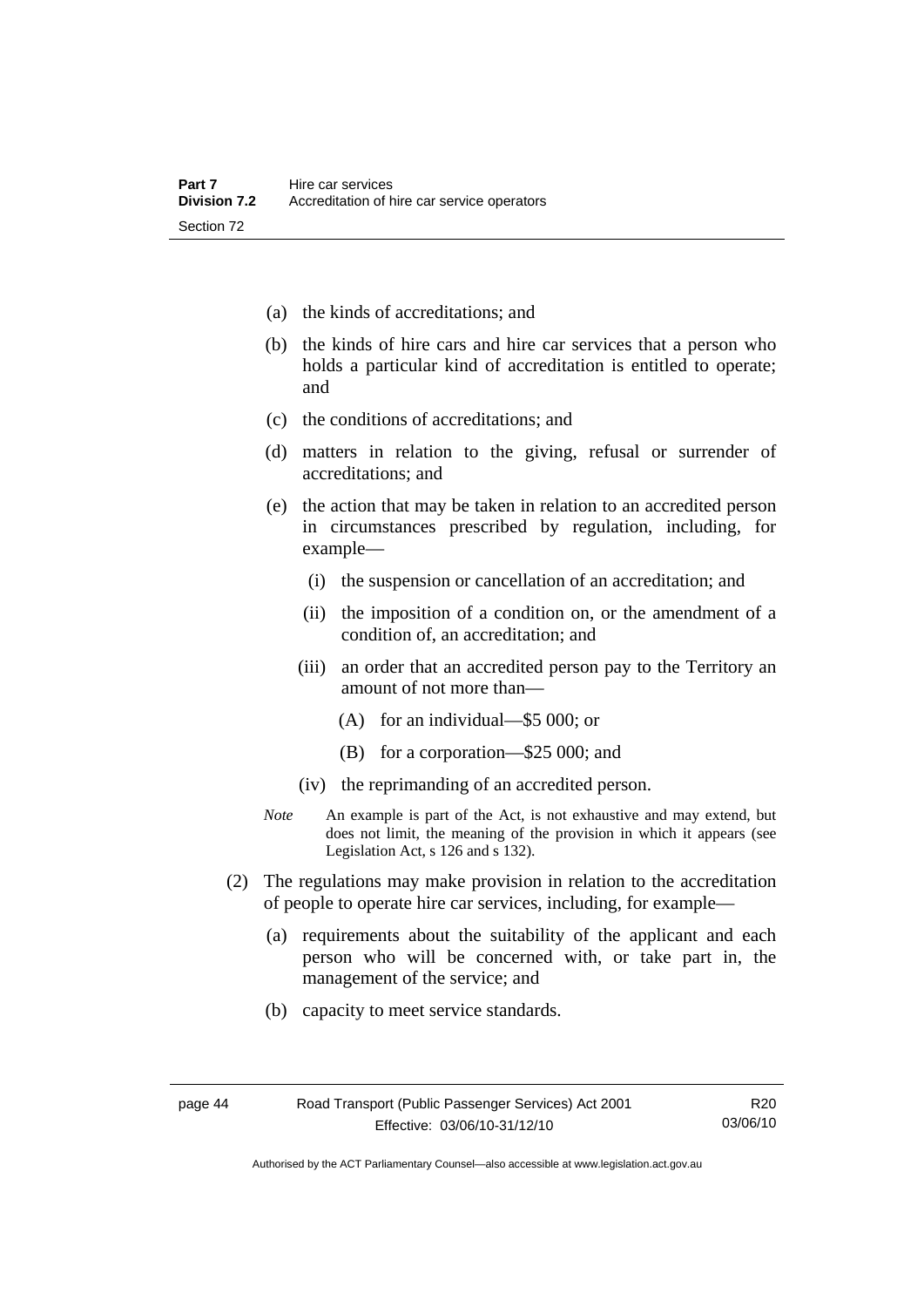(a) the kinds of accreditations; and

(b) the kinds of hire cars and hire car services that a person who holds a particular kind of accreditation is entitled to operate; and

(c) the conditions of accreditations; and

(d) matters in relation to the giving, refusal or surrender of accreditations; and

(e) the action that may be taken in relation to an accredited person in circumstances prescribed by regulation, including, for example—

(i) the suspension or cancellation of an accreditation; and

(ii) the imposition of a condition on, or the amendment of a condition of, an accreditation; and

(iii) an order that an accredited person pay to the Territory an amount of not more than—

(A) for an individual—$5 000; or

(B) for a corporation—$25 000; and

(iv) the reprimanding of an accredited person.

*Note* An example is part of the Act, is not exhaustive and may extend, but does not limit, the meaning of the provision in which it appears (see Legislation Act, s 126 and s 132).

(2) The regulations may make provision in relation to the accreditation of people to operate hire car services, including, for example—

(a) requirements about the suitability of the applicant and each person who will be concerned with, or take part in, the management of the service; and

(b) capacity to meet service standards.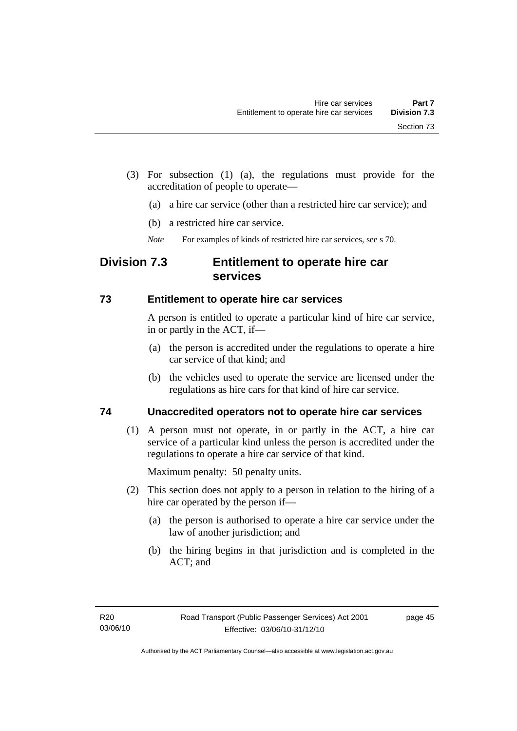(3) For subsection (1) (a), the regulations must provide for the accreditation of people to operate—

(a) a hire car service (other than a restricted hire car service); and

(b) a restricted hire car service.

*Note* For examples of kinds of restricted hire car services, see s 70.

## Division 7.3 Entitlement to operate hire car services

### 73 Entitlement to operate hire car services

A person is entitled to operate a particular kind of hire car service, in or partly in the ACT, if—

(a) the person is accredited under the regulations to operate a hire car service of that kind; and

(b) the vehicles used to operate the service are licensed under the regulations as hire cars for that kind of hire car service.

### 74 Unaccredited operators not to operate hire car services

(1) A person must not operate, in or partly in the ACT, a hire car service of a particular kind unless the person is accredited under the regulations to operate a hire car service of that kind.

Maximum penalty: 50 penalty units.

(2) This section does not apply to a person in relation to the hiring of a hire car operated by the person if—

(a) the person is authorised to operate a hire car service under the law of another jurisdiction; and

(b) the hiring begins in that jurisdiction and is completed in the ACT; and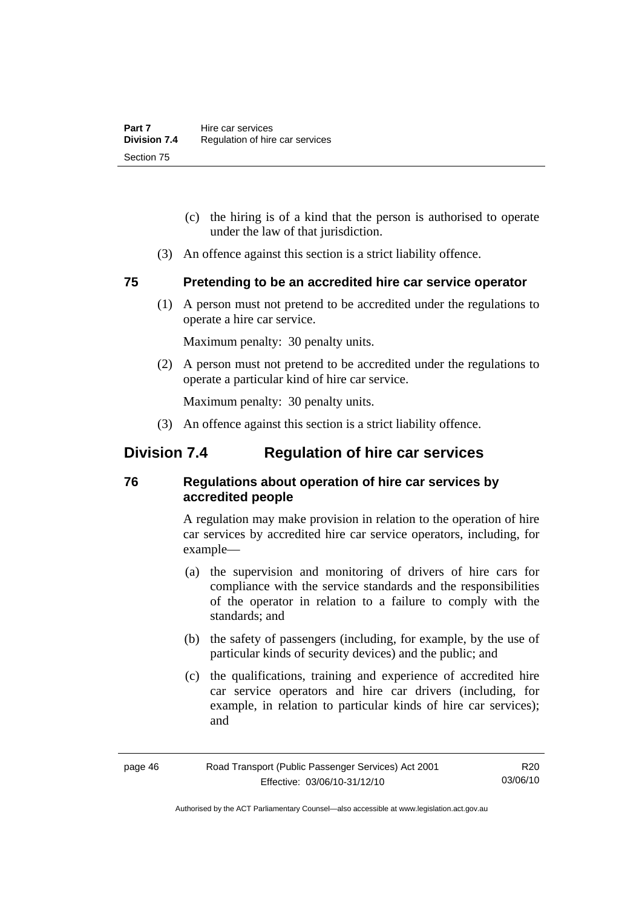(c) the hiring is of a kind that the person is authorised to operate under the law of that jurisdiction.

(3) An offence against this section is a strict liability offence.

### 75 Pretending to be an accredited hire car service operator

(1) A person must not pretend to be accredited under the regulations to operate a hire car service.

Maximum penalty: 30 penalty units.

(2) A person must not pretend to be accredited under the regulations to operate a particular kind of hire car service.

Maximum penalty: 30 penalty units.

(3) An offence against this section is a strict liability offence.

## Division 7.4 Regulation of hire car services

### 76 Regulations about operation of hire car services by accredited people

A regulation may make provision in relation to the operation of hire car services by accredited hire car service operators, including, for example—

(a) the supervision and monitoring of drivers of hire cars for compliance with the service standards and the responsibilities of the operator in relation to a failure to comply with the standards; and

(b) the safety of passengers (including, for example, by the use of particular kinds of security devices) and the public; and

(c) the qualifications, training and experience of accredited hire car service operators and hire car drivers (including, for example, in relation to particular kinds of hire car services); and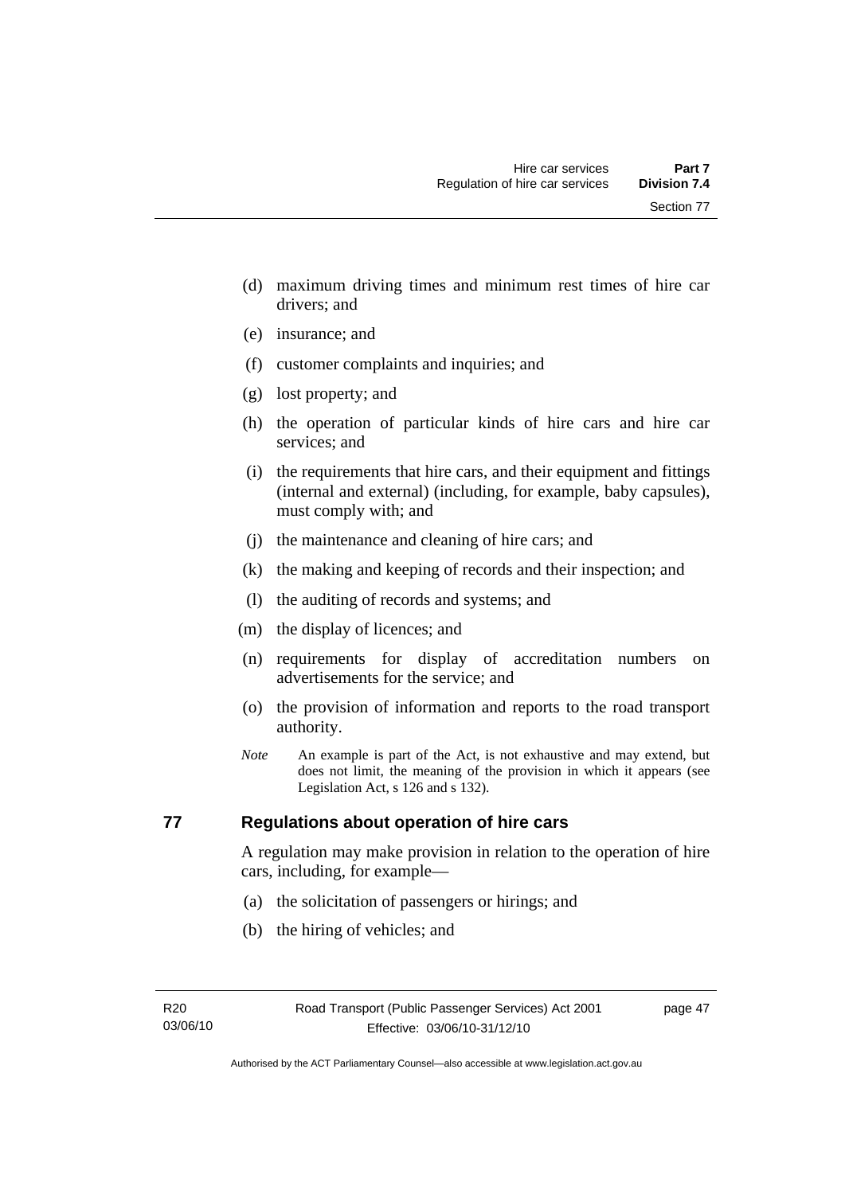(d) maximum driving times and minimum rest times of hire car drivers; and

(e) insurance; and

(f) customer complaints and inquiries; and

(g) lost property; and

(h) the operation of particular kinds of hire cars and hire car services; and

(i) the requirements that hire cars, and their equipment and fittings (internal and external) (including, for example, baby capsules), must comply with; and

(j) the maintenance and cleaning of hire cars; and

(k) the making and keeping of records and their inspection; and

(l) the auditing of records and systems; and

(m) the display of licences; and

(n) requirements for display of accreditation numbers on advertisements for the service; and

(o) the provision of information and reports to the road transport authority.

*Note* An example is part of the Act, is not exhaustive and may extend, but does not limit, the meaning of the provision in which it appears (see Legislation Act, s 126 and s 132).

## 77 Regulations about operation of hire cars

A regulation may make provision in relation to the operation of hire cars, including, for example—

(a) the solicitation of passengers or hirings; and

(b) the hiring of vehicles; and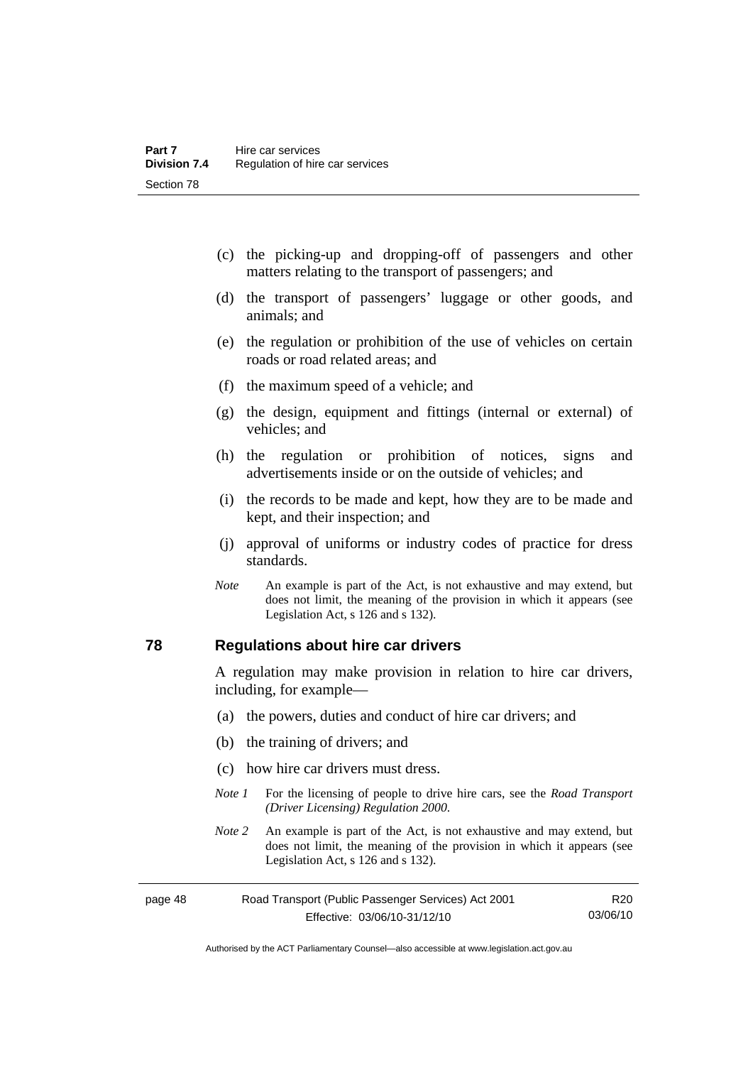(c) the picking-up and dropping-off of passengers and other matters relating to the transport of passengers; and

(d) the transport of passengers' luggage or other goods, and animals; and

(e) the regulation or prohibition of the use of vehicles on certain roads or road related areas; and

(f) the maximum speed of a vehicle; and

(g) the design, equipment and fittings (internal or external) of vehicles; and

(h) the regulation or prohibition of notices, signs and advertisements inside or on the outside of vehicles; and

(i) the records to be made and kept, how they are to be made and kept, and their inspection; and

(j) approval of uniforms or industry codes of practice for dress standards.

*Note* An example is part of the Act, is not exhaustive and may extend, but does not limit, the meaning of the provision in which it appears (see Legislation Act, s 126 and s 132).

## 78 Regulations about hire car drivers

A regulation may make provision in relation to hire car drivers, including, for example—

(a) the powers, duties and conduct of hire car drivers; and

(b) the training of drivers; and

(c) how hire car drivers must dress.

*Note 1* For the licensing of people to drive hire cars, see the *Road Transport (Driver Licensing) Regulation 2000*.

*Note 2* An example is part of the Act, is not exhaustive and may extend, but does not limit, the meaning of the provision in which it appears (see Legislation Act, s 126 and s 132).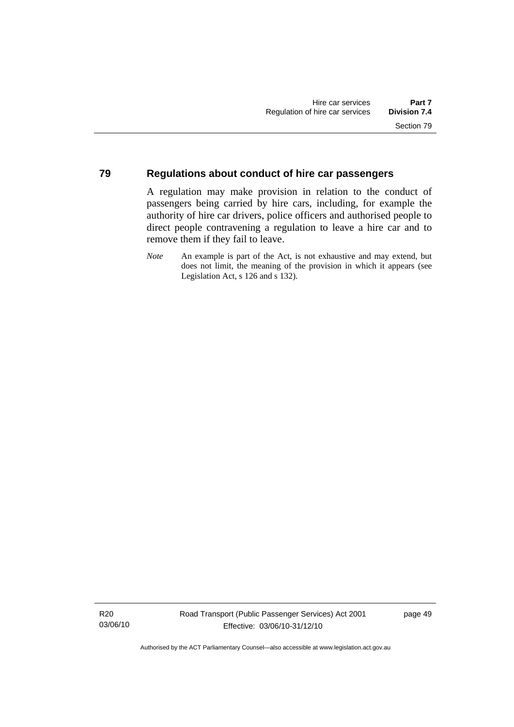## 79 Regulations about conduct of hire car passengers

A regulation may make provision in relation to the conduct of passengers being carried by hire cars, including, for example the authority of hire car drivers, police officers and authorised people to direct people contravening a regulation to leave a hire car and to remove them if they fail to leave.

*Note* An example is part of the Act, is not exhaustive and may extend, but does not limit, the meaning of the provision in which it appears (see Legislation Act, s 126 and s 132).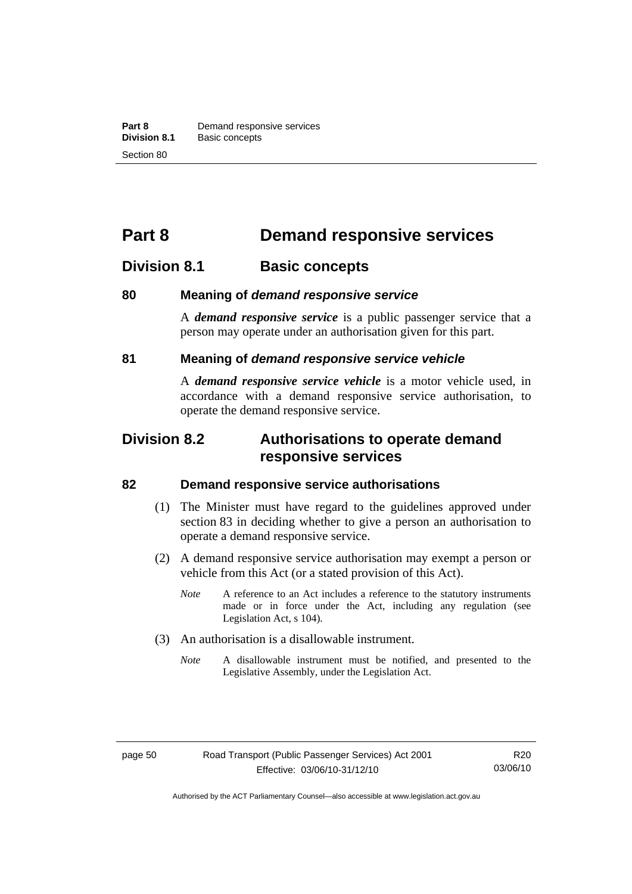# Part 8 Demand responsive services

## Division 8.1 Basic concepts

### 80 Meaning of *demand responsive service*

A ***demand responsive service*** is a public passenger service that a person may operate under an authorisation given for this part.

### 81 Meaning of *demand responsive service vehicle*

A ***demand responsive service vehicle*** is a motor vehicle used, in accordance with a demand responsive service authorisation, to operate the demand responsive service.

## Division 8.2 Authorisations to operate demand responsive services

### 82 Demand responsive service authorisations

(1) The Minister must have regard to the guidelines approved under section 83 in deciding whether to give a person an authorisation to operate a demand responsive service.

(2) A demand responsive service authorisation may exempt a person or vehicle from this Act (or a stated provision of this Act).

*Note* A reference to an Act includes a reference to the statutory instruments made or in force under the Act, including any regulation (see Legislation Act, s 104).

(3) An authorisation is a disallowable instrument.

*Note* A disallowable instrument must be notified, and presented to the Legislative Assembly, under the Legislation Act.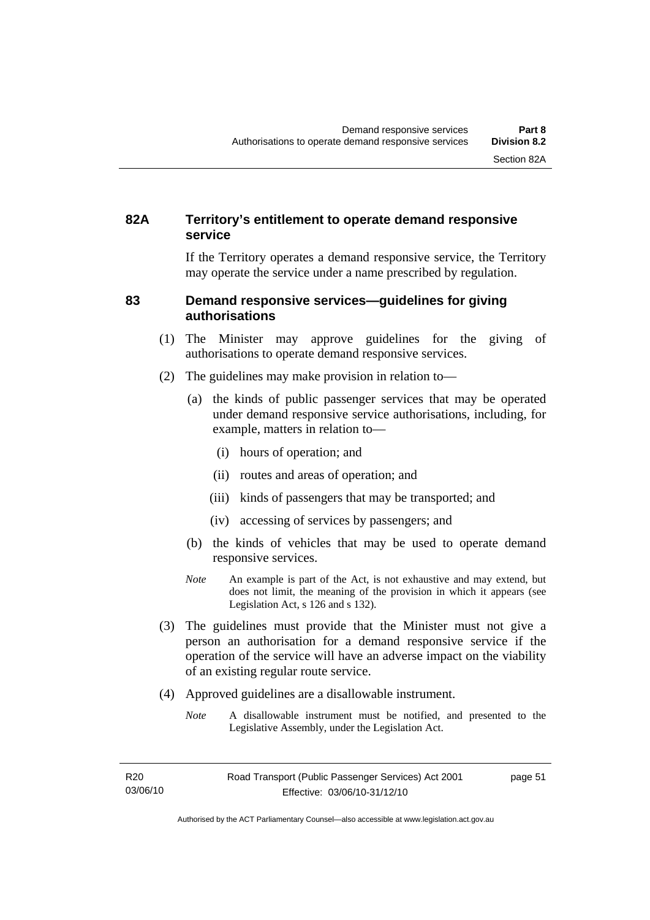## 82A Territory's entitlement to operate demand responsive service

If the Territory operates a demand responsive service, the Territory may operate the service under a name prescribed by regulation.

## 83 Demand responsive services—guidelines for giving authorisations

(1) The Minister may approve guidelines for the giving of authorisations to operate demand responsive services.

(2) The guidelines may make provision in relation to—

(a) the kinds of public passenger services that may be operated under demand responsive service authorisations, including, for example, matters in relation to—

(i) hours of operation; and

(ii) routes and areas of operation; and

(iii) kinds of passengers that may be transported; and

(iv) accessing of services by passengers; and

(b) the kinds of vehicles that may be used to operate demand responsive services.

*Note* An example is part of the Act, is not exhaustive and may extend, but does not limit, the meaning of the provision in which it appears (see Legislation Act, s 126 and s 132).

(3) The guidelines must provide that the Minister must not give a person an authorisation for a demand responsive service if the operation of the service will have an adverse impact on the viability of an existing regular route service.

(4) Approved guidelines are a disallowable instrument.

*Note* A disallowable instrument must be notified, and presented to the Legislative Assembly, under the Legislation Act.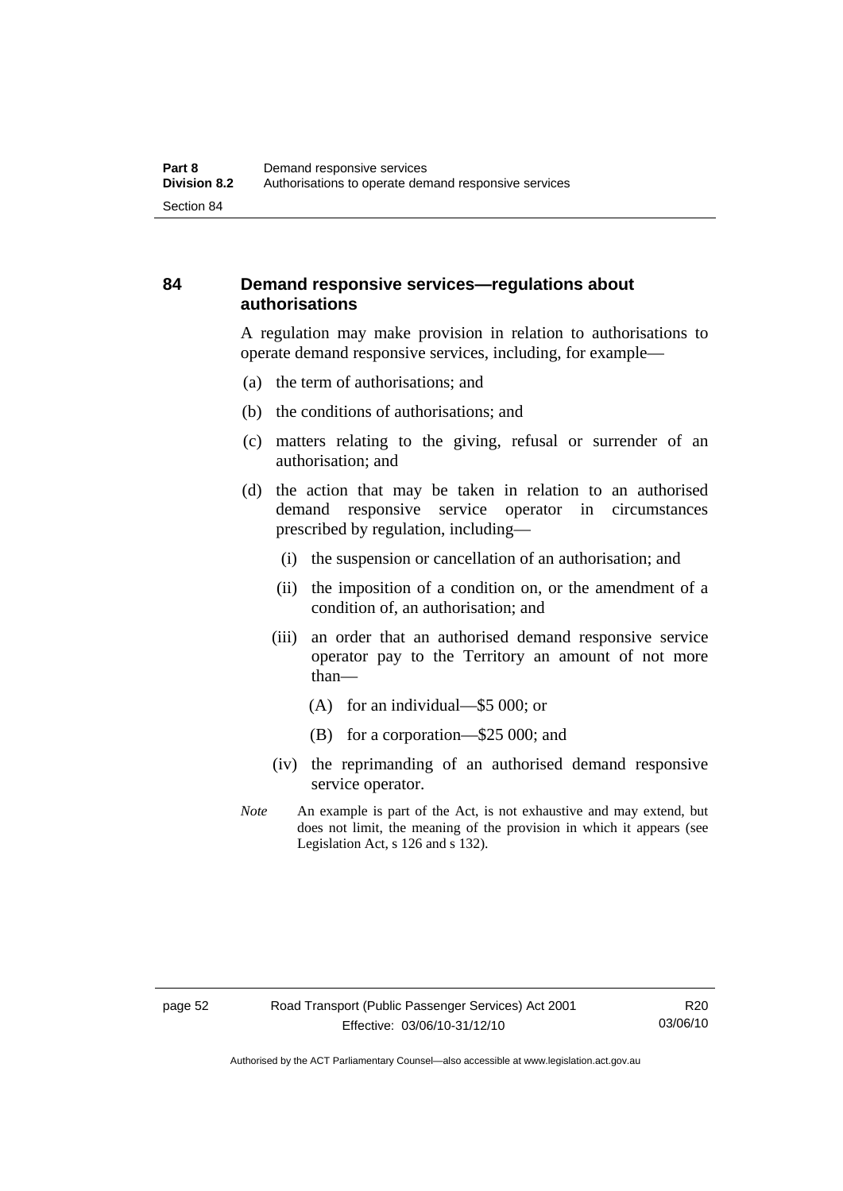## 84 Demand responsive services—regulations about authorisations

A regulation may make provision in relation to authorisations to operate demand responsive services, including, for example—

(a) the term of authorisations; and

(b) the conditions of authorisations; and

(c) matters relating to the giving, refusal or surrender of an authorisation; and

(d) the action that may be taken in relation to an authorised demand responsive service operator in circumstances prescribed by regulation, including—

   (i) the suspension or cancellation of an authorisation; and

   (ii) the imposition of a condition on, or the amendment of a condition of, an authorisation; and

   (iii) an order that an authorised demand responsive service operator pay to the Territory an amount of not more than—

      (A) for an individual—$5 000; or

      (B) for a corporation—$25 000; and

   (iv) the reprimanding of an authorised demand responsive service operator.

*Note* An example is part of the Act, is not exhaustive and may extend, but does not limit, the meaning of the provision in which it appears (see Legislation Act, s 126 and s 132).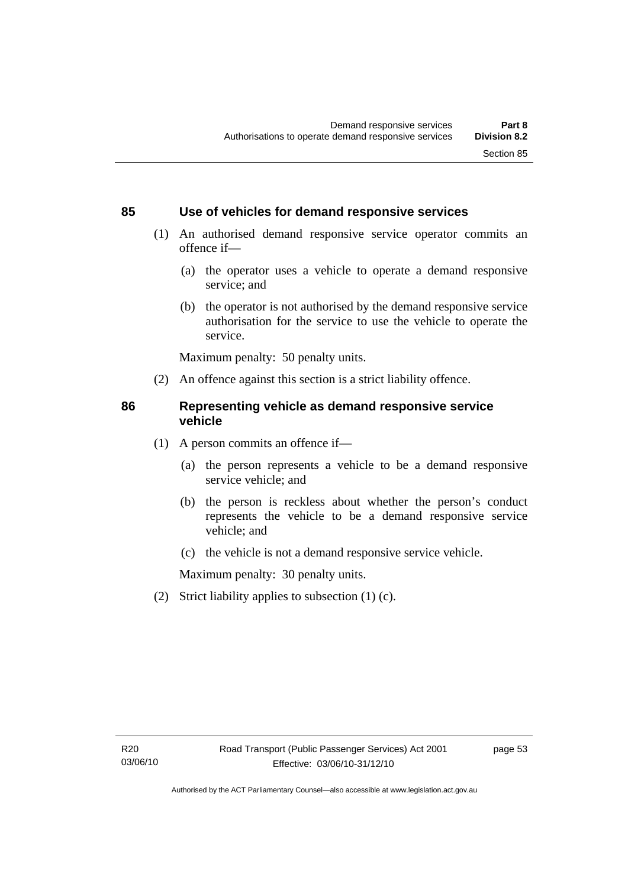### 85 Use of vehicles for demand responsive services

(1) An authorised demand responsive service operator commits an offence if—

(a) the operator uses a vehicle to operate a demand responsive service; and

(b) the operator is not authorised by the demand responsive service authorisation for the service to use the vehicle to operate the service.

Maximum penalty: 50 penalty units.

(2) An offence against this section is a strict liability offence.

### 86 Representing vehicle as demand responsive service vehicle

(1) A person commits an offence if—

(a) the person represents a vehicle to be a demand responsive service vehicle; and

(b) the person is reckless about whether the person's conduct represents the vehicle to be a demand responsive service vehicle; and

(c) the vehicle is not a demand responsive service vehicle.

Maximum penalty: 30 penalty units.

(2) Strict liability applies to subsection (1) (c).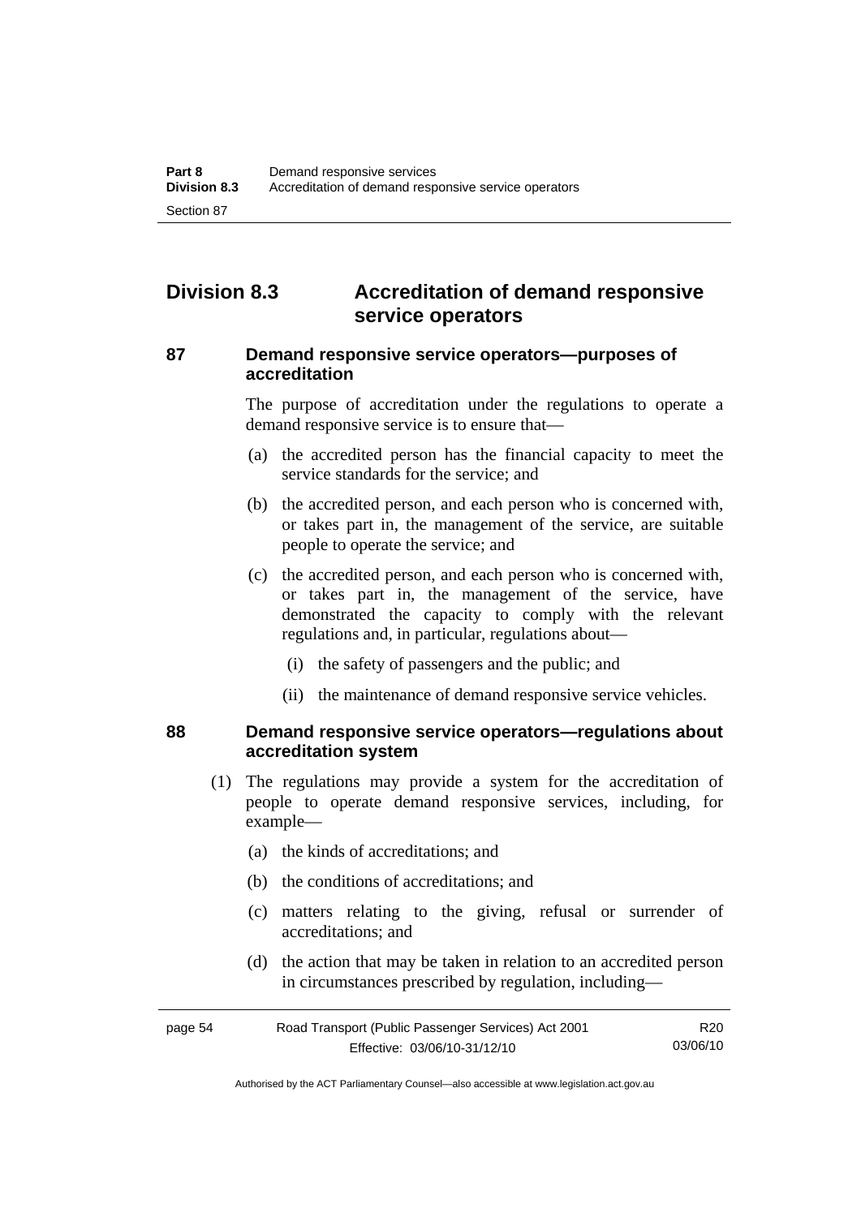## Division 8.3 Accreditation of demand responsive service operators

### 87 Demand responsive service operators—purposes of accreditation

The purpose of accreditation under the regulations to operate a demand responsive service is to ensure that—

(a) the accredited person has the financial capacity to meet the service standards for the service; and

(b) the accredited person, and each person who is concerned with, or takes part in, the management of the service, are suitable people to operate the service; and

(c) the accredited person, and each person who is concerned with, or takes part in, the management of the service, have demonstrated the capacity to comply with the relevant regulations and, in particular, regulations about—

(i) the safety of passengers and the public; and

(ii) the maintenance of demand responsive service vehicles.

### 88 Demand responsive service operators—regulations about accreditation system

(1) The regulations may provide a system for the accreditation of people to operate demand responsive services, including, for example—

(a) the kinds of accreditations; and

(b) the conditions of accreditations; and

(c) matters relating to the giving, refusal or surrender of accreditations; and

(d) the action that may be taken in relation to an accredited person in circumstances prescribed by regulation, including—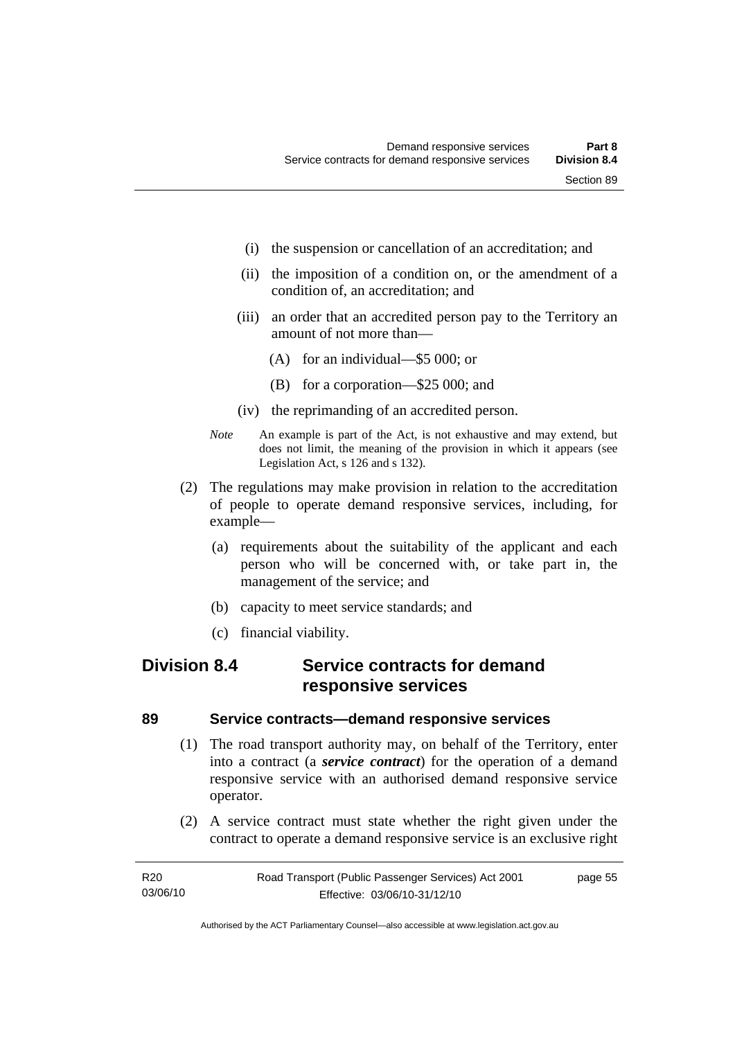(i) the suspension or cancellation of an accreditation; and

(ii) the imposition of a condition on, or the amendment of a condition of, an accreditation; and

(iii) an order that an accredited person pay to the Territory an amount of not more than—

(A) for an individual—$5 000; or

(B) for a corporation—$25 000; and

(iv) the reprimanding of an accredited person.

*Note* An example is part of the Act, is not exhaustive and may extend, but does not limit, the meaning of the provision in which it appears (see Legislation Act, s 126 and s 132).

(2) The regulations may make provision in relation to the accreditation of people to operate demand responsive services, including, for example—

(a) requirements about the suitability of the applicant and each person who will be concerned with, or take part in, the management of the service; and

(b) capacity to meet service standards; and

(c) financial viability.

## Division 8.4 Service contracts for demand responsive services

### 89 Service contracts—demand responsive services

(1) The road transport authority may, on behalf of the Territory, enter into a contract (a ***service contract***) for the operation of a demand responsive service with an authorised demand responsive service operator.

(2) A service contract must state whether the right given under the contract to operate a demand responsive service is an exclusive right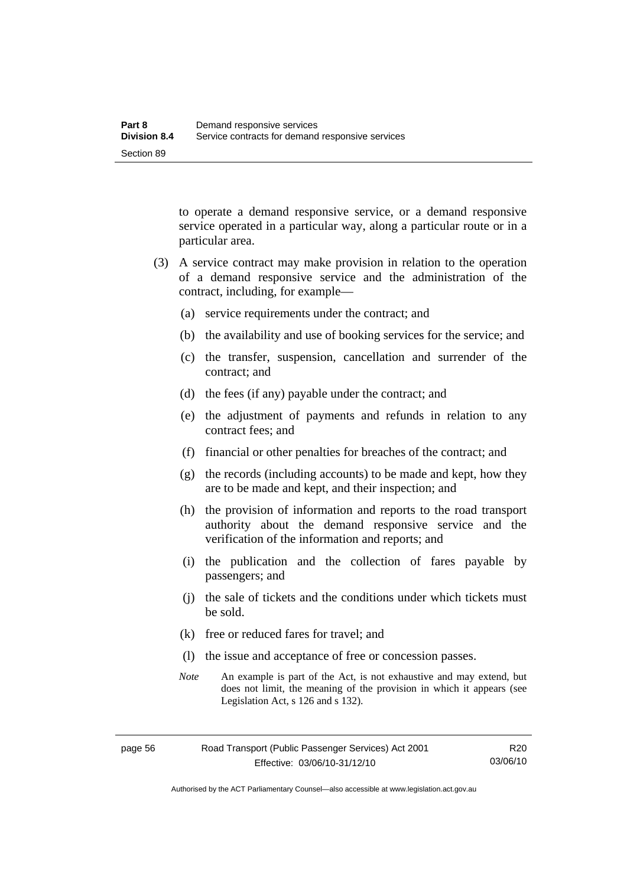to operate a demand responsive service, or a demand responsive service operated in a particular way, along a particular route or in a particular area.

(3) A service contract may make provision in relation to the operation of a demand responsive service and the administration of the contract, including, for example—

(a) service requirements under the contract; and

(b) the availability and use of booking services for the service; and

(c) the transfer, suspension, cancellation and surrender of the contract; and

(d) the fees (if any) payable under the contract; and

(e) the adjustment of payments and refunds in relation to any contract fees; and

(f) financial or other penalties for breaches of the contract; and

(g) the records (including accounts) to be made and kept, how they are to be made and kept, and their inspection; and

(h) the provision of information and reports to the road transport authority about the demand responsive service and the verification of the information and reports; and

(i) the publication and the collection of fares payable by passengers; and

(j) the sale of tickets and the conditions under which tickets must be sold.

(k) free or reduced fares for travel; and

(l) the issue and acceptance of free or concession passes.

*Note* An example is part of the Act, is not exhaustive and may extend, but does not limit, the meaning of the provision in which it appears (see Legislation Act, s 126 and s 132).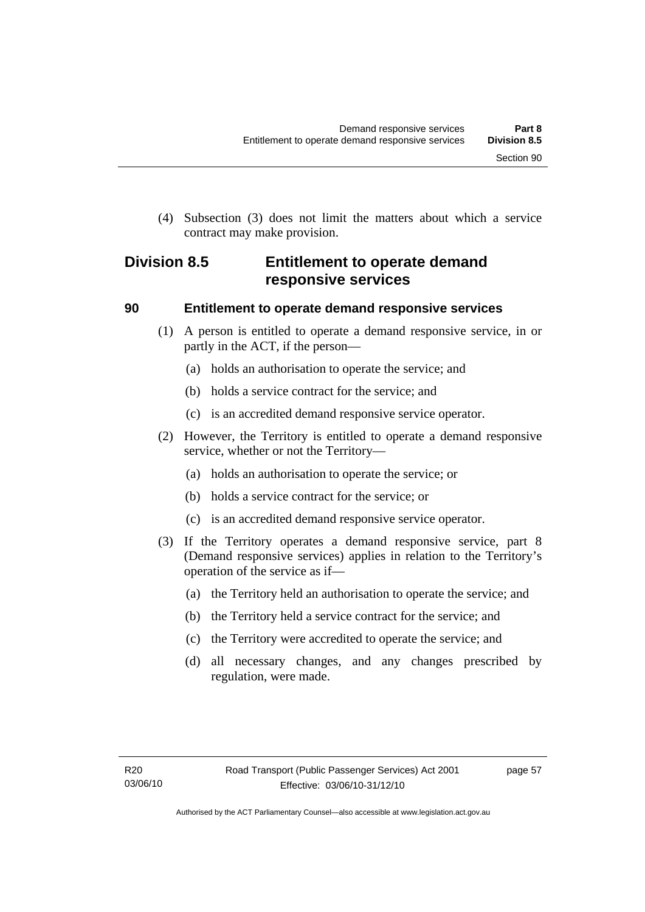(4) Subsection (3) does not limit the matters about which a service contract may make provision.

## Division 8.5 Entitlement to operate demand responsive services

### 90 Entitlement to operate demand responsive services

(1) A person is entitled to operate a demand responsive service, in or partly in the ACT, if the person—

(a) holds an authorisation to operate the service; and

(b) holds a service contract for the service; and

(c) is an accredited demand responsive service operator.

(2) However, the Territory is entitled to operate a demand responsive service, whether or not the Territory—

(a) holds an authorisation to operate the service; or

(b) holds a service contract for the service; or

(c) is an accredited demand responsive service operator.

(3) If the Territory operates a demand responsive service, part 8 (Demand responsive services) applies in relation to the Territory's operation of the service as if—

(a) the Territory held an authorisation to operate the service; and

(b) the Territory held a service contract for the service; and

(c) the Territory were accredited to operate the service; and

(d) all necessary changes, and any changes prescribed by regulation, were made.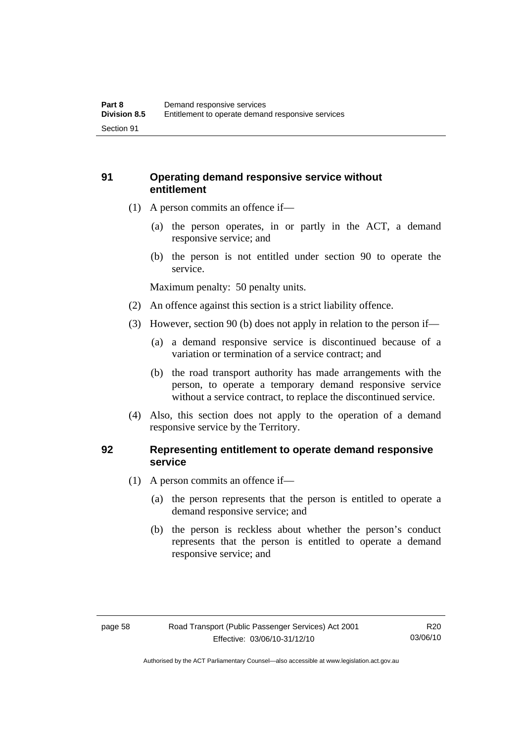## 91 Operating demand responsive service without entitlement

(1) A person commits an offence if—

(a) the person operates, in or partly in the ACT, a demand responsive service; and

(b) the person is not entitled under section 90 to operate the service.

Maximum penalty: 50 penalty units.

(2) An offence against this section is a strict liability offence.

(3) However, section 90 (b) does not apply in relation to the person if—

(a) a demand responsive service is discontinued because of a variation or termination of a service contract; and

(b) the road transport authority has made arrangements with the person, to operate a temporary demand responsive service without a service contract, to replace the discontinued service.

(4) Also, this section does not apply to the operation of a demand responsive service by the Territory.

## 92 Representing entitlement to operate demand responsive service

(1) A person commits an offence if—

(a) the person represents that the person is entitled to operate a demand responsive service; and

(b) the person is reckless about whether the person's conduct represents that the person is entitled to operate a demand responsive service; and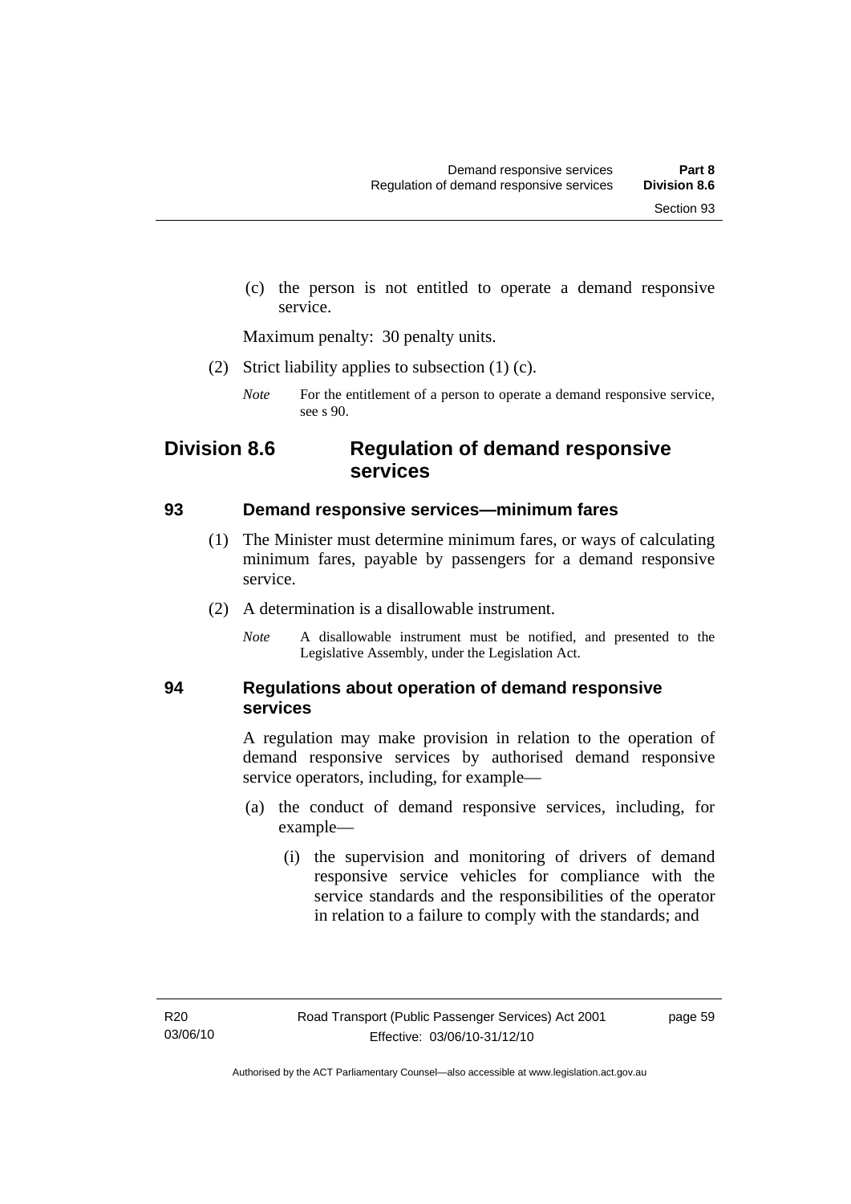(c) the person is not entitled to operate a demand responsive service.

Maximum penalty: 30 penalty units.

(2) Strict liability applies to subsection (1) (c).

*Note* For the entitlement of a person to operate a demand responsive service, see s 90.

## Division 8.6 Regulation of demand responsive services

### 93 Demand responsive services—minimum fares

(1) The Minister must determine minimum fares, or ways of calculating minimum fares, payable by passengers for a demand responsive service.

(2) A determination is a disallowable instrument.

*Note* A disallowable instrument must be notified, and presented to the Legislative Assembly, under the Legislation Act.

### 94 Regulations about operation of demand responsive services

A regulation may make provision in relation to the operation of demand responsive services by authorised demand responsive service operators, including, for example—

(a) the conduct of demand responsive services, including, for example—

(i) the supervision and monitoring of drivers of demand responsive service vehicles for compliance with the service standards and the responsibilities of the operator in relation to a failure to comply with the standards; and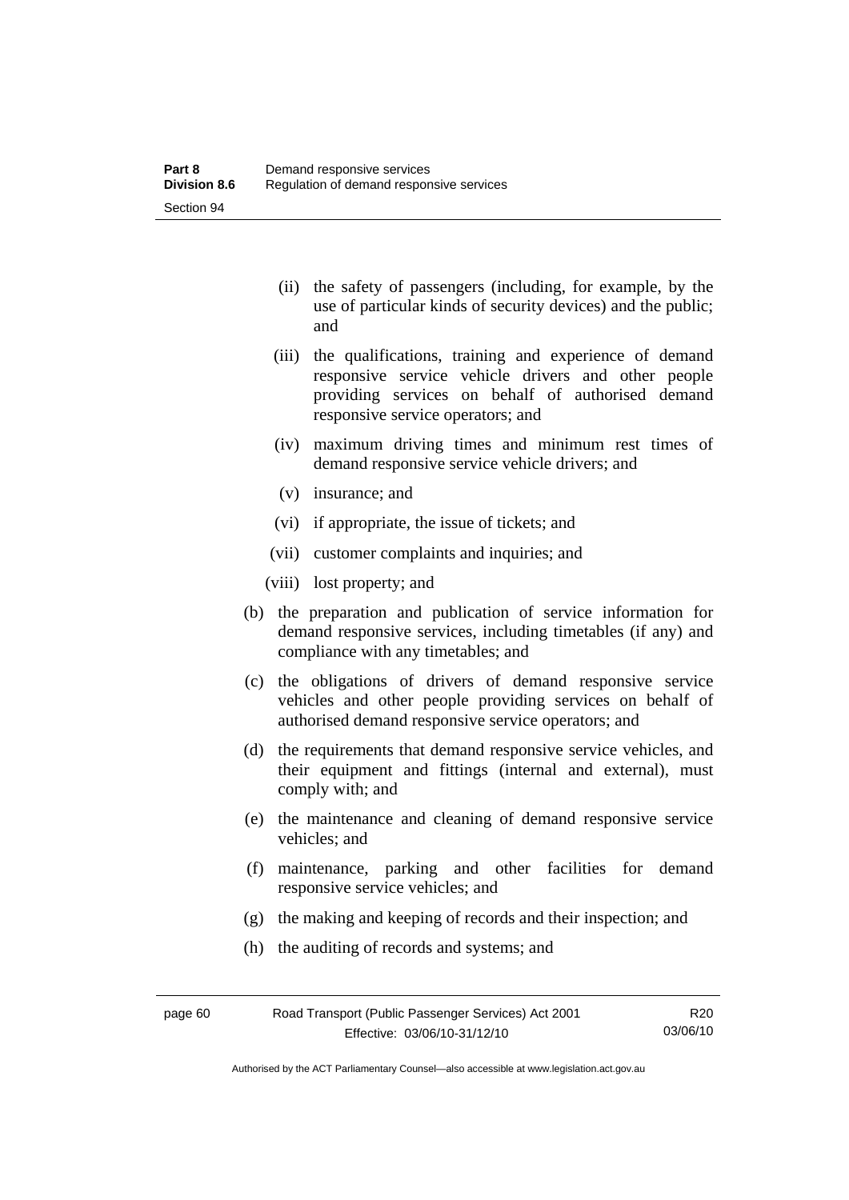- (ii) the safety of passengers (including, for example, by the use of particular kinds of security devices) and the public; and
- (iii) the qualifications, training and experience of demand responsive service vehicle drivers and other people providing services on behalf of authorised demand responsive service operators; and
- (iv) maximum driving times and minimum rest times of demand responsive service vehicle drivers; and
- (v) insurance; and
- (vi) if appropriate, the issue of tickets; and
- (vii) customer complaints and inquiries; and
- (viii) lost property; and

(b) the preparation and publication of service information for demand responsive services, including timetables (if any) and compliance with any timetables; and

(c) the obligations of drivers of demand responsive service vehicles and other people providing services on behalf of authorised demand responsive service operators; and

(d) the requirements that demand responsive service vehicles, and their equipment and fittings (internal and external), must comply with; and

(e) the maintenance and cleaning of demand responsive service vehicles; and

(f) maintenance, parking and other facilities for demand responsive service vehicles; and

(g) the making and keeping of records and their inspection; and

(h) the auditing of records and systems; and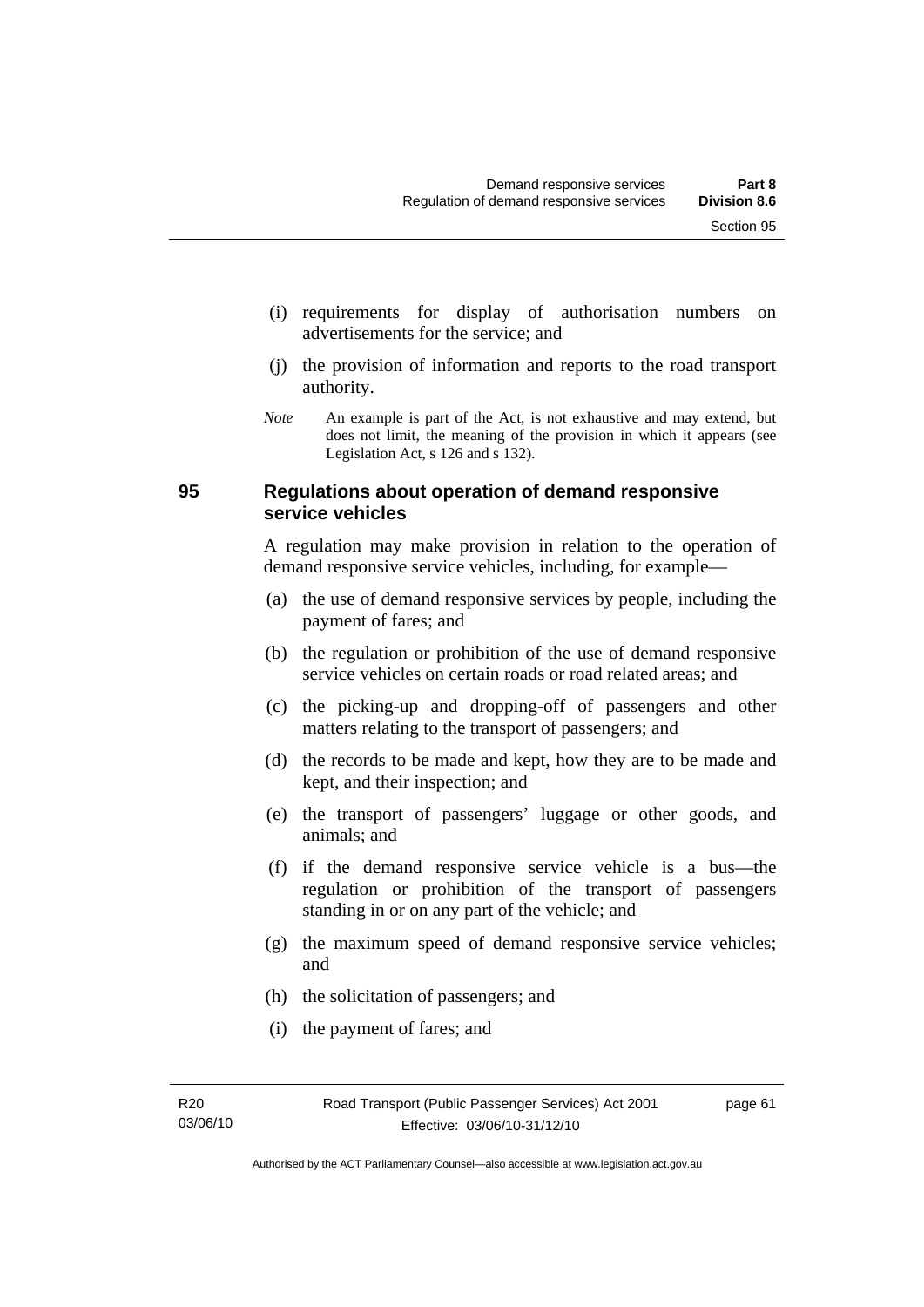(i) requirements for display of authorisation numbers on advertisements for the service; and

(j) the provision of information and reports to the road transport authority.

*Note* An example is part of the Act, is not exhaustive and may extend, but does not limit, the meaning of the provision in which it appears (see Legislation Act, s 126 and s 132).

## 95 Regulations about operation of demand responsive service vehicles

A regulation may make provision in relation to the operation of demand responsive service vehicles, including, for example—

(a) the use of demand responsive services by people, including the payment of fares; and

(b) the regulation or prohibition of the use of demand responsive service vehicles on certain roads or road related areas; and

(c) the picking-up and dropping-off of passengers and other matters relating to the transport of passengers; and

(d) the records to be made and kept, how they are to be made and kept, and their inspection; and

(e) the transport of passengers' luggage or other goods, and animals; and

(f) if the demand responsive service vehicle is a bus—the regulation or prohibition of the transport of passengers standing in or on any part of the vehicle; and

(g) the maximum speed of demand responsive service vehicles; and

(h) the solicitation of passengers; and

(i) the payment of fares; and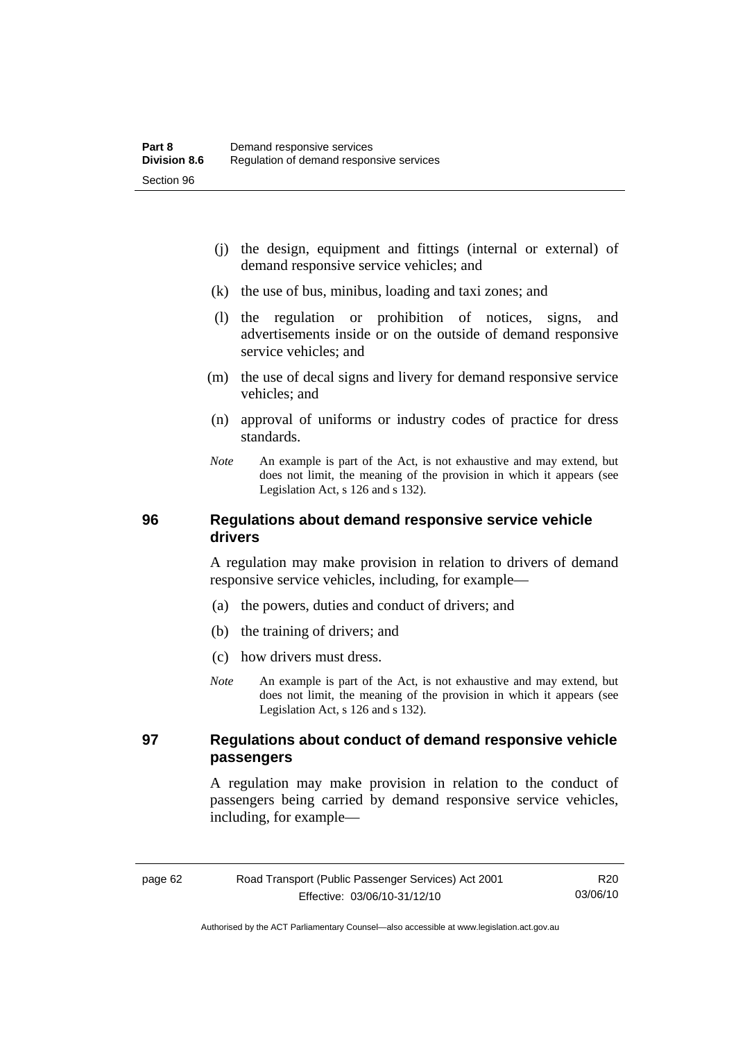(j) the design, equipment and fittings (internal or external) of demand responsive service vehicles; and

(k) the use of bus, minibus, loading and taxi zones; and

(l) the regulation or prohibition of notices, signs, and advertisements inside or on the outside of demand responsive service vehicles; and

(m) the use of decal signs and livery for demand responsive service vehicles; and

(n) approval of uniforms or industry codes of practice for dress standards.

*Note* An example is part of the Act, is not exhaustive and may extend, but does not limit, the meaning of the provision in which it appears (see Legislation Act, s 126 and s 132).

## 96 Regulations about demand responsive service vehicle drivers

A regulation may make provision in relation to drivers of demand responsive service vehicles, including, for example—

(a) the powers, duties and conduct of drivers; and

(b) the training of drivers; and

(c) how drivers must dress.

*Note* An example is part of the Act, is not exhaustive and may extend, but does not limit, the meaning of the provision in which it appears (see Legislation Act, s 126 and s 132).

## 97 Regulations about conduct of demand responsive vehicle passengers

A regulation may make provision in relation to the conduct of passengers being carried by demand responsive service vehicles, including, for example—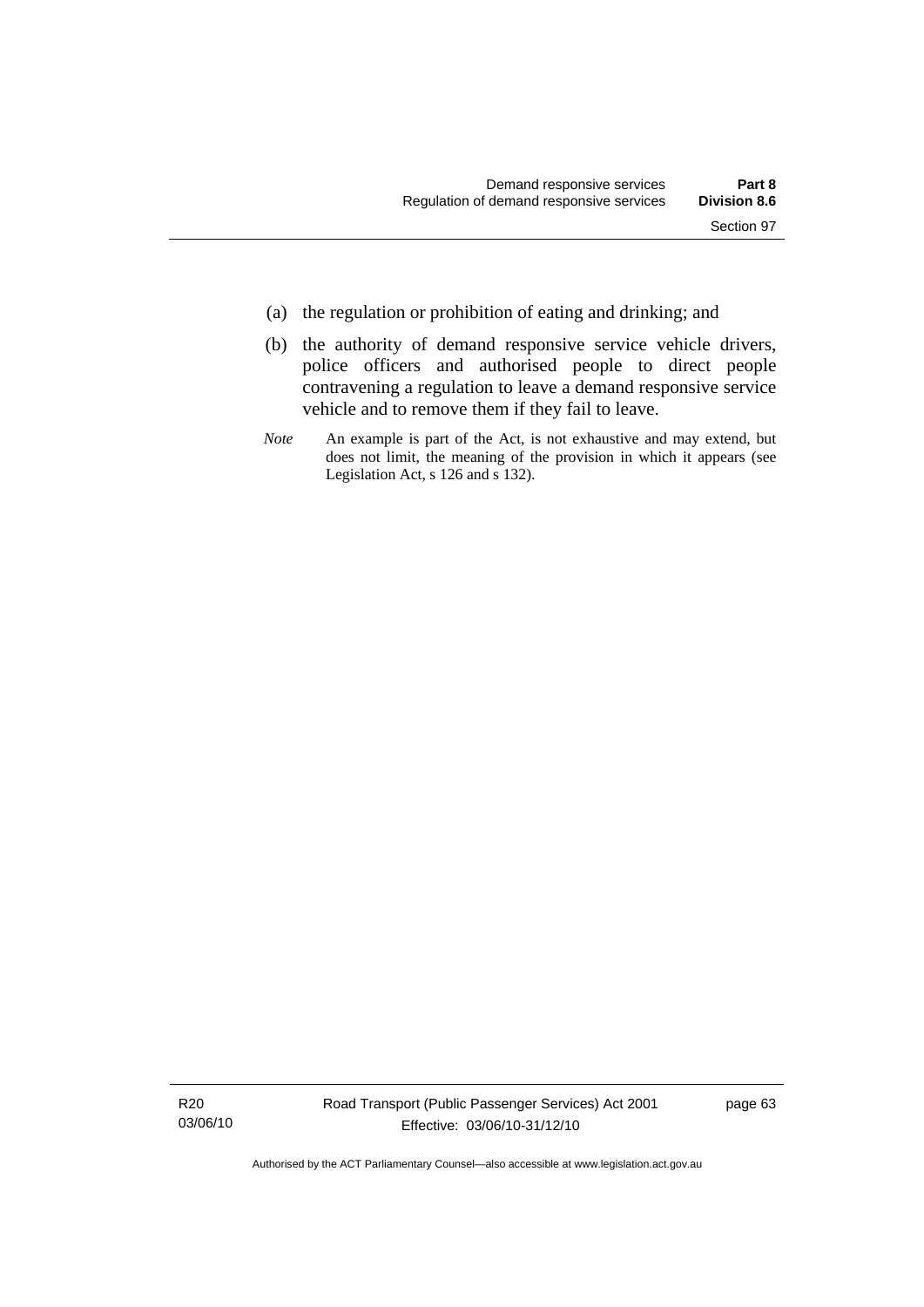(a) the regulation or prohibition of eating and drinking; and

(b) the authority of demand responsive service vehicle drivers, police officers and authorised people to direct people contravening a regulation to leave a demand responsive service vehicle and to remove them if they fail to leave.

*Note* An example is part of the Act, is not exhaustive and may extend, but does not limit, the meaning of the provision in which it appears (see Legislation Act, s 126 and s 132).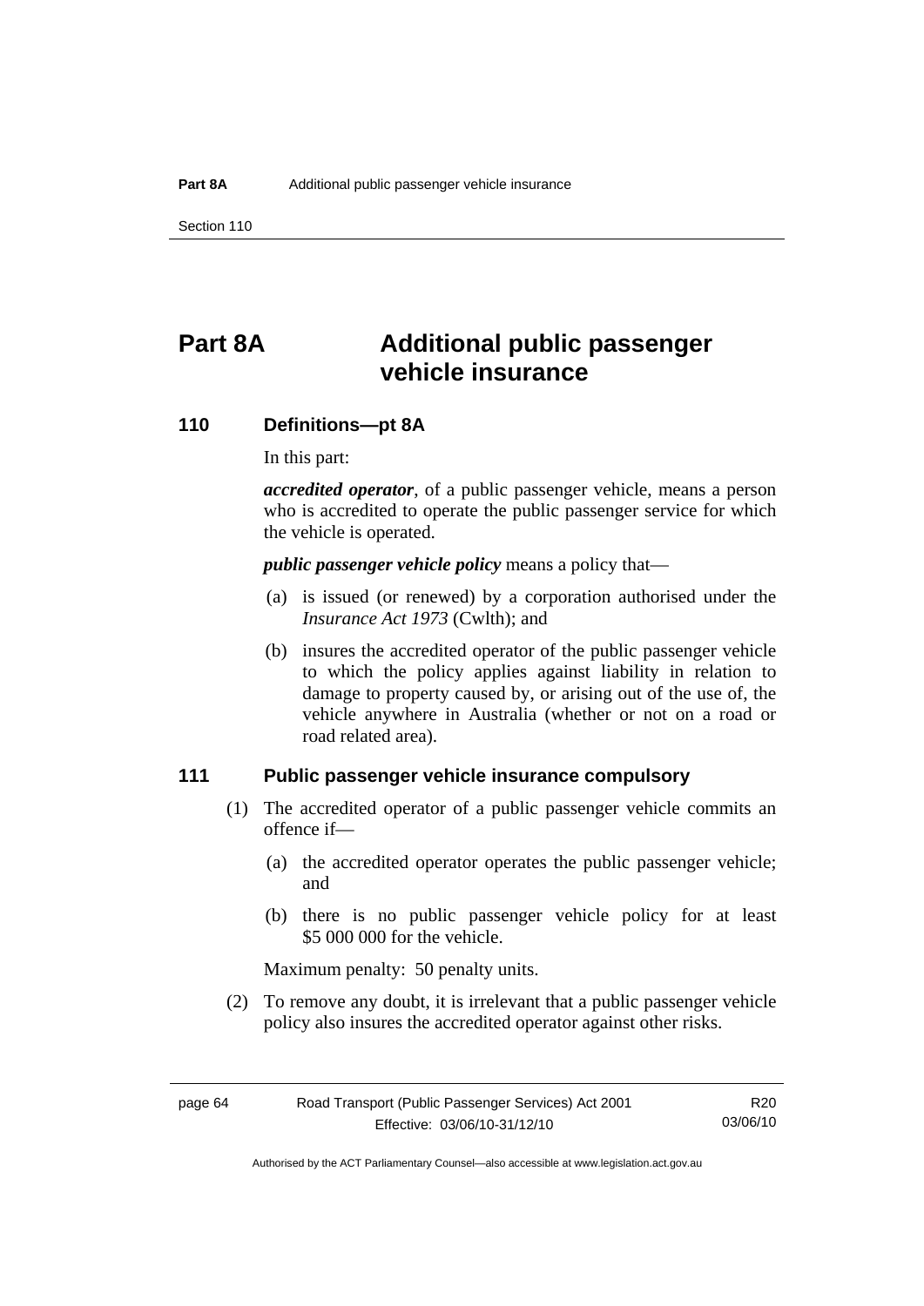# Part 8A Additional public passenger vehicle insurance

## 110 Definitions—pt 8A

In this part:

***accredited operator***, of a public passenger vehicle, means a person who is accredited to operate the public passenger service for which the vehicle is operated.

***public passenger vehicle policy*** means a policy that—

(a) is issued (or renewed) by a corporation authorised under the *Insurance Act 1973* (Cwlth); and

(b) insures the accredited operator of the public passenger vehicle to which the policy applies against liability in relation to damage to property caused by, or arising out of the use of, the vehicle anywhere in Australia (whether or not on a road or road related area).

## 111 Public passenger vehicle insurance compulsory

(1) The accredited operator of a public passenger vehicle commits an offence if—

(a) the accredited operator operates the public passenger vehicle; and

(b) there is no public passenger vehicle policy for at least $5 000 000 for the vehicle.

Maximum penalty: 50 penalty units.

(2) To remove any doubt, it is irrelevant that a public passenger vehicle policy also insures the accredited operator against other risks.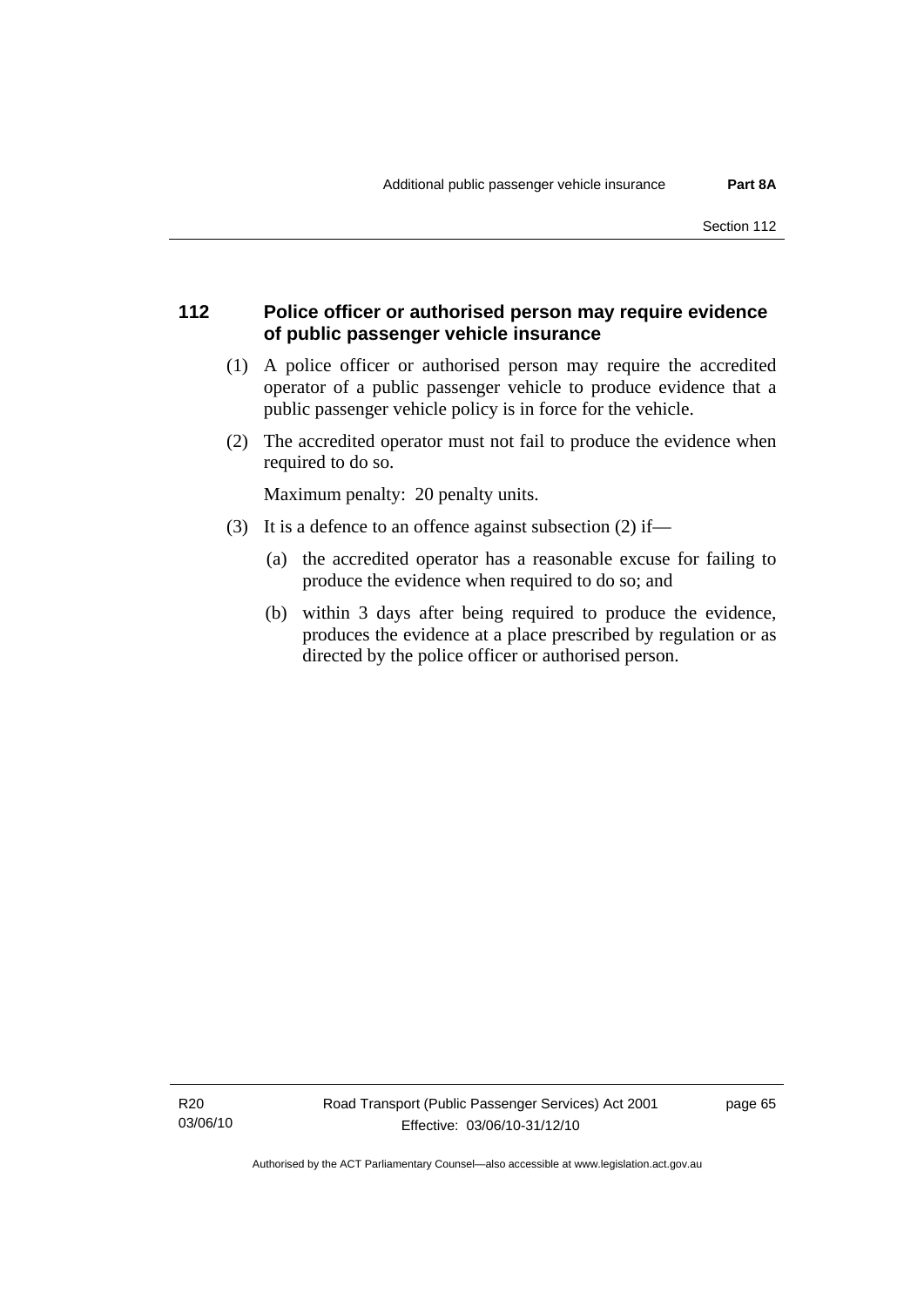## 112 Police officer or authorised person may require evidence of public passenger vehicle insurance

(1) A police officer or authorised person may require the accredited operator of a public passenger vehicle to produce evidence that a public passenger vehicle policy is in force for the vehicle.

(2) The accredited operator must not fail to produce the evidence when required to do so.

Maximum penalty: 20 penalty units.

(3) It is a defence to an offence against subsection (2) if—

(a) the accredited operator has a reasonable excuse for failing to produce the evidence when required to do so; and

(b) within 3 days after being required to produce the evidence, produces the evidence at a place prescribed by regulation or as directed by the police officer or authorised person.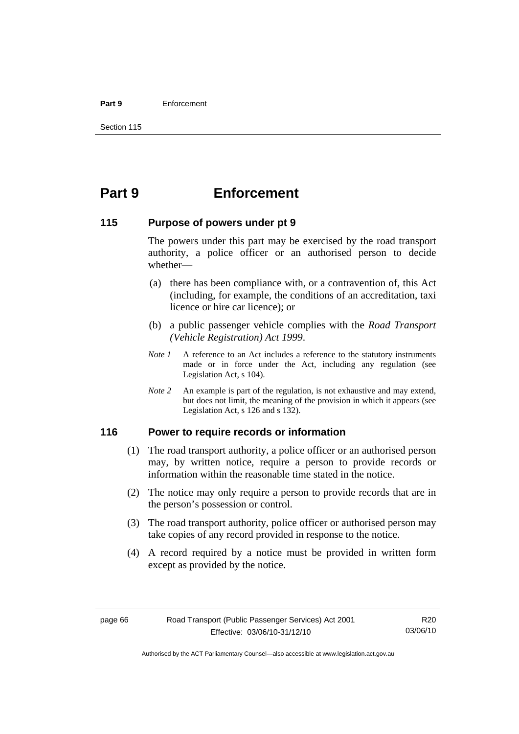# Part 9 Enforcement

## 115 Purpose of powers under pt 9

The powers under this part may be exercised by the road transport authority, a police officer or an authorised person to decide whether—

(a) there has been compliance with, or a contravention of, this Act (including, for example, the conditions of an accreditation, taxi licence or hire car licence); or

(b) a public passenger vehicle complies with the *Road Transport (Vehicle Registration) Act 1999*.

*Note 1* A reference to an Act includes a reference to the statutory instruments made or in force under the Act, including any regulation (see Legislation Act, s 104).

*Note 2* An example is part of the regulation, is not exhaustive and may extend, but does not limit, the meaning of the provision in which it appears (see Legislation Act, s 126 and s 132).

## 116 Power to require records or information

(1) The road transport authority, a police officer or an authorised person may, by written notice, require a person to provide records or information within the reasonable time stated in the notice.

(2) The notice may only require a person to provide records that are in the person's possession or control.

(3) The road transport authority, police officer or authorised person may take copies of any record provided in response to the notice.

(4) A record required by a notice must be provided in written form except as provided by the notice.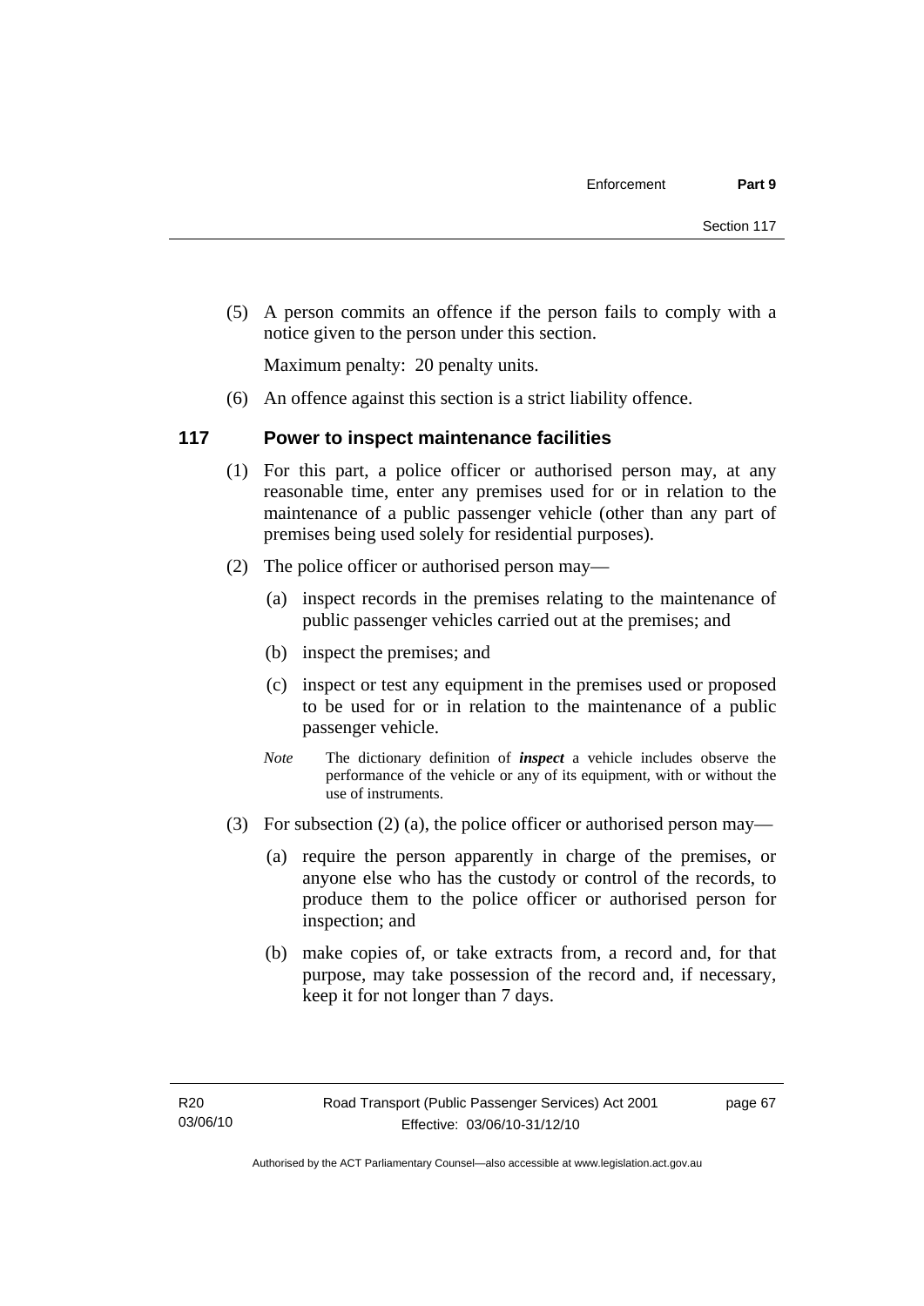(5) A person commits an offence if the person fails to comply with a notice given to the person under this section.

Maximum penalty: 20 penalty units.

(6) An offence against this section is a strict liability offence.

### 117 Power to inspect maintenance facilities

(1) For this part, a police officer or authorised person may, at any reasonable time, enter any premises used for or in relation to the maintenance of a public passenger vehicle (other than any part of premises being used solely for residential purposes).

(2) The police officer or authorised person may—

(a) inspect records in the premises relating to the maintenance of public passenger vehicles carried out at the premises; and

(b) inspect the premises; and

(c) inspect or test any equipment in the premises used or proposed to be used for or in relation to the maintenance of a public passenger vehicle.

*Note* The dictionary definition of ***inspect*** a vehicle includes observe the performance of the vehicle or any of its equipment, with or without the use of instruments.

(3) For subsection (2) (a), the police officer or authorised person may—

(a) require the person apparently in charge of the premises, or anyone else who has the custody or control of the records, to produce them to the police officer or authorised person for inspection; and

(b) make copies of, or take extracts from, a record and, for that purpose, may take possession of the record and, if necessary, keep it for not longer than 7 days.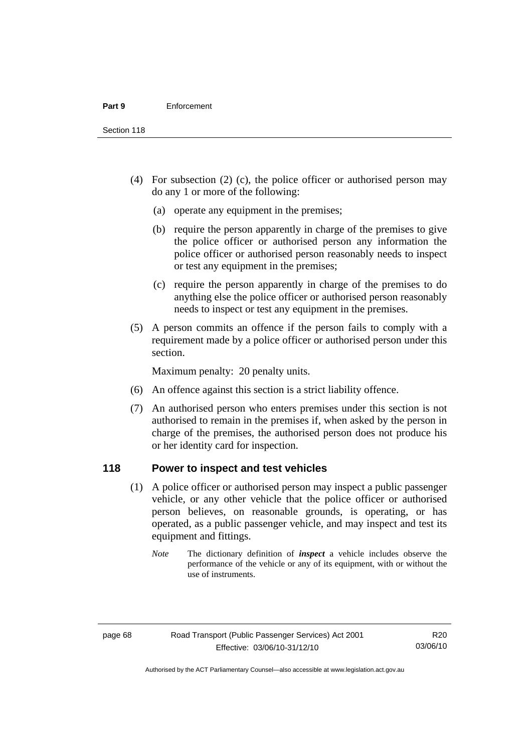(4) For subsection (2) (c), the police officer or authorised person may do any 1 or more of the following:

   (a) operate any equipment in the premises;

   (b) require the person apparently in charge of the premises to give the police officer or authorised person any information the police officer or authorised person reasonably needs to inspect or test any equipment in the premises;

   (c) require the person apparently in charge of the premises to do anything else the police officer or authorised person reasonably needs to inspect or test any equipment in the premises.

(5) A person commits an offence if the person fails to comply with a requirement made by a police officer or authorised person under this section.

Maximum penalty: 20 penalty units.

(6) An offence against this section is a strict liability offence.

(7) An authorised person who enters premises under this section is not authorised to remain in the premises if, when asked by the person in charge of the premises, the authorised person does not produce his or her identity card for inspection.

## 118 Power to inspect and test vehicles

(1) A police officer or authorised person may inspect a public passenger vehicle, or any other vehicle that the police officer or authorised person believes, on reasonable grounds, is operating, or has operated, as a public passenger vehicle, and may inspect and test its equipment and fittings.

*Note* The dictionary definition of ***inspect*** a vehicle includes observe the performance of the vehicle or any of its equipment, with or without the use of instruments.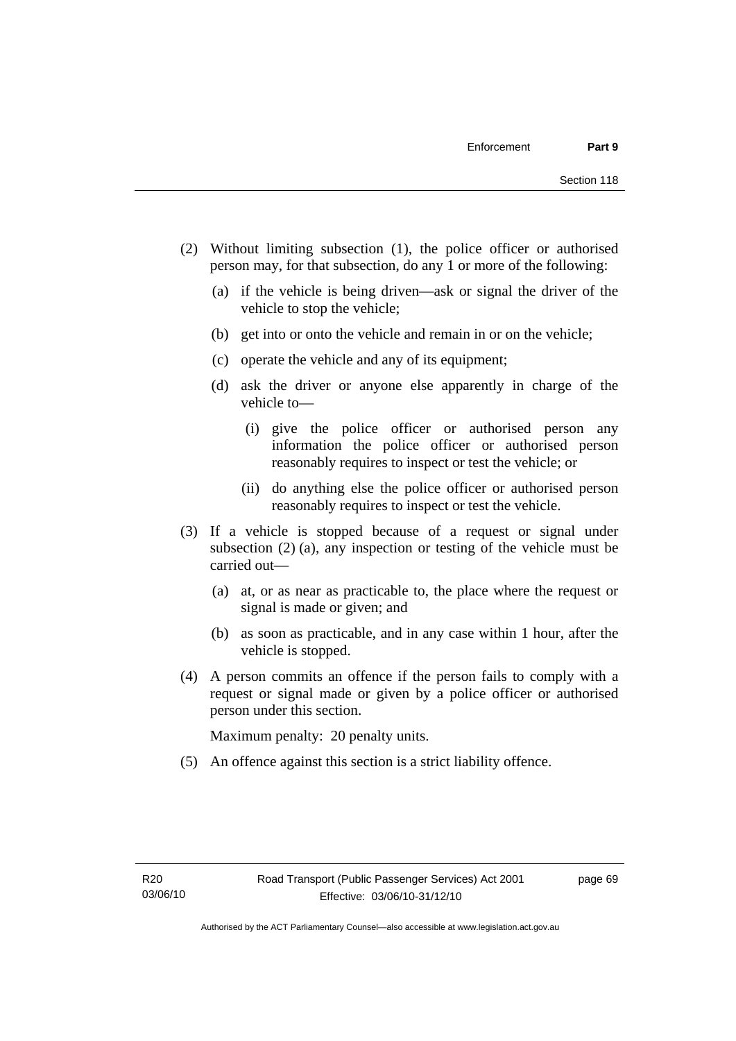(2) Without limiting subsection (1), the police officer or authorised person may, for that subsection, do any 1 or more of the following:

   (a) if the vehicle is being driven—ask or signal the driver of the vehicle to stop the vehicle;

   (b) get into or onto the vehicle and remain in or on the vehicle;

   (c) operate the vehicle and any of its equipment;

   (d) ask the driver or anyone else apparently in charge of the vehicle to—

      (i) give the police officer or authorised person any information the police officer or authorised person reasonably requires to inspect or test the vehicle; or

      (ii) do anything else the police officer or authorised person reasonably requires to inspect or test the vehicle.

(3) If a vehicle is stopped because of a request or signal under subsection (2) (a), any inspection or testing of the vehicle must be carried out—

   (a) at, or as near as practicable to, the place where the request or signal is made or given; and

   (b) as soon as practicable, and in any case within 1 hour, after the vehicle is stopped.

(4) A person commits an offence if the person fails to comply with a request or signal made or given by a police officer or authorised person under this section.

Maximum penalty: 20 penalty units.

(5) An offence against this section is a strict liability offence.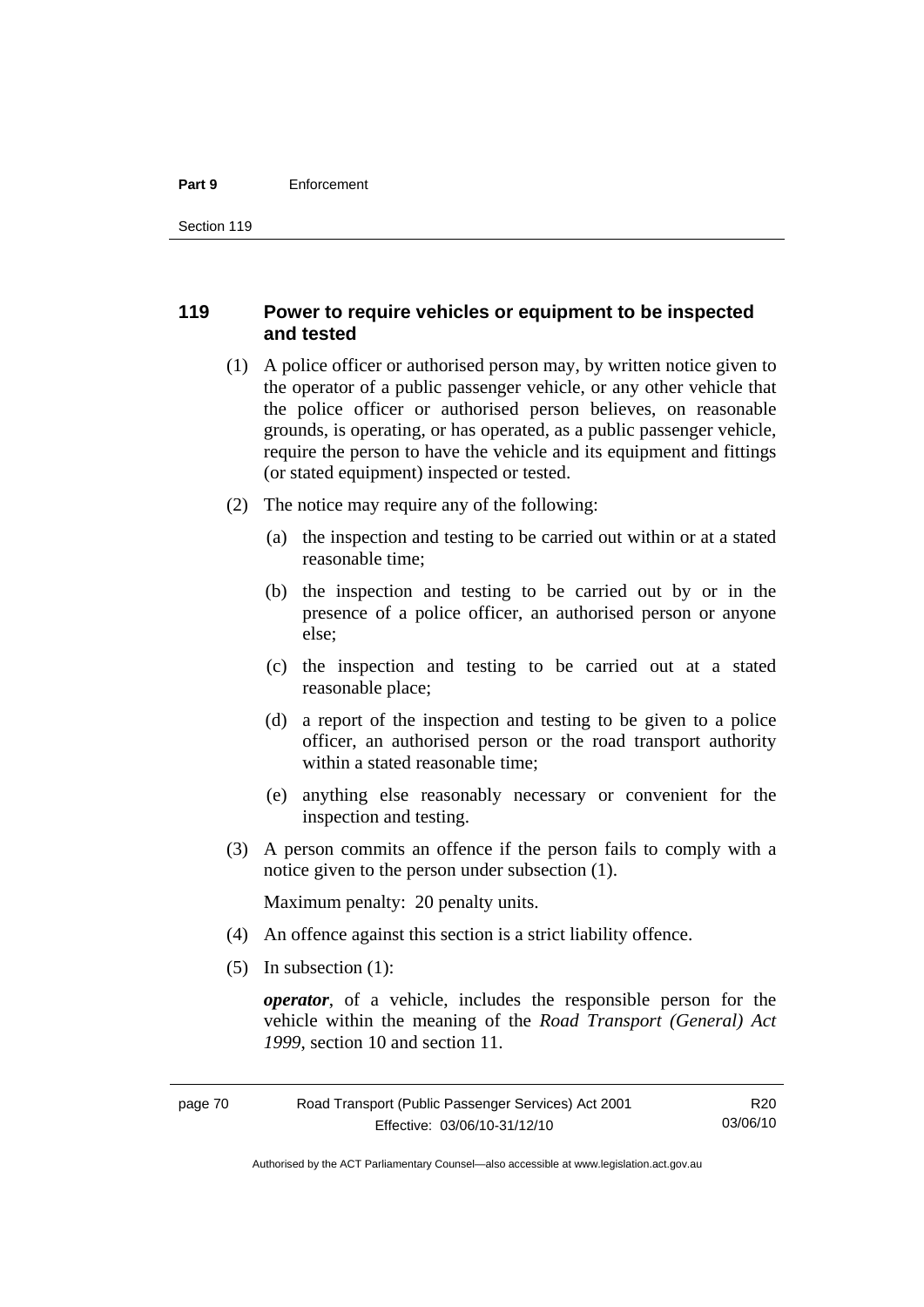## 119 Power to require vehicles or equipment to be inspected and tested

(1) A police officer or authorised person may, by written notice given to the operator of a public passenger vehicle, or any other vehicle that the police officer or authorised person believes, on reasonable grounds, is operating, or has operated, as a public passenger vehicle, require the person to have the vehicle and its equipment and fittings (or stated equipment) inspected or tested.

(2) The notice may require any of the following:

(a) the inspection and testing to be carried out within or at a stated reasonable time;

(b) the inspection and testing to be carried out by or in the presence of a police officer, an authorised person or anyone else;

(c) the inspection and testing to be carried out at a stated reasonable place;

(d) a report of the inspection and testing to be given to a police officer, an authorised person or the road transport authority within a stated reasonable time;

(e) anything else reasonably necessary or convenient for the inspection and testing.

(3) A person commits an offence if the person fails to comply with a notice given to the person under subsection (1).

Maximum penalty: 20 penalty units.

(4) An offence against this section is a strict liability offence.

(5) In subsection (1):

***operator***, of a vehicle, includes the responsible person for the vehicle within the meaning of the *Road Transport (General) Act 1999*, section 10 and section 11.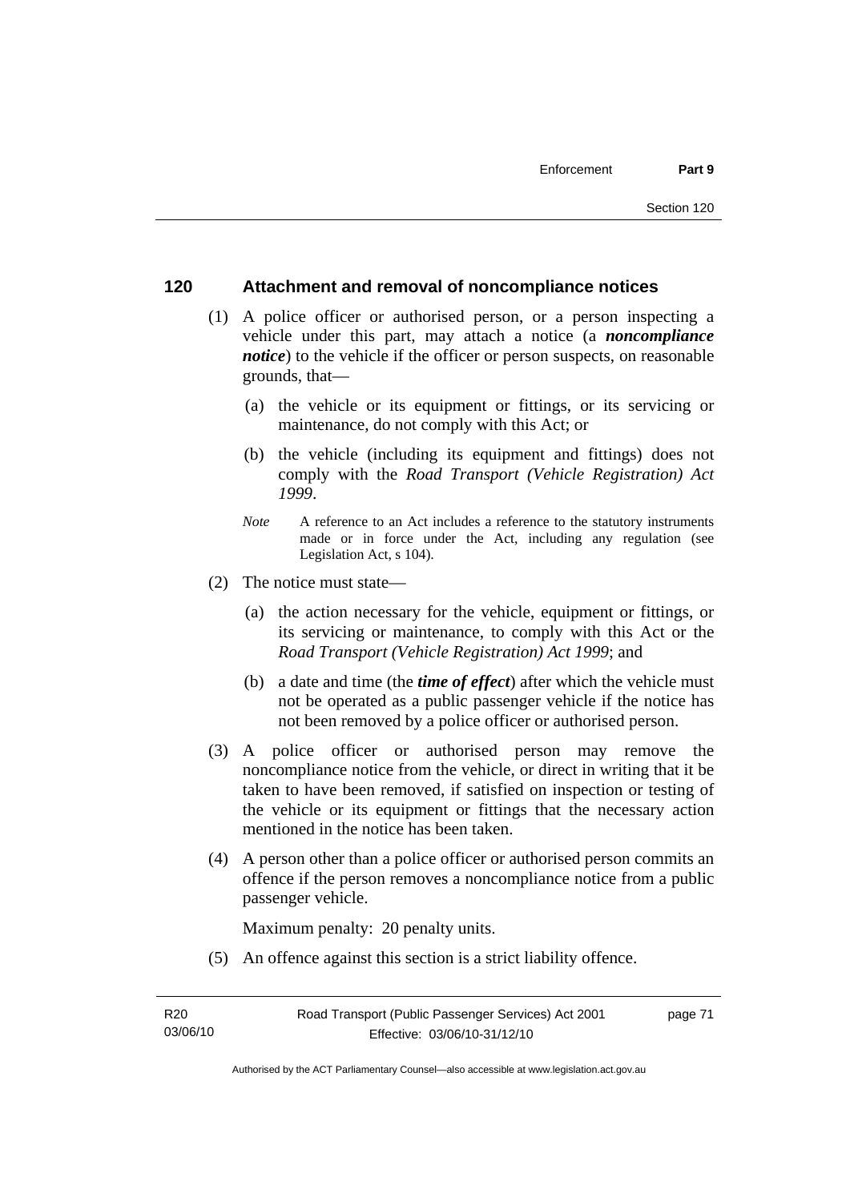## 120 Attachment and removal of noncompliance notices

(1) A police officer or authorised person, or a person inspecting a vehicle under this part, may attach a notice (a ***noncompliance notice***) to the vehicle if the officer or person suspects, on reasonable grounds, that—

(a) the vehicle or its equipment or fittings, or its servicing or maintenance, do not comply with this Act; or

(b) the vehicle (including its equipment and fittings) does not comply with the *Road Transport (Vehicle Registration) Act 1999*.

*Note* A reference to an Act includes a reference to the statutory instruments made or in force under the Act, including any regulation (see Legislation Act, s 104).

(2) The notice must state—

(a) the action necessary for the vehicle, equipment or fittings, or its servicing or maintenance, to comply with this Act or the *Road Transport (Vehicle Registration) Act 1999*; and

(b) a date and time (the ***time of effect***) after which the vehicle must not be operated as a public passenger vehicle if the notice has not been removed by a police officer or authorised person.

(3) A police officer or authorised person may remove the noncompliance notice from the vehicle, or direct in writing that it be taken to have been removed, if satisfied on inspection or testing of the vehicle or its equipment or fittings that the necessary action mentioned in the notice has been taken.

(4) A person other than a police officer or authorised person commits an offence if the person removes a noncompliance notice from a public passenger vehicle.

Maximum penalty: 20 penalty units.

(5) An offence against this section is a strict liability offence.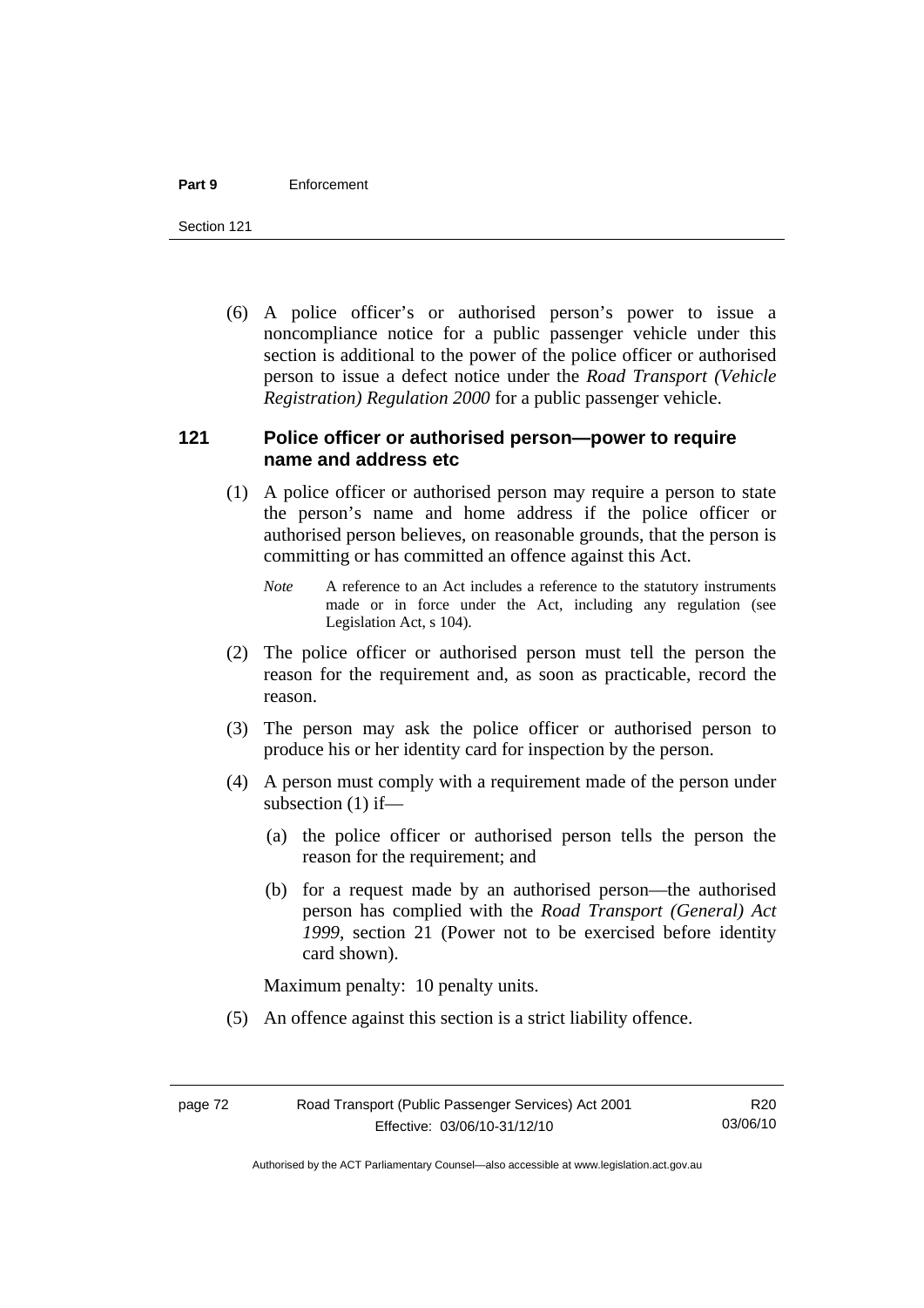(6) A police officer's or authorised person's power to issue a noncompliance notice for a public passenger vehicle under this section is additional to the power of the police officer or authorised person to issue a defect notice under the *Road Transport (Vehicle Registration) Regulation 2000* for a public passenger vehicle.

### 121 Police officer or authorised person—power to require name and address etc

(1) A police officer or authorised person may require a person to state the person's name and home address if the police officer or authorised person believes, on reasonable grounds, that the person is committing or has committed an offence against this Act.

*Note* A reference to an Act includes a reference to the statutory instruments made or in force under the Act, including any regulation (see Legislation Act, s 104).

(2) The police officer or authorised person must tell the person the reason for the requirement and, as soon as practicable, record the reason.

(3) The person may ask the police officer or authorised person to produce his or her identity card for inspection by the person.

(4) A person must comply with a requirement made of the person under subsection (1) if—

(a) the police officer or authorised person tells the person the reason for the requirement; and

(b) for a request made by an authorised person—the authorised person has complied with the *Road Transport (General) Act 1999*, section 21 (Power not to be exercised before identity card shown).

Maximum penalty: 10 penalty units.

(5) An offence against this section is a strict liability offence.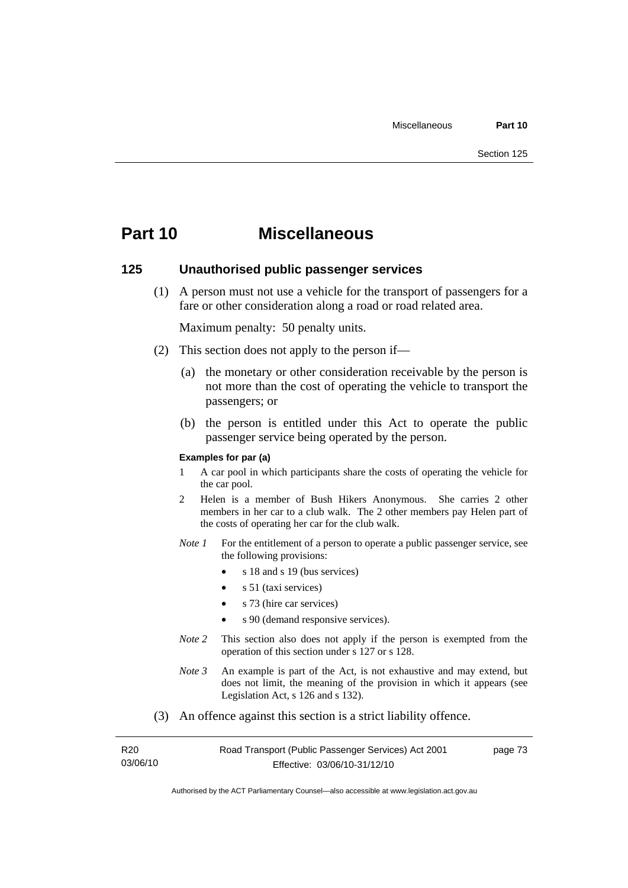# Part 10 Miscellaneous

## 125 Unauthorised public passenger services

(1) A person must not use a vehicle for the transport of passengers for a fare or other consideration along a road or road related area.

Maximum penalty: 50 penalty units.

(2) This section does not apply to the person if—

(a) the monetary or other consideration receivable by the person is not more than the cost of operating the vehicle to transport the passengers; or

(b) the person is entitled under this Act to operate the public passenger service being operated by the person.

**Examples for par (a)**

1 A car pool in which participants share the costs of operating the vehicle for the car pool.

2 Helen is a member of Bush Hikers Anonymous. She carries 2 other members in her car to a club walk. The 2 other members pay Helen part of the costs of operating her car for the club walk.

*Note 1* For the entitlement of a person to operate a public passenger service, see the following provisions:

- s 18 and s 19 (bus services)
- s 51 (taxi services)
- s 73 (hire car services)
- s 90 (demand responsive services).

*Note 2* This section also does not apply if the person is exempted from the operation of this section under s 127 or s 128.

*Note 3* An example is part of the Act, is not exhaustive and may extend, but does not limit, the meaning of the provision in which it appears (see Legislation Act, s 126 and s 132).

(3) An offence against this section is a strict liability offence.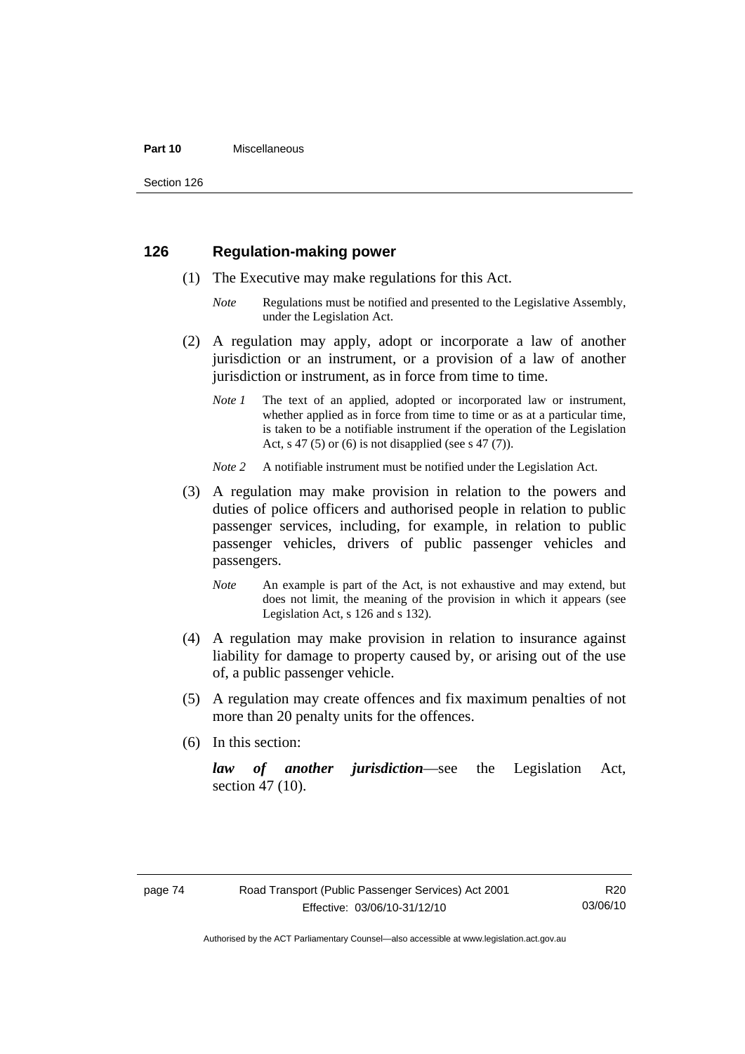## 126 Regulation-making power

(1) The Executive may make regulations for this Act.

*Note* Regulations must be notified and presented to the Legislative Assembly, under the Legislation Act.

(2) A regulation may apply, adopt or incorporate a law of another jurisdiction or an instrument, or a provision of a law of another jurisdiction or instrument, as in force from time to time.

*Note 1* The text of an applied, adopted or incorporated law or instrument, whether applied as in force from time to time or as at a particular time, is taken to be a notifiable instrument if the operation of the Legislation Act, s 47 (5) or (6) is not disapplied (see s 47 (7)).

*Note 2* A notifiable instrument must be notified under the Legislation Act.

(3) A regulation may make provision in relation to the powers and duties of police officers and authorised people in relation to public passenger services, including, for example, in relation to public passenger vehicles, drivers of public passenger vehicles and passengers.

*Note* An example is part of the Act, is not exhaustive and may extend, but does not limit, the meaning of the provision in which it appears (see Legislation Act, s 126 and s 132).

(4) A regulation may make provision in relation to insurance against liability for damage to property caused by, or arising out of the use of, a public passenger vehicle.

(5) A regulation may create offences and fix maximum penalties of not more than 20 penalty units for the offences.

(6) In this section:

***law of another jurisdiction***—see the Legislation Act, section 47 (10).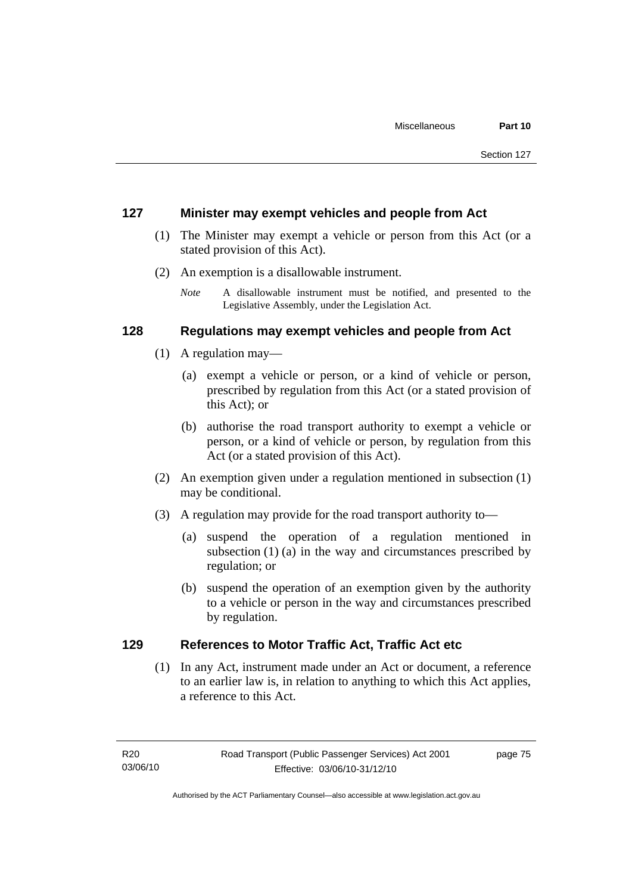## 127 Minister may exempt vehicles and people from Act

(1) The Minister may exempt a vehicle or person from this Act (or a stated provision of this Act).

(2) An exemption is a disallowable instrument.

*Note* A disallowable instrument must be notified, and presented to the Legislative Assembly, under the Legislation Act.

## 128 Regulations may exempt vehicles and people from Act

(1) A regulation may—

(a) exempt a vehicle or person, or a kind of vehicle or person, prescribed by regulation from this Act (or a stated provision of this Act); or

(b) authorise the road transport authority to exempt a vehicle or person, or a kind of vehicle or person, by regulation from this Act (or a stated provision of this Act).

(2) An exemption given under a regulation mentioned in subsection (1) may be conditional.

(3) A regulation may provide for the road transport authority to—

(a) suspend the operation of a regulation mentioned in subsection (1) (a) in the way and circumstances prescribed by regulation; or

(b) suspend the operation of an exemption given by the authority to a vehicle or person in the way and circumstances prescribed by regulation.

## 129 References to Motor Traffic Act, Traffic Act etc

(1) In any Act, instrument made under an Act or document, a reference to an earlier law is, in relation to anything to which this Act applies, a reference to this Act.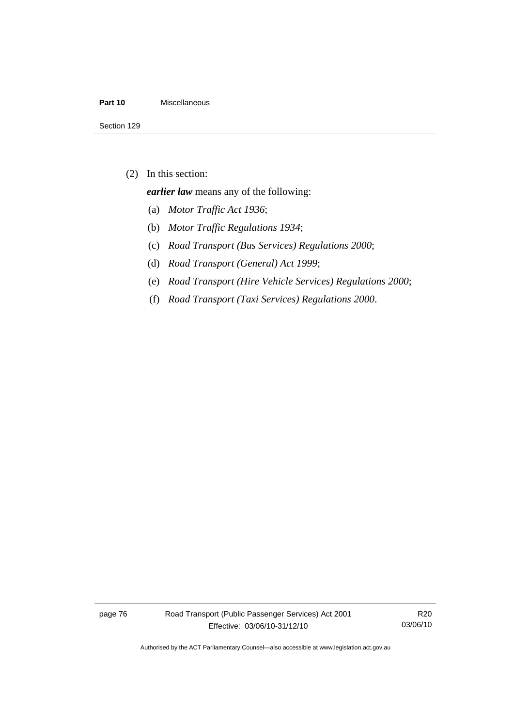(2) In this section:

***earlier law*** means any of the following:

(a) *Motor Traffic Act 1936*;

(b) *Motor Traffic Regulations 1934*;

(c) *Road Transport (Bus Services) Regulations 2000*;

(d) *Road Transport (General) Act 1999*;

(e) *Road Transport (Hire Vehicle Services) Regulations 2000*;

(f) *Road Transport (Taxi Services) Regulations 2000*.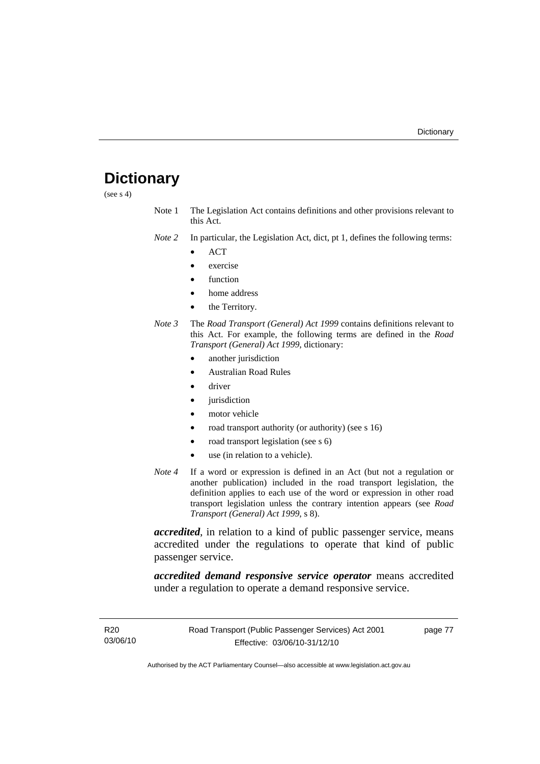# Dictionary

(see s 4)

Note 1 The Legislation Act contains definitions and other provisions relevant to this Act.

*Note 2* In particular, the Legislation Act, dict, pt 1, defines the following terms:

- ACT
- exercise
- function
- home address
- the Territory.

*Note 3* The *Road Transport (General) Act 1999* contains definitions relevant to this Act. For example, the following terms are defined in the *Road Transport (General) Act 1999*, dictionary:

- another jurisdiction
- Australian Road Rules
- driver
- jurisdiction
- motor vehicle
- road transport authority (or authority) (see s 16)
- road transport legislation (see s 6)
- use (in relation to a vehicle).

*Note 4* If a word or expression is defined in an Act (but not a regulation or another publication) included in the road transport legislation, the definition applies to each use of the word or expression in other road transport legislation unless the contrary intention appears (see *Road Transport (General) Act 1999*, s 8).

***accredited***, in relation to a kind of public passenger service, means accredited under the regulations to operate that kind of public passenger service.

***accredited demand responsive service operator*** means accredited under a regulation to operate a demand responsive service.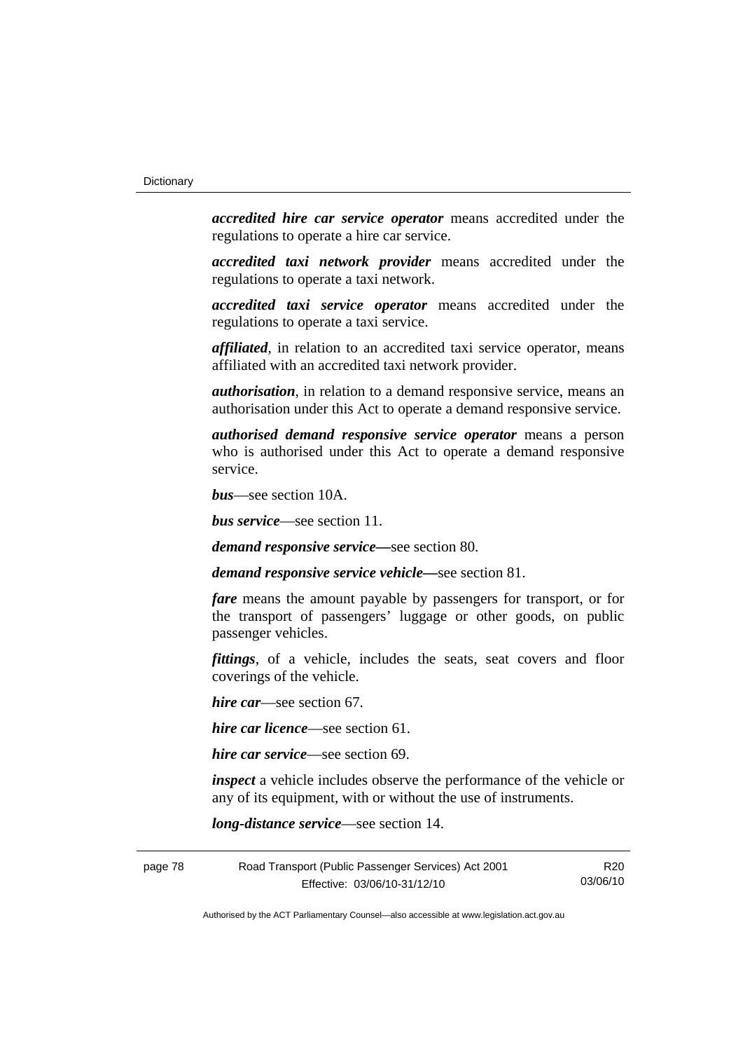***accredited hire car service operator*** means accredited under the regulations to operate a hire car service.

***accredited taxi network provider*** means accredited under the regulations to operate a taxi network.

***accredited taxi service operator*** means accredited under the regulations to operate a taxi service.

***affiliated***, in relation to an accredited taxi service operator, means affiliated with an accredited taxi network provider.

***authorisation***, in relation to a demand responsive service, means an authorisation under this Act to operate a demand responsive service.

***authorised demand responsive service operator*** means a person who is authorised under this Act to operate a demand responsive service.

***bus***—see section 10A.

***bus service***—see section 11.

***demand responsive service—***see section 80.

***demand responsive service vehicle—***see section 81.

***fare*** means the amount payable by passengers for transport, or for the transport of passengers' luggage or other goods, on public passenger vehicles.

***fittings***, of a vehicle, includes the seats, seat covers and floor coverings of the vehicle.

***hire car***—see section 67.

***hire car licence***—see section 61.

***hire car service***—see section 69.

***inspect*** a vehicle includes observe the performance of the vehicle or any of its equipment, with or without the use of instruments.

***long-distance service***—see section 14.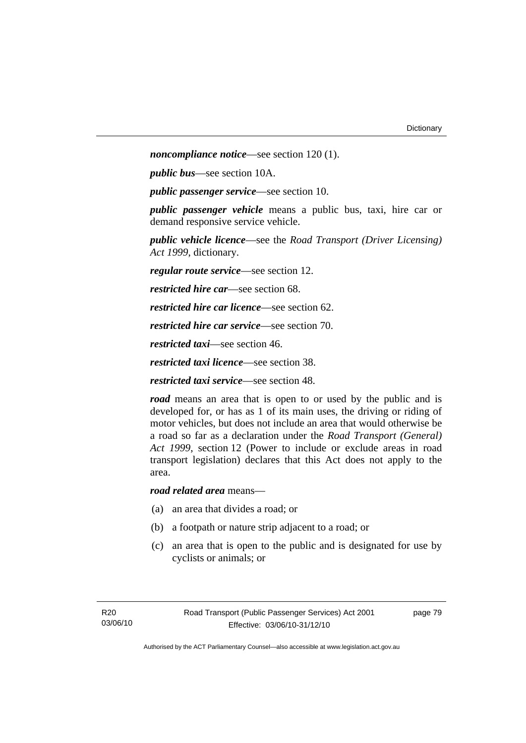***noncompliance notice***—see section 120 (1).

***public bus***—see section 10A.

***public passenger service***—see section 10.

***public passenger vehicle*** means a public bus, taxi, hire car or demand responsive service vehicle.

***public vehicle licence***—see the *Road Transport (Driver Licensing) Act 1999*, dictionary.

***regular route service***—see section 12.

***restricted hire car***—see section 68.

***restricted hire car licence***—see section 62.

***restricted hire car service***—see section 70.

***restricted taxi***—see section 46.

***restricted taxi licence***—see section 38.

***restricted taxi service***—see section 48.

***road*** means an area that is open to or used by the public and is developed for, or has as 1 of its main uses, the driving or riding of motor vehicles, but does not include an area that would otherwise be a road so far as a declaration under the *Road Transport (General) Act 1999*, section 12 (Power to include or exclude areas in road transport legislation) declares that this Act does not apply to the area.

***road related area*** means—

(a) an area that divides a road; or

(b) a footpath or nature strip adjacent to a road; or

(c) an area that is open to the public and is designated for use by cyclists or animals; or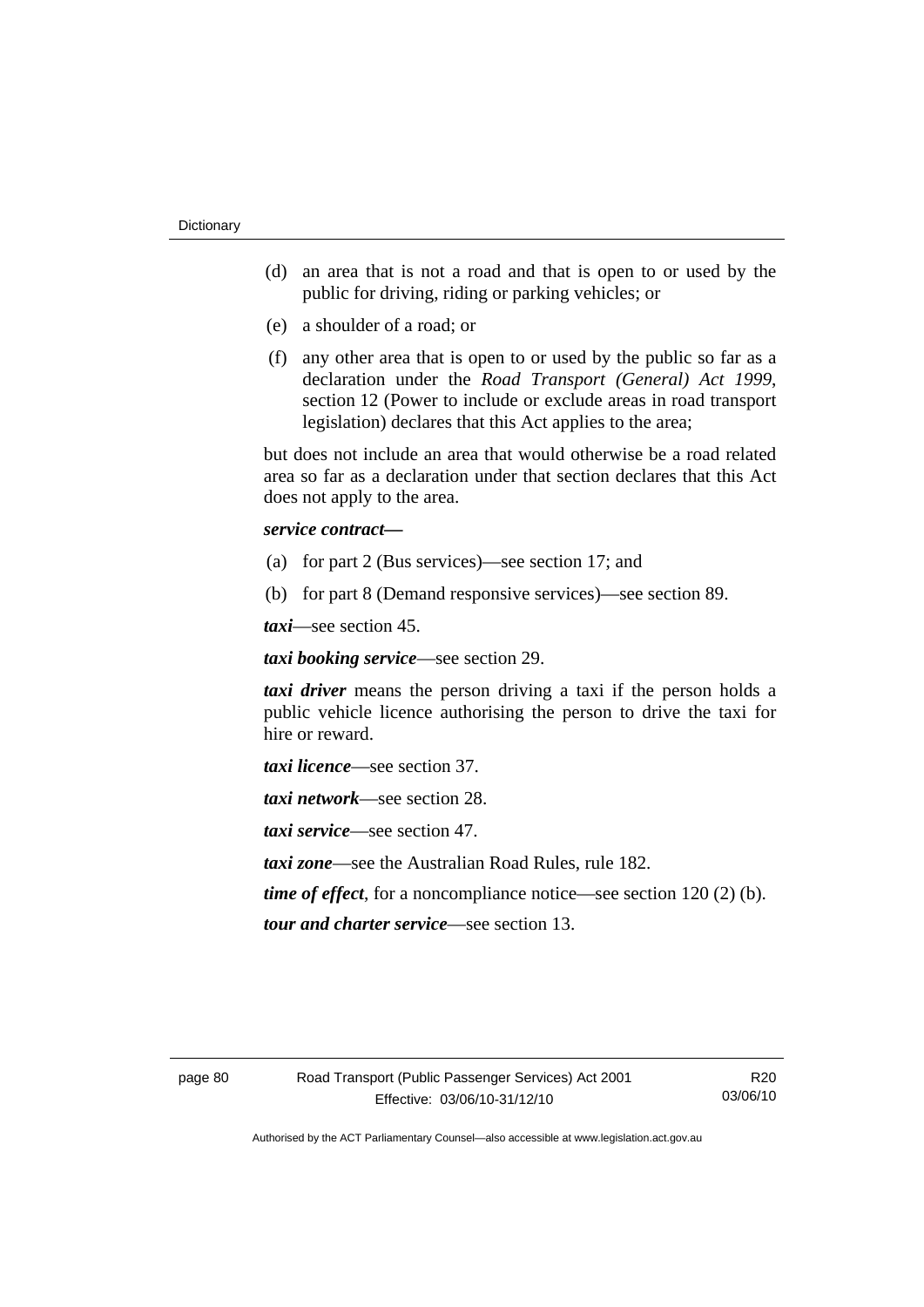(d) an area that is not a road and that is open to or used by the public for driving, riding or parking vehicles; or

(e) a shoulder of a road; or

(f) any other area that is open to or used by the public so far as a declaration under the *Road Transport (General) Act 1999*, section 12 (Power to include or exclude areas in road transport legislation) declares that this Act applies to the area;

but does not include an area that would otherwise be a road related area so far as a declaration under that section declares that this Act does not apply to the area.

***service contract*—**

(a) for part 2 (Bus services)—see section 17; and

(b) for part 8 (Demand responsive services)—see section 89.

***taxi***—see section 45.

***taxi booking service***—see section 29.

***taxi driver*** means the person driving a taxi if the person holds a public vehicle licence authorising the person to drive the taxi for hire or reward.

***taxi licence***—see section 37.

***taxi network***—see section 28.

***taxi service***—see section 47.

***taxi zone***—see the Australian Road Rules, rule 182.

***time of effect***, for a noncompliance notice—see section 120 (2) (b).

***tour and charter service***—see section 13.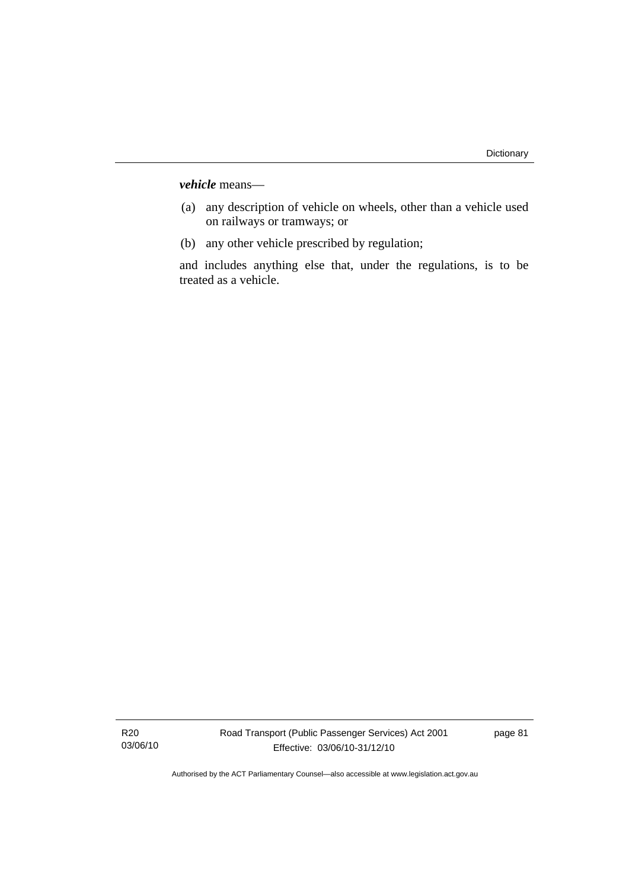***vehicle*** means—

(a) any description of vehicle on wheels, other than a vehicle used on railways or tramways; or

(b) any other vehicle prescribed by regulation;

and includes anything else that, under the regulations, is to be treated as a vehicle.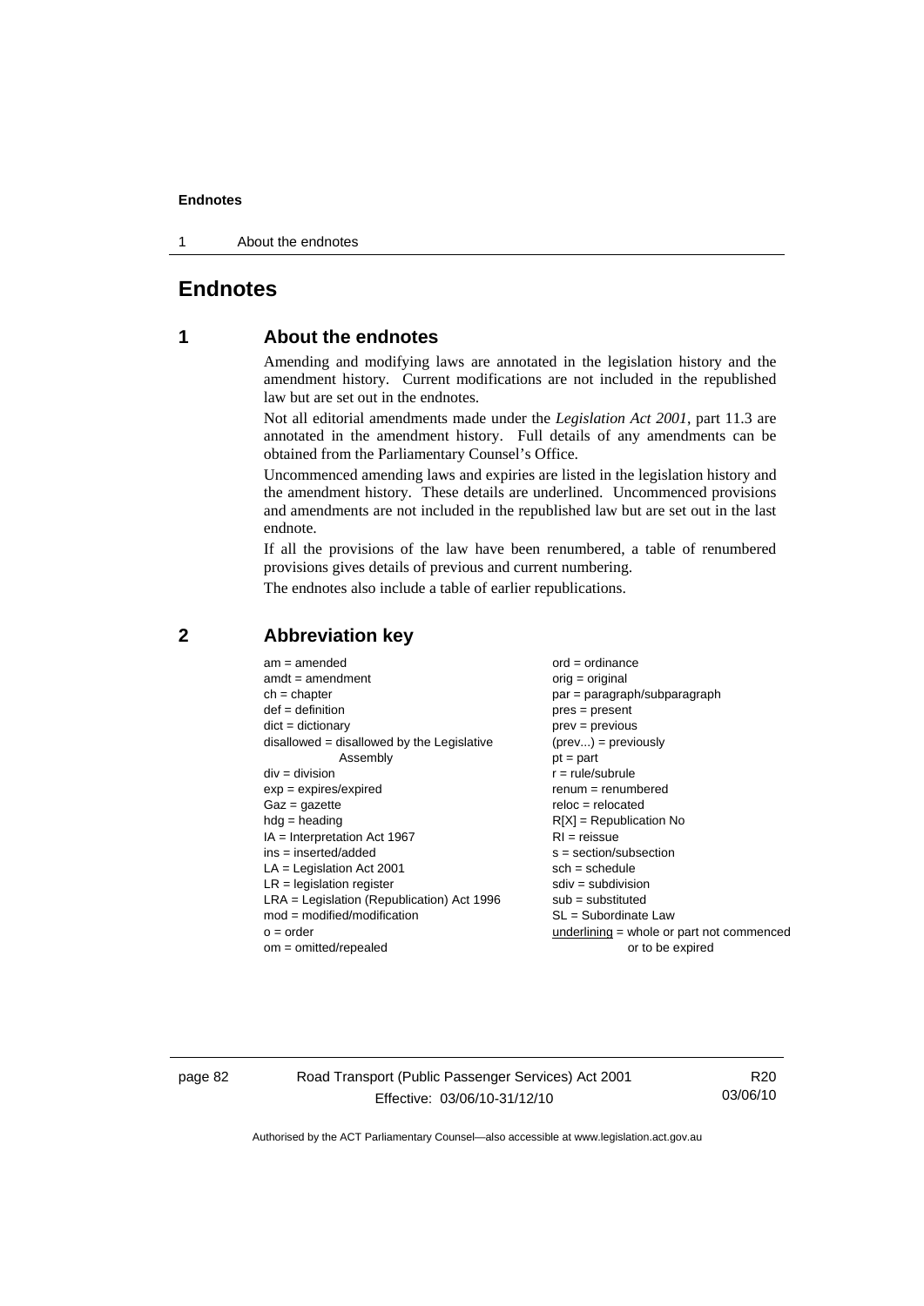# Endnotes

## 1 About the endnotes

Amending and modifying laws are annotated in the legislation history and the amendment history. Current modifications are not included in the republished law but are set out in the endnotes.

Not all editorial amendments made under the *Legislation Act 2001*, part 11.3 are annotated in the amendment history. Full details of any amendments can be obtained from the Parliamentary Counsel's Office.

Uncommenced amending laws and expiries are listed in the legislation history and the amendment history. These details are underlined. Uncommenced provisions and amendments are not included in the republished law but are set out in the last endnote.

If all the provisions of the law have been renumbered, a table of renumbered provisions gives details of previous and current numbering.

The endnotes also include a table of earlier republications.

## 2 Abbreviation key

am = amended
amdt = amendment
ch = chapter
def = definition
dict = dictionary
disallowed = disallowed by the Legislative Assembly
div = division
exp = expires/expired
Gaz = gazette
hdg = heading
IA = Interpretation Act 1967
ins = inserted/added
LA = Legislation Act 2001
LR = legislation register
LRA = Legislation (Republication) Act 1996
mod = modified/modification
o = order
om = omitted/repealed
ord = ordinance
orig = original
par = paragraph/subparagraph
pres = present
prev = previous
(prev...) = previously
pt = part
r = rule/subrule
renum = renumbered
reloc = relocated
R[X] = Republication No
RI = reissue
s = section/subsection
sch = schedule
sdiv = subdivision
sub = substituted
SL = Subordinate Law
underlining = whole or part not commenced or to be expired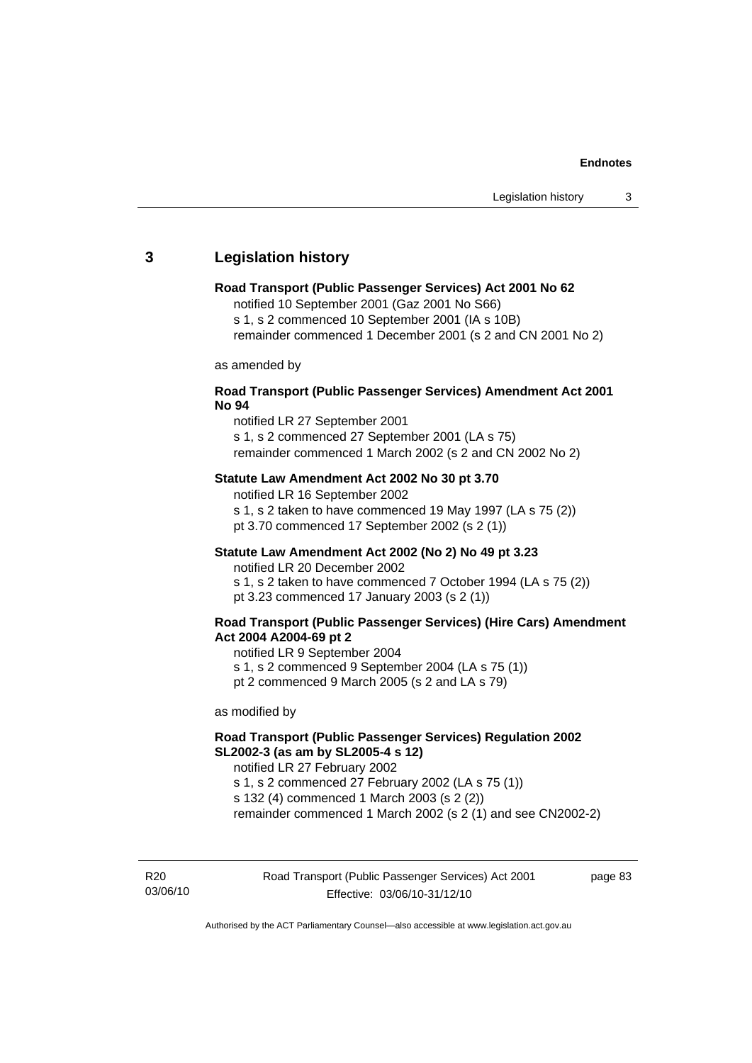## 3 Legislation history

**Road Transport (Public Passenger Services) Act 2001 No 62**

notified 10 September 2001 (Gaz 2001 No S66)
s 1, s 2 commenced 10 September 2001 (IA s 10B)
remainder commenced 1 December 2001 (s 2 and CN 2001 No 2)

as amended by

**Road Transport (Public Passenger Services) Amendment Act 2001 No 94**

notified LR 27 September 2001
s 1, s 2 commenced 27 September 2001 (LA s 75)
remainder commenced 1 March 2002 (s 2 and CN 2002 No 2)

**Statute Law Amendment Act 2002 No 30 pt 3.70**

notified LR 16 September 2002
s 1, s 2 taken to have commenced 19 May 1997 (LA s 75 (2))
pt 3.70 commenced 17 September 2002 (s 2 (1))

**Statute Law Amendment Act 2002 (No 2) No 49 pt 3.23**

notified LR 20 December 2002
s 1, s 2 taken to have commenced 7 October 1994 (LA s 75 (2))
pt 3.23 commenced 17 January 2003 (s 2 (1))

**Road Transport (Public Passenger Services) (Hire Cars) Amendment Act 2004 A2004-69 pt 2**

notified LR 9 September 2004
s 1, s 2 commenced 9 September 2004 (LA s 75 (1))
pt 2 commenced 9 March 2005 (s 2 and LA s 79)

as modified by

**Road Transport (Public Passenger Services) Regulation 2002 SL2002-3 (as am by SL2005-4 s 12)**

notified LR 27 February 2002
s 1, s 2 commenced 27 February 2002 (LA s 75 (1))
s 132 (4) commenced 1 March 2003 (s 2 (2))
remainder commenced 1 March 2002 (s 2 (1) and see CN2002-2)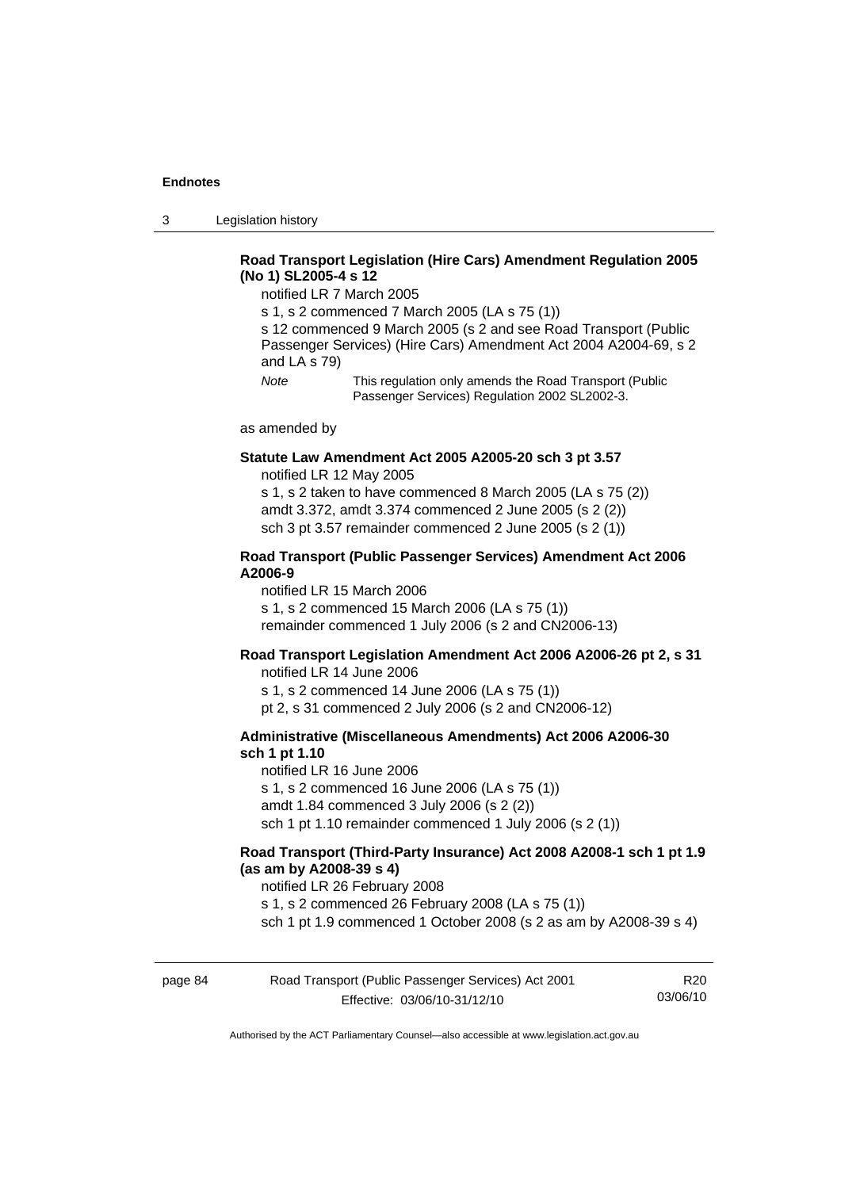**Road Transport Legislation (Hire Cars) Amendment Regulation 2005 (No 1) SL2005-4 s 12**

notified LR 7 March 2005

s 1, s 2 commenced 7 March 2005 (LA s 75 (1))

s 12 commenced 9 March 2005 (s 2 and see Road Transport (Public Passenger Services) (Hire Cars) Amendment Act 2004 A2004-69, s 2 and LA s 79)

*Note* This regulation only amends the Road Transport (Public Passenger Services) Regulation 2002 SL2002-3.

as amended by

**Statute Law Amendment Act 2005 A2005-20 sch 3 pt 3.57**

notified LR 12 May 2005

s 1, s 2 taken to have commenced 8 March 2005 (LA s 75 (2))

amdt 3.372, amdt 3.374 commenced 2 June 2005 (s 2 (2))

sch 3 pt 3.57 remainder commenced 2 June 2005 (s 2 (1))

**Road Transport (Public Passenger Services) Amendment Act 2006 A2006-9**

notified LR 15 March 2006

s 1, s 2 commenced 15 March 2006 (LA s 75 (1))

remainder commenced 1 July 2006 (s 2 and CN2006-13)

**Road Transport Legislation Amendment Act 2006 A2006-26 pt 2, s 31**

notified LR 14 June 2006

s 1, s 2 commenced 14 June 2006 (LA s 75 (1))

pt 2, s 31 commenced 2 July 2006 (s 2 and CN2006-12)

**Administrative (Miscellaneous Amendments) Act 2006 A2006-30 sch 1 pt 1.10**

notified LR 16 June 2006

s 1, s 2 commenced 16 June 2006 (LA s 75 (1))

amdt 1.84 commenced 3 July 2006 (s 2 (2))

sch 1 pt 1.10 remainder commenced 1 July 2006 (s 2 (1))

**Road Transport (Third-Party Insurance) Act 2008 A2008-1 sch 1 pt 1.9 (as am by A2008-39 s 4)**

notified LR 26 February 2008

s 1, s 2 commenced 26 February 2008 (LA s 75 (1))

sch 1 pt 1.9 commenced 1 October 2008 (s 2 as am by A2008-39 s 4)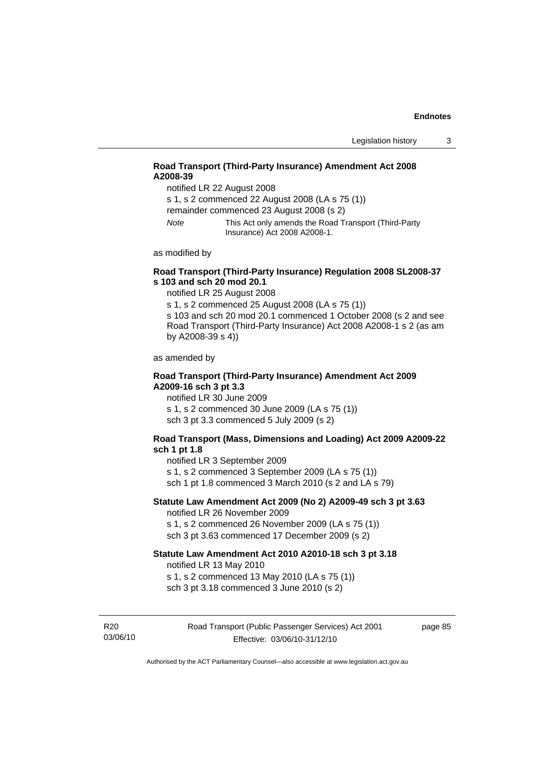**Road Transport (Third-Party Insurance) Amendment Act 2008 A2008-39**

notified LR 22 August 2008

s 1, s 2 commenced 22 August 2008 (LA s 75 (1))

remainder commenced 23 August 2008 (s 2)

*Note* This Act only amends the Road Transport (Third-Party Insurance) Act 2008 A2008-1.

as modified by

**Road Transport (Third-Party Insurance) Regulation 2008 SL2008-37 s 103 and sch 20 mod 20.1**

notified LR 25 August 2008

s 1, s 2 commenced 25 August 2008 (LA s 75 (1))

s 103 and sch 20 mod 20.1 commenced 1 October 2008 (s 2 and see Road Transport (Third-Party Insurance) Act 2008 A2008-1 s 2 (as am by A2008-39 s 4))

as amended by

**Road Transport (Third-Party Insurance) Amendment Act 2009 A2009-16 sch 3 pt 3.3**

notified LR 30 June 2009

s 1, s 2 commenced 30 June 2009 (LA s 75 (1))

sch 3 pt 3.3 commenced 5 July 2009 (s 2)

**Road Transport (Mass, Dimensions and Loading) Act 2009 A2009-22 sch 1 pt 1.8**

notified LR 3 September 2009

s 1, s 2 commenced 3 September 2009 (LA s 75 (1))

sch 1 pt 1.8 commenced 3 March 2010 (s 2 and LA s 79)

**Statute Law Amendment Act 2009 (No 2) A2009-49 sch 3 pt 3.63**

notified LR 26 November 2009

s 1, s 2 commenced 26 November 2009 (LA s 75 (1))

sch 3 pt 3.63 commenced 17 December 2009 (s 2)

**Statute Law Amendment Act 2010 A2010-18 sch 3 pt 3.18**

notified LR 13 May 2010

s 1, s 2 commenced 13 May 2010 (LA s 75 (1))

sch 3 pt 3.18 commenced 3 June 2010 (s 2)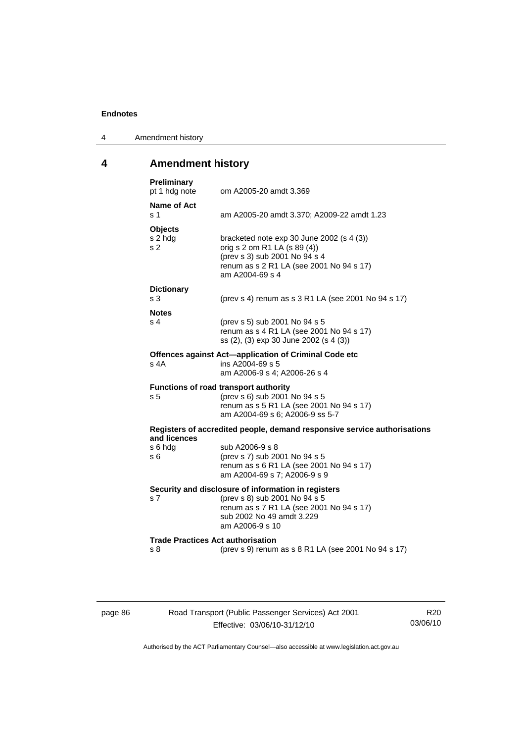## 4 Amendment history

**Preliminary**
pt 1 hdg note — om A2005-20 amdt 3.369

**Name of Act**
s 1 — am A2005-20 amdt 3.370; A2009-22 amdt 1.23

**Objects**
s 2 hdg — bracketed note exp 30 June 2002 (s 4 (3))
s 2 — orig s 2 om R1 LA (s 89 (4))
(prev s 3) sub 2001 No 94 s 4
renum as s 2 R1 LA (see 2001 No 94 s 17)
am A2004-69 s 4

**Dictionary**
s 3 — (prev s 4) renum as s 3 R1 LA (see 2001 No 94 s 17)

**Notes**
s 4 — (prev s 5) sub 2001 No 94 s 5
renum as s 4 R1 LA (see 2001 No 94 s 17)
ss (2), (3) exp 30 June 2002 (s 4 (3))

**Offences against Act—application of Criminal Code etc**
s 4A — ins A2004-69 s 5
am A2006-9 s 4; A2006-26 s 4

**Functions of road transport authority**
s 5 — (prev s 6) sub 2001 No 94 s 5
renum as s 5 R1 LA (see 2001 No 94 s 17)
am A2004-69 s 6; A2006-9 ss 5-7

**Registers of accredited people, demand responsive service authorisations and licences**
s 6 hdg — sub A2006-9 s 8
s 6 — (prev s 7) sub 2001 No 94 s 5
renum as s 6 R1 LA (see 2001 No 94 s 17)
am A2004-69 s 7; A2006-9 s 9

**Security and disclosure of information in registers**
s 7 — (prev s 8) sub 2001 No 94 s 5
renum as s 7 R1 LA (see 2001 No 94 s 17)
sub 2002 No 49 amdt 3.229
am A2006-9 s 10

**Trade Practices Act authorisation**
s 8 — (prev s 9) renum as s 8 R1 LA (see 2001 No 94 s 17)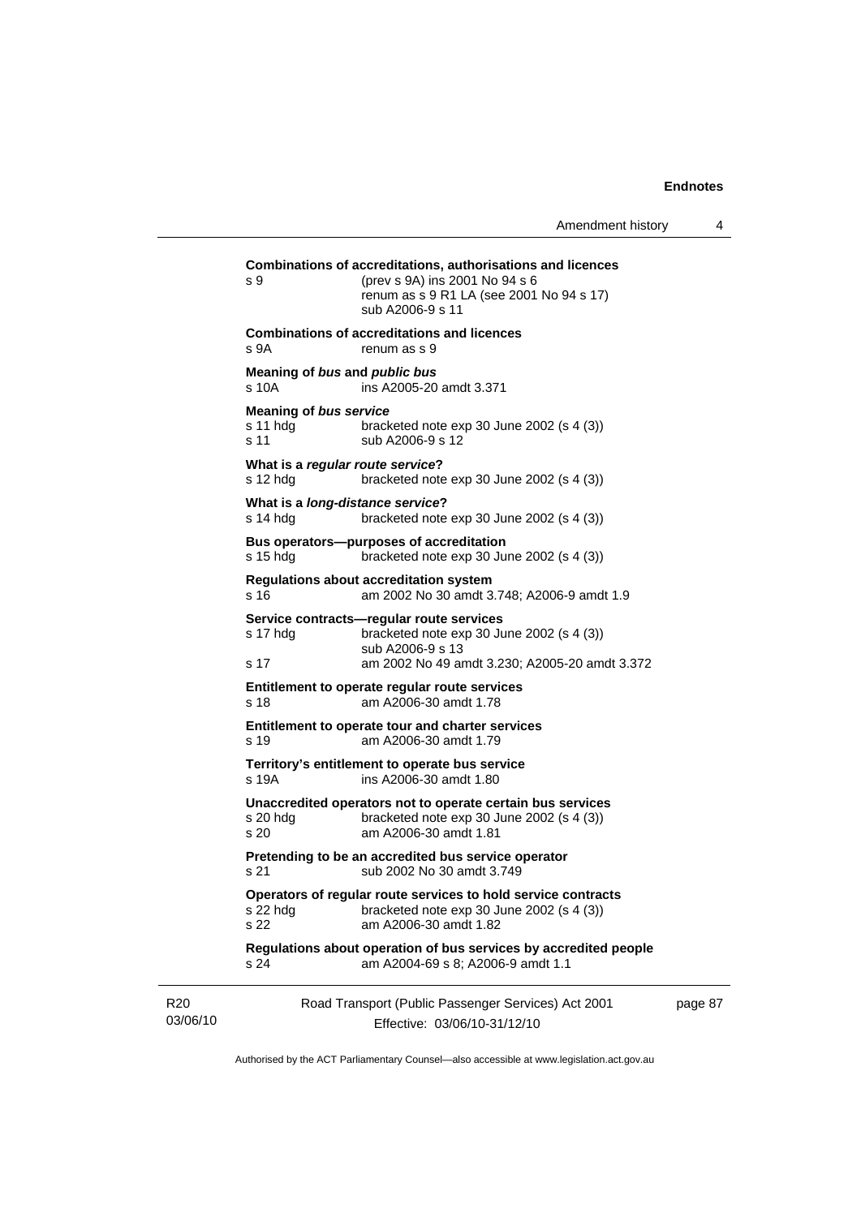**Combinations of accreditations, authorisations and licences**
s 9 (prev s 9A) ins 2001 No 94 s 6
renum as s 9 R1 LA (see 2001 No 94 s 17)
sub A2006-9 s 11

**Combinations of accreditations and licences**
s 9A renum as s 9

**Meaning of *bus* and *public bus***
s 10A ins A2005-20 amdt 3.371

**Meaning of *bus service***
s 11 hdg bracketed note exp 30 June 2002 (s 4 (3))
s 11 sub A2006-9 s 12

**What is a *regular route service*?**
s 12 hdg bracketed note exp 30 June 2002 (s 4 (3))

**What is a *long-distance service*?**
s 14 hdg bracketed note exp 30 June 2002 (s 4 (3))

**Bus operators—purposes of accreditation**
s 15 hdg bracketed note exp 30 June 2002 (s 4 (3))

**Regulations about accreditation system**
s 16 am 2002 No 30 amdt 3.748; A2006-9 amdt 1.9

**Service contracts—regular route services**
s 17 hdg bracketed note exp 30 June 2002 (s 4 (3))
sub A2006-9 s 13
s 17 am 2002 No 49 amdt 3.230; A2005-20 amdt 3.372

**Entitlement to operate regular route services**
s 18 am A2006-30 amdt 1.78

**Entitlement to operate tour and charter services**
s 19 am A2006-30 amdt 1.79

**Territory's entitlement to operate bus service**
s 19A ins A2006-30 amdt 1.80

**Unaccredited operators not to operate certain bus services**
s 20 hdg bracketed note exp 30 June 2002 (s 4 (3))
s 20 am A2006-30 amdt 1.81

**Pretending to be an accredited bus service operator**
s 21 sub 2002 No 30 amdt 3.749

**Operators of regular route services to hold service contracts**
s 22 hdg bracketed note exp 30 June 2002 (s 4 (3))
s 22 am A2006-30 amdt 1.82

**Regulations about operation of bus services by accredited people**
s 24 am A2004-69 s 8; A2006-9 amdt 1.1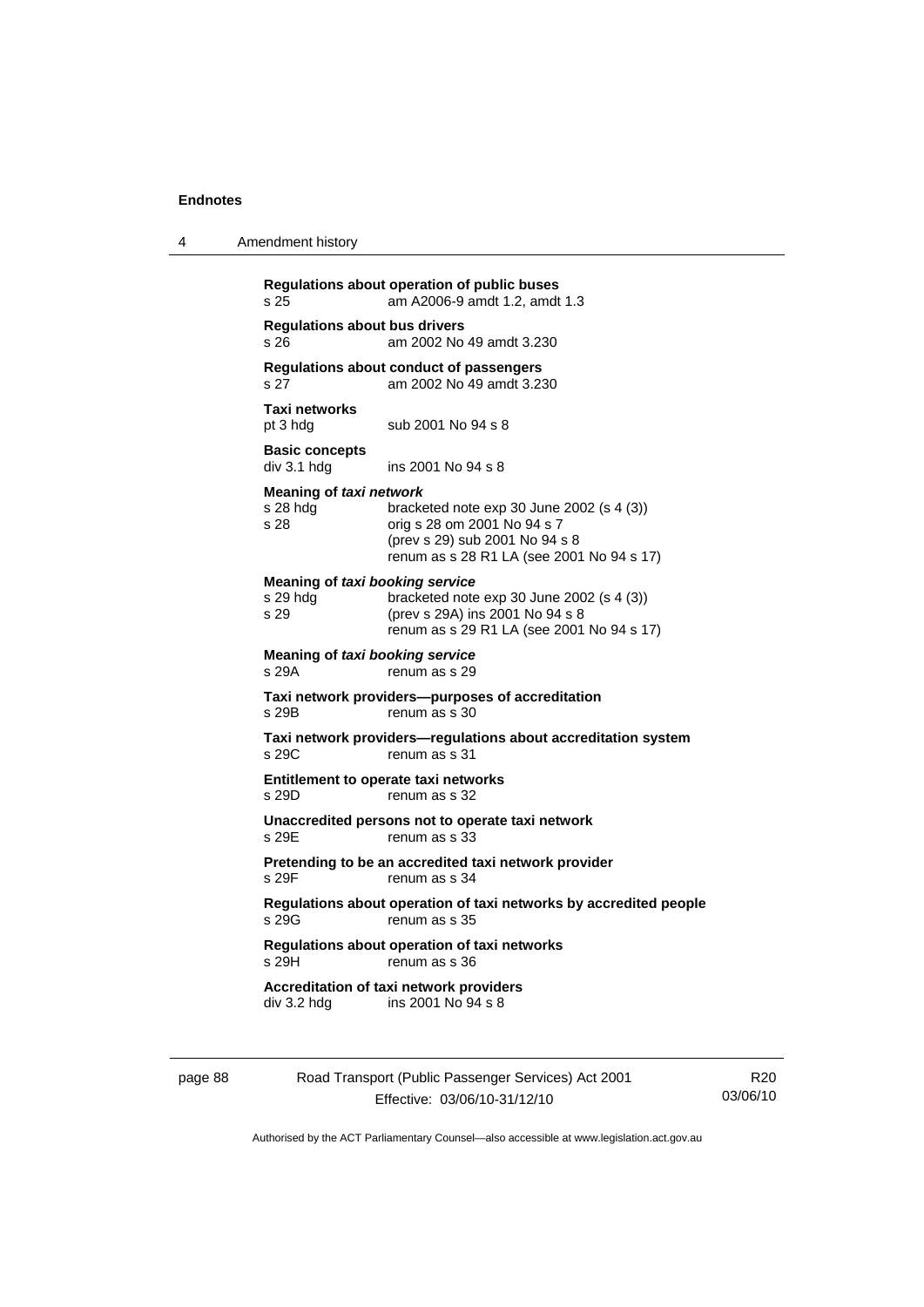**Regulations about operation of public buses**
s 25 am A2006-9 amdt 1.2, amdt 1.3

**Regulations about bus drivers**
s 26 am 2002 No 49 amdt 3.230

**Regulations about conduct of passengers**
s 27 am 2002 No 49 amdt 3.230

**Taxi networks**
pt 3 hdg sub 2001 No 94 s 8

**Basic concepts**
div 3.1 hdg ins 2001 No 94 s 8

**Meaning of *taxi network***
s 28 hdg bracketed note exp 30 June 2002 (s 4 (3))
s 28 orig s 28 om 2001 No 94 s 7
(prev s 29) sub 2001 No 94 s 8
renum as s 28 R1 LA (see 2001 No 94 s 17)

**Meaning of *taxi booking service***
s 29 hdg bracketed note exp 30 June 2002 (s 4 (3))
s 29 (prev s 29A) ins 2001 No 94 s 8
renum as s 29 R1 LA (see 2001 No 94 s 17)

**Meaning of *taxi booking service***
s 29A renum as s 29

**Taxi network providers—purposes of accreditation**
s 29B renum as s 30

**Taxi network providers—regulations about accreditation system**
s 29C renum as s 31

**Entitlement to operate taxi networks**
s 29D renum as s 32

**Unaccredited persons not to operate taxi network**
s 29E renum as s 33

**Pretending to be an accredited taxi network provider**
s 29F renum as s 34

**Regulations about operation of taxi networks by accredited people**
s 29G renum as s 35

**Regulations about operation of taxi networks**
s 29H renum as s 36

**Accreditation of taxi network providers**
div 3.2 hdg ins 2001 No 94 s 8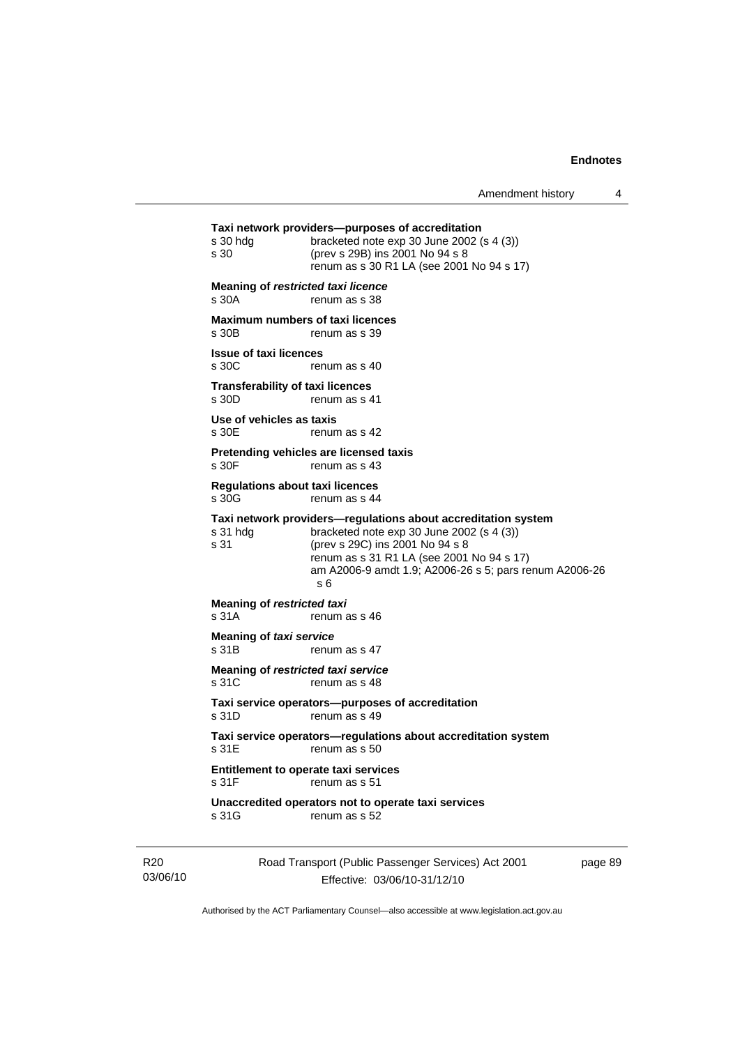**Taxi network providers—purposes of accreditation**

s 30 hdg bracketed note exp 30 June 2002 (s 4 (3))
s 30 (prev s 29B) ins 2001 No 94 s 8
renum as s 30 R1 LA (see 2001 No 94 s 17)

**Meaning of *restricted taxi licence***

s 30A renum as s 38

**Maximum numbers of taxi licences**

s 30B renum as s 39

**Issue of taxi licences**

s 30C renum as s 40

**Transferability of taxi licences**

s 30D renum as s 41

**Use of vehicles as taxis**

s 30E renum as s 42

**Pretending vehicles are licensed taxis**

s 30F renum as s 43

**Regulations about taxi licences**

s 30G renum as s 44

**Taxi network providers—regulations about accreditation system**

s 31 hdg bracketed note exp 30 June 2002 (s 4 (3))
s 31 (prev s 29C) ins 2001 No 94 s 8
renum as s 31 R1 LA (see 2001 No 94 s 17)
am A2006-9 amdt 1.9; A2006-26 s 5; pars renum A2006-26 s 6

**Meaning of *restricted taxi***

s 31A renum as s 46

**Meaning of *taxi service***

s 31B renum as s 47

**Meaning of *restricted taxi service***

s 31C renum as s 48

**Taxi service operators—purposes of accreditation**

s 31D renum as s 49

**Taxi service operators—regulations about accreditation system**

s 31E renum as s 50

**Entitlement to operate taxi services**

s 31F renum as s 51

**Unaccredited operators not to operate taxi services**

s 31G renum as s 52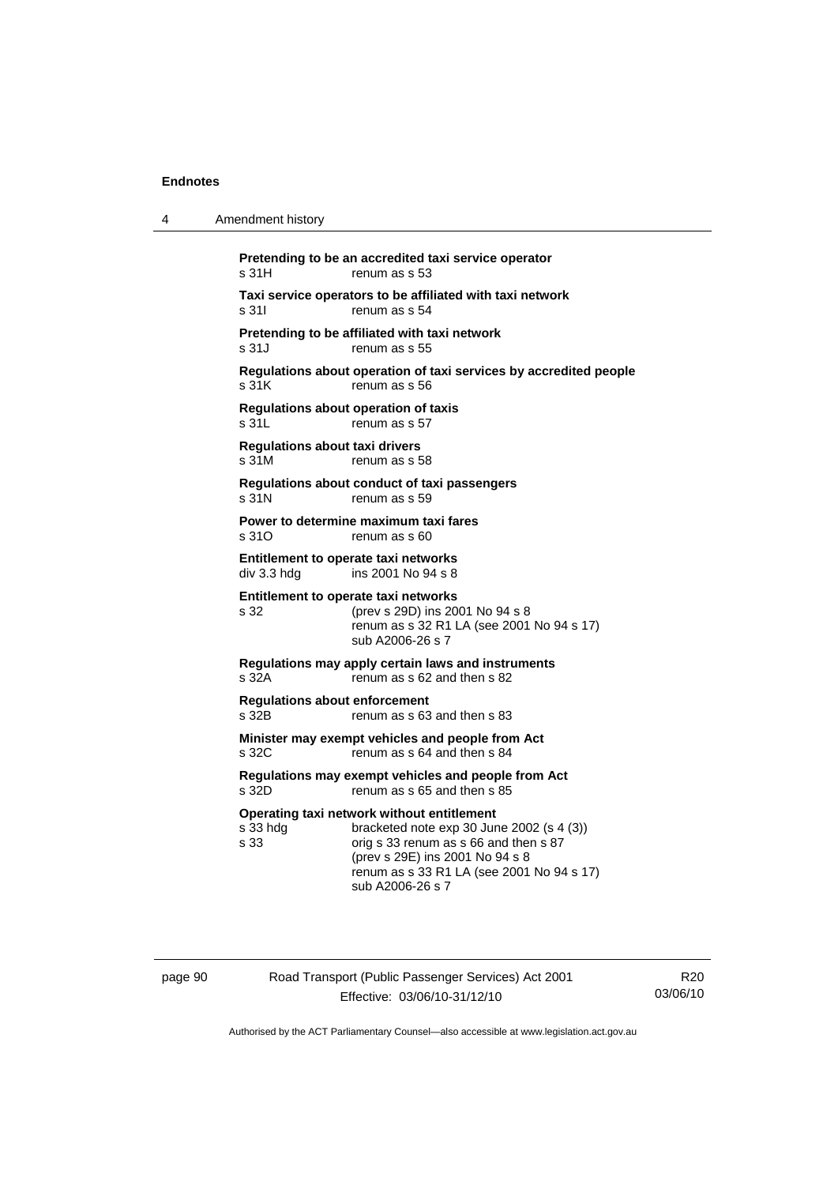**Pretending to be an accredited taxi service operator**
s 31H renum as s 53

**Taxi service operators to be affiliated with taxi network**
s 31I renum as s 54

**Pretending to be affiliated with taxi network**
s 31J renum as s 55

**Regulations about operation of taxi services by accredited people**
s 31K renum as s 56

**Regulations about operation of taxis**
s 31L renum as s 57

**Regulations about taxi drivers**
s 31M renum as s 58

**Regulations about conduct of taxi passengers**
s 31N renum as s 59

**Power to determine maximum taxi fares**
s 31O renum as s 60

**Entitlement to operate taxi networks**
div 3.3 hdg ins 2001 No 94 s 8

**Entitlement to operate taxi networks**
s 32 (prev s 29D) ins 2001 No 94 s 8
renum as s 32 R1 LA (see 2001 No 94 s 17)
sub A2006-26 s 7

**Regulations may apply certain laws and instruments**
s 32A renum as s 62 and then s 82

**Regulations about enforcement**
s 32B renum as s 63 and then s 83

**Minister may exempt vehicles and people from Act**
s 32C renum as s 64 and then s 84

**Regulations may exempt vehicles and people from Act**
s 32D renum as s 65 and then s 85

**Operating taxi network without entitlement**
s 33 hdg bracketed note exp 30 June 2002 (s 4 (3))
s 33 orig s 33 renum as s 66 and then s 87
(prev s 29E) ins 2001 No 94 s 8
renum as s 33 R1 LA (see 2001 No 94 s 17)
sub A2006-26 s 7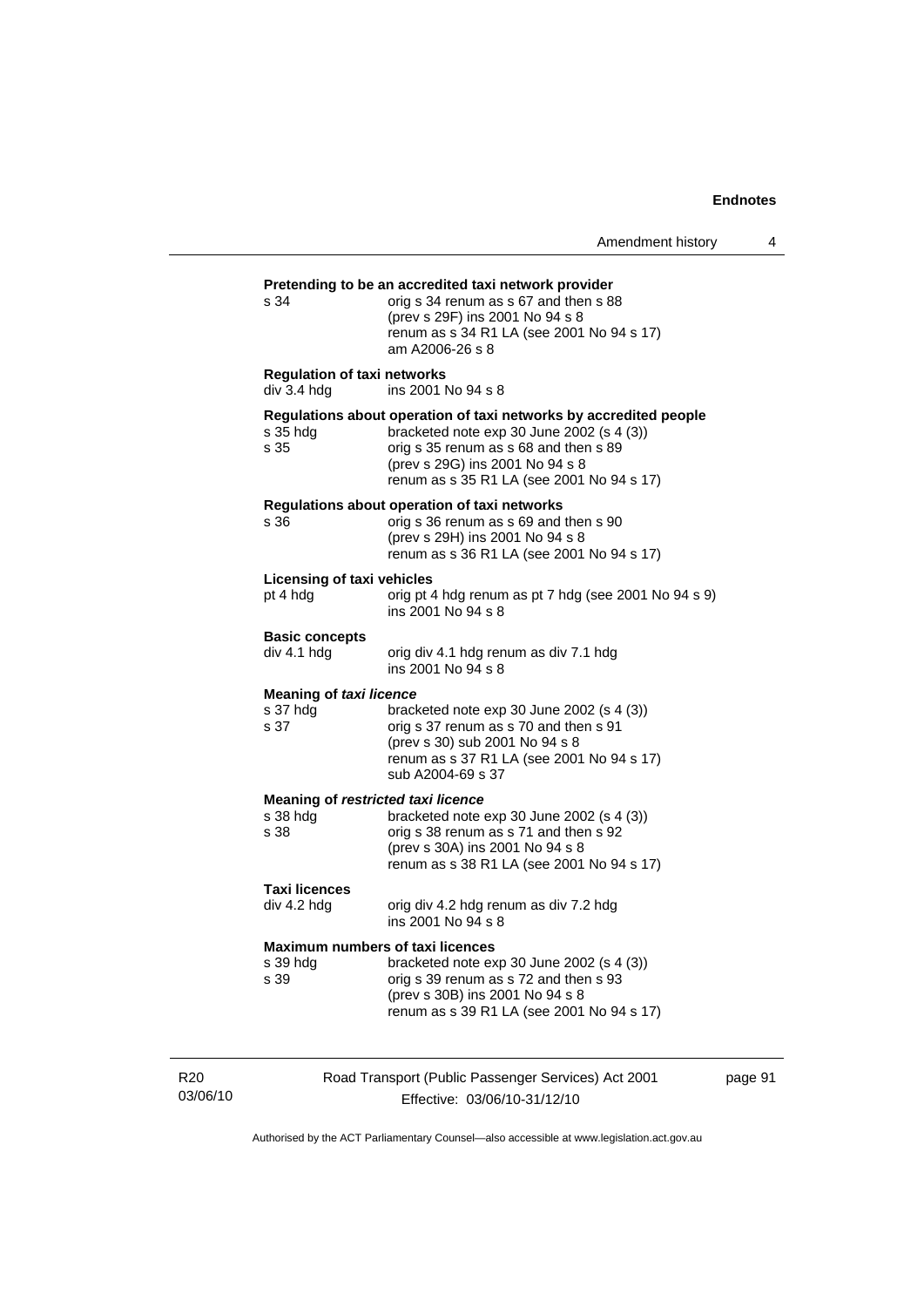**Pretending to be an accredited taxi network provider**

s 34 orig s 34 renum as s 67 and then s 88
(prev s 29F) ins 2001 No 94 s 8
renum as s 34 R1 LA (see 2001 No 94 s 17)
am A2006-26 s 8

**Regulation of taxi networks**

div 3.4 hdg ins 2001 No 94 s 8

**Regulations about operation of taxi networks by accredited people**

s 35 hdg bracketed note exp 30 June 2002 (s 4 (3))
s 35 orig s 35 renum as s 68 and then s 89
(prev s 29G) ins 2001 No 94 s 8
renum as s 35 R1 LA (see 2001 No 94 s 17)

**Regulations about operation of taxi networks**

s 36 orig s 36 renum as s 69 and then s 90
(prev s 29H) ins 2001 No 94 s 8
renum as s 36 R1 LA (see 2001 No 94 s 17)

**Licensing of taxi vehicles**

pt 4 hdg orig pt 4 hdg renum as pt 7 hdg (see 2001 No 94 s 9)
ins 2001 No 94 s 8

**Basic concepts**

div 4.1 hdg orig div 4.1 hdg renum as div 7.1 hdg
ins 2001 No 94 s 8

**Meaning of *taxi licence***

s 37 hdg bracketed note exp 30 June 2002 (s 4 (3))
s 37 orig s 37 renum as s 70 and then s 91
(prev s 30) sub 2001 No 94 s 8
renum as s 37 R1 LA (see 2001 No 94 s 17)
sub A2004-69 s 37

**Meaning of *restricted taxi licence***

s 38 hdg bracketed note exp 30 June 2002 (s 4 (3))
s 38 orig s 38 renum as s 71 and then s 92
(prev s 30A) ins 2001 No 94 s 8
renum as s 38 R1 LA (see 2001 No 94 s 17)

**Taxi licences**

div 4.2 hdg orig div 4.2 hdg renum as div 7.2 hdg
ins 2001 No 94 s 8

**Maximum numbers of taxi licences**

s 39 hdg bracketed note exp 30 June 2002 (s 4 (3))
s 39 orig s 39 renum as s 72 and then s 93
(prev s 30B) ins 2001 No 94 s 8
renum as s 39 R1 LA (see 2001 No 94 s 17)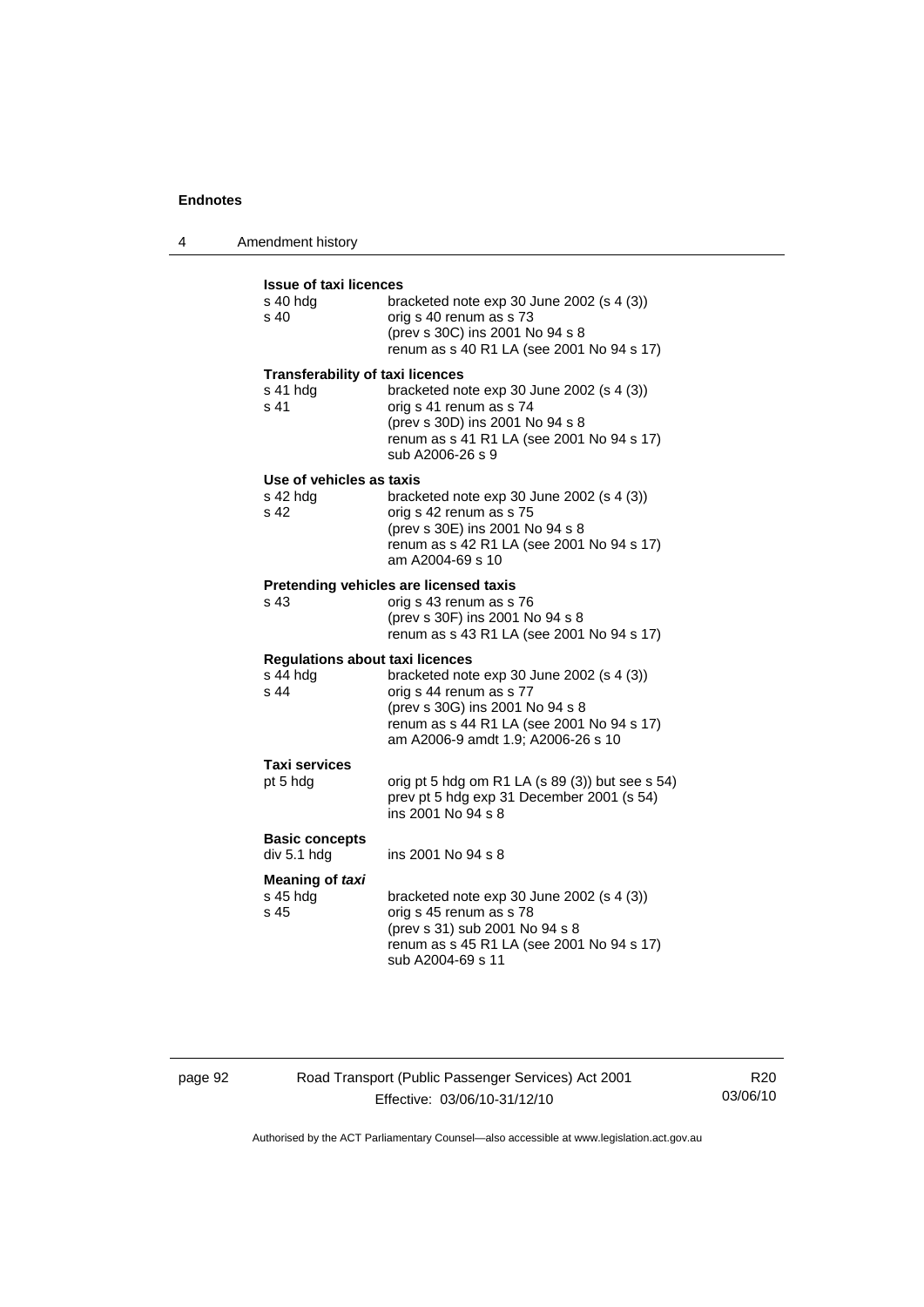**Issue of taxi licences**

| | |
|---|---|
| s 40 hdg | bracketed note exp 30 June 2002 (s 4 (3)) |
| s 40 | orig s 40 renum as s 73<br>(prev s 30C) ins 2001 No 94 s 8<br>renum as s 40 R1 LA (see 2001 No 94 s 17) |

**Transferability of taxi licences**

| | |
|---|---|
| s 41 hdg | bracketed note exp 30 June 2002 (s 4 (3)) |
| s 41 | orig s 41 renum as s 74<br>(prev s 30D) ins 2001 No 94 s 8<br>renum as s 41 R1 LA (see 2001 No 94 s 17)<br>sub A2006-26 s 9 |

**Use of vehicles as taxis**

| | |
|---|---|
| s 42 hdg | bracketed note exp 30 June 2002 (s 4 (3)) |
| s 42 | orig s 42 renum as s 75<br>(prev s 30E) ins 2001 No 94 s 8<br>renum as s 42 R1 LA (see 2001 No 94 s 17)<br>am A2004-69 s 10 |

**Pretending vehicles are licensed taxis**

| | |
|---|---|
| s 43 | orig s 43 renum as s 76<br>(prev s 30F) ins 2001 No 94 s 8<br>renum as s 43 R1 LA (see 2001 No 94 s 17) |

**Regulations about taxi licences**

| | |
|---|---|
| s 44 hdg | bracketed note exp 30 June 2002 (s 4 (3)) |
| s 44 | orig s 44 renum as s 77<br>(prev s 30G) ins 2001 No 94 s 8<br>renum as s 44 R1 LA (see 2001 No 94 s 17)<br>am A2006-9 amdt 1.9; A2006-26 s 10 |

**Taxi services**

| | |
|---|---|
| pt 5 hdg | orig pt 5 hdg om R1 LA (s 89 (3)) but see s 54)<br>prev pt 5 hdg exp 31 December 2001 (s 54)<br>ins 2001 No 94 s 8 |

**Basic concepts**

| | |
|---|---|
| div 5.1 hdg | ins 2001 No 94 s 8 |

**Meaning of *taxi***

| | |
|---|---|
| s 45 hdg | bracketed note exp 30 June 2002 (s 4 (3)) |
| s 45 | orig s 45 renum as s 78<br>(prev s 31) sub 2001 No 94 s 8<br>renum as s 45 R1 LA (see 2001 No 94 s 17)<br>sub A2004-69 s 11 |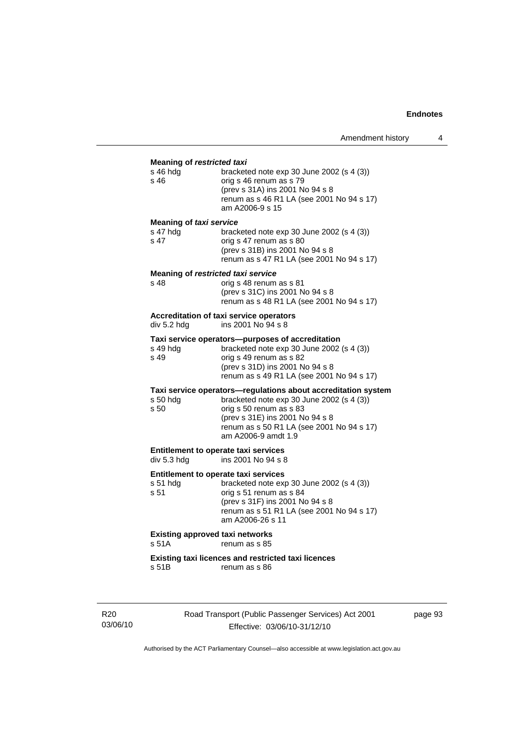**Meaning of *restricted taxi***

| | |
|---|---|
| s 46 hdg | bracketed note exp 30 June 2002 (s 4 (3)) |
| s 46 | orig s 46 renum as s 79<br>(prev s 31A) ins 2001 No 94 s 8<br>renum as s 46 R1 LA (see 2001 No 94 s 17)<br>am A2006-9 s 15 |

**Meaning of *taxi service***

| | |
|---|---|
| s 47 hdg | bracketed note exp 30 June 2002 (s 4 (3)) |
| s 47 | orig s 47 renum as s 80<br>(prev s 31B) ins 2001 No 94 s 8<br>renum as s 47 R1 LA (see 2001 No 94 s 17) |

**Meaning of *restricted taxi service***

| | |
|---|---|
| s 48 | orig s 48 renum as s 81<br>(prev s 31C) ins 2001 No 94 s 8<br>renum as s 48 R1 LA (see 2001 No 94 s 17) |

**Accreditation of taxi service operators**

| | |
|---|---|
| div 5.2 hdg | ins 2001 No 94 s 8 |

**Taxi service operators—purposes of accreditation**

| | |
|---|---|
| s 49 hdg | bracketed note exp 30 June 2002 (s 4 (3)) |
| s 49 | orig s 49 renum as s 82<br>(prev s 31D) ins 2001 No 94 s 8<br>renum as s 49 R1 LA (see 2001 No 94 s 17) |

**Taxi service operators—regulations about accreditation system**

| | |
|---|---|
| s 50 hdg | bracketed note exp 30 June 2002 (s 4 (3)) |
| s 50 | orig s 50 renum as s 83<br>(prev s 31E) ins 2001 No 94 s 8<br>renum as s 50 R1 LA (see 2001 No 94 s 17)<br>am A2006-9 amdt 1.9 |

**Entitlement to operate taxi services**

| | |
|---|---|
| div 5.3 hdg | ins 2001 No 94 s 8 |

**Entitlement to operate taxi services**

| | |
|---|---|
| s 51 hdg | bracketed note exp 30 June 2002 (s 4 (3)) |
| s 51 | orig s 51 renum as s 84<br>(prev s 31F) ins 2001 No 94 s 8<br>renum as s 51 R1 LA (see 2001 No 94 s 17)<br>am A2006-26 s 11 |

**Existing approved taxi networks**

| | |
|---|---|
| s 51A | renum as s 85 |

**Existing taxi licences and restricted taxi licences**

| | |
|---|---|
| s 51B | renum as s 86 |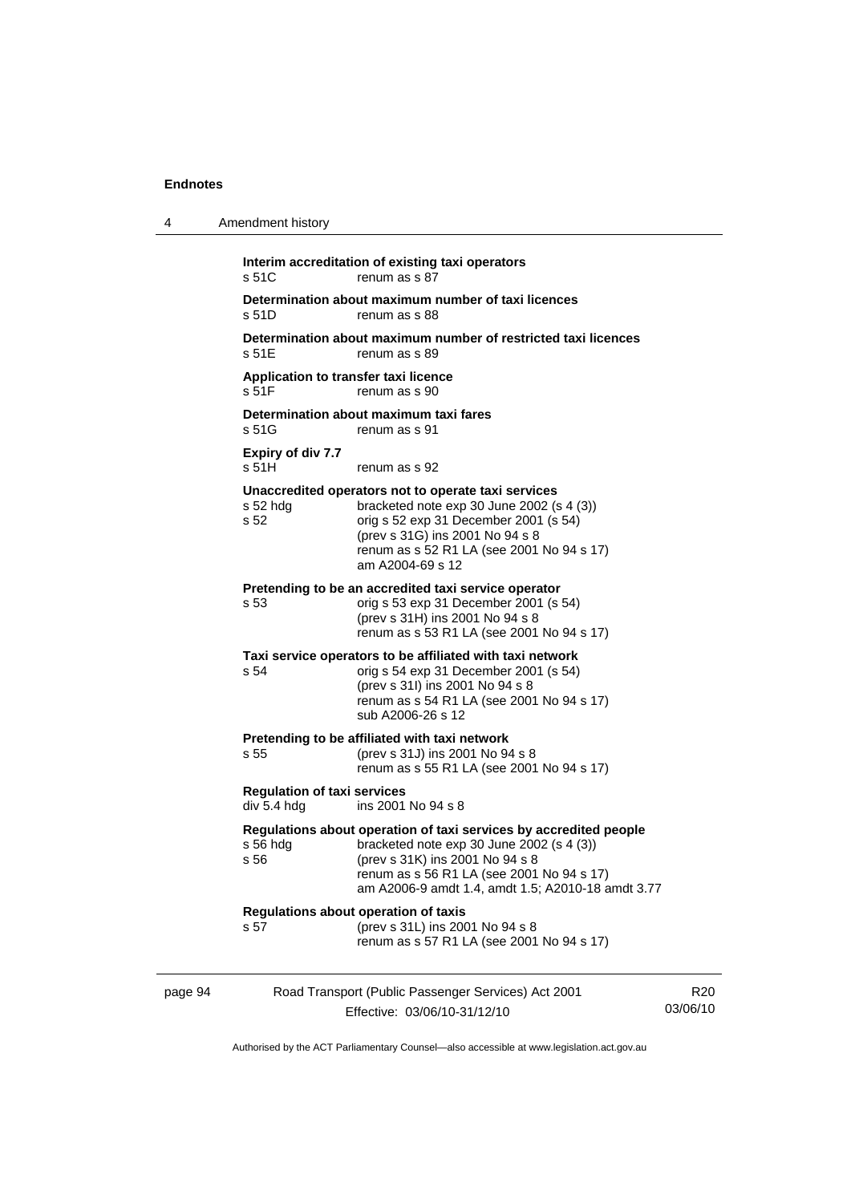**Interim accreditation of existing taxi operators**
s 51C renum as s 87

**Determination about maximum number of taxi licences**
s 51D renum as s 88

**Determination about maximum number of restricted taxi licences**
s 51E renum as s 89

**Application to transfer taxi licence**
s 51F renum as s 90

**Determination about maximum taxi fares**
s 51G renum as s 91

**Expiry of div 7.7**
s 51H renum as s 92

**Unaccredited operators not to operate taxi services**
s 52 hdg bracketed note exp 30 June 2002 (s 4 (3))
s 52 orig s 52 exp 31 December 2001 (s 54)
(prev s 31G) ins 2001 No 94 s 8
renum as s 52 R1 LA (see 2001 No 94 s 17)
am A2004-69 s 12

**Pretending to be an accredited taxi service operator**
s 53 orig s 53 exp 31 December 2001 (s 54)
(prev s 31H) ins 2001 No 94 s 8
renum as s 53 R1 LA (see 2001 No 94 s 17)

**Taxi service operators to be affiliated with taxi network**
s 54 orig s 54 exp 31 December 2001 (s 54)
(prev s 31I) ins 2001 No 94 s 8
renum as s 54 R1 LA (see 2001 No 94 s 17)
sub A2006-26 s 12

**Pretending to be affiliated with taxi network**
s 55 (prev s 31J) ins 2001 No 94 s 8
renum as s 55 R1 LA (see 2001 No 94 s 17)

**Regulation of taxi services**
div 5.4 hdg ins 2001 No 94 s 8

**Regulations about operation of taxi services by accredited people**
s 56 hdg bracketed note exp 30 June 2002 (s 4 (3))
s 56 (prev s 31K) ins 2001 No 94 s 8
renum as s 56 R1 LA (see 2001 No 94 s 17)
am A2006-9 amdt 1.4, amdt 1.5; A2010-18 amdt 3.77

**Regulations about operation of taxis**
s 57 (prev s 31L) ins 2001 No 94 s 8
renum as s 57 R1 LA (see 2001 No 94 s 17)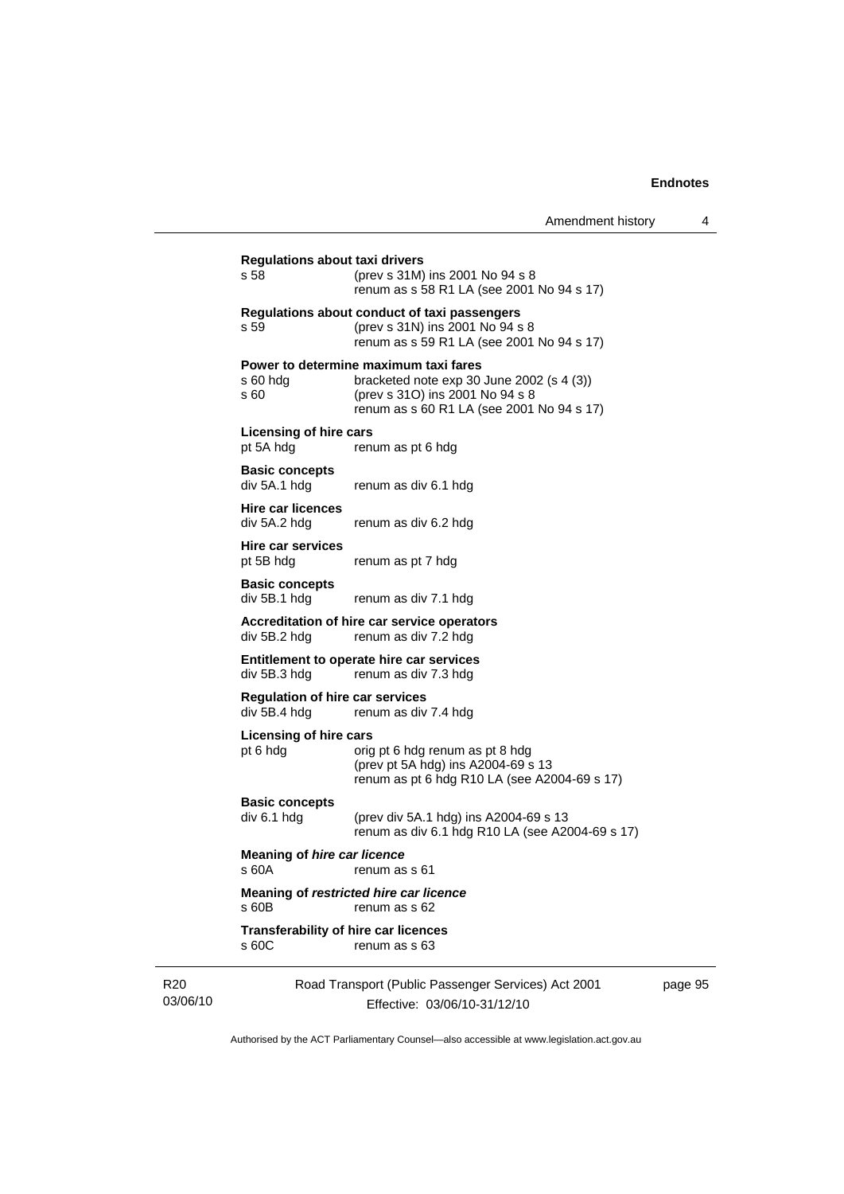**Regulations about taxi drivers**

s 58 (prev s 31M) ins 2001 No 94 s 8
renum as s 58 R1 LA (see 2001 No 94 s 17)

**Regulations about conduct of taxi passengers**

s 59 (prev s 31N) ins 2001 No 94 s 8
renum as s 59 R1 LA (see 2001 No 94 s 17)

**Power to determine maximum taxi fares**

s 60 hdg bracketed note exp 30 June 2002 (s 4 (3))
s 60 (prev s 31O) ins 2001 No 94 s 8
renum as s 60 R1 LA (see 2001 No 94 s 17)

**Licensing of hire cars**

pt 5A hdg renum as pt 6 hdg

**Basic concepts**

div 5A.1 hdg renum as div 6.1 hdg

**Hire car licences**

div 5A.2 hdg renum as div 6.2 hdg

**Hire car services**

pt 5B hdg renum as pt 7 hdg

**Basic concepts**

div 5B.1 hdg renum as div 7.1 hdg

**Accreditation of hire car service operators**

div 5B.2 hdg renum as div 7.2 hdg

**Entitlement to operate hire car services**

div 5B.3 hdg renum as div 7.3 hdg

**Regulation of hire car services**

div 5B.4 hdg renum as div 7.4 hdg

**Licensing of hire cars**

pt 6 hdg orig pt 6 hdg renum as pt 8 hdg
(prev pt 5A hdg) ins A2004-69 s 13
renum as pt 6 hdg R10 LA (see A2004-69 s 17)

**Basic concepts**

div 6.1 hdg (prev div 5A.1 hdg) ins A2004-69 s 13
renum as div 6.1 hdg R10 LA (see A2004-69 s 17)

**Meaning of *hire car licence***

s 60A renum as s 61

**Meaning of *restricted hire car licence***

s 60B renum as s 62

**Transferability of hire car licences**

s 60C renum as s 63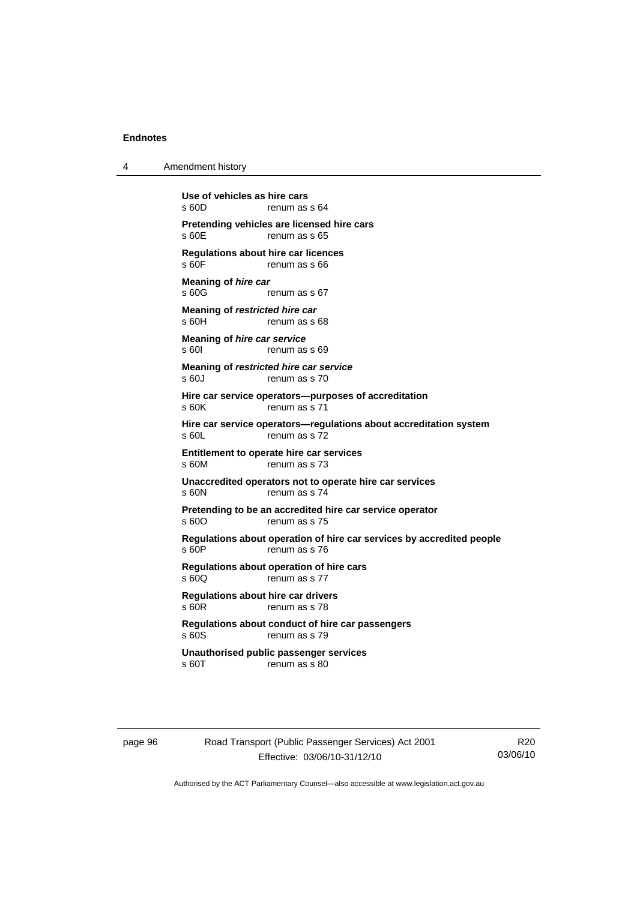**Use of vehicles as hire cars**
s 60D renum as s 64

**Pretending vehicles are licensed hire cars**
s 60E renum as s 65

**Regulations about hire car licences**
s 60F renum as s 66

**Meaning of *hire car***
s 60G renum as s 67

**Meaning of *restricted hire car***
s 60H renum as s 68

**Meaning of *hire car service***
s 60I renum as s 69

**Meaning of *restricted hire car service***
s 60J renum as s 70

**Hire car service operators—purposes of accreditation**
s 60K renum as s 71

**Hire car service operators—regulations about accreditation system**
s 60L renum as s 72

**Entitlement to operate hire car services**
s 60M renum as s 73

**Unaccredited operators not to operate hire car services**
s 60N renum as s 74

**Pretending to be an accredited hire car service operator**
s 60O renum as s 75

**Regulations about operation of hire car services by accredited people**
s 60P renum as s 76

**Regulations about operation of hire cars**
s 60Q renum as s 77

**Regulations about hire car drivers**
s 60R renum as s 78

**Regulations about conduct of hire car passengers**
s 60S renum as s 79

**Unauthorised public passenger services**
s 60T renum as s 80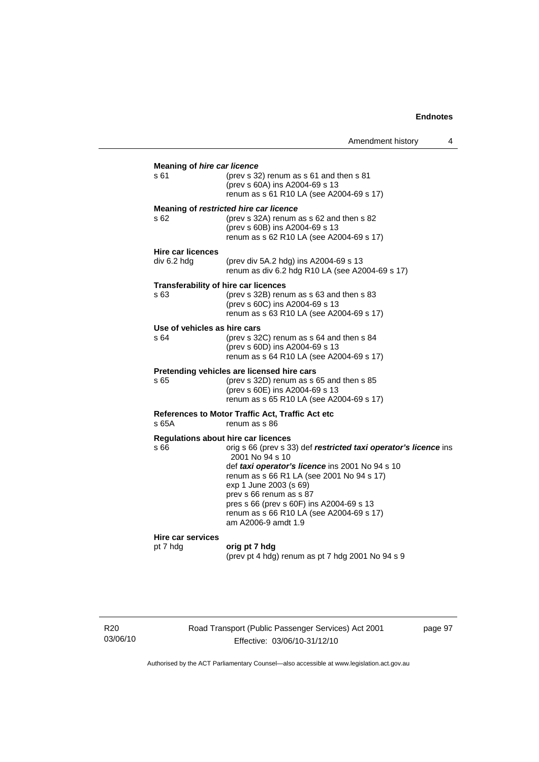**Meaning of *hire car licence***

s 61 (prev s 32) renum as s 61 and then s 81
(prev s 60A) ins A2004-69 s 13
renum as s 61 R10 LA (see A2004-69 s 17)

**Meaning of *restricted hire car licence***

s 62 (prev s 32A) renum as s 62 and then s 82
(prev s 60B) ins A2004-69 s 13
renum as s 62 R10 LA (see A2004-69 s 17)

**Hire car licences**

div 6.2 hdg (prev div 5A.2 hdg) ins A2004-69 s 13
renum as div 6.2 hdg R10 LA (see A2004-69 s 17)

**Transferability of hire car licences**

s 63 (prev s 32B) renum as s 63 and then s 83
(prev s 60C) ins A2004-69 s 13
renum as s 63 R10 LA (see A2004-69 s 17)

**Use of vehicles as hire cars**

s 64 (prev s 32C) renum as s 64 and then s 84
(prev s 60D) ins A2004-69 s 13
renum as s 64 R10 LA (see A2004-69 s 17)

**Pretending vehicles are licensed hire cars**

s 65 (prev s 32D) renum as s 65 and then s 85
(prev s 60E) ins A2004-69 s 13
renum as s 65 R10 LA (see A2004-69 s 17)

**References to Motor Traffic Act, Traffic Act etc**

s 65A renum as s 86

**Regulations about hire car licences**

s 66 orig s 66 (prev s 33) def ***restricted taxi operator's licence*** ins 2001 No 94 s 10
def ***taxi operator's licence*** ins 2001 No 94 s 10
renum as s 66 R1 LA (see 2001 No 94 s 17)
exp 1 June 2003 (s 69)
prev s 66 renum as s 87
pres s 66 (prev s 60F) ins A2004-69 s 13
renum as s 66 R10 LA (see A2004-69 s 17)
am A2006-9 amdt 1.9

**Hire car services**

pt 7 hdg **orig pt 7 hdg**
(prev pt 4 hdg) renum as pt 7 hdg 2001 No 94 s 9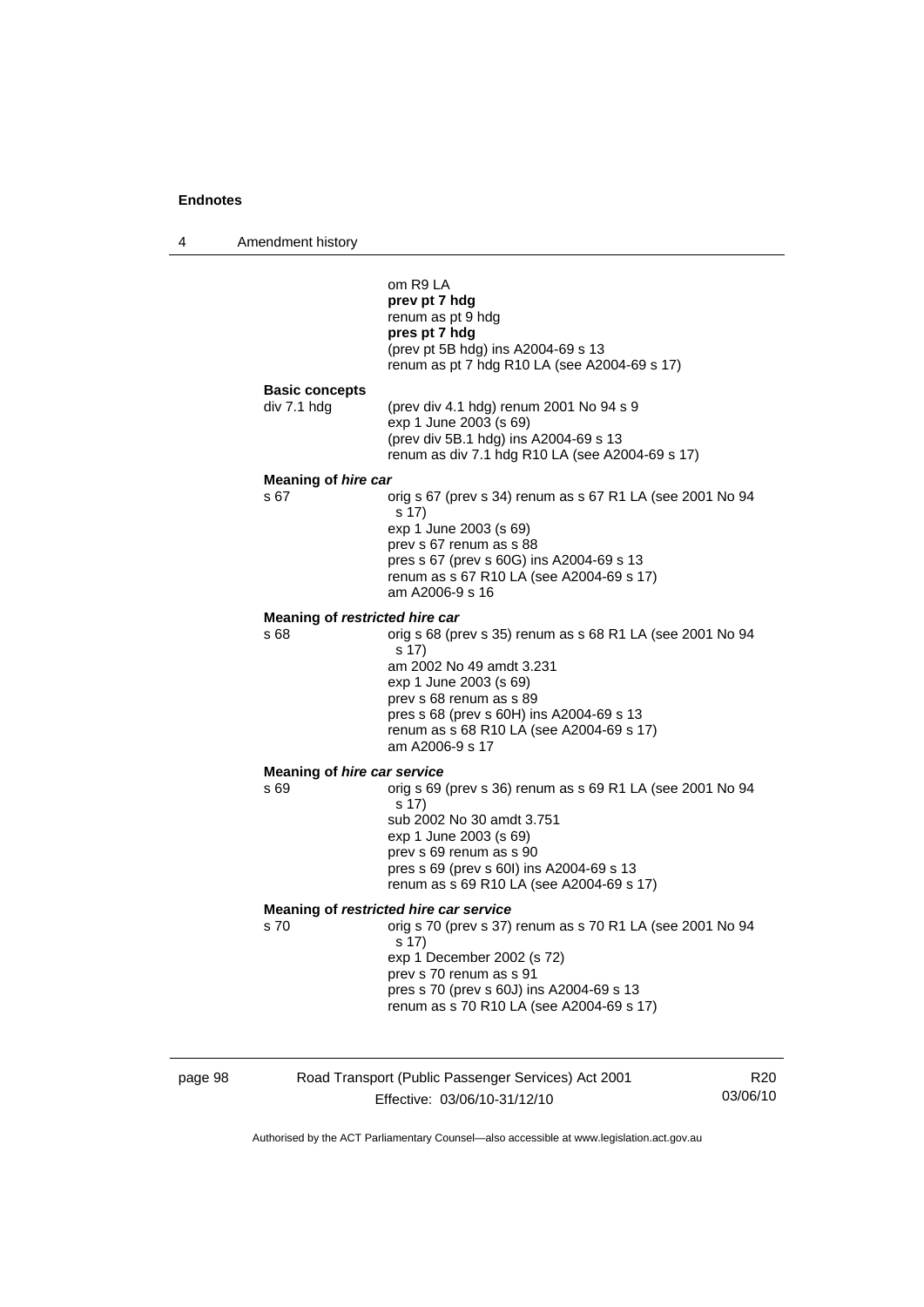om R9 LA
**prev pt 7 hdg**
renum as pt 9 hdg
**pres pt 7 hdg**
(prev pt 5B hdg) ins A2004-69 s 13
renum as pt 7 hdg R10 LA (see A2004-69 s 17)

**Basic concepts**

div 7.1 hdg
(prev div 4.1 hdg) renum 2001 No 94 s 9
exp 1 June 2003 (s 69)
(prev div 5B.1 hdg) ins A2004-69 s 13
renum as div 7.1 hdg R10 LA (see A2004-69 s 17)

**Meaning of *hire car***

s 67
orig s 67 (prev s 34) renum as s 67 R1 LA (see 2001 No 94 s 17)
exp 1 June 2003 (s 69)
prev s 67 renum as s 88
pres s 67 (prev s 60G) ins A2004-69 s 13
renum as s 67 R10 LA (see A2004-69 s 17)
am A2006-9 s 16

**Meaning of *restricted hire car***

s 68
orig s 68 (prev s 35) renum as s 68 R1 LA (see 2001 No 94 s 17)
am 2002 No 49 amdt 3.231
exp 1 June 2003 (s 69)
prev s 68 renum as s 89
pres s 68 (prev s 60H) ins A2004-69 s 13
renum as s 68 R10 LA (see A2004-69 s 17)
am A2006-9 s 17

**Meaning of *hire car service***

s 69
orig s 69 (prev s 36) renum as s 69 R1 LA (see 2001 No 94 s 17)
sub 2002 No 30 amdt 3.751
exp 1 June 2003 (s 69)
prev s 69 renum as s 90
pres s 69 (prev s 60I) ins A2004-69 s 13
renum as s 69 R10 LA (see A2004-69 s 17)

**Meaning of *restricted hire car service***

s 70
orig s 70 (prev s 37) renum as s 70 R1 LA (see 2001 No 94 s 17)
exp 1 December 2002 (s 72)
prev s 70 renum as s 91
pres s 70 (prev s 60J) ins A2004-69 s 13
renum as s 70 R10 LA (see A2004-69 s 17)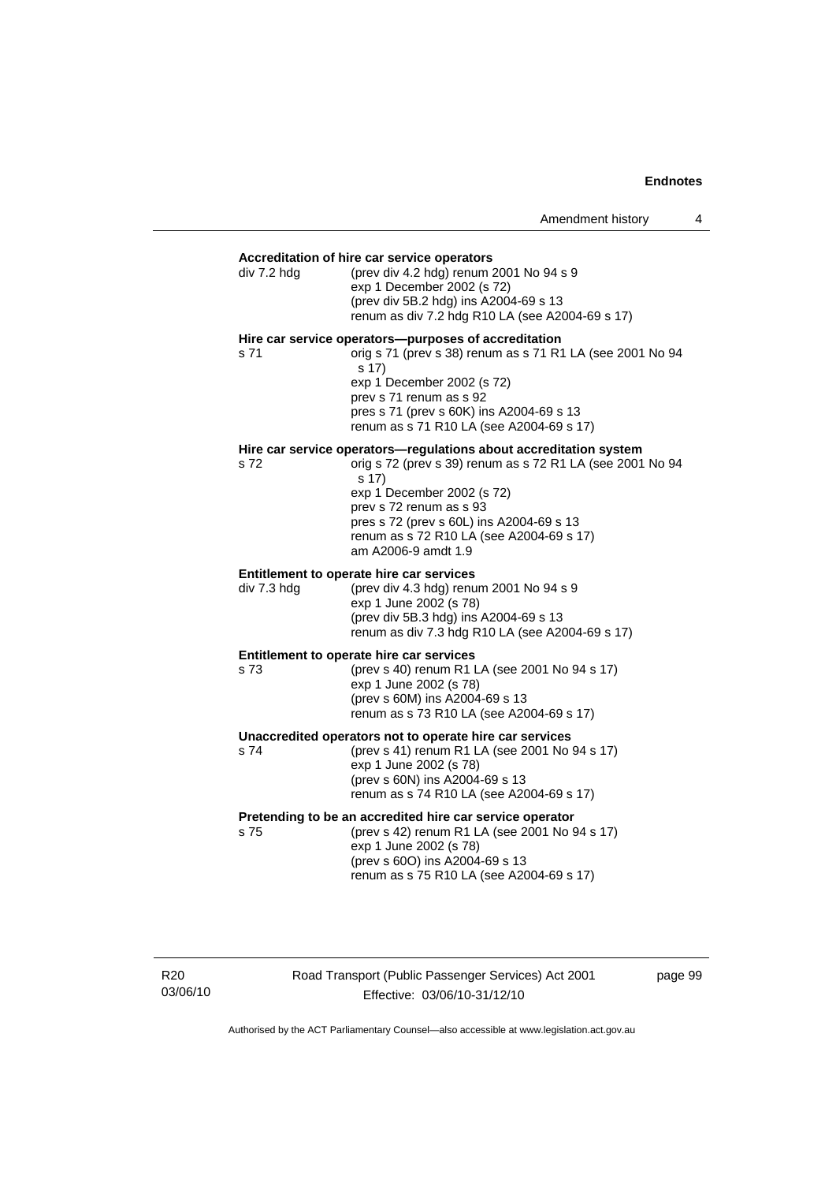**Accreditation of hire car service operators**

div 7.2 hdg (prev div 4.2 hdg) renum 2001 No 94 s 9
exp 1 December 2002 (s 72)
(prev div 5B.2 hdg) ins A2004-69 s 13
renum as div 7.2 hdg R10 LA (see A2004-69 s 17)

**Hire car service operators—purposes of accreditation**

s 71 orig s 71 (prev s 38) renum as s 71 R1 LA (see 2001 No 94 s 17)
exp 1 December 2002 (s 72)
prev s 71 renum as s 92
pres s 71 (prev s 60K) ins A2004-69 s 13
renum as s 71 R10 LA (see A2004-69 s 17)

**Hire car service operators—regulations about accreditation system**

s 72 orig s 72 (prev s 39) renum as s 72 R1 LA (see 2001 No 94 s 17)
exp 1 December 2002 (s 72)
prev s 72 renum as s 93
pres s 72 (prev s 60L) ins A2004-69 s 13
renum as s 72 R10 LA (see A2004-69 s 17)
am A2006-9 amdt 1.9

**Entitlement to operate hire car services**

div 7.3 hdg (prev div 4.3 hdg) renum 2001 No 94 s 9
exp 1 June 2002 (s 78)
(prev div 5B.3 hdg) ins A2004-69 s 13
renum as div 7.3 hdg R10 LA (see A2004-69 s 17)

**Entitlement to operate hire car services**

s 73 (prev s 40) renum R1 LA (see 2001 No 94 s 17)
exp 1 June 2002 (s 78)
(prev s 60M) ins A2004-69 s 13
renum as s 73 R10 LA (see A2004-69 s 17)

**Unaccredited operators not to operate hire car services**

s 74 (prev s 41) renum R1 LA (see 2001 No 94 s 17)
exp 1 June 2002 (s 78)
(prev s 60N) ins A2004-69 s 13
renum as s 74 R10 LA (see A2004-69 s 17)

**Pretending to be an accredited hire car service operator**

s 75 (prev s 42) renum R1 LA (see 2001 No 94 s 17)
exp 1 June 2002 (s 78)
(prev s 60O) ins A2004-69 s 13
renum as s 75 R10 LA (see A2004-69 s 17)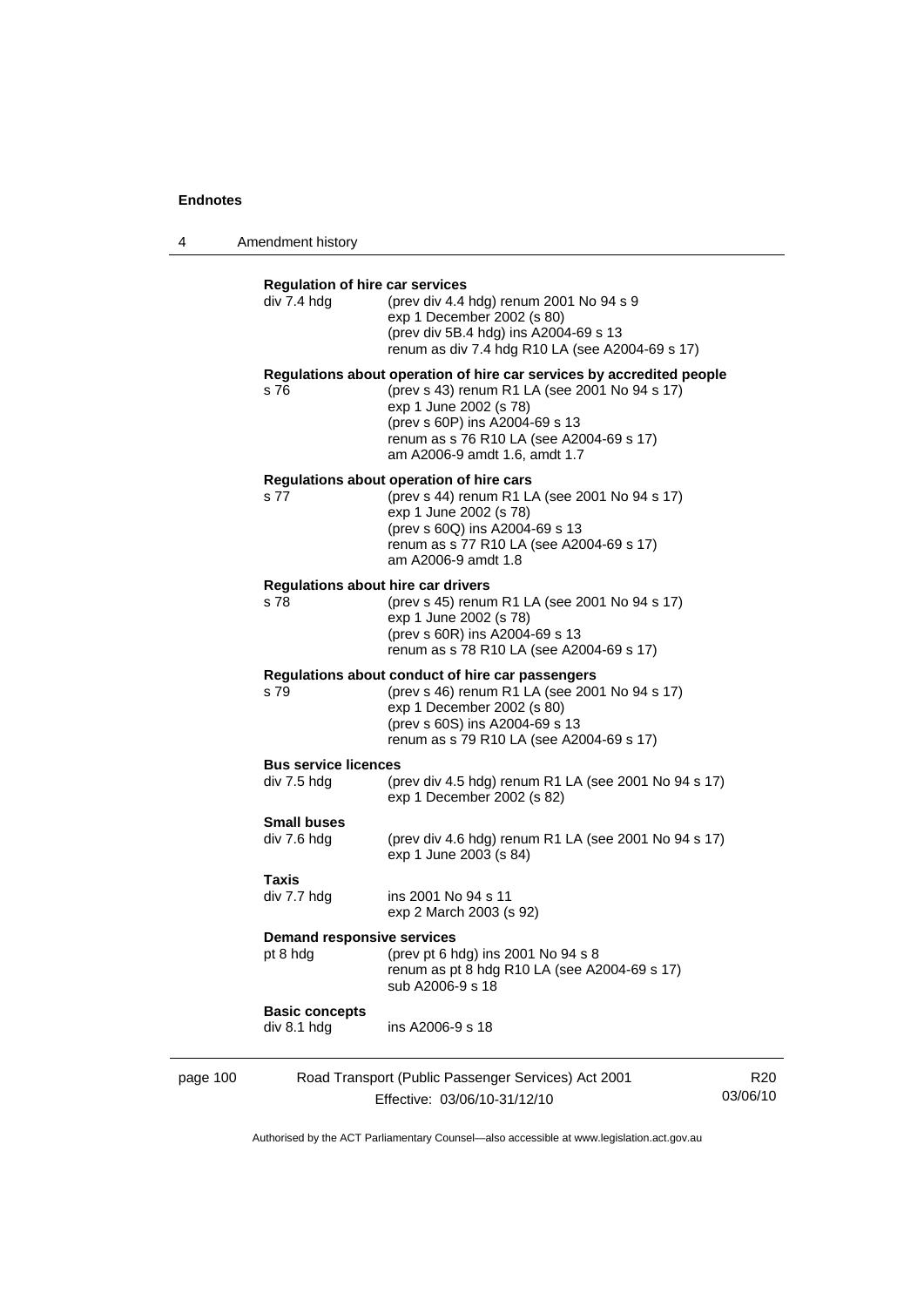**Regulation of hire car services**

div 7.4 hdg (prev div 4.4 hdg) renum 2001 No 94 s 9
exp 1 December 2002 (s 80)
(prev div 5B.4 hdg) ins A2004-69 s 13
renum as div 7.4 hdg R10 LA (see A2004-69 s 17)

**Regulations about operation of hire car services by accredited people**

s 76 (prev s 43) renum R1 LA (see 2001 No 94 s 17)
exp 1 June 2002 (s 78)
(prev s 60P) ins A2004-69 s 13
renum as s 76 R10 LA (see A2004-69 s 17)
am A2006-9 amdt 1.6, amdt 1.7

**Regulations about operation of hire cars**

s 77 (prev s 44) renum R1 LA (see 2001 No 94 s 17)
exp 1 June 2002 (s 78)
(prev s 60Q) ins A2004-69 s 13
renum as s 77 R10 LA (see A2004-69 s 17)
am A2006-9 amdt 1.8

**Regulations about hire car drivers**

s 78 (prev s 45) renum R1 LA (see 2001 No 94 s 17)
exp 1 June 2002 (s 78)
(prev s 60R) ins A2004-69 s 13
renum as s 78 R10 LA (see A2004-69 s 17)

**Regulations about conduct of hire car passengers**

s 79 (prev s 46) renum R1 LA (see 2001 No 94 s 17)
exp 1 December 2002 (s 80)
(prev s 60S) ins A2004-69 s 13
renum as s 79 R10 LA (see A2004-69 s 17)

**Bus service licences**

div 7.5 hdg (prev div 4.5 hdg) renum R1 LA (see 2001 No 94 s 17)
exp 1 December 2002 (s 82)

**Small buses**

div 7.6 hdg (prev div 4.6 hdg) renum R1 LA (see 2001 No 94 s 17)
exp 1 June 2003 (s 84)

**Taxis**

div 7.7 hdg ins 2001 No 94 s 11
exp 2 March 2003 (s 92)

**Demand responsive services**

pt 8 hdg (prev pt 6 hdg) ins 2001 No 94 s 8
renum as pt 8 hdg R10 LA (see A2004-69 s 17)
sub A2006-9 s 18

**Basic concepts**

div 8.1 hdg ins A2006-9 s 18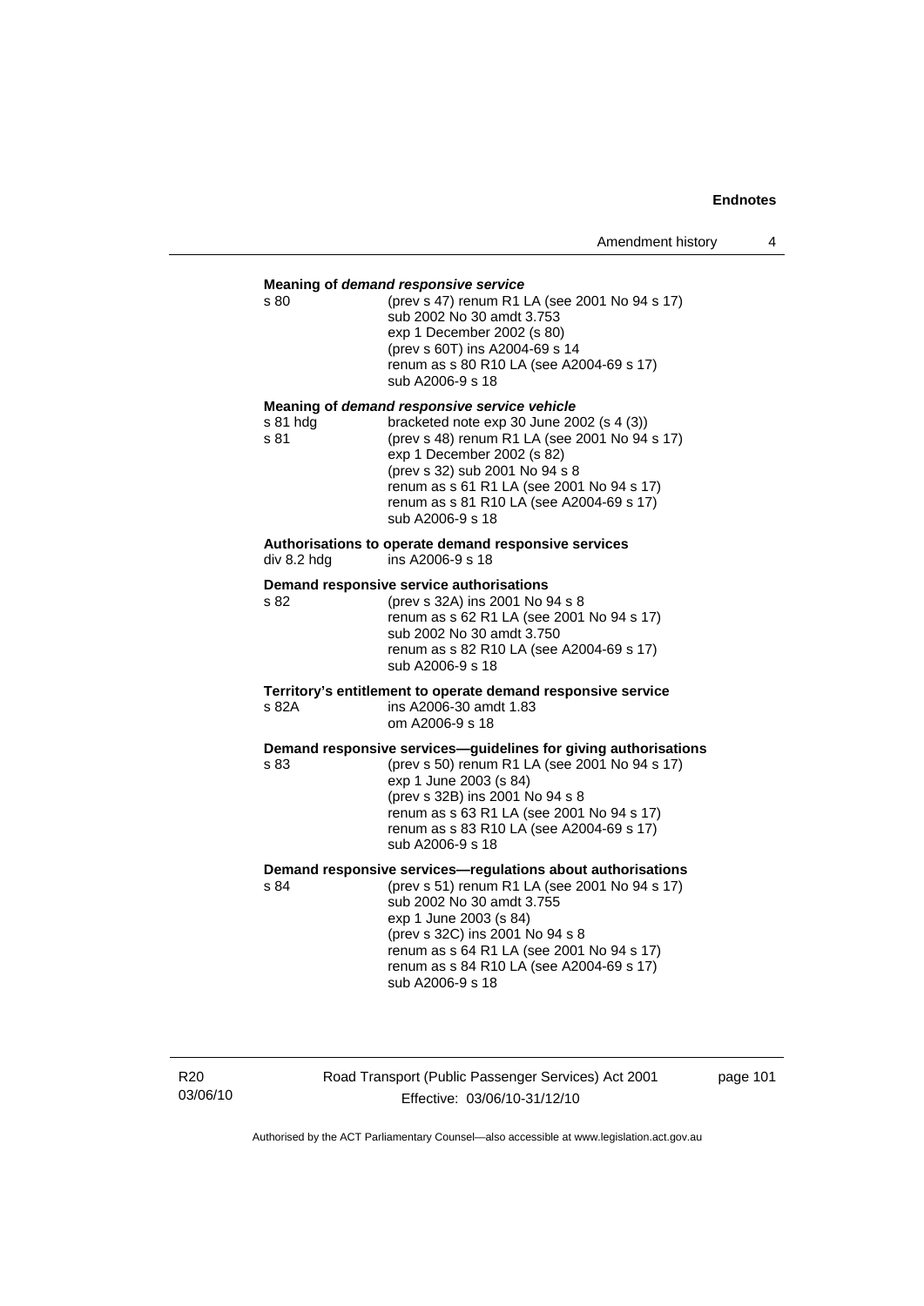**Meaning of *demand responsive service***

s 80 (prev s 47) renum R1 LA (see 2001 No 94 s 17)
sub 2002 No 30 amdt 3.753
exp 1 December 2002 (s 80)
(prev s 60T) ins A2004-69 s 14
renum as s 80 R10 LA (see A2004-69 s 17)
sub A2006-9 s 18

**Meaning of *demand responsive service vehicle***

s 81 hdg bracketed note exp 30 June 2002 (s 4 (3))
s 81 (prev s 48) renum R1 LA (see 2001 No 94 s 17)
exp 1 December 2002 (s 82)
(prev s 32) sub 2001 No 94 s 8
renum as s 61 R1 LA (see 2001 No 94 s 17)
renum as s 81 R10 LA (see A2004-69 s 17)
sub A2006-9 s 18

**Authorisations to operate demand responsive services**

div 8.2 hdg ins A2006-9 s 18

**Demand responsive service authorisations**

s 82 (prev s 32A) ins 2001 No 94 s 8
renum as s 62 R1 LA (see 2001 No 94 s 17)
sub 2002 No 30 amdt 3.750
renum as s 82 R10 LA (see A2004-69 s 17)
sub A2006-9 s 18

**Territory's entitlement to operate demand responsive service**

s 82A ins A2006-30 amdt 1.83
om A2006-9 s 18

**Demand responsive services—guidelines for giving authorisations**

s 83 (prev s 50) renum R1 LA (see 2001 No 94 s 17)
exp 1 June 2003 (s 84)
(prev s 32B) ins 2001 No 94 s 8
renum as s 63 R1 LA (see 2001 No 94 s 17)
renum as s 83 R10 LA (see A2004-69 s 17)
sub A2006-9 s 18

**Demand responsive services—regulations about authorisations**

s 84 (prev s 51) renum R1 LA (see 2001 No 94 s 17)
sub 2002 No 30 amdt 3.755
exp 1 June 2003 (s 84)
(prev s 32C) ins 2001 No 94 s 8
renum as s 64 R1 LA (see 2001 No 94 s 17)
renum as s 84 R10 LA (see A2004-69 s 17)
sub A2006-9 s 18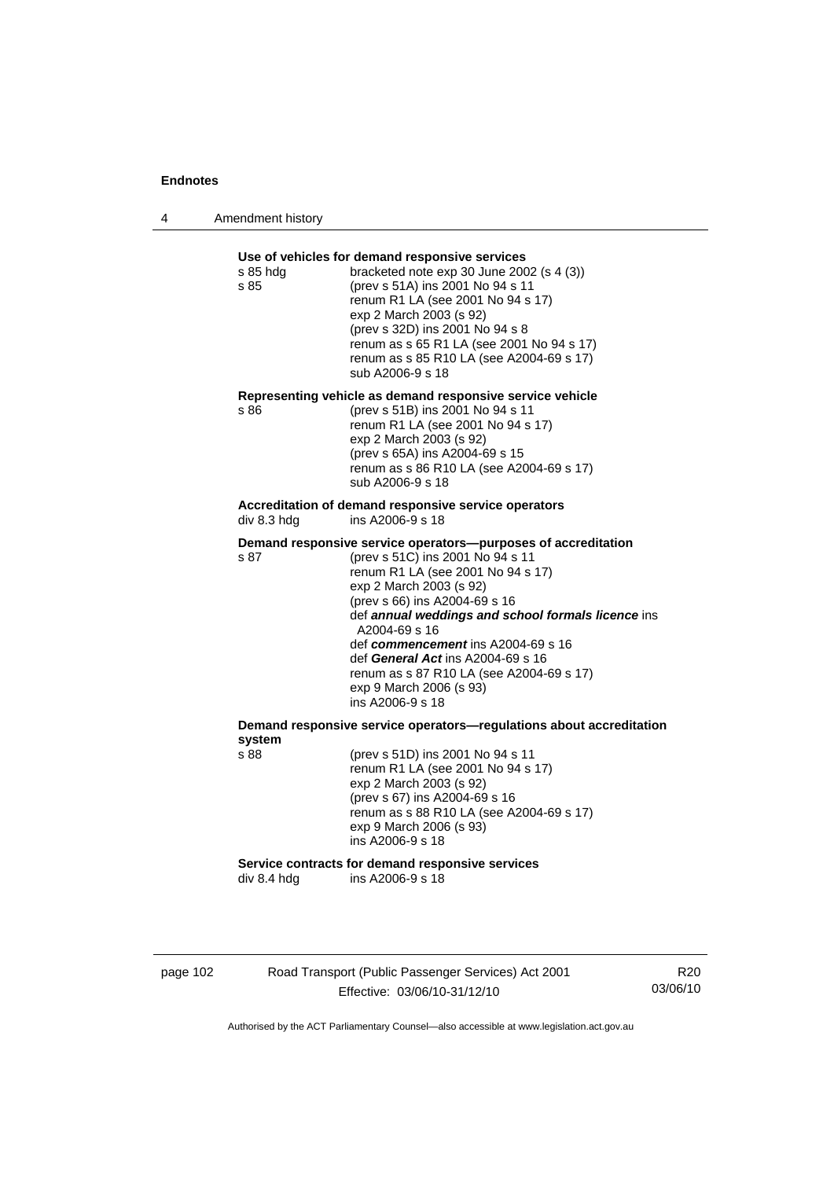**Use of vehicles for demand responsive services**

s 85 hdg bracketed note exp 30 June 2002 (s 4 (3))
s 85 (prev s 51A) ins 2001 No 94 s 11
renum R1 LA (see 2001 No 94 s 17)
exp 2 March 2003 (s 92)
(prev s 32D) ins 2001 No 94 s 8
renum as s 65 R1 LA (see 2001 No 94 s 17)
renum as s 85 R10 LA (see A2004-69 s 17)
sub A2006-9 s 18

**Representing vehicle as demand responsive service vehicle**

s 86 (prev s 51B) ins 2001 No 94 s 11
renum R1 LA (see 2001 No 94 s 17)
exp 2 March 2003 (s 92)
(prev s 65A) ins A2004-69 s 15
renum as s 86 R10 LA (see A2004-69 s 17)
sub A2006-9 s 18

**Accreditation of demand responsive service operators**

div 8.3 hdg ins A2006-9 s 18

**Demand responsive service operators—purposes of accreditation**

s 87 (prev s 51C) ins 2001 No 94 s 11
renum R1 LA (see 2001 No 94 s 17)
exp 2 March 2003 (s 92)
(prev s 66) ins A2004-69 s 16
def ***annual weddings and school formals licence*** ins A2004-69 s 16
def ***commencement*** ins A2004-69 s 16
def ***General Act*** ins A2004-69 s 16
renum as s 87 R10 LA (see A2004-69 s 17)
exp 9 March 2006 (s 93)
ins A2006-9 s 18

**Demand responsive service operators—regulations about accreditation system**

s 88 (prev s 51D) ins 2001 No 94 s 11
renum R1 LA (see 2001 No 94 s 17)
exp 2 March 2003 (s 92)
(prev s 67) ins A2004-69 s 16
renum as s 88 R10 LA (see A2004-69 s 17)
exp 9 March 2006 (s 93)
ins A2006-9 s 18

**Service contracts for demand responsive services**

div 8.4 hdg ins A2006-9 s 18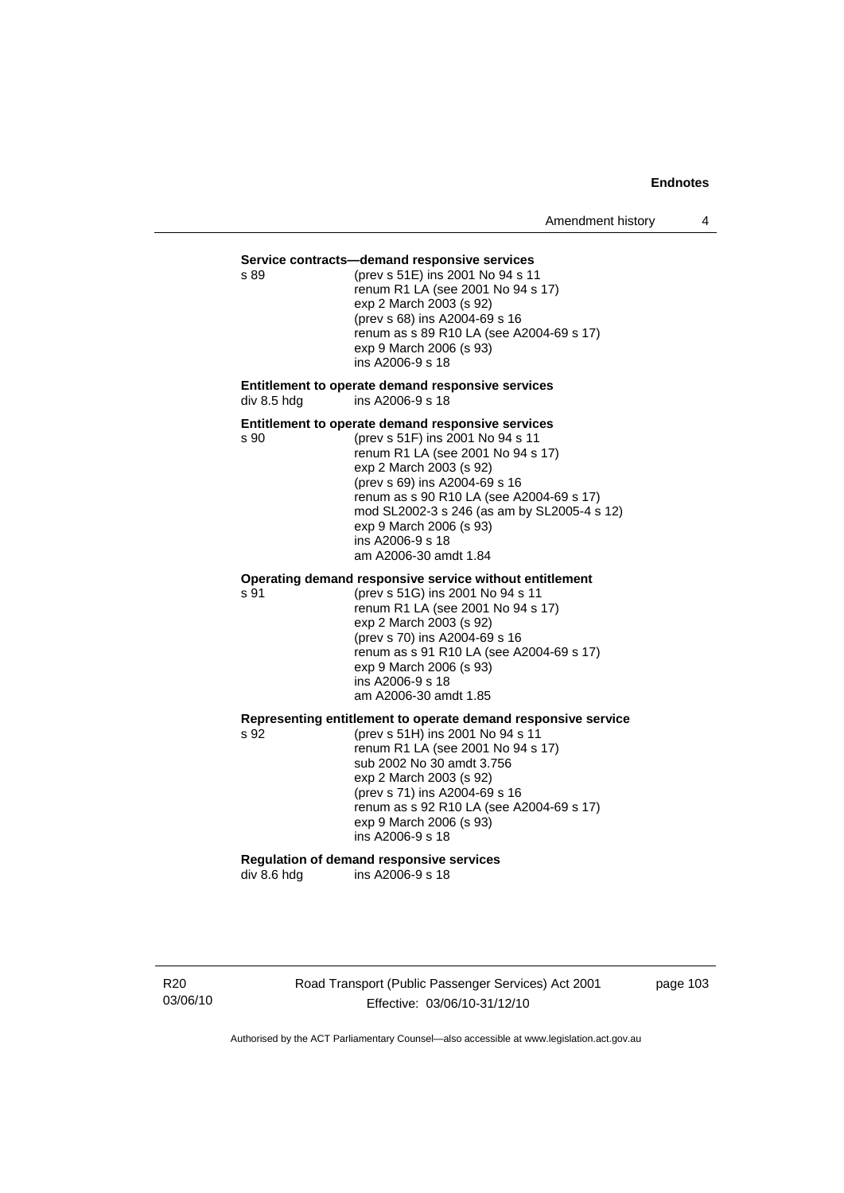**Service contracts—demand responsive services**

s 89 (prev s 51E) ins 2001 No 94 s 11
renum R1 LA (see 2001 No 94 s 17)
exp 2 March 2003 (s 92)
(prev s 68) ins A2004-69 s 16
renum as s 89 R10 LA (see A2004-69 s 17)
exp 9 March 2006 (s 93)
ins A2006-9 s 18

**Entitlement to operate demand responsive services**

div 8.5 hdg ins A2006-9 s 18

**Entitlement to operate demand responsive services**

s 90 (prev s 51F) ins 2001 No 94 s 11
renum R1 LA (see 2001 No 94 s 17)
exp 2 March 2003 (s 92)
(prev s 69) ins A2004-69 s 16
renum as s 90 R10 LA (see A2004-69 s 17)
mod SL2002-3 s 246 (as am by SL2005-4 s 12)
exp 9 March 2006 (s 93)
ins A2006-9 s 18
am A2006-30 amdt 1.84

**Operating demand responsive service without entitlement**

s 91 (prev s 51G) ins 2001 No 94 s 11
renum R1 LA (see 2001 No 94 s 17)
exp 2 March 2003 (s 92)
(prev s 70) ins A2004-69 s 16
renum as s 91 R10 LA (see A2004-69 s 17)
exp 9 March 2006 (s 93)
ins A2006-9 s 18
am A2006-30 amdt 1.85

**Representing entitlement to operate demand responsive service**

s 92 (prev s 51H) ins 2001 No 94 s 11
renum R1 LA (see 2001 No 94 s 17)
sub 2002 No 30 amdt 3.756
exp 2 March 2003 (s 92)
(prev s 71) ins A2004-69 s 16
renum as s 92 R10 LA (see A2004-69 s 17)
exp 9 March 2006 (s 93)
ins A2006-9 s 18

**Regulation of demand responsive services**

div 8.6 hdg ins A2006-9 s 18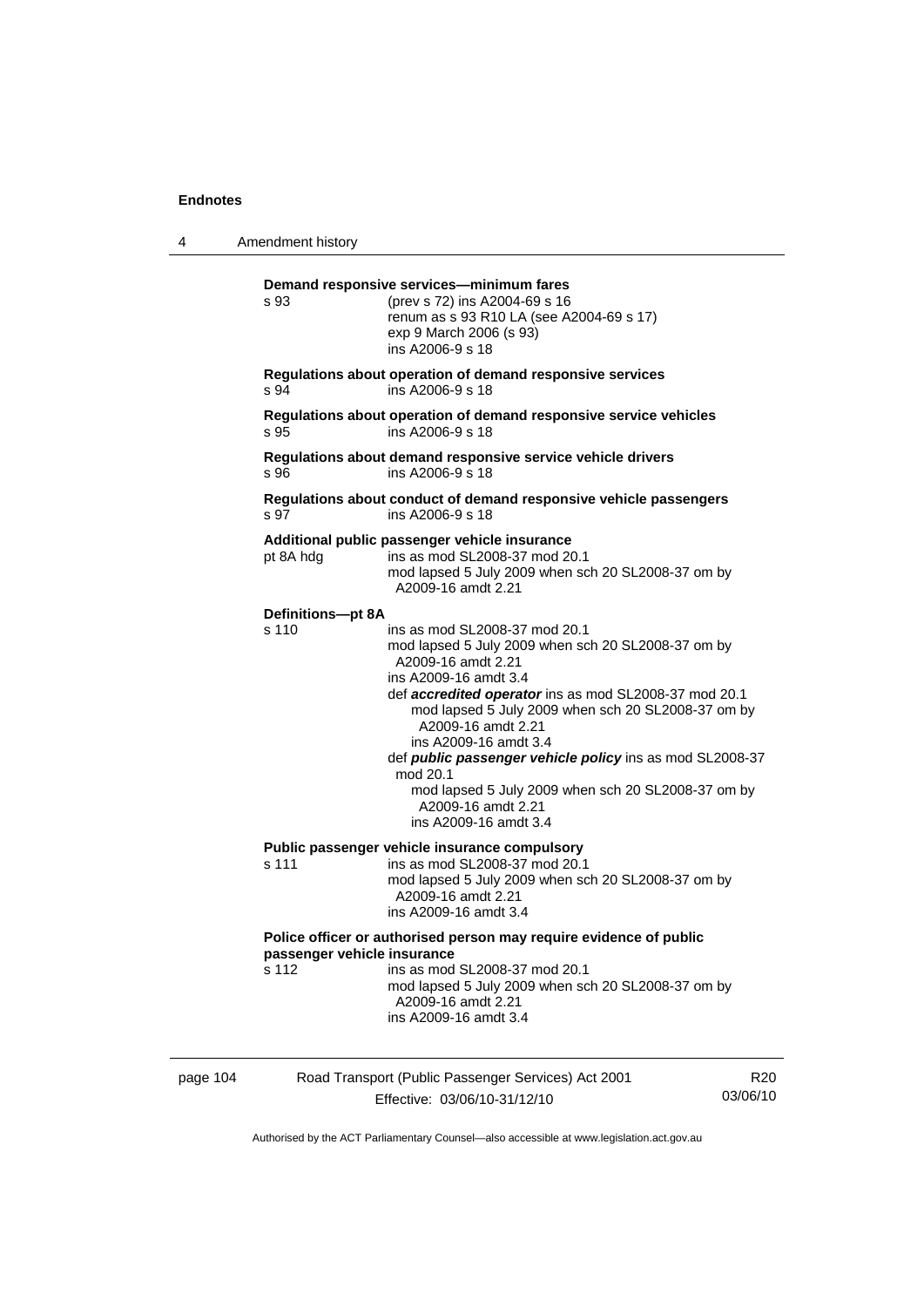**Demand responsive services—minimum fares**

s 93 (prev s 72) ins A2004-69 s 16
renum as s 93 R10 LA (see A2004-69 s 17)
exp 9 March 2006 (s 93)
ins A2006-9 s 18

**Regulations about operation of demand responsive services**

s 94 ins A2006-9 s 18

**Regulations about operation of demand responsive service vehicles**

s 95 ins A2006-9 s 18

**Regulations about demand responsive service vehicle drivers**

s 96 ins A2006-9 s 18

**Regulations about conduct of demand responsive vehicle passengers**

s 97 ins A2006-9 s 18

**Additional public passenger vehicle insurance**

pt 8A hdg ins as mod SL2008-37 mod 20.1
mod lapsed 5 July 2009 when sch 20 SL2008-37 om by A2009-16 amdt 2.21

**Definitions—pt 8A**

s 110 ins as mod SL2008-37 mod 20.1
mod lapsed 5 July 2009 when sch 20 SL2008-37 om by A2009-16 amdt 2.21
ins A2009-16 amdt 3.4
def ***accredited operator*** ins as mod SL2008-37 mod 20.1
mod lapsed 5 July 2009 when sch 20 SL2008-37 om by A2009-16 amdt 2.21
ins A2009-16 amdt 3.4
def ***public passenger vehicle policy*** ins as mod SL2008-37 mod 20.1
mod lapsed 5 July 2009 when sch 20 SL2008-37 om by A2009-16 amdt 2.21
ins A2009-16 amdt 3.4

**Public passenger vehicle insurance compulsory**

s 111 ins as mod SL2008-37 mod 20.1
mod lapsed 5 July 2009 when sch 20 SL2008-37 om by A2009-16 amdt 2.21
ins A2009-16 amdt 3.4

**Police officer or authorised person may require evidence of public passenger vehicle insurance**

s 112 ins as mod SL2008-37 mod 20.1
mod lapsed 5 July 2009 when sch 20 SL2008-37 om by A2009-16 amdt 2.21
ins A2009-16 amdt 3.4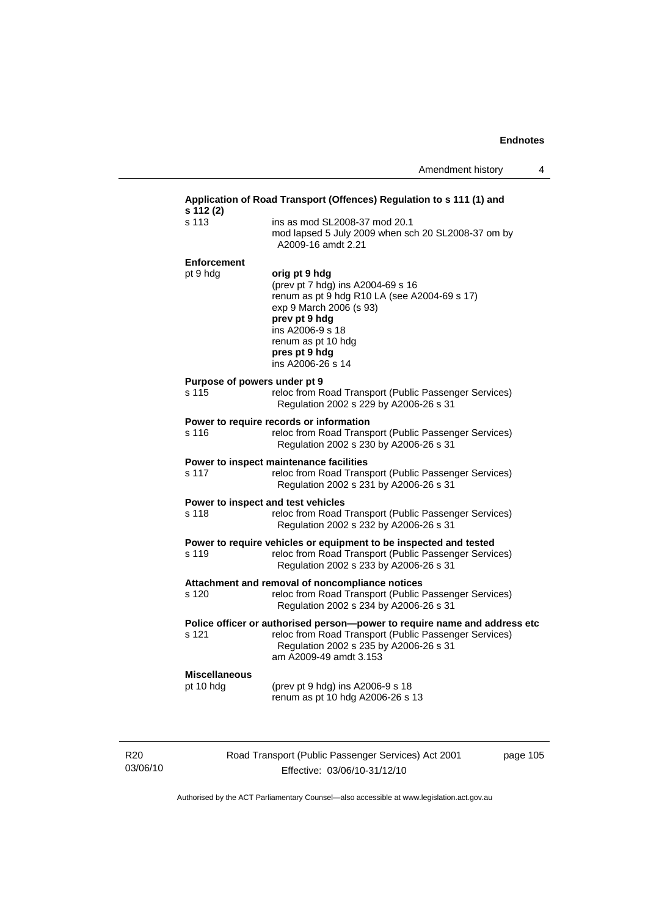**Application of Road Transport (Offences) Regulation to s 111 (1) and s 112 (2)**

s 113 — ins as mod SL2008-37 mod 20.1
mod lapsed 5 July 2009 when sch 20 SL2008-37 om by A2009-16 amdt 2.21

**Enforcement**

pt 9 hdg — **orig pt 9 hdg**
(prev pt 7 hdg) ins A2004-69 s 16
renum as pt 9 hdg R10 LA (see A2004-69 s 17)
exp 9 March 2006 (s 93)
**prev pt 9 hdg**
ins A2006-9 s 18
renum as pt 10 hdg
**pres pt 9 hdg**
ins A2006-26 s 14

**Purpose of powers under pt 9**

s 115 — reloc from Road Transport (Public Passenger Services) Regulation 2002 s 229 by A2006-26 s 31

**Power to require records or information**

s 116 — reloc from Road Transport (Public Passenger Services) Regulation 2002 s 230 by A2006-26 s 31

**Power to inspect maintenance facilities**

s 117 — reloc from Road Transport (Public Passenger Services) Regulation 2002 s 231 by A2006-26 s 31

**Power to inspect and test vehicles**

s 118 — reloc from Road Transport (Public Passenger Services) Regulation 2002 s 232 by A2006-26 s 31

**Power to require vehicles or equipment to be inspected and tested**

s 119 — reloc from Road Transport (Public Passenger Services) Regulation 2002 s 233 by A2006-26 s 31

**Attachment and removal of noncompliance notices**

s 120 — reloc from Road Transport (Public Passenger Services) Regulation 2002 s 234 by A2006-26 s 31

**Police officer or authorised person—power to require name and address etc**

s 121 — reloc from Road Transport (Public Passenger Services) Regulation 2002 s 235 by A2006-26 s 31
am A2009-49 amdt 3.153

**Miscellaneous**

pt 10 hdg — (prev pt 9 hdg) ins A2006-9 s 18
renum as pt 10 hdg A2006-26 s 13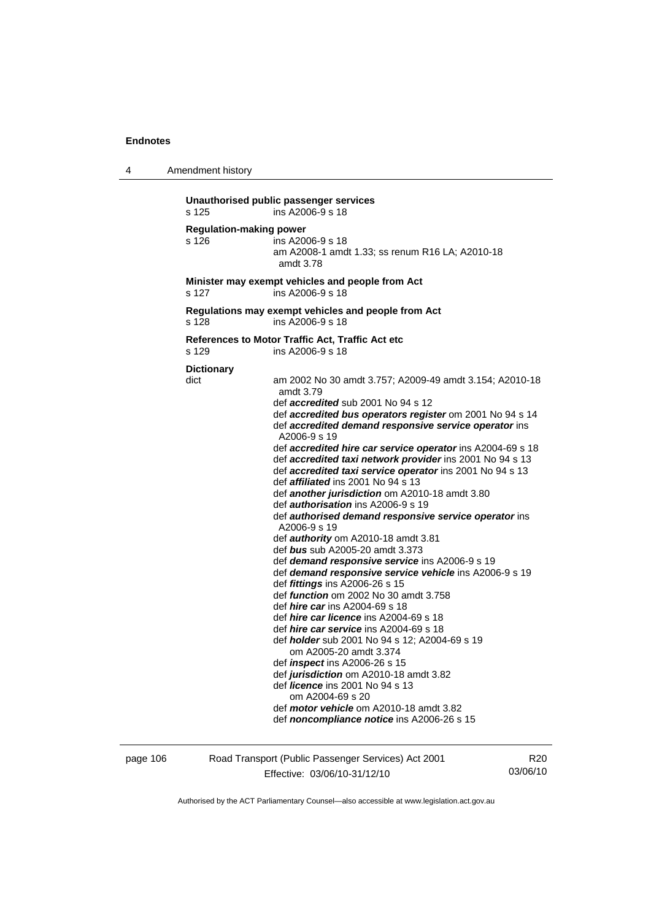**Unauthorised public passenger services**
s 125 ins A2006-9 s 18

**Regulation-making power**
s 126 ins A2006-9 s 18
am A2008-1 amdt 1.33; ss renum R16 LA; A2010-18 amdt 3.78

**Minister may exempt vehicles and people from Act**
s 127 ins A2006-9 s 18

**Regulations may exempt vehicles and people from Act**
s 128 ins A2006-9 s 18

**References to Motor Traffic Act, Traffic Act etc**
s 129 ins A2006-9 s 18

**Dictionary**
dict am 2002 No 30 amdt 3.757; A2009-49 amdt 3.154; A2010-18 amdt 3.79
def ***accredited*** sub 2001 No 94 s 12
def ***accredited bus operators register*** om 2001 No 94 s 14
def ***accredited demand responsive service operator*** ins A2006-9 s 19
def ***accredited hire car service operator*** ins A2004-69 s 18
def ***accredited taxi network provider*** ins 2001 No 94 s 13
def ***accredited taxi service operator*** ins 2001 No 94 s 13
def ***affiliated*** ins 2001 No 94 s 13
def ***another jurisdiction*** om A2010-18 amdt 3.80
def ***authorisation*** ins A2006-9 s 19
def ***authorised demand responsive service operator*** ins A2006-9 s 19
def ***authority*** om A2010-18 amdt 3.81
def ***bus*** sub A2005-20 amdt 3.373
def ***demand responsive service*** ins A2006-9 s 19
def ***demand responsive service vehicle*** ins A2006-9 s 19
def ***fittings*** ins A2006-26 s 15
def ***function*** om 2002 No 30 amdt 3.758
def ***hire car*** ins A2004-69 s 18
def ***hire car licence*** ins A2004-69 s 18
def ***hire car service*** ins A2004-69 s 18
def ***holder*** sub 2001 No 94 s 12; A2004-69 s 19
om A2005-20 amdt 3.374
def ***inspect*** ins A2006-26 s 15
def ***jurisdiction*** om A2010-18 amdt 3.82
def ***licence*** ins 2001 No 94 s 13
om A2004-69 s 20
def ***motor vehicle*** om A2010-18 amdt 3.82
def ***noncompliance notice*** ins A2006-26 s 15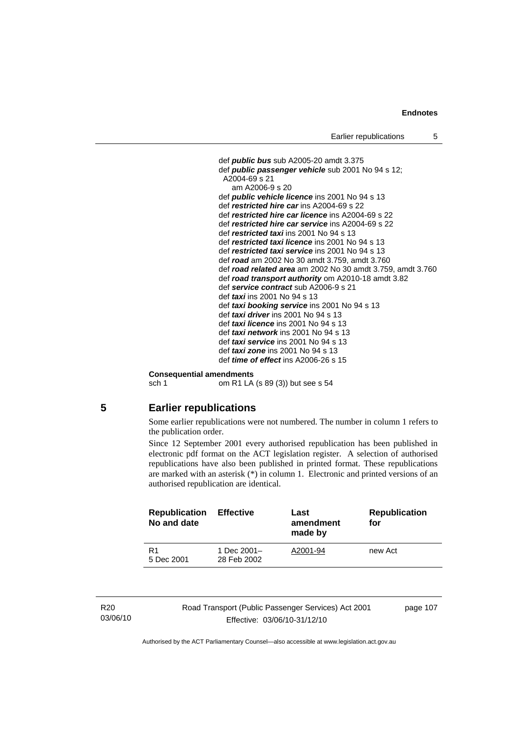def ***public bus*** sub A2005-20 amdt 3.375
def ***public passenger vehicle*** sub 2001 No 94 s 12; A2004-69 s 21
am A2006-9 s 20
def ***public vehicle licence*** ins 2001 No 94 s 13
def ***restricted hire car*** ins A2004-69 s 22
def ***restricted hire car licence*** ins A2004-69 s 22
def ***restricted hire car service*** ins A2004-69 s 22
def ***restricted taxi*** ins 2001 No 94 s 13
def ***restricted taxi licence*** ins 2001 No 94 s 13
def ***restricted taxi service*** ins 2001 No 94 s 13
def ***road*** am 2002 No 30 amdt 3.759, amdt 3.760
def ***road related area*** am 2002 No 30 amdt 3.759, amdt 3.760
def ***road transport authority*** om A2010-18 amdt 3.82
def ***service contract*** sub A2006-9 s 21
def ***taxi*** ins 2001 No 94 s 13
def ***taxi booking service*** ins 2001 No 94 s 13
def ***taxi driver*** ins 2001 No 94 s 13
def ***taxi licence*** ins 2001 No 94 s 13
def ***taxi network*** ins 2001 No 94 s 13
def ***taxi service*** ins 2001 No 94 s 13
def ***taxi zone*** ins 2001 No 94 s 13
def ***time of effect*** ins A2006-26 s 15

**Consequential amendments**
sch 1 om R1 LA (s 89 (3)) but see s 54

## 5 Earlier republications

Some earlier republications were not numbered. The number in column 1 refers to the publication order.

Since 12 September 2001 every authorised republication has been published in electronic pdf format on the ACT legislation register. A selection of authorised republications have also been published in printed format. These republications are marked with an asterisk (*) in column 1. Electronic and printed versions of an authorised republication are identical.

| Republication No and date | Effective | Last amendment made by | Republication for |
|---|---|---|---|
| R1 5 Dec 2001 | 1 Dec 2001– 28 Feb 2002 | A2001-94 | new Act |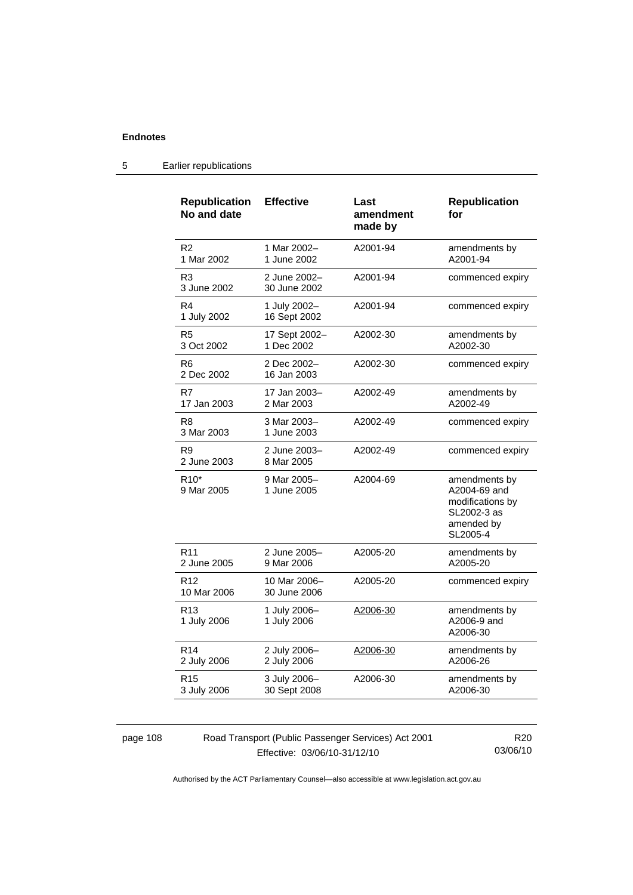| Republication No and date | Effective | Last amendment made by | Republication for |
|---|---|---|---|
| R2<br>1 Mar 2002 | 1 Mar 2002–<br>1 June 2002 | A2001-94 | amendments by A2001-94 |
| R3<br>3 June 2002 | 2 June 2002–<br>30 June 2002 | A2001-94 | commenced expiry |
| R4<br>1 July 2002 | 1 July 2002–<br>16 Sept 2002 | A2001-94 | commenced expiry |
| R5<br>3 Oct 2002 | 17 Sept 2002–<br>1 Dec 2002 | A2002-30 | amendments by A2002-30 |
| R6<br>2 Dec 2002 | 2 Dec 2002–<br>16 Jan 2003 | A2002-30 | commenced expiry |
| R7<br>17 Jan 2003 | 17 Jan 2003–<br>2 Mar 2003 | A2002-49 | amendments by A2002-49 |
| R8<br>3 Mar 2003 | 3 Mar 2003–<br>1 June 2003 | A2002-49 | commenced expiry |
| R9<br>2 June 2003 | 2 June 2003–<br>8 Mar 2005 | A2002-49 | commenced expiry |
| R10*<br>9 Mar 2005 | 9 Mar 2005–<br>1 June 2005 | A2004-69 | amendments by A2004-69 and modifications by SL2002-3 as amended by SL2005-4 |
| R11<br>2 June 2005 | 2 June 2005–<br>9 Mar 2006 | A2005-20 | amendments by A2005-20 |
| R12<br>10 Mar 2006 | 10 Mar 2006–<br>30 June 2006 | A2005-20 | commenced expiry |
| R13<br>1 July 2006 | 1 July 2006–<br>1 July 2006 | A2006-30 | amendments by A2006-9 and A2006-30 |
| R14<br>2 July 2006 | 2 July 2006–<br>2 July 2006 | A2006-30 | amendments by A2006-26 |
| R15<br>3 July 2006 | 3 July 2006–<br>30 Sept 2008 | A2006-30 | amendments by A2006-30 |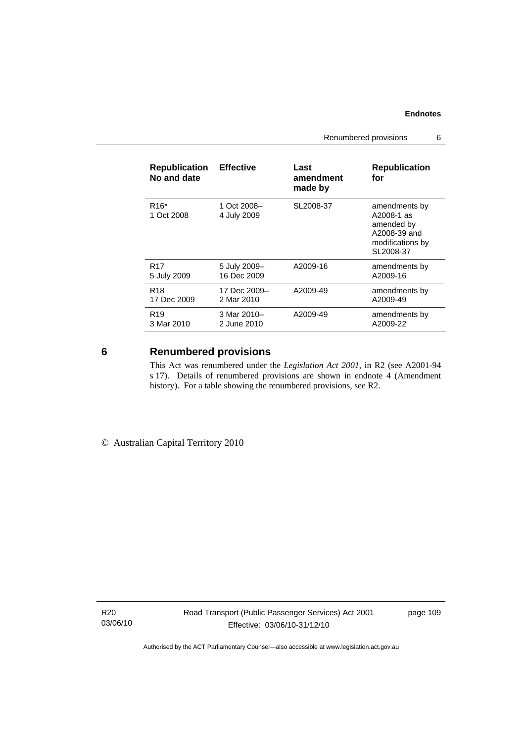| Republication No and date | Effective | Last amendment made by | Republication for |
| --- | --- | --- | --- |
| R16* 1 Oct 2008 | 1 Oct 2008– 4 July 2009 | SL2008-37 | amendments by A2008-1 as amended by A2008-39 and modifications by SL2008-37 |
| R17 5 July 2009 | 5 July 2009– 16 Dec 2009 | A2009-16 | amendments by A2009-16 |
| R18 17 Dec 2009 | 17 Dec 2009– 2 Mar 2010 | A2009-49 | amendments by A2009-49 |
| R19 3 Mar 2010 | 3 Mar 2010– 2 June 2010 | A2009-49 | amendments by A2009-22 |

## 6 Renumbered provisions

This Act was renumbered under the *Legislation Act 2001*, in R2 (see A2001-94 s 17). Details of renumbered provisions are shown in endnote 4 (Amendment history). For a table showing the renumbered provisions, see R2.

© Australian Capital Territory 2010